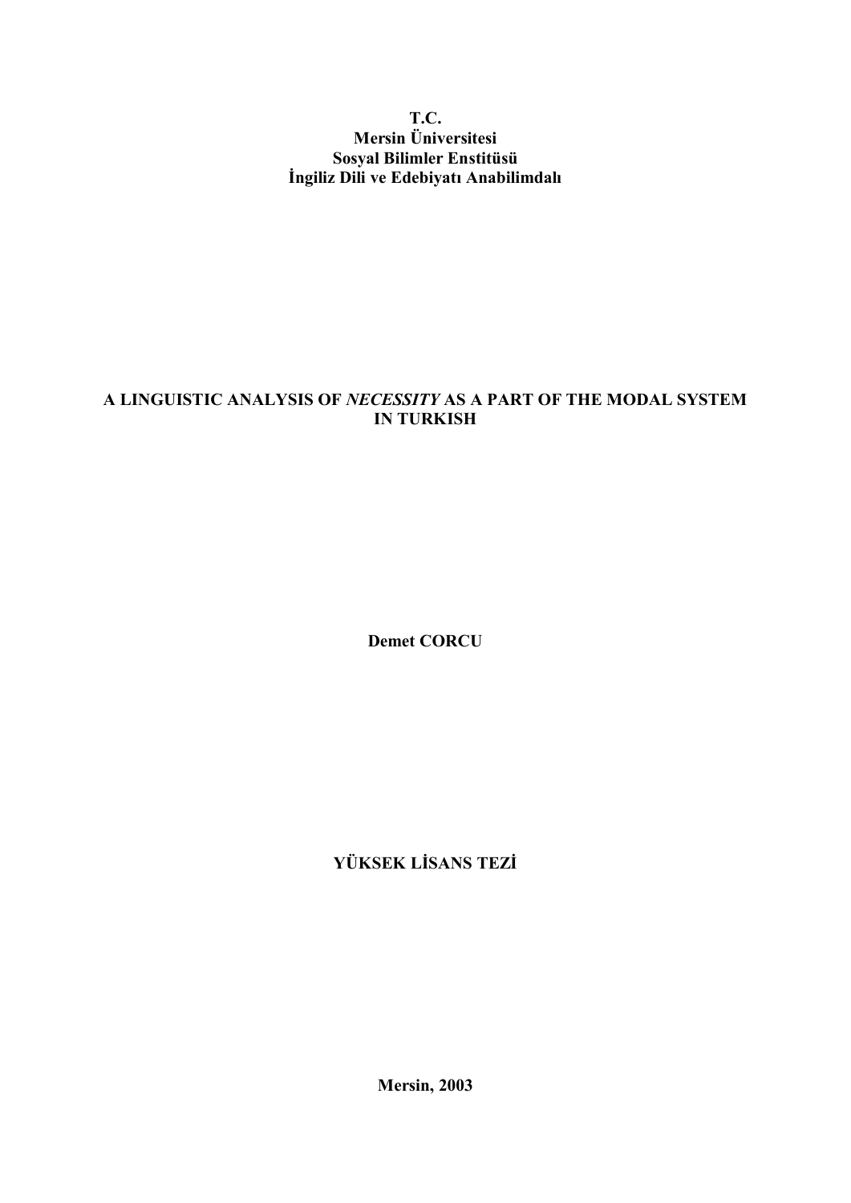**T.C.**
**Mersin Üniversitesi**
**Sosyal Bilimler Enstitüsü**
**İngiliz Dili ve Edebiyatı Anabilimdalı**

# A LINGUISTIC ANALYSIS OF *NECESSITY* AS A PART OF THE MODAL SYSTEM IN TURKISH

**Demet CORCU**

**YÜKSEK LİSANS TEZİ**

**Mersin, 2003**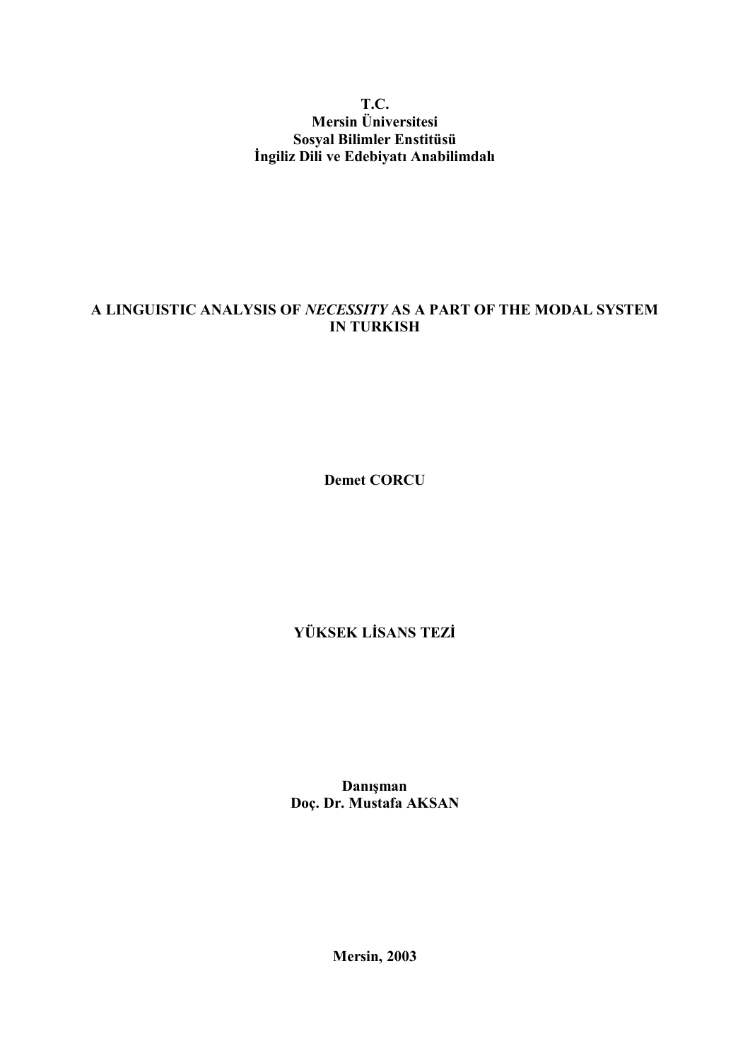**T.C.**
**Mersin Üniversitesi**
**Sosyal Bilimler Enstitüsü**
**İngiliz Dili ve Edebiyatı Anabilimdalı**

# A LINGUISTIC ANALYSIS OF *NECESSITY* AS A PART OF THE MODAL SYSTEM IN TURKISH

**Demet CORCU**

**YÜKSEK LİSANS TEZİ**

**Danışman**
**Doç. Dr. Mustafa AKSAN**

**Mersin, 2003**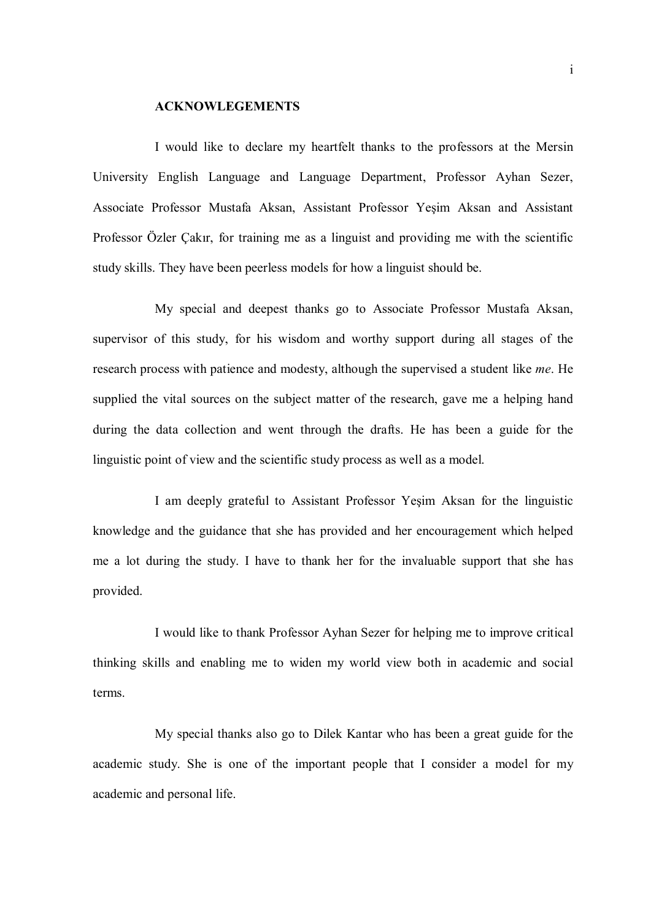## ACKNOWLEGEMENTS

I would like to declare my heartfelt thanks to the professors at the Mersin University English Language and Language Department, Professor Ayhan Sezer, Associate Professor Mustafa Aksan, Assistant Professor Yeşim Aksan and Assistant Professor Özler Çakır, for training me as a linguist and providing me with the scientific study skills. They have been peerless models for how a linguist should be.

My special and deepest thanks go to Associate Professor Mustafa Aksan, supervisor of this study, for his wisdom and worthy support during all stages of the research process with patience and modesty, although the supervised a student like *me*. He supplied the vital sources on the subject matter of the research, gave me a helping hand during the data collection and went through the drafts. He has been a guide for the linguistic point of view and the scientific study process as well as a model.

I am deeply grateful to Assistant Professor Yeşim Aksan for the linguistic knowledge and the guidance that she has provided and her encouragement which helped me a lot during the study. I have to thank her for the invaluable support that she has provided.

I would like to thank Professor Ayhan Sezer for helping me to improve critical thinking skills and enabling me to widen my world view both in academic and social terms.

My special thanks also go to Dilek Kantar who has been a great guide for the academic study. She is one of the important people that I consider a model for my academic and personal life.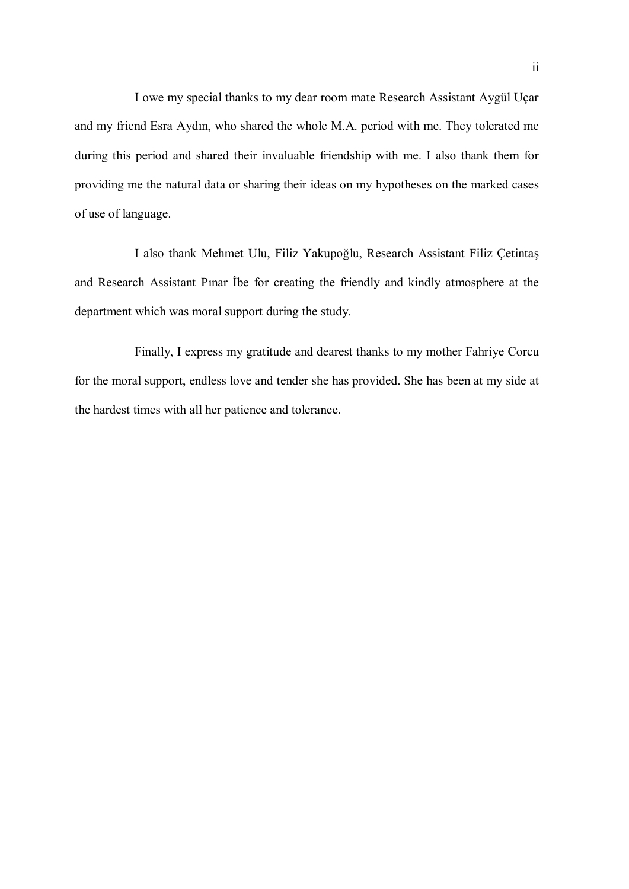I owe my special thanks to my dear room mate Research Assistant Aygül Uçar and my friend Esra Aydın, who shared the whole M.A. period with me. They tolerated me during this period and shared their invaluable friendship with me. I also thank them for providing me the natural data or sharing their ideas on my hypotheses on the marked cases of use of language.

I also thank Mehmet Ulu, Filiz Yakupoğlu, Research Assistant Filiz Çetintaş and Research Assistant Pınar İbe for creating the friendly and kindly atmosphere at the department which was moral support during the study.

Finally, I express my gratitude and dearest thanks to my mother Fahriye Corcu for the moral support, endless love and tender she has provided. She has been at my side at the hardest times with all her patience and tolerance.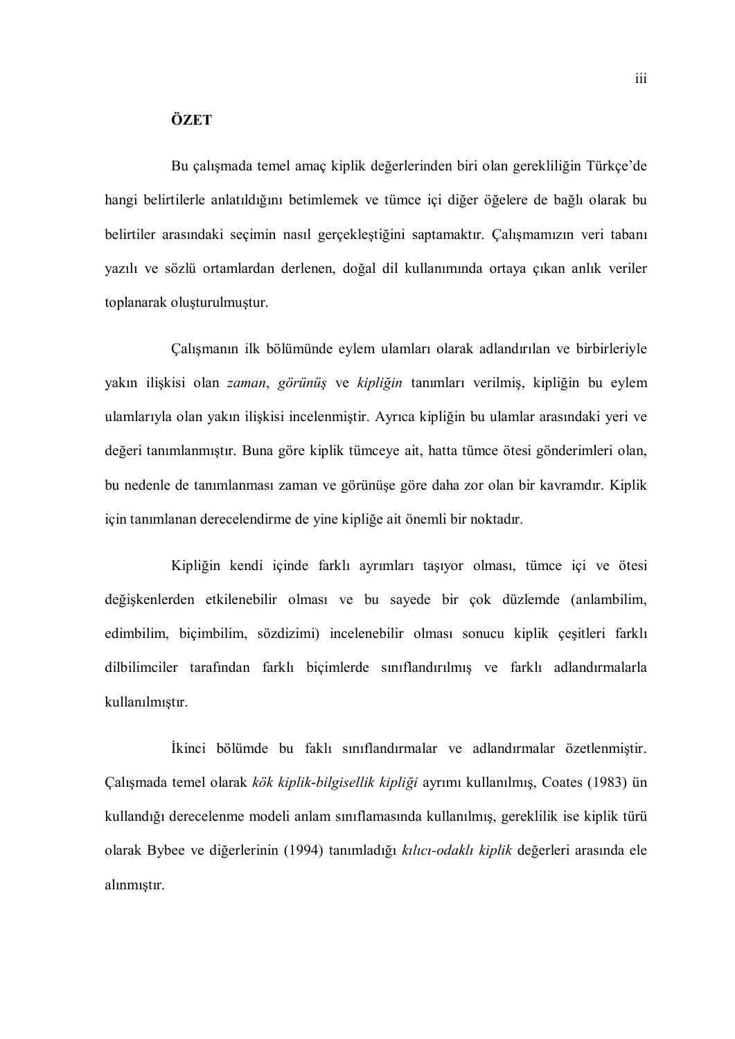## ÖZET

Bu çalışmada temel amaç kiplik değerlerinden biri olan gerekliliğin Türkçe'de hangi belirtilerle anlatıldığını betimlemek ve tümce içi diğer öğelere de bağlı olarak bu belirtiler arasındaki seçimin nasıl gerçekleştiğini saptamaktır. Çalışmamızın veri tabanı yazılı ve sözlü ortamlardan derlenen, doğal dil kullanımında ortaya çıkan anlık veriler toplanarak oluşturulmuştur.

Çalışmanın ilk bölümünde eylem ulamları olarak adlandırılan ve birbirleriyle yakın ilişkisi olan *zaman*, *görünüş* ve *kipliğin* tanımları verilmiş, kipliğin bu eylem ulamlarıyla olan yakın ilişkisi incelenmiştir. Ayrıca kipliğin bu ulamlar arasındaki yeri ve değeri tanımlanmıştır. Buna göre kiplik tümceye ait, hatta tümce ötesi gönderimleri olan, bu nedenle de tanımlanması zaman ve görünüşe göre daha zor olan bir kavramdır. Kiplik için tanımlanan derecelendirme de yine kipliğe ait önemli bir noktadır.

Kipliğin kendi içinde farklı ayrımları taşıyor olması, tümce içi ve ötesi değişkenlerden etkilenebilir olması ve bu sayede bir çok düzlemde (anlambilim, edimbilim, biçimbilim, sözdizimi) incelenebilir olması sonucu kiplik çeşitleri farklı dilbilimciler tarafından farklı biçimlerde sınıflandırılmış ve farklı adlandırmalarla kullanılmıştır.

İkinci bölümde bu faklı sınıflandırmalar ve adlandırmalar özetlenmiştir. Çalışmada temel olarak *kök kiplik-bilgisellik kipliği* ayrımı kullanılmış, Coates (1983) ün kullandığı derecelenme modeli anlam sınıflamasında kullanılmış, gereklilik ise kiplik türü olarak Bybee ve diğerlerinin (1994) tanımladığı *kılıcı-odaklı kiplik* değerleri arasında ele alınmıştır.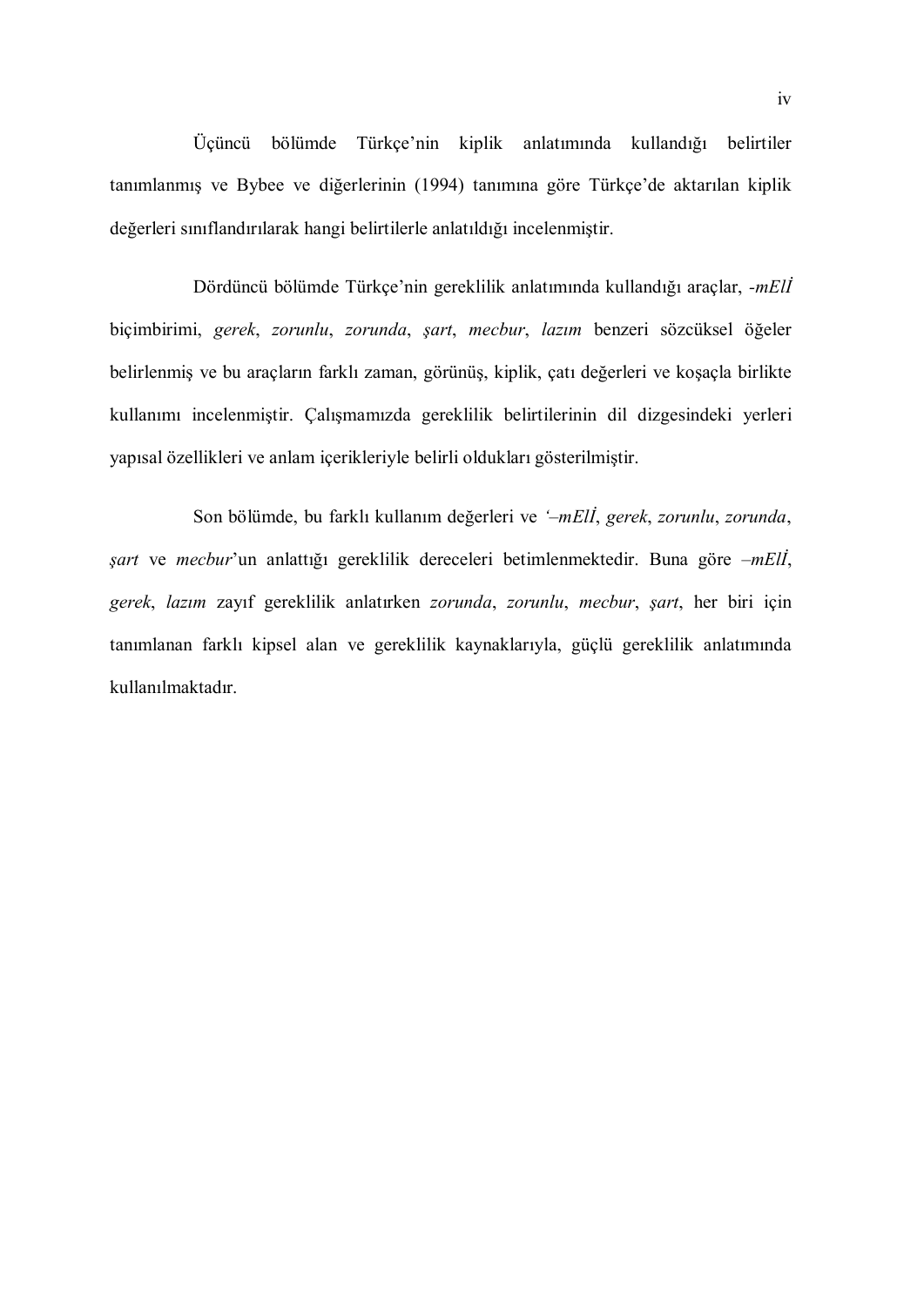Üçüncü bölümde Türkçe'nin kiplik anlatımında kullandığı belirtiler tanımlanmış ve Bybee ve diğerlerinin (1994) tanımına göre Türkçe'de aktarılan kiplik değerleri sınıflandırılarak hangi belirtilerle anlatıldığı incelenmiştir.

Dördüncü bölümde Türkçe'nin gereklilik anlatımında kullandığı araçlar, *-mEl̇İ* biçimbirimi, *gerek*, *zorunlu*, *zorunda*, *şart*, *mecbur*, *lazım* benzeri sözcüksel öğeler belirlenmiş ve bu araçların farklı zaman, görünüş, kiplik, çatı değerleri ve koşaçla birlikte kullanımı incelenmiştir. Çalışmamızda gereklilik belirtilerinin dil dizgesindeki yerleri yapısal özellikleri ve anlam içerikleriyle belirli oldukları gösterilmiştir.

Son bölümde, bu farklı kullanım değerleri ve *'–mElİ*, *gerek*, *zorunlu*, *zorunda*, *şart* ve *mecbur*'un anlattığı gereklilik dereceleri betimlenmektedir. Buna göre *–mElİ*, *gerek*, *lazım* zayıf gereklilik anlatırken *zorunda*, *zorunlu*, *mecbur*, *şart*, her biri için tanımlanan farklı kipsel alan ve gereklilik kaynaklarıyla, güçlü gereklilik anlatımında kullanılmaktadır.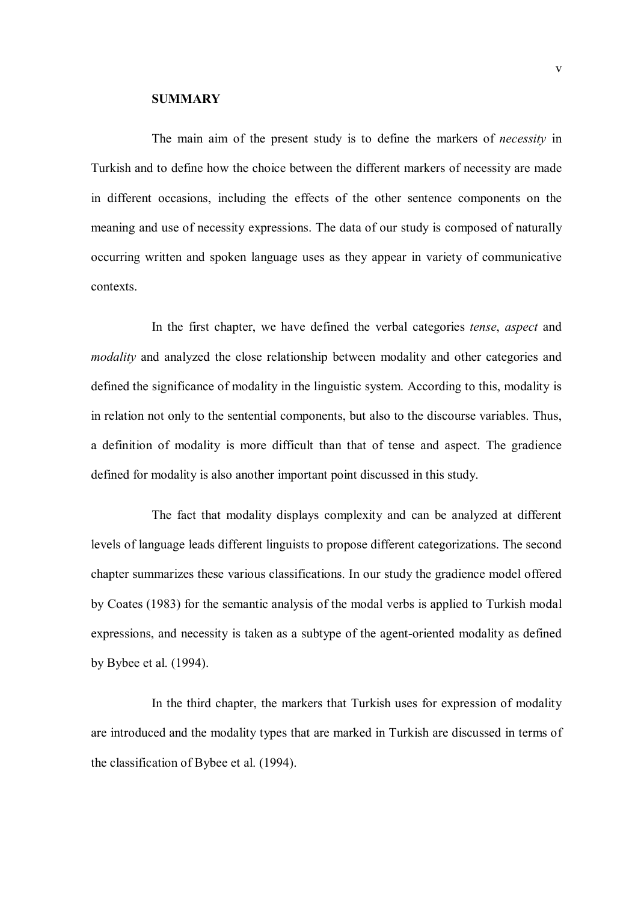## SUMMARY

The main aim of the present study is to define the markers of *necessity* in Turkish and to define how the choice between the different markers of necessity are made in different occasions, including the effects of the other sentence components on the meaning and use of necessity expressions. The data of our study is composed of naturally occurring written and spoken language uses as they appear in variety of communicative contexts.

In the first chapter, we have defined the verbal categories *tense*, *aspect* and *modality* and analyzed the close relationship between modality and other categories and defined the significance of modality in the linguistic system. According to this, modality is in relation not only to the sentential components, but also to the discourse variables. Thus, a definition of modality is more difficult than that of tense and aspect. The gradience defined for modality is also another important point discussed in this study.

The fact that modality displays complexity and can be analyzed at different levels of language leads different linguists to propose different categorizations. The second chapter summarizes these various classifications. In our study the gradience model offered by Coates (1983) for the semantic analysis of the modal verbs is applied to Turkish modal expressions, and necessity is taken as a subtype of the agent-oriented modality as defined by Bybee et al. (1994).

In the third chapter, the markers that Turkish uses for expression of modality are introduced and the modality types that are marked in Turkish are discussed in terms of the classification of Bybee et al. (1994).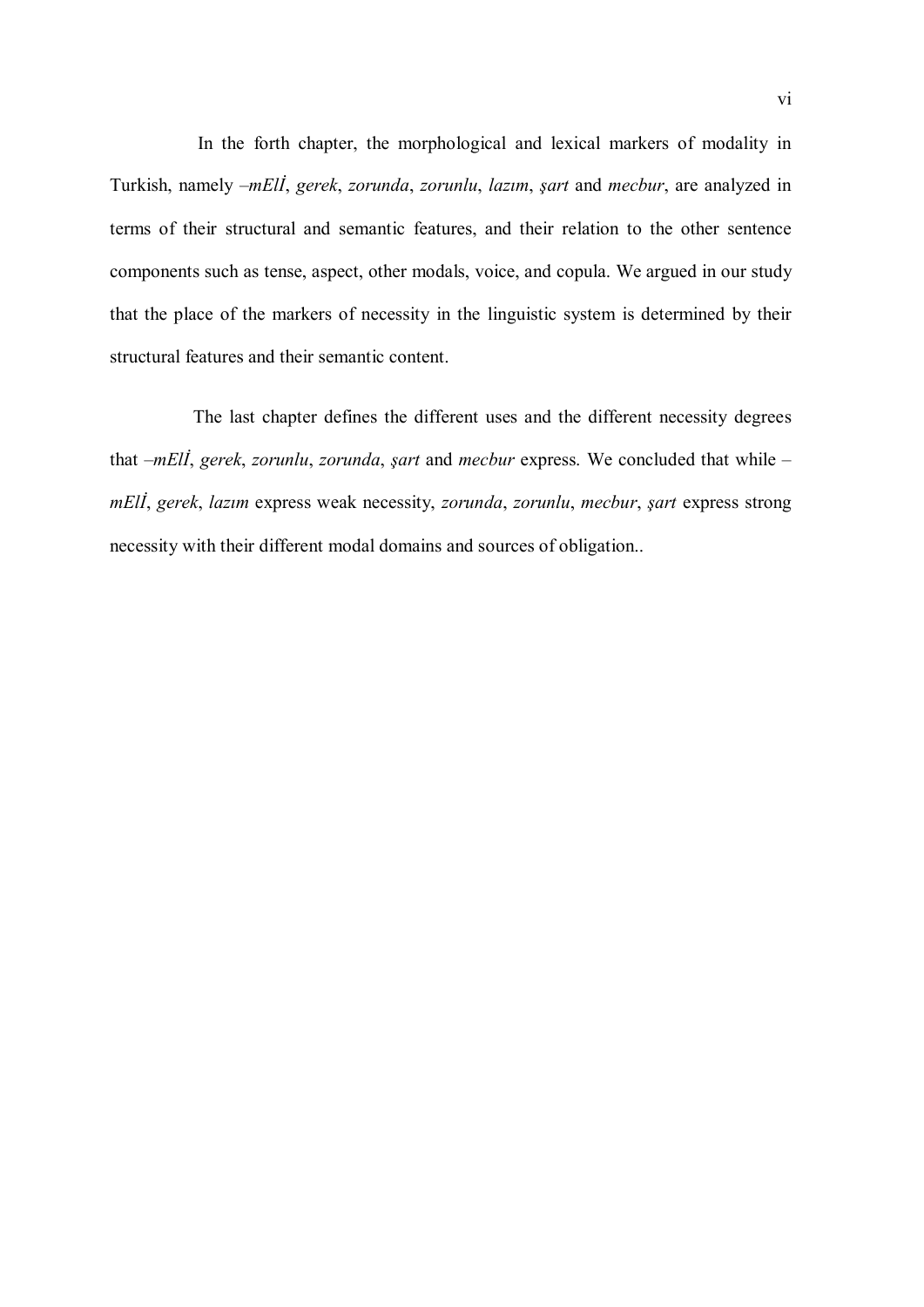In the forth chapter, the morphological and lexical markers of modality in Turkish, namely *–mElİ*, *gerek*, *zorunda*, *zorunlu*, *lazım*, *şart* and *mecbur*, are analyzed in terms of their structural and semantic features, and their relation to the other sentence components such as tense, aspect, other modals, voice, and copula. We argued in our study that the place of the markers of necessity in the linguistic system is determined by their structural features and their semantic content.

The last chapter defines the different uses and the different necessity degrees that *–mElİ*, *gerek*, *zorunlu*, *zorunda*, *şart* and *mecbur* express. We concluded that while *–mElİ*, *gerek*, *lazım* express weak necessity, *zorunda*, *zorunlu*, *mecbur*, *şart* express strong necessity with their different modal domains and sources of obligation..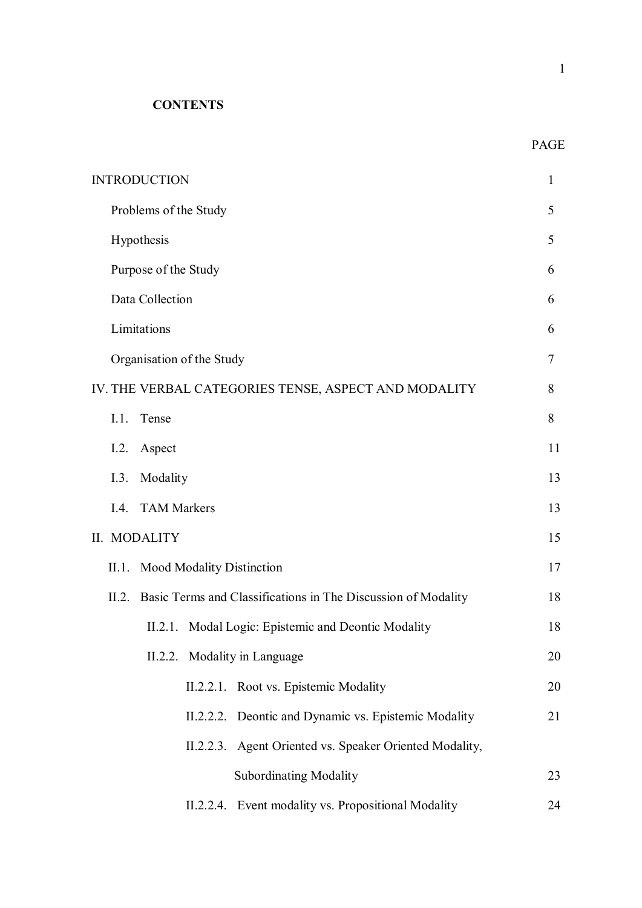**CONTENTS**

| | PAGE |
|---|---|
| INTRODUCTION | 1 |
| Problems of the Study | 5 |
| Hypothesis | 5 |
| Purpose of the Study | 6 |
| Data Collection | 6 |
| Limitations | 6 |
| Organisation of the Study | 7 |
| IV. THE VERBAL CATEGORIES TENSE, ASPECT AND MODALITY | 8 |
| I.1. Tense | 8 |
| I.2. Aspect | 11 |
| I.3. Modality | 13 |
| I.4. TAM Markers | 13 |
| II. MODALITY | 15 |
| II.1. Mood Modality Distinction | 17 |
| II.2. Basic Terms and Classifications in The Discussion of Modality | 18 |
| II.2.1. Modal Logic: Epistemic and Deontic Modality | 18 |
| II.2.2. Modality in Language | 20 |
| II.2.2.1. Root vs. Epistemic Modality | 20 |
| II.2.2.2. Deontic and Dynamic vs. Epistemic Modality | 21 |
| II.2.2.3. Agent Oriented vs. Speaker Oriented Modality, Subordinating Modality | 23 |
| II.2.2.4. Event modality vs. Propositional Modality | 24 |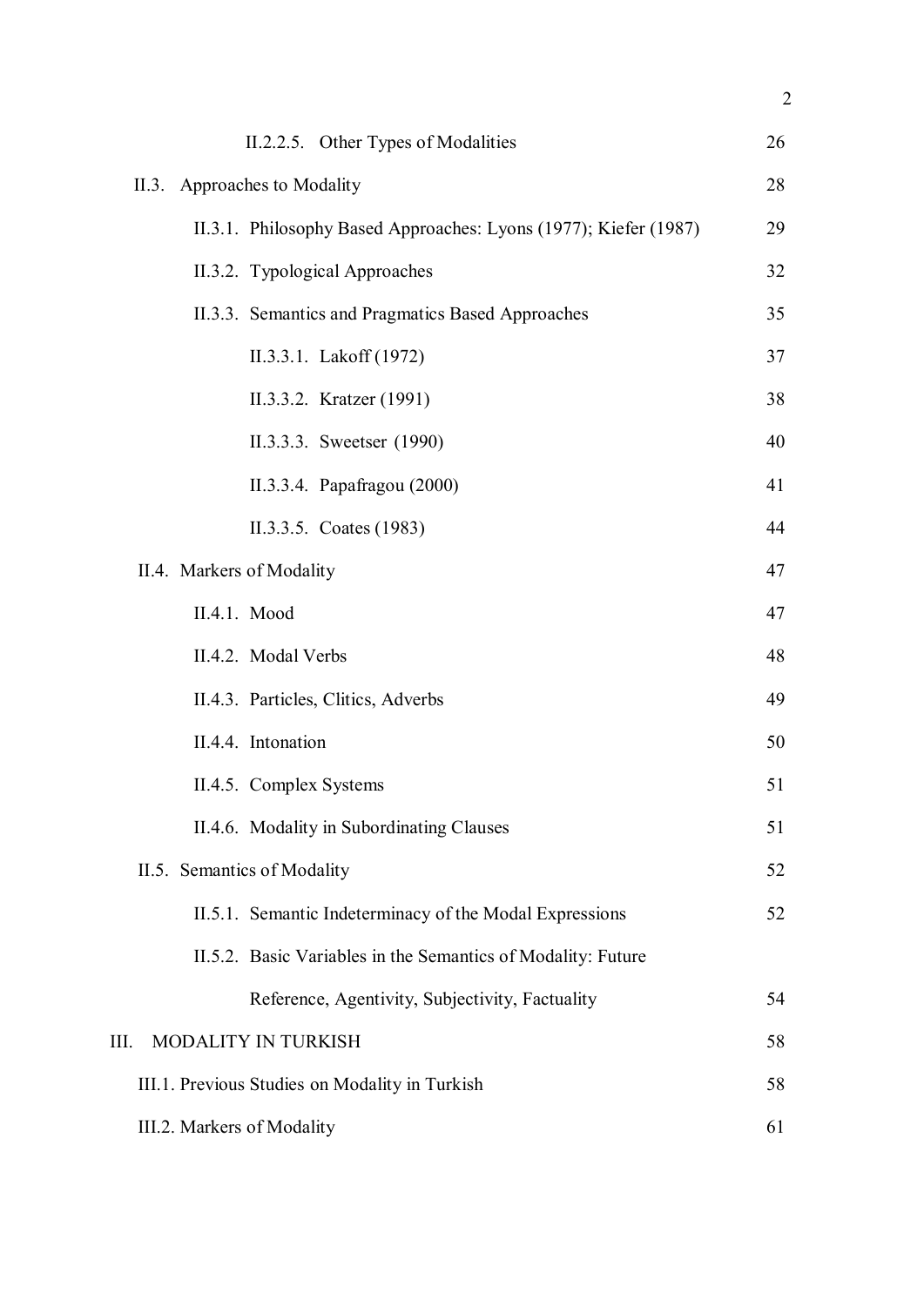II.2.2.5. Other Types of Modalities 26

II.3. Approaches to Modality 28

II.3.1. Philosophy Based Approaches: Lyons (1977); Kiefer (1987) 29

II.3.2. Typological Approaches 32

II.3.3. Semantics and Pragmatics Based Approaches 35

II.3.3.1. Lakoff (1972) 37

II.3.3.2. Kratzer (1991) 38

II.3.3.3. Sweetser (1990) 40

II.3.3.4. Papafragou (2000) 41

II.3.3.5. Coates (1983) 44

II.4. Markers of Modality 47

II.4.1. Mood 47

II.4.2. Modal Verbs 48

II.4.3. Particles, Clitics, Adverbs 49

II.4.4. Intonation 50

II.4.5. Complex Systems 51

II.4.6. Modality in Subordinating Clauses 51

II.5. Semantics of Modality 52

II.5.1. Semantic Indeterminacy of the Modal Expressions 52

II.5.2. Basic Variables in the Semantics of Modality: Future Reference, Agentivity, Subjectivity, Factuality 54

III. MODALITY IN TURKISH 58

III.1. Previous Studies on Modality in Turkish 58

III.2. Markers of Modality 61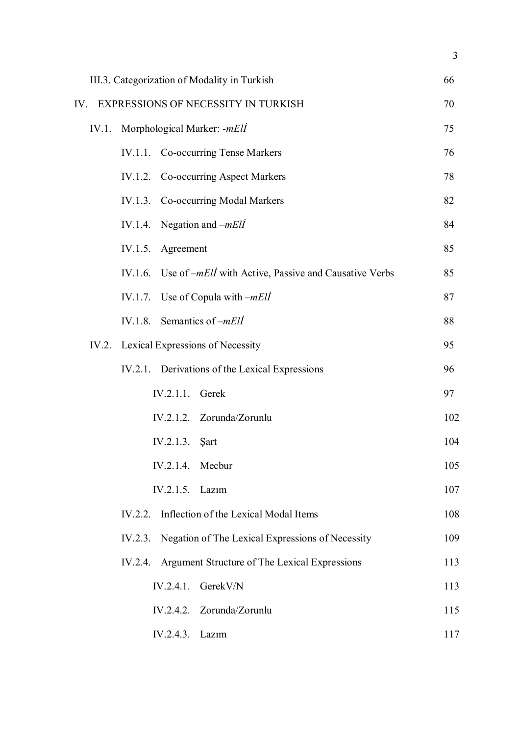III.3. Categorization of Modality in Turkish 66

IV. EXPRESSIONS OF NECESSITY IN TURKISH 70

IV.1. Morphological Marker: *-mElİ* 75

IV.1.1. Co-occurring Tense Markers 76

IV.1.2. Co-occurring Aspect Markers 78

IV.1.3. Co-occurring Modal Markers 82

IV.1.4. Negation and *–mElİ* 84

IV.1.5. Agreement 85

IV.1.6. Use of *–mElİ* with Active, Passive and Causative Verbs 85

IV.1.7. Use of Copula with *–mElİ* 87

IV.1.8. Semantics of *–mElİ* 88

IV.2. Lexical Expressions of Necessity 95

IV.2.1. Derivations of the Lexical Expressions 96

IV.2.1.1. Gerek 97

IV.2.1.2. Zorunda/Zorunlu 102

IV.2.1.3. Şart 104

IV.2.1.4. Mecbur 105

IV.2.1.5. Lazım 107

IV.2.2. Inflection of the Lexical Modal Items 108

IV.2.3. Negation of The Lexical Expressions of Necessity 109

IV.2.4. Argument Structure of The Lexical Expressions 113

IV.2.4.1. GerekV/N 113

IV.2.4.2. Zorunda/Zorunlu 115

IV.2.4.3. Lazım 117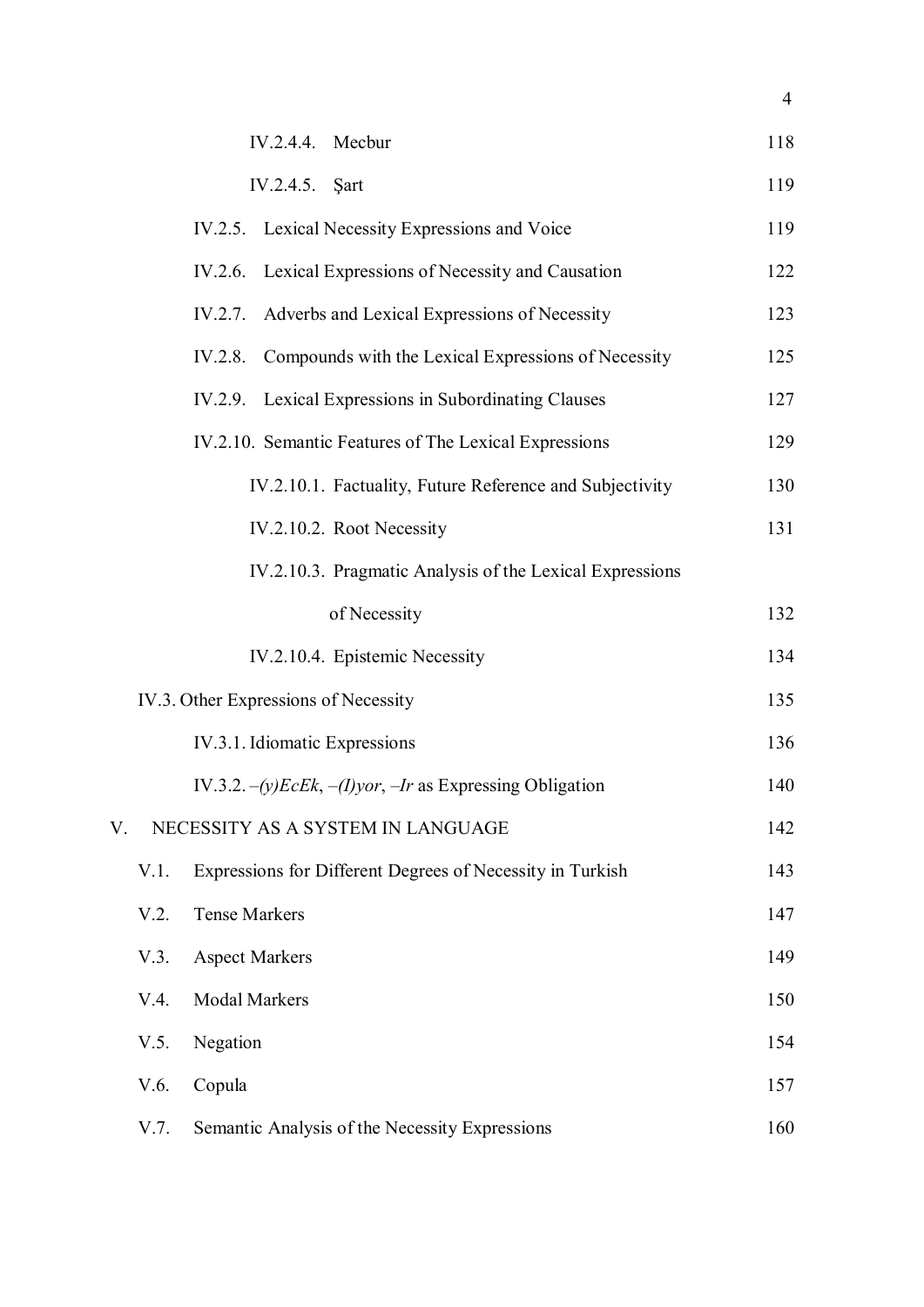IV.2.4.4. Mecbur 118

IV.2.4.5. Şart 119

IV.2.5. Lexical Necessity Expressions and Voice 119

IV.2.6. Lexical Expressions of Necessity and Causation 122

IV.2.7. Adverbs and Lexical Expressions of Necessity 123

IV.2.8. Compounds with the Lexical Expressions of Necessity 125

IV.2.9. Lexical Expressions in Subordinating Clauses 127

IV.2.10. Semantic Features of The Lexical Expressions 129

IV.2.10.1. Factuality, Future Reference and Subjectivity 130

IV.2.10.2. Root Necessity 131

IV.2.10.3. Pragmatic Analysis of the Lexical Expressions of Necessity 132

IV.2.10.4. Epistemic Necessity 134

IV.3. Other Expressions of Necessity 135

IV.3.1. Idiomatic Expressions 136

IV.3.2. *–(y)EcEk*, *–(I)yor*, *–Ir* as Expressing Obligation 140

V. NECESSITY AS A SYSTEM IN LANGUAGE 142

V.1. Expressions for Different Degrees of Necessity in Turkish 143

V.2. Tense Markers 147

V.3. Aspect Markers 149

V.4. Modal Markers 150

V.5. Negation 154

V.6. Copula 157

V.7. Semantic Analysis of the Necessity Expressions 160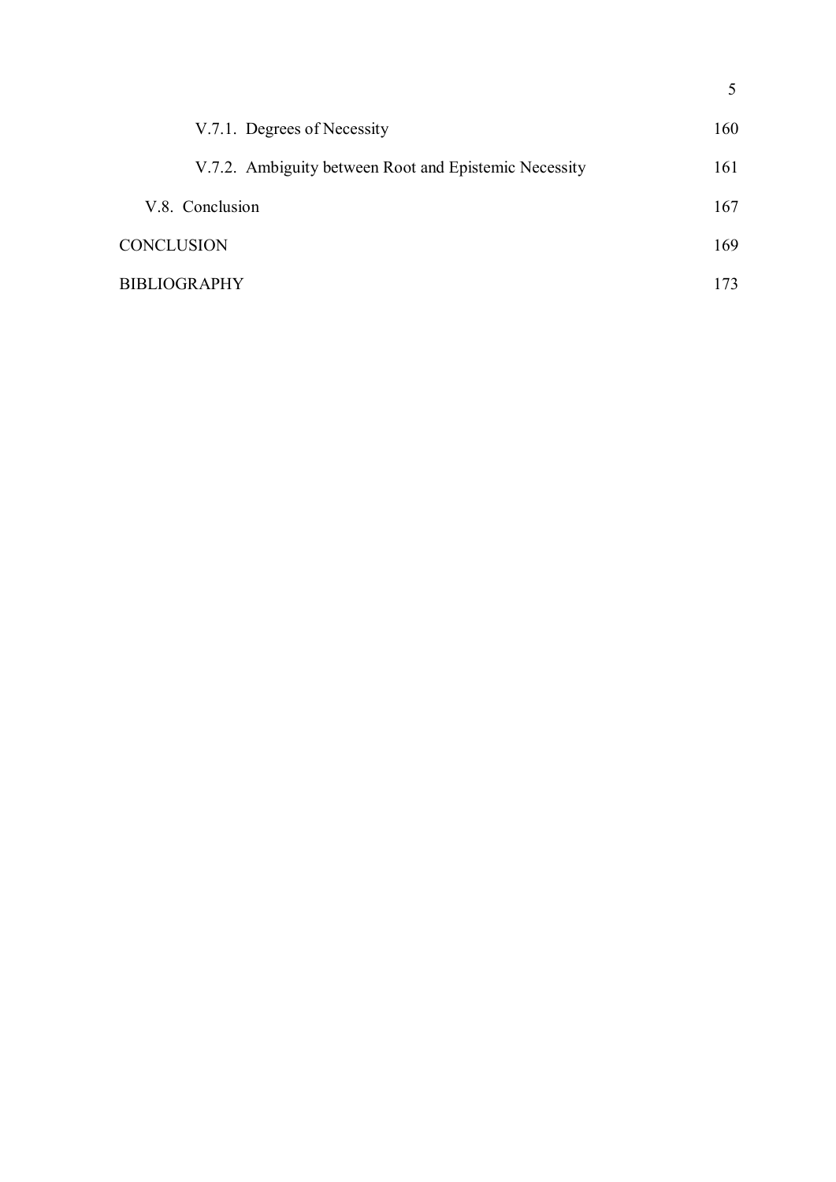V.7.1. Degrees of Necessity 160

V.7.2. Ambiguity between Root and Epistemic Necessity 161

V.8. Conclusion 167

CONCLUSION 169

BIBLIOGRAPHY 173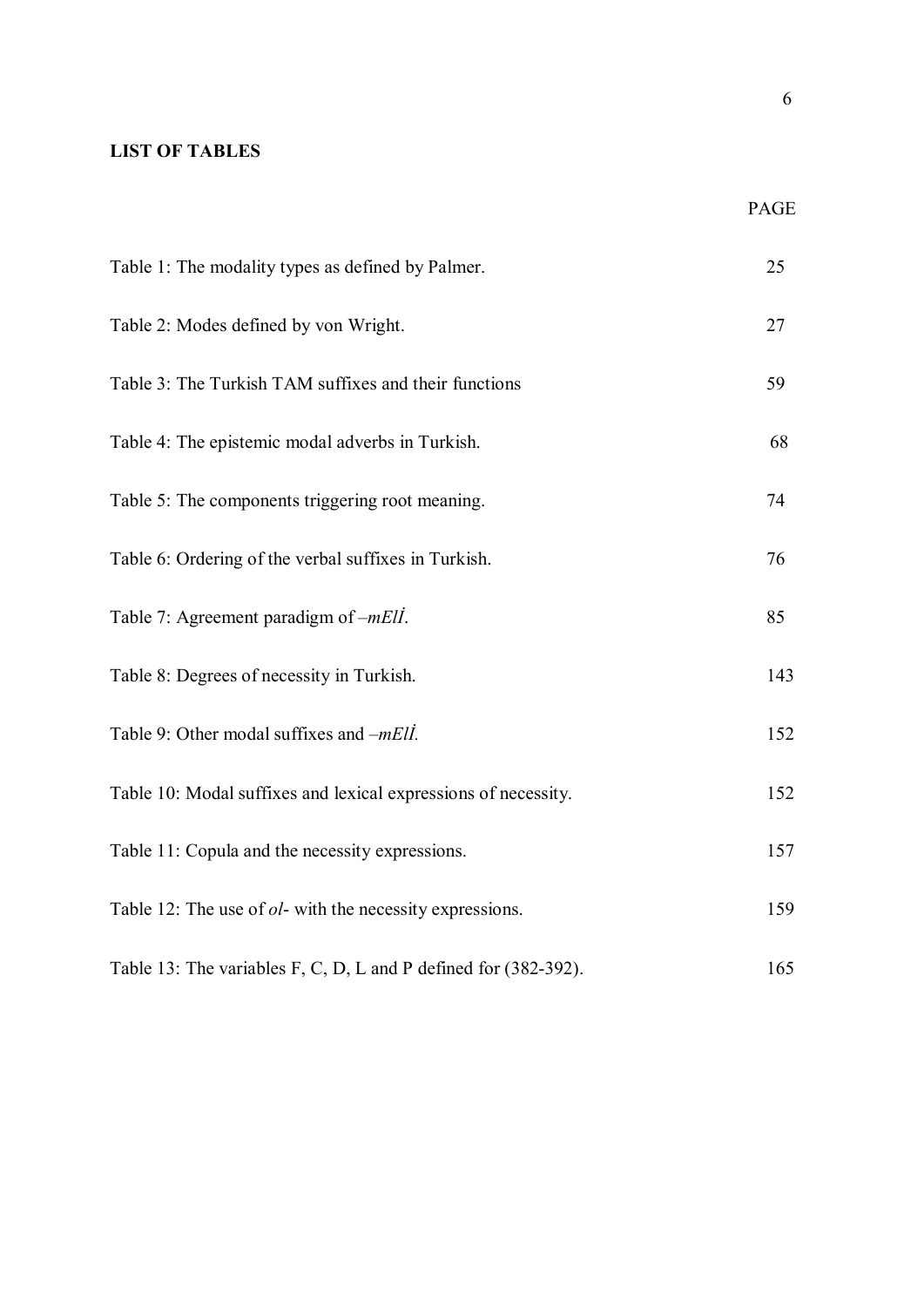**LIST OF TABLES**

| | PAGE |
|---|---|
| Table 1: The modality types as defined by Palmer. | 25 |
| Table 2: Modes defined by von Wright. | 27 |
| Table 3: The Turkish TAM suffixes and their functions | 59 |
| Table 4: The epistemic modal adverbs in Turkish. | 68 |
| Table 5: The components triggering root meaning. | 74 |
| Table 6: Ordering of the verbal suffixes in Turkish. | 76 |
| Table 7: Agreement paradigm of *–mElİ*. | 85 |
| Table 8: Degrees of necessity in Turkish. | 143 |
| Table 9: Other modal suffixes and *–mElİ.* | 152 |
| Table 10: Modal suffixes and lexical expressions of necessity. | 152 |
| Table 11: Copula and the necessity expressions. | 157 |
| Table 12: The use of *ol-* with the necessity expressions. | 159 |
| Table 13: The variables F, C, D, L and P defined for (382-392). | 165 |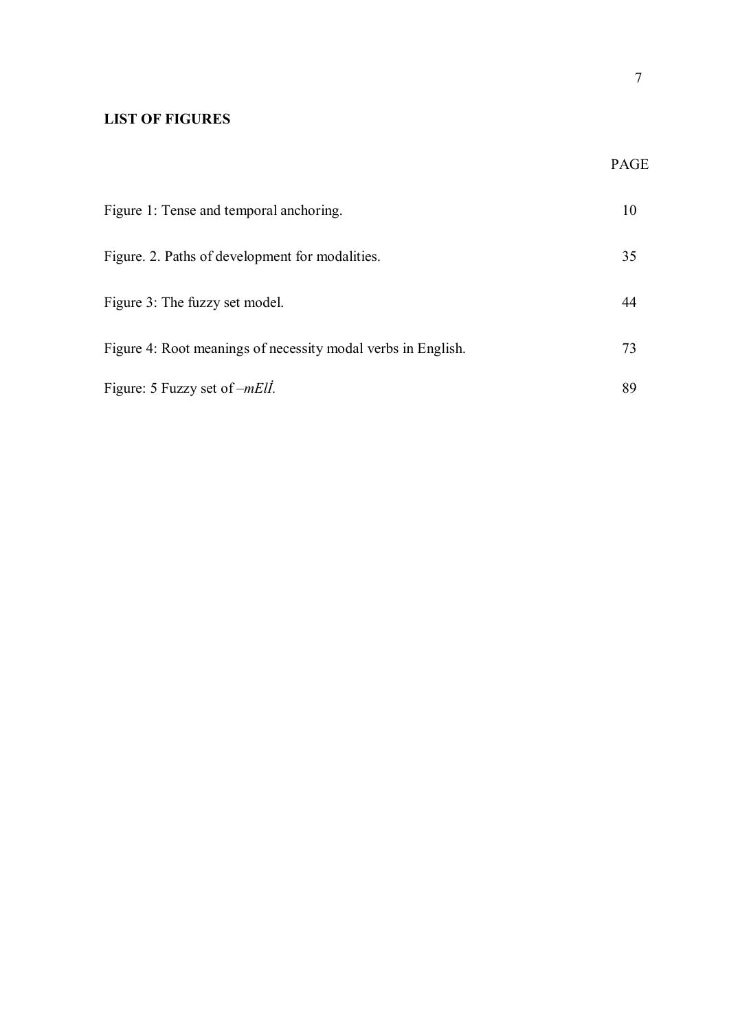**LIST OF FIGURES**

| | PAGE |
|---|---|
| Figure 1: Tense and temporal anchoring. | 10 |
| Figure. 2. Paths of development for modalities. | 35 |
| Figure 3: The fuzzy set model. | 44 |
| Figure 4: Root meanings of necessity modal verbs in English. | 73 |
| Figure: 5 Fuzzy set of *–mElİ*. | 89 |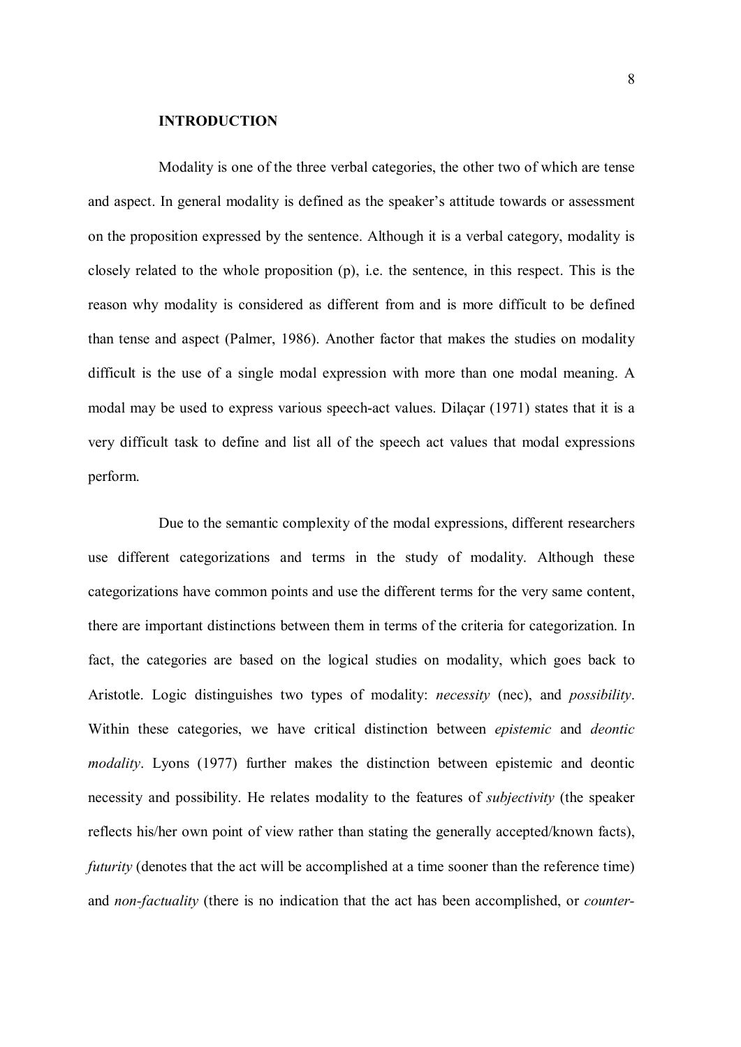## INTRODUCTION

Modality is one of the three verbal categories, the other two of which are tense and aspect. In general modality is defined as the speaker's attitude towards or assessment on the proposition expressed by the sentence. Although it is a verbal category, modality is closely related to the whole proposition (p), i.e. the sentence, in this respect. This is the reason why modality is considered as different from and is more difficult to be defined than tense and aspect (Palmer, 1986). Another factor that makes the studies on modality difficult is the use of a single modal expression with more than one modal meaning. A modal may be used to express various speech-act values. Dilaçar (1971) states that it is a very difficult task to define and list all of the speech act values that modal expressions perform.

Due to the semantic complexity of the modal expressions, different researchers use different categorizations and terms in the study of modality. Although these categorizations have common points and use the different terms for the very same content, there are important distinctions between them in terms of the criteria for categorization. In fact, the categories are based on the logical studies on modality, which goes back to Aristotle. Logic distinguishes two types of modality: *necessity* (nec), and *possibility*. Within these categories, we have critical distinction between *epistemic* and *deontic modality*. Lyons (1977) further makes the distinction between epistemic and deontic necessity and possibility. He relates modality to the features of *subjectivity* (the speaker reflects his/her own point of view rather than stating the generally accepted/known facts), *futurity* (denotes that the act will be accomplished at a time sooner than the reference time) and *non-factuality* (there is no indication that the act has been accomplished, or *counter-*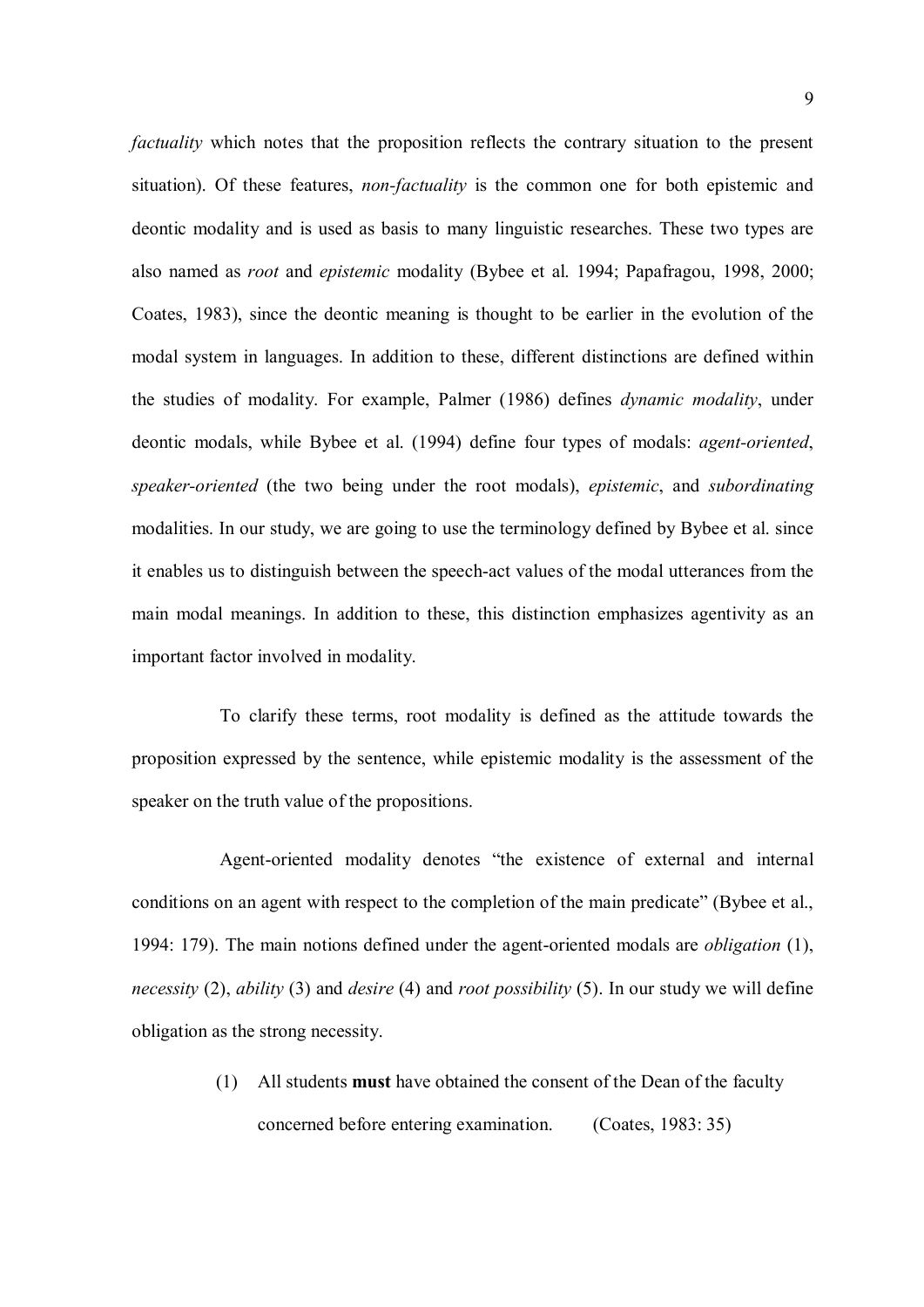*factuality* which notes that the proposition reflects the contrary situation to the present situation). Of these features, *non-factuality* is the common one for both epistemic and deontic modality and is used as basis to many linguistic researches. These two types are also named as *root* and *epistemic* modality (Bybee et al. 1994; Papafragou, 1998, 2000; Coates, 1983), since the deontic meaning is thought to be earlier in the evolution of the modal system in languages. In addition to these, different distinctions are defined within the studies of modality. For example, Palmer (1986) defines *dynamic modality*, under deontic modals, while Bybee et al. (1994) define four types of modals: *agent-oriented*, *speaker-oriented* (the two being under the root modals), *epistemic*, and *subordinating* modalities. In our study, we are going to use the terminology defined by Bybee et al. since it enables us to distinguish between the speech-act values of the modal utterances from the main modal meanings. In addition to these, this distinction emphasizes agentivity as an important factor involved in modality.

To clarify these terms, root modality is defined as the attitude towards the proposition expressed by the sentence, while epistemic modality is the assessment of the speaker on the truth value of the propositions.

Agent-oriented modality denotes "the existence of external and internal conditions on an agent with respect to the completion of the main predicate" (Bybee et al., 1994: 179). The main notions defined under the agent-oriented modals are *obligation* (1), *necessity* (2), *ability* (3) and *desire* (4) and *root possibility* (5). In our study we will define obligation as the strong necessity.

(1) All students **must** have obtained the consent of the Dean of the faculty concerned before entering examination. (Coates, 1983: 35)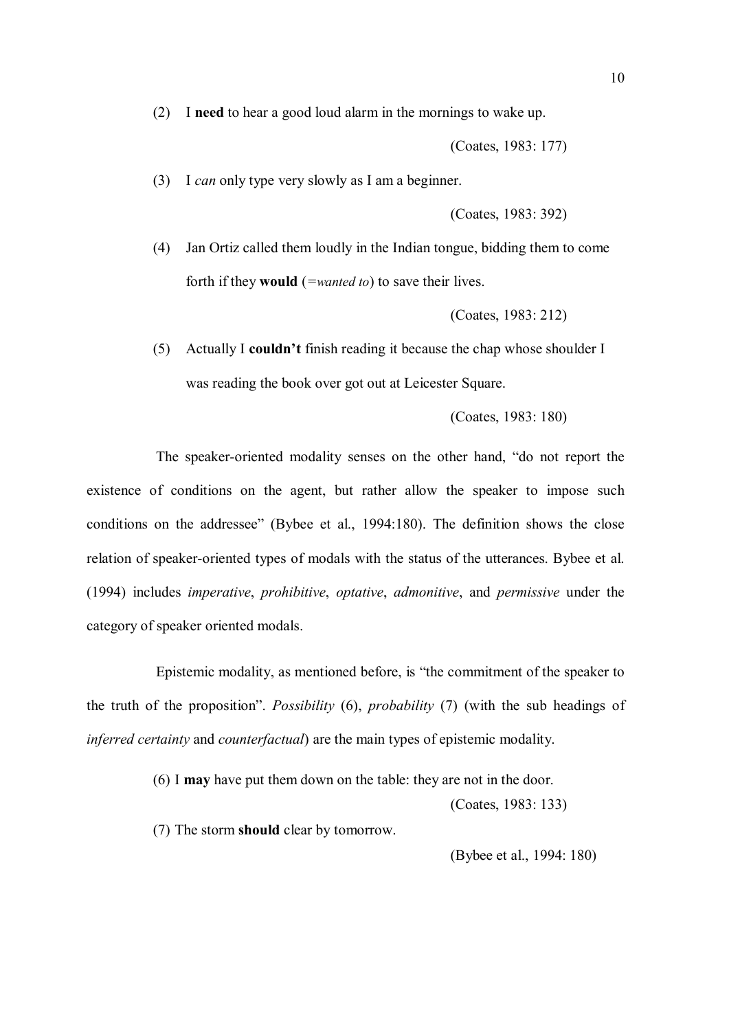(2) I **need** to hear a good loud alarm in the mornings to wake up.

(Coates, 1983: 177)

(3) I *can* only type very slowly as I am a beginner.

(Coates, 1983: 392)

(4) Jan Ortiz called them loudly in the Indian tongue, bidding them to come forth if they **would** (=*wanted to*) to save their lives.

(Coates, 1983: 212)

(5) Actually I **couldn't** finish reading it because the chap whose shoulder I was reading the book over got out at Leicester Square.

(Coates, 1983: 180)

The speaker-oriented modality senses on the other hand, "do not report the existence of conditions on the agent, but rather allow the speaker to impose such conditions on the addressee" (Bybee et al., 1994:180). The definition shows the close relation of speaker-oriented types of modals with the status of the utterances. Bybee et al. (1994) includes *imperative*, *prohibitive*, *optative*, *admonitive*, and *permissive* under the category of speaker oriented modals.

Epistemic modality, as mentioned before, is "the commitment of the speaker to the truth of the proposition". *Possibility* (6), *probability* (7) (with the sub headings of *inferred certainty* and *counterfactual*) are the main types of epistemic modality.

(6) I **may** have put them down on the table: they are not in the door.

(Coates, 1983: 133)

(7) The storm **should** clear by tomorrow.

(Bybee et al., 1994: 180)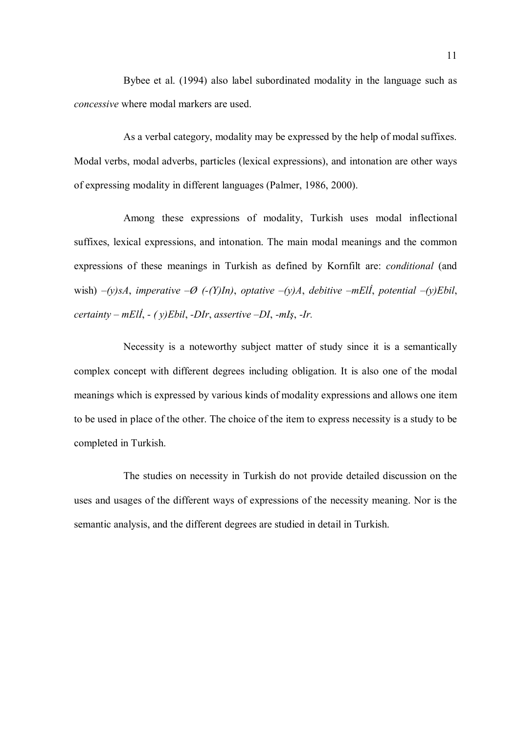Bybee et al. (1994) also label subordinated modality in the language such as *concessive* where modal markers are used.

As a verbal category, modality may be expressed by the help of modal suffixes. Modal verbs, modal adverbs, particles (lexical expressions), and intonation are other ways of expressing modality in different languages (Palmer, 1986, 2000).

Among these expressions of modality, Turkish uses modal inflectional suffixes, lexical expressions, and intonation. The main modal meanings and the common expressions of these meanings in Turkish as defined by Kornfilt are: *conditional* (and wish) *–(y)sA*, *imperative –Ø (-(Y)In)*, *optative –(y)A*, *debitive –mElİ*, *potential –(y)Ebil*, *certainty – mElİ*, *- ( y)Ebil*, *-DIr*, *assertive –DI*, *-mIş*, *-Ir.*

Necessity is a noteworthy subject matter of study since it is a semantically complex concept with different degrees including obligation. It is also one of the modal meanings which is expressed by various kinds of modality expressions and allows one item to be used in place of the other. The choice of the item to express necessity is a study to be completed in Turkish.

The studies on necessity in Turkish do not provide detailed discussion on the uses and usages of the different ways of expressions of the necessity meaning. Nor is the semantic analysis, and the different degrees are studied in detail in Turkish.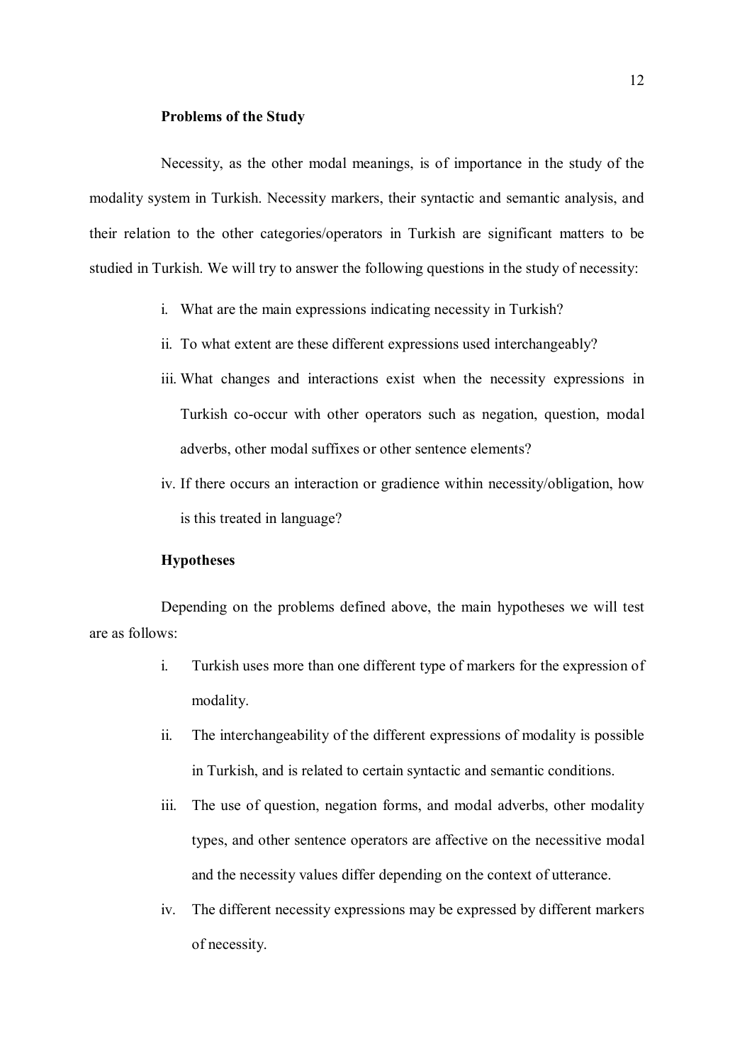### Problems of the Study

Necessity, as the other modal meanings, is of importance in the study of the modality system in Turkish. Necessity markers, their syntactic and semantic analysis, and their relation to the other categories/operators in Turkish are significant matters to be studied in Turkish. We will try to answer the following questions in the study of necessity:

i. What are the main expressions indicating necessity in Turkish?
ii. To what extent are these different expressions used interchangeably?
iii. What changes and interactions exist when the necessity expressions in Turkish co-occur with other operators such as negation, question, modal adverbs, other modal suffixes or other sentence elements?
iv. If there occurs an interaction or gradience within necessity/obligation, how is this treated in language?

### Hypotheses

Depending on the problems defined above, the main hypotheses we will test are as follows:

i. Turkish uses more than one different type of markers for the expression of modality.
ii. The interchangeability of the different expressions of modality is possible in Turkish, and is related to certain syntactic and semantic conditions.
iii. The use of question, negation forms, and modal adverbs, other modality types, and other sentence operators are affective on the necessitive modal and the necessity values differ depending on the context of utterance.
iv. The different necessity expressions may be expressed by different markers of necessity.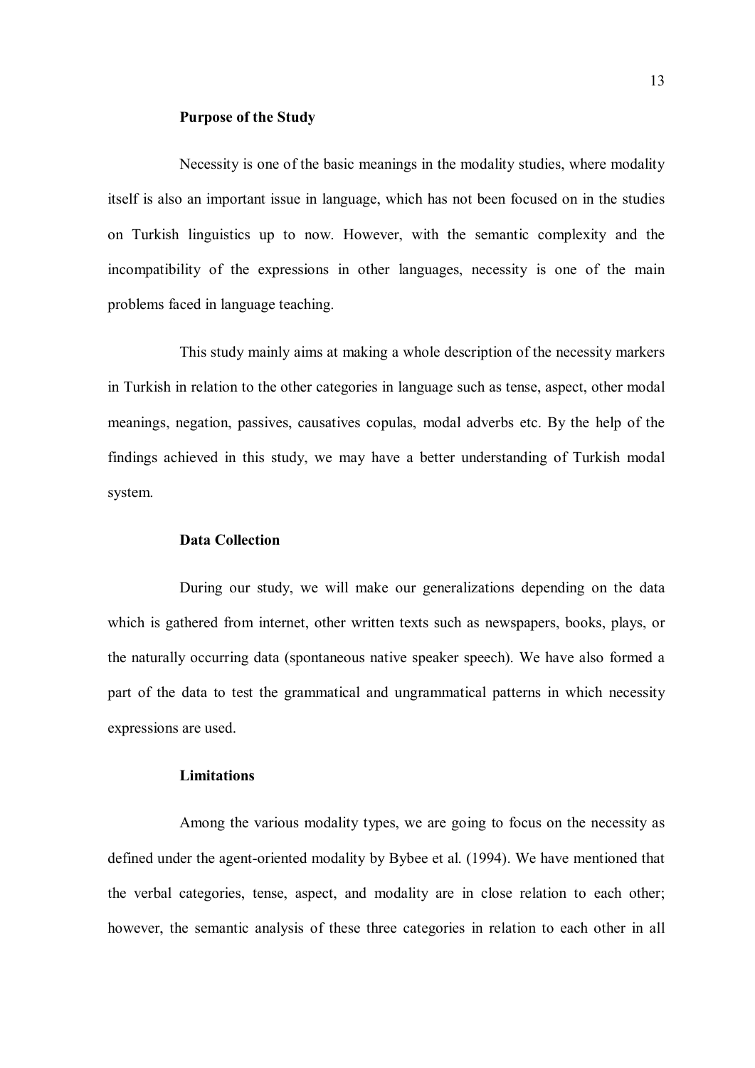### Purpose of the Study

Necessity is one of the basic meanings in the modality studies, where modality itself is also an important issue in language, which has not been focused on in the studies on Turkish linguistics up to now. However, with the semantic complexity and the incompatibility of the expressions in other languages, necessity is one of the main problems faced in language teaching.

This study mainly aims at making a whole description of the necessity markers in Turkish in relation to the other categories in language such as tense, aspect, other modal meanings, negation, passives, causatives copulas, modal adverbs etc. By the help of the findings achieved in this study, we may have a better understanding of Turkish modal system.

### Data Collection

During our study, we will make our generalizations depending on the data which is gathered from internet, other written texts such as newspapers, books, plays, or the naturally occurring data (spontaneous native speaker speech). We have also formed a part of the data to test the grammatical and ungrammatical patterns in which necessity expressions are used.

### Limitations

Among the various modality types, we are going to focus on the necessity as defined under the agent-oriented modality by Bybee et al. (1994). We have mentioned that the verbal categories, tense, aspect, and modality are in close relation to each other; however, the semantic analysis of these three categories in relation to each other in all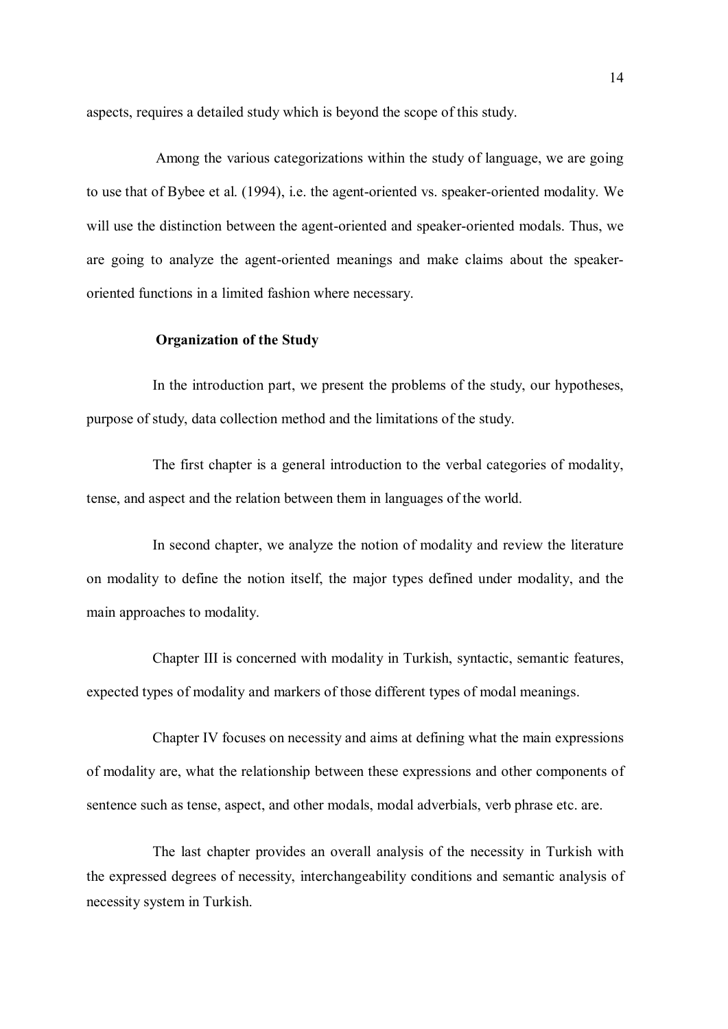aspects, requires a detailed study which is beyond the scope of this study.

Among the various categorizations within the study of language, we are going to use that of Bybee et al. (1994), i.e. the agent-oriented vs. speaker-oriented modality. We will use the distinction between the agent-oriented and speaker-oriented modals. Thus, we are going to analyze the agent-oriented meanings and make claims about the speaker-oriented functions in a limited fashion where necessary.

### Organization of the Study

In the introduction part, we present the problems of the study, our hypotheses, purpose of study, data collection method and the limitations of the study.

The first chapter is a general introduction to the verbal categories of modality, tense, and aspect and the relation between them in languages of the world.

In second chapter, we analyze the notion of modality and review the literature on modality to define the notion itself, the major types defined under modality, and the main approaches to modality.

Chapter III is concerned with modality in Turkish, syntactic, semantic features, expected types of modality and markers of those different types of modal meanings.

Chapter IV focuses on necessity and aims at defining what the main expressions of modality are, what the relationship between these expressions and other components of sentence such as tense, aspect, and other modals, modal adverbials, verb phrase etc. are.

The last chapter provides an overall analysis of the necessity in Turkish with the expressed degrees of necessity, interchangeability conditions and semantic analysis of necessity system in Turkish.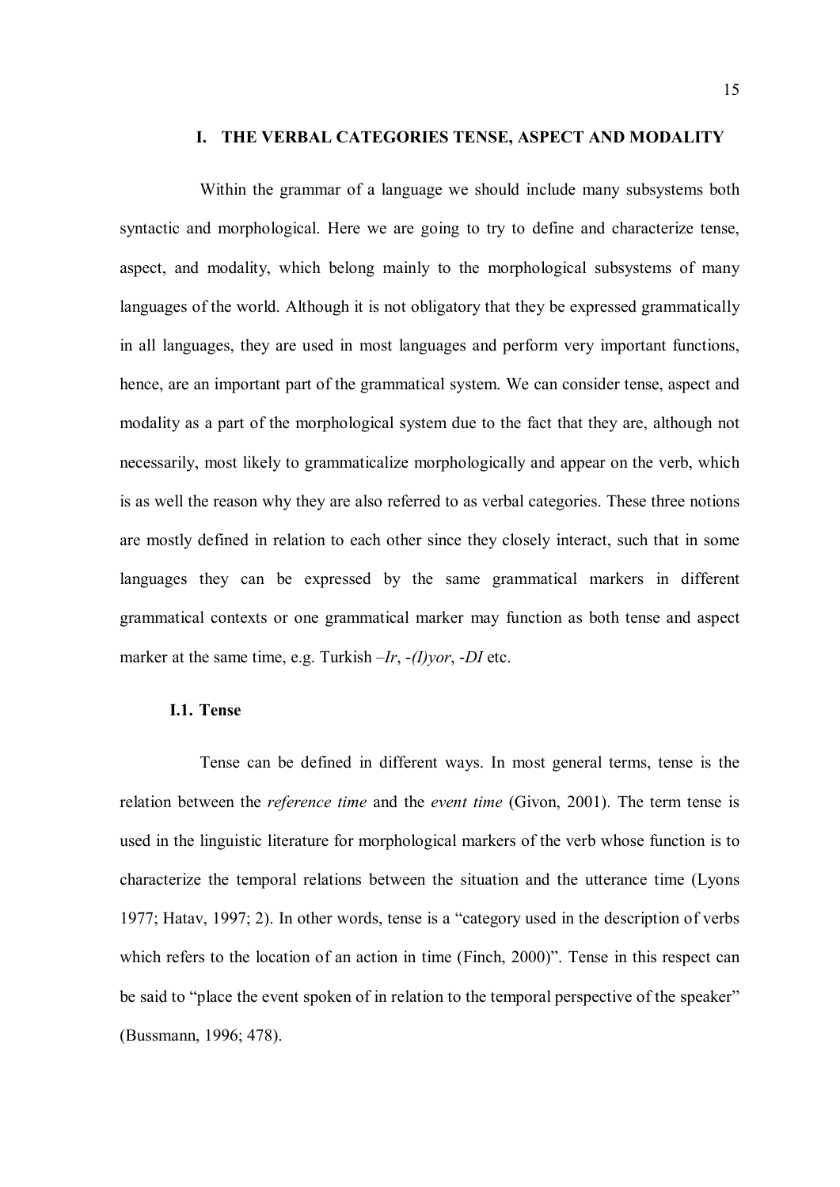# I. THE VERBAL CATEGORIES TENSE, ASPECT AND MODALITY

Within the grammar of a language we should include many subsystems both syntactic and morphological. Here we are going to try to define and characterize tense, aspect, and modality, which belong mainly to the morphological subsystems of many languages of the world. Although it is not obligatory that they be expressed grammatically in all languages, they are used in most languages and perform very important functions, hence, are an important part of the grammatical system. We can consider tense, aspect and modality as a part of the morphological system due to the fact that they are, although not necessarily, most likely to grammaticalize morphologically and appear on the verb, which is as well the reason why they are also referred to as verbal categories. These three notions are mostly defined in relation to each other since they closely interact, such that in some languages they can be expressed by the same grammatical markers in different grammatical contexts or one grammatical marker may function as both tense and aspect marker at the same time, e.g. Turkish *–Ir*, *-(I)yor*, *-DI* etc.

## I.1. Tense

Tense can be defined in different ways. In most general terms, tense is the relation between the *reference time* and the *event time* (Givon, 2001). The term tense is used in the linguistic literature for morphological markers of the verb whose function is to characterize the temporal relations between the situation and the utterance time (Lyons 1977; Hatav, 1997; 2). In other words, tense is a "category used in the description of verbs which refers to the location of an action in time (Finch, 2000)". Tense in this respect can be said to "place the event spoken of in relation to the temporal perspective of the speaker" (Bussmann, 1996; 478).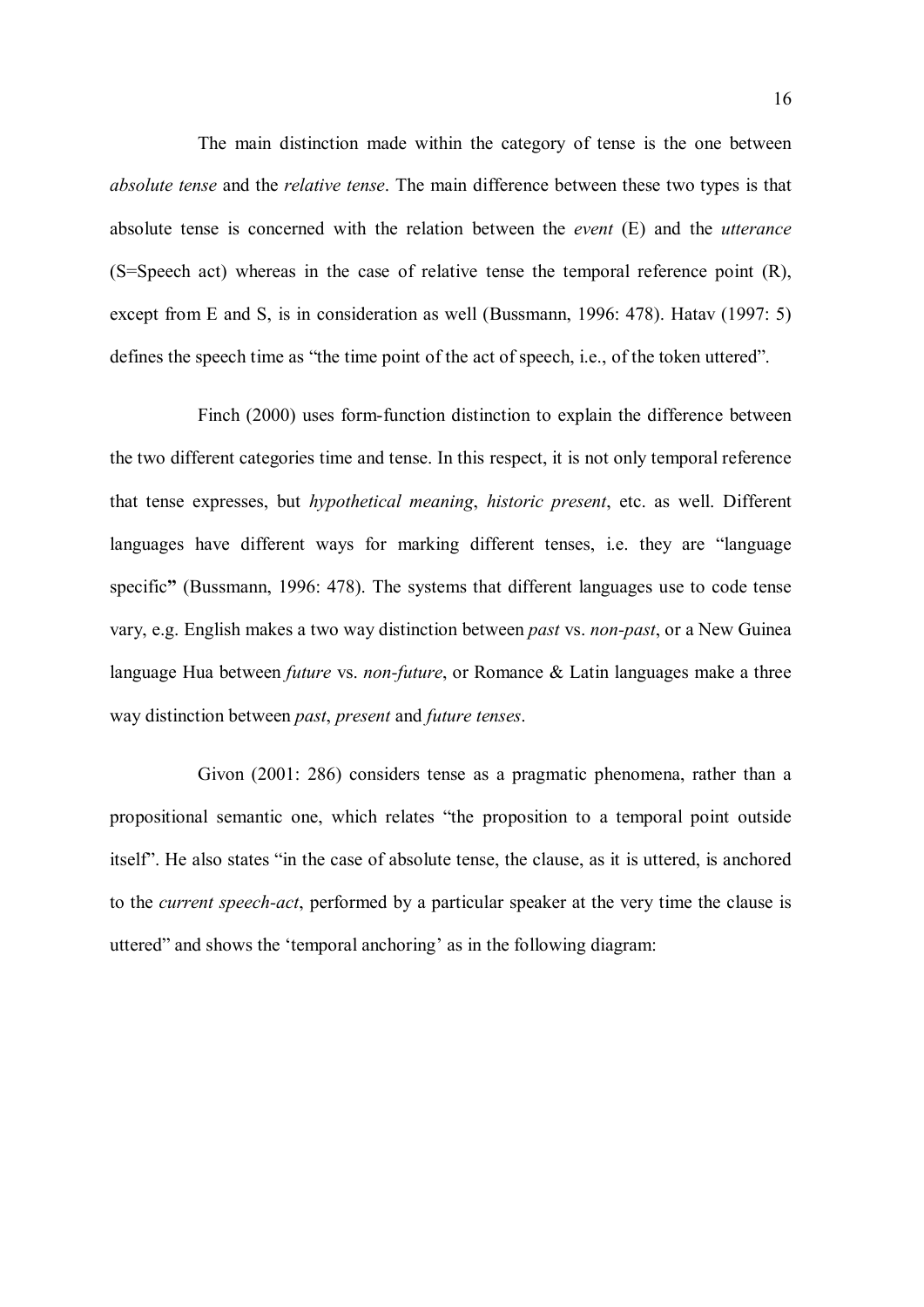The main distinction made within the category of tense is the one between *absolute tense* and the *relative tense*. The main difference between these two types is that absolute tense is concerned with the relation between the *event* (E) and the *utterance* (S=Speech act) whereas in the case of relative tense the temporal reference point (R), except from E and S, is in consideration as well (Bussmann, 1996: 478). Hatav (1997: 5) defines the speech time as "the time point of the act of speech, i.e., of the token uttered".

Finch (2000) uses form-function distinction to explain the difference between the two different categories time and tense. In this respect, it is not only temporal reference that tense expresses, but *hypothetical meaning*, *historic present*, etc. as well. Different languages have different ways for marking different tenses, i.e. they are "language specific**"** (Bussmann, 1996: 478). The systems that different languages use to code tense vary, e.g. English makes a two way distinction between *past* vs. *non-past*, or a New Guinea language Hua between *future* vs. *non-future*, or Romance & Latin languages make a three way distinction between *past*, *present* and *future tenses*.

Givon (2001: 286) considers tense as a pragmatic phenomena, rather than a propositional semantic one, which relates "the proposition to a temporal point outside itself". He also states "in the case of absolute tense, the clause, as it is uttered, is anchored to the *current speech-act*, performed by a particular speaker at the very time the clause is uttered" and shows the 'temporal anchoring' as in the following diagram: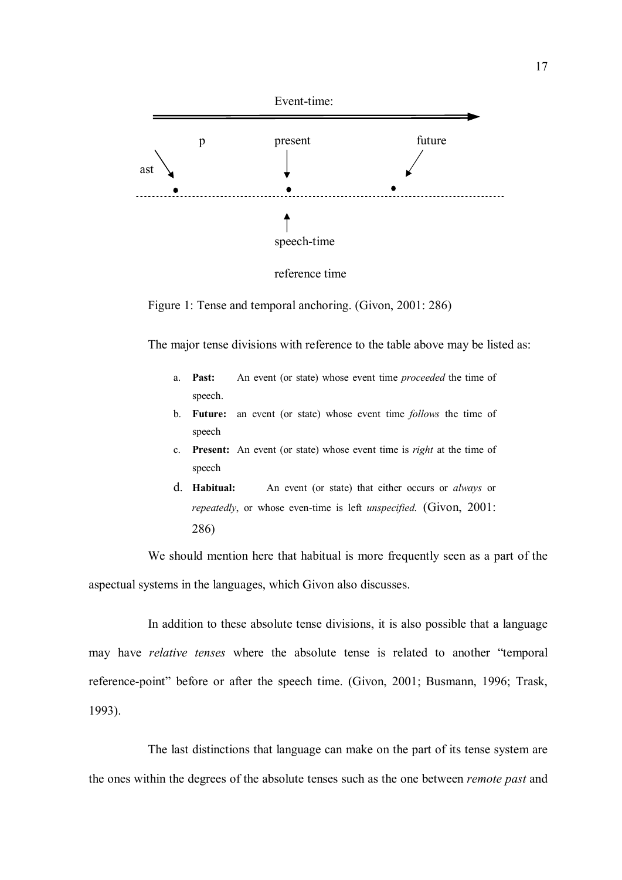Event-time:

p present future

ast

speech-time

reference time

Figure 1: Tense and temporal anchoring. (Givon, 2001: 286)

The major tense divisions with reference to the table above may be listed as:

a. **Past:** An event (or state) whose event time *proceeded* the time of speech.
b. **Future:** an event (or state) whose event time *follows* the time of speech
c. **Present:** An event (or state) whose event time is *right* at the time of speech
d. **Habitual:** An event (or state) that either occurs or *always* or *repeatedly*, or whose even-time is left *unspecified*. (Givon, 2001: 286)

We should mention here that habitual is more frequently seen as a part of the aspectual systems in the languages, which Givon also discusses.

In addition to these absolute tense divisions, it is also possible that a language may have *relative tenses* where the absolute tense is related to another "temporal reference-point" before or after the speech time. (Givon, 2001; Busmann, 1996; Trask, 1993).

The last distinctions that language can make on the part of its tense system are the ones within the degrees of the absolute tenses such as the one between *remote past* and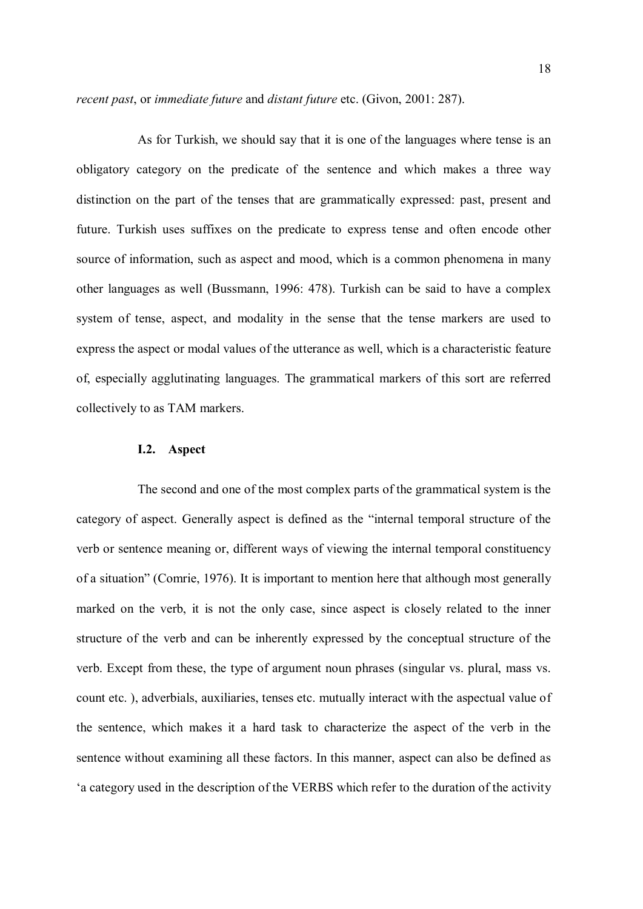*recent past*, or *immediate future* and *distant future* etc. (Givon, 2001: 287).

As for Turkish, we should say that it is one of the languages where tense is an obligatory category on the predicate of the sentence and which makes a three way distinction on the part of the tenses that are grammatically expressed: past, present and future. Turkish uses suffixes on the predicate to express tense and often encode other source of information, such as aspect and mood, which is a common phenomena in many other languages as well (Bussmann, 1996: 478). Turkish can be said to have a complex system of tense, aspect, and modality in the sense that the tense markers are used to express the aspect or modal values of the utterance as well, which is a characteristic feature of, especially agglutinating languages. The grammatical markers of this sort are referred collectively to as TAM markers.

### I.2. Aspect

The second and one of the most complex parts of the grammatical system is the category of aspect. Generally aspect is defined as the "internal temporal structure of the verb or sentence meaning or, different ways of viewing the internal temporal constituency of a situation" (Comrie, 1976). It is important to mention here that although most generally marked on the verb, it is not the only case, since aspect is closely related to the inner structure of the verb and can be inherently expressed by the conceptual structure of the verb. Except from these, the type of argument noun phrases (singular vs. plural, mass vs. count etc. ), adverbials, auxiliaries, tenses etc. mutually interact with the aspectual value of the sentence, which makes it a hard task to characterize the aspect of the verb in the sentence without examining all these factors. In this manner, aspect can also be defined as 'a category used in the description of the VERBS which refer to the duration of the activity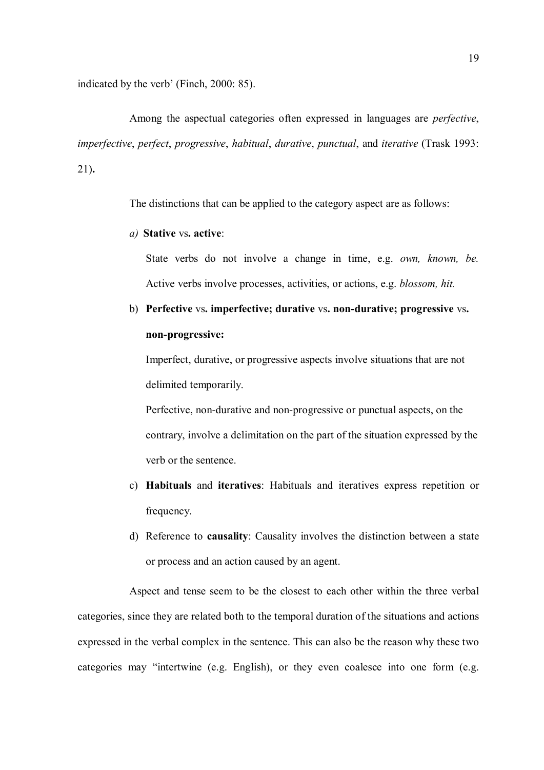indicated by the verb' (Finch, 2000: 85).

Among the aspectual categories often expressed in languages are *perfective*, *imperfective*, *perfect*, *progressive*, *habitual*, *durative*, *punctual*, and *iterative* (Trask 1993: 21)**.**

The distinctions that can be applied to the category aspect are as follows:

*a)* **Stative** vs**. active**:

State verbs do not involve a change in time, e.g. *own, known, be.* Active verbs involve processes, activities, or actions, e.g. *blossom, hit.*

b) **Perfective** vs**. imperfective; durative** vs**. non-durative; progressive** vs**. non-progressive:**

Imperfect, durative, or progressive aspects involve situations that are not delimited temporarily.

Perfective, non-durative and non-progressive or punctual aspects, on the contrary, involve a delimitation on the part of the situation expressed by the verb or the sentence.

c) **Habituals** and **iteratives**: Habituals and iteratives express repetition or frequency.

d) Reference to **causality**: Causality involves the distinction between a state or process and an action caused by an agent.

Aspect and tense seem to be the closest to each other within the three verbal categories, since they are related both to the temporal duration of the situations and actions expressed in the verbal complex in the sentence. This can also be the reason why these two categories may "intertwine (e.g. English), or they even coalesce into one form (e.g.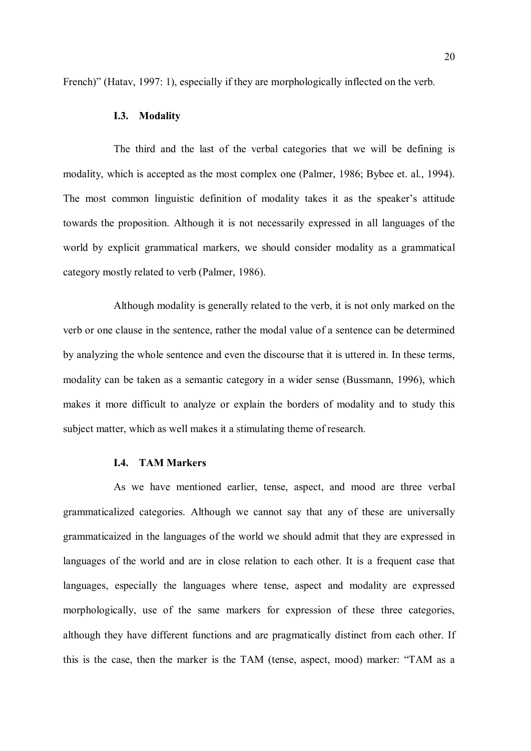French)" (Hatav, 1997: 1), especially if they are morphologically inflected on the verb.

### I.3. Modality

The third and the last of the verbal categories that we will be defining is modality, which is accepted as the most complex one (Palmer, 1986; Bybee et. al., 1994). The most common linguistic definition of modality takes it as the speaker's attitude towards the proposition. Although it is not necessarily expressed in all languages of the world by explicit grammatical markers, we should consider modality as a grammatical category mostly related to verb (Palmer, 1986).

Although modality is generally related to the verb, it is not only marked on the verb or one clause in the sentence, rather the modal value of a sentence can be determined by analyzing the whole sentence and even the discourse that it is uttered in. In these terms, modality can be taken as a semantic category in a wider sense (Bussmann, 1996), which makes it more difficult to analyze or explain the borders of modality and to study this subject matter, which as well makes it a stimulating theme of research.

### I.4. TAM Markers

As we have mentioned earlier, tense, aspect, and mood are three verbal grammaticalized categories. Although we cannot say that any of these are universally grammaticaized in the languages of the world we should admit that they are expressed in languages of the world and are in close relation to each other. It is a frequent case that languages, especially the languages where tense, aspect and modality are expressed morphologically, use of the same markers for expression of these three categories, although they have different functions and are pragmatically distinct from each other. If this is the case, then the marker is the TAM (tense, aspect, mood) marker: "TAM as a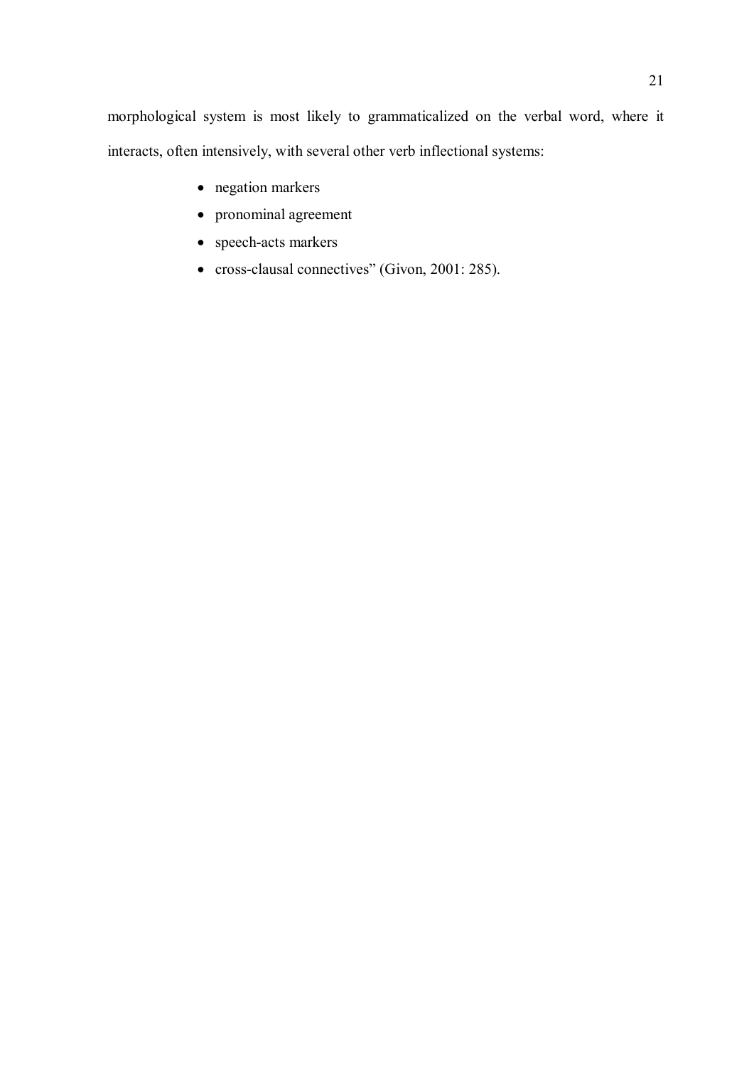morphological system is most likely to grammaticalized on the verbal word, where it interacts, often intensively, with several other verb inflectional systems:

- negation markers
- pronominal agreement
- speech-acts markers
- cross-clausal connectives" (Givon, 2001: 285).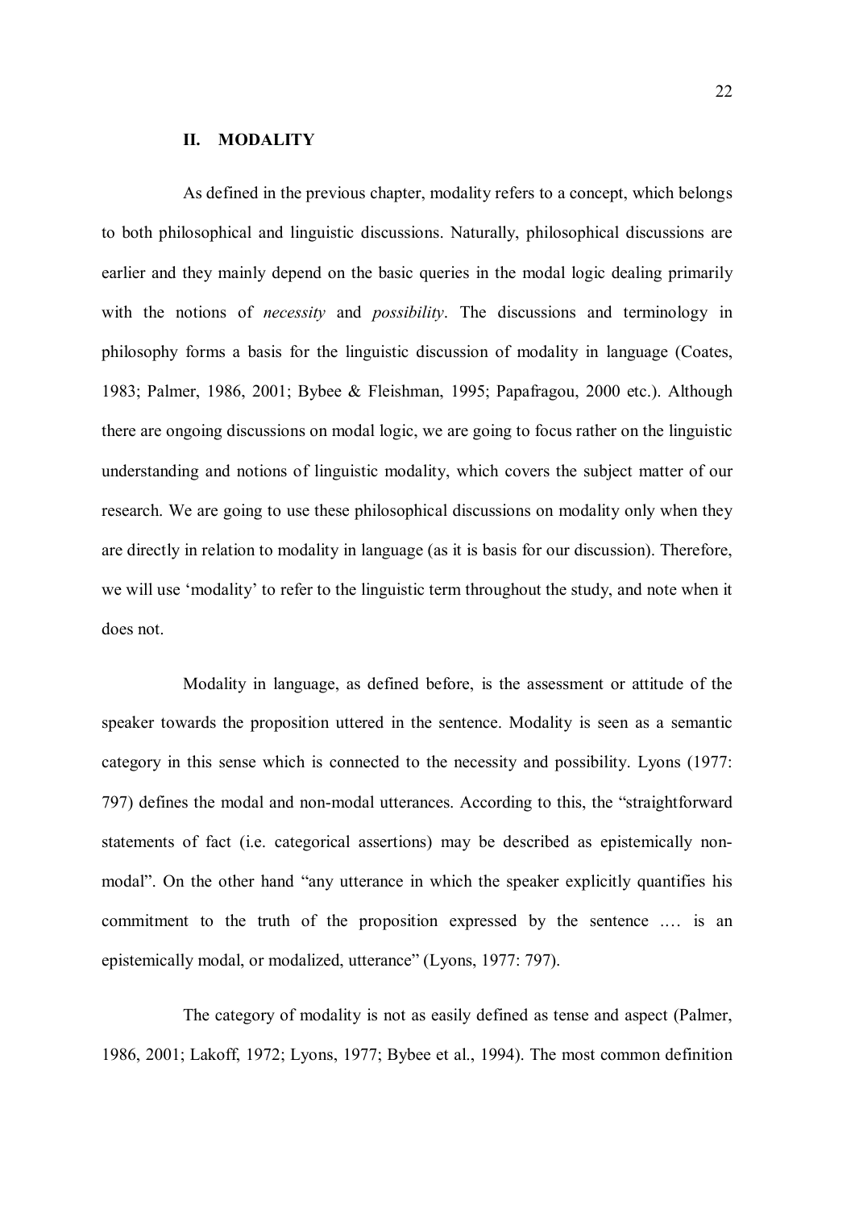## II. MODALITY

As defined in the previous chapter, modality refers to a concept, which belongs to both philosophical and linguistic discussions. Naturally, philosophical discussions are earlier and they mainly depend on the basic queries in the modal logic dealing primarily with the notions of *necessity* and *possibility*. The discussions and terminology in philosophy forms a basis for the linguistic discussion of modality in language (Coates, 1983; Palmer, 1986, 2001; Bybee & Fleishman, 1995; Papafragou, 2000 etc.). Although there are ongoing discussions on modal logic, we are going to focus rather on the linguistic understanding and notions of linguistic modality, which covers the subject matter of our research. We are going to use these philosophical discussions on modality only when they are directly in relation to modality in language (as it is basis for our discussion). Therefore, we will use 'modality' to refer to the linguistic term throughout the study, and note when it does not.

Modality in language, as defined before, is the assessment or attitude of the speaker towards the proposition uttered in the sentence. Modality is seen as a semantic category in this sense which is connected to the necessity and possibility. Lyons (1977: 797) defines the modal and non-modal utterances. According to this, the "straightforward statements of fact (i.e. categorical assertions) may be described as epistemically non-modal". On the other hand "any utterance in which the speaker explicitly quantifies his commitment to the truth of the proposition expressed by the sentence …. is an epistemically modal, or modalized, utterance" (Lyons, 1977: 797).

The category of modality is not as easily defined as tense and aspect (Palmer, 1986, 2001; Lakoff, 1972; Lyons, 1977; Bybee et al., 1994). The most common definition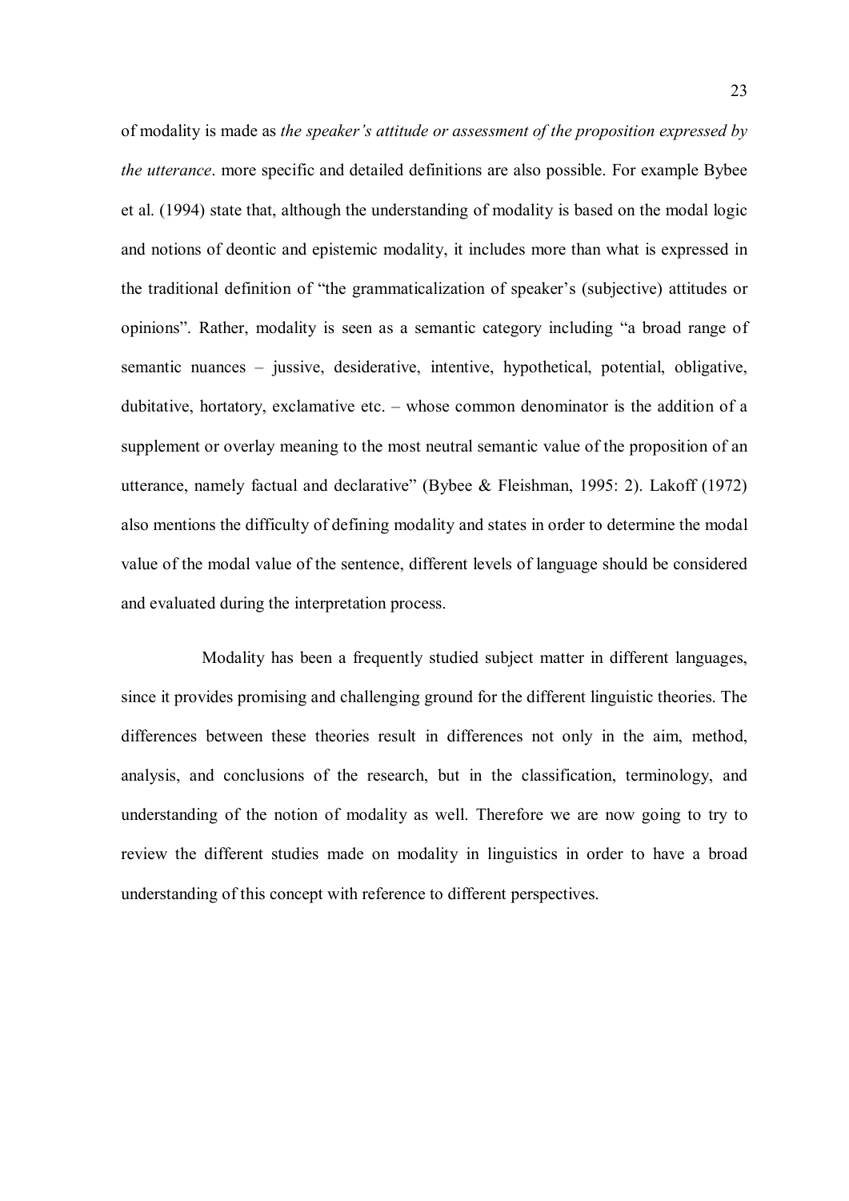of modality is made as *the speaker's attitude or assessment of the proposition expressed by the utterance*. more specific and detailed definitions are also possible. For example Bybee et al. (1994) state that, although the understanding of modality is based on the modal logic and notions of deontic and epistemic modality, it includes more than what is expressed in the traditional definition of "the grammaticalization of speaker's (subjective) attitudes or opinions". Rather, modality is seen as a semantic category including "a broad range of semantic nuances – jussive, desiderative, intentive, hypothetical, potential, obligative, dubitative, hortatory, exclamative etc. – whose common denominator is the addition of a supplement or overlay meaning to the most neutral semantic value of the proposition of an utterance, namely factual and declarative" (Bybee & Fleishman, 1995: 2). Lakoff (1972) also mentions the difficulty of defining modality and states in order to determine the modal value of the modal value of the sentence, different levels of language should be considered and evaluated during the interpretation process.

Modality has been a frequently studied subject matter in different languages, since it provides promising and challenging ground for the different linguistic theories. The differences between these theories result in differences not only in the aim, method, analysis, and conclusions of the research, but in the classification, terminology, and understanding of the notion of modality as well. Therefore we are now going to try to review the different studies made on modality in linguistics in order to have a broad understanding of this concept with reference to different perspectives.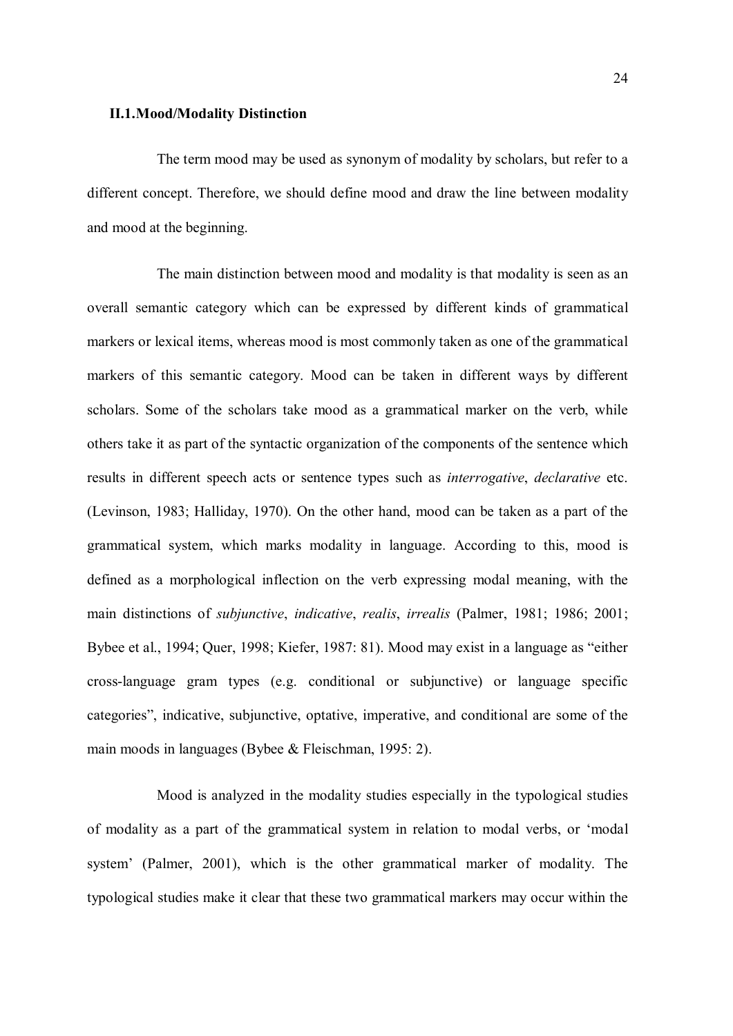### II.1.Mood/Modality Distinction

The term mood may be used as synonym of modality by scholars, but refer to a different concept. Therefore, we should define mood and draw the line between modality and mood at the beginning.

The main distinction between mood and modality is that modality is seen as an overall semantic category which can be expressed by different kinds of grammatical markers or lexical items, whereas mood is most commonly taken as one of the grammatical markers of this semantic category. Mood can be taken in different ways by different scholars. Some of the scholars take mood as a grammatical marker on the verb, while others take it as part of the syntactic organization of the components of the sentence which results in different speech acts or sentence types such as *interrogative*, *declarative* etc. (Levinson, 1983; Halliday, 1970). On the other hand, mood can be taken as a part of the grammatical system, which marks modality in language. According to this, mood is defined as a morphological inflection on the verb expressing modal meaning, with the main distinctions of *subjunctive*, *indicative*, *realis*, *irrealis* (Palmer, 1981; 1986; 2001; Bybee et al., 1994; Quer, 1998; Kiefer, 1987: 81). Mood may exist in a language as "either cross-language gram types (e.g. conditional or subjunctive) or language specific categories", indicative, subjunctive, optative, imperative, and conditional are some of the main moods in languages (Bybee & Fleischman, 1995: 2).

Mood is analyzed in the modality studies especially in the typological studies of modality as a part of the grammatical system in relation to modal verbs, or 'modal system' (Palmer, 2001), which is the other grammatical marker of modality. The typological studies make it clear that these two grammatical markers may occur within the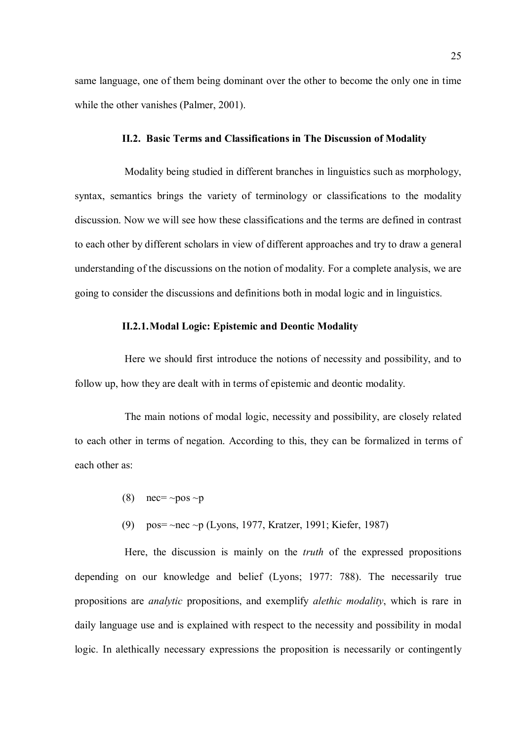same language, one of them being dominant over the other to become the only one in time while the other vanishes (Palmer, 2001).

### II.2. Basic Terms and Classifications in The Discussion of Modality

Modality being studied in different branches in linguistics such as morphology, syntax, semantics brings the variety of terminology or classifications to the modality discussion. Now we will see how these classifications and the terms are defined in contrast to each other by different scholars in view of different approaches and try to draw a general understanding of the discussions on the notion of modality. For a complete analysis, we are going to consider the discussions and definitions both in modal logic and in linguistics.

#### II.2.1. Modal Logic: Epistemic and Deontic Modality

Here we should first introduce the notions of necessity and possibility, and to follow up, how they are dealt with in terms of epistemic and deontic modality.

The main notions of modal logic, necessity and possibility, are closely related to each other in terms of negation. According to this, they can be formalized in terms of each other as:

(8) nec= ~pos ~p

(9) pos= ~nec ~p (Lyons, 1977, Kratzer, 1991; Kiefer, 1987)

Here, the discussion is mainly on the *truth* of the expressed propositions depending on our knowledge and belief (Lyons; 1977: 788). The necessarily true propositions are *analytic* propositions, and exemplify *alethic modality*, which is rare in daily language use and is explained with respect to the necessity and possibility in modal logic. In alethically necessary expressions the proposition is necessarily or contingently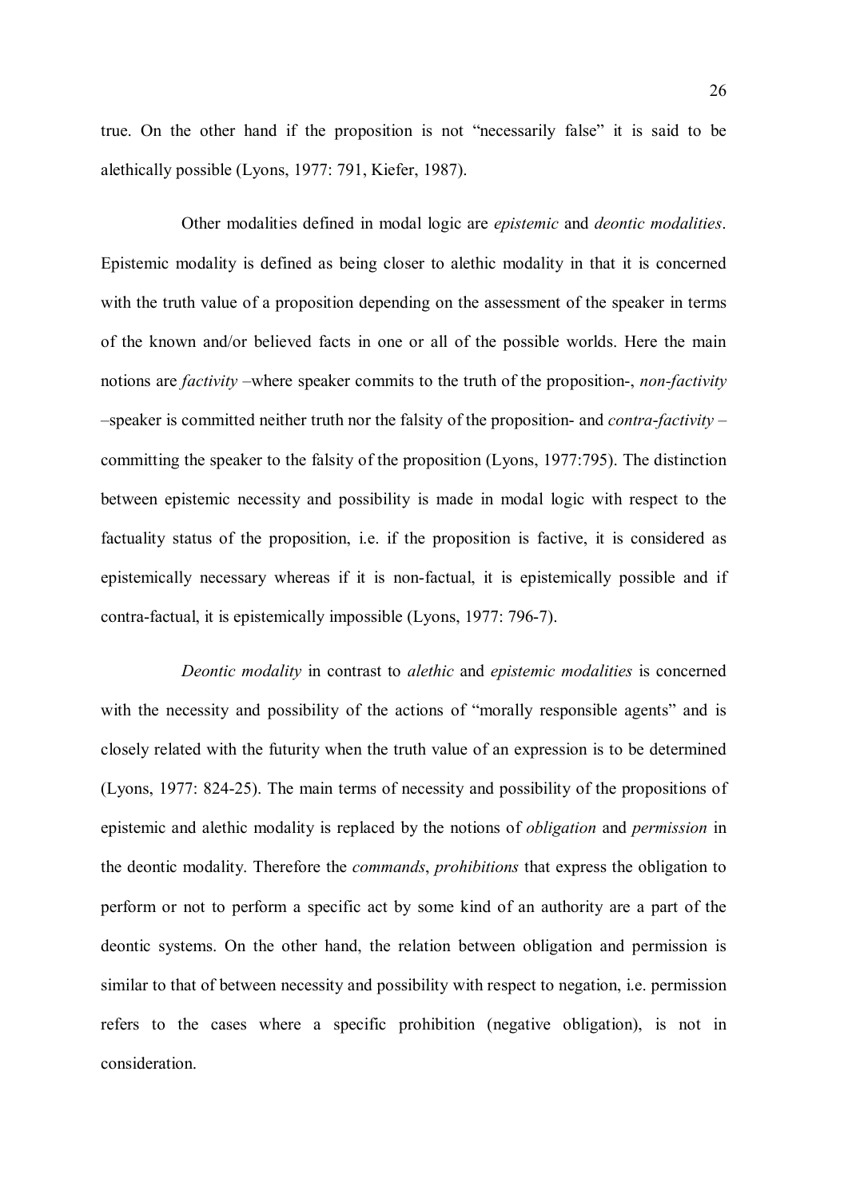true. On the other hand if the proposition is not "necessarily false" it is said to be alethically possible (Lyons, 1977: 791, Kiefer, 1987).

Other modalities defined in modal logic are *epistemic* and *deontic modalities*. Epistemic modality is defined as being closer to alethic modality in that it is concerned with the truth value of a proposition depending on the assessment of the speaker in terms of the known and/or believed facts in one or all of the possible worlds. Here the main notions are *factivity* –where speaker commits to the truth of the proposition-, *non-factivity* –speaker is committed neither truth nor the falsity of the proposition- and *contra-factivity* –committing the speaker to the falsity of the proposition (Lyons, 1977:795). The distinction between epistemic necessity and possibility is made in modal logic with respect to the factuality status of the proposition, i.e. if the proposition is factive, it is considered as epistemically necessary whereas if it is non-factual, it is epistemically possible and if contra-factual, it is epistemically impossible (Lyons, 1977: 796-7).

*Deontic modality* in contrast to *alethic* and *epistemic modalities* is concerned with the necessity and possibility of the actions of "morally responsible agents" and is closely related with the futurity when the truth value of an expression is to be determined (Lyons, 1977: 824-25). The main terms of necessity and possibility of the propositions of epistemic and alethic modality is replaced by the notions of *obligation* and *permission* in the deontic modality. Therefore the *commands*, *prohibitions* that express the obligation to perform or not to perform a specific act by some kind of an authority are a part of the deontic systems. On the other hand, the relation between obligation and permission is similar to that of between necessity and possibility with respect to negation, i.e. permission refers to the cases where a specific prohibition (negative obligation), is not in consideration.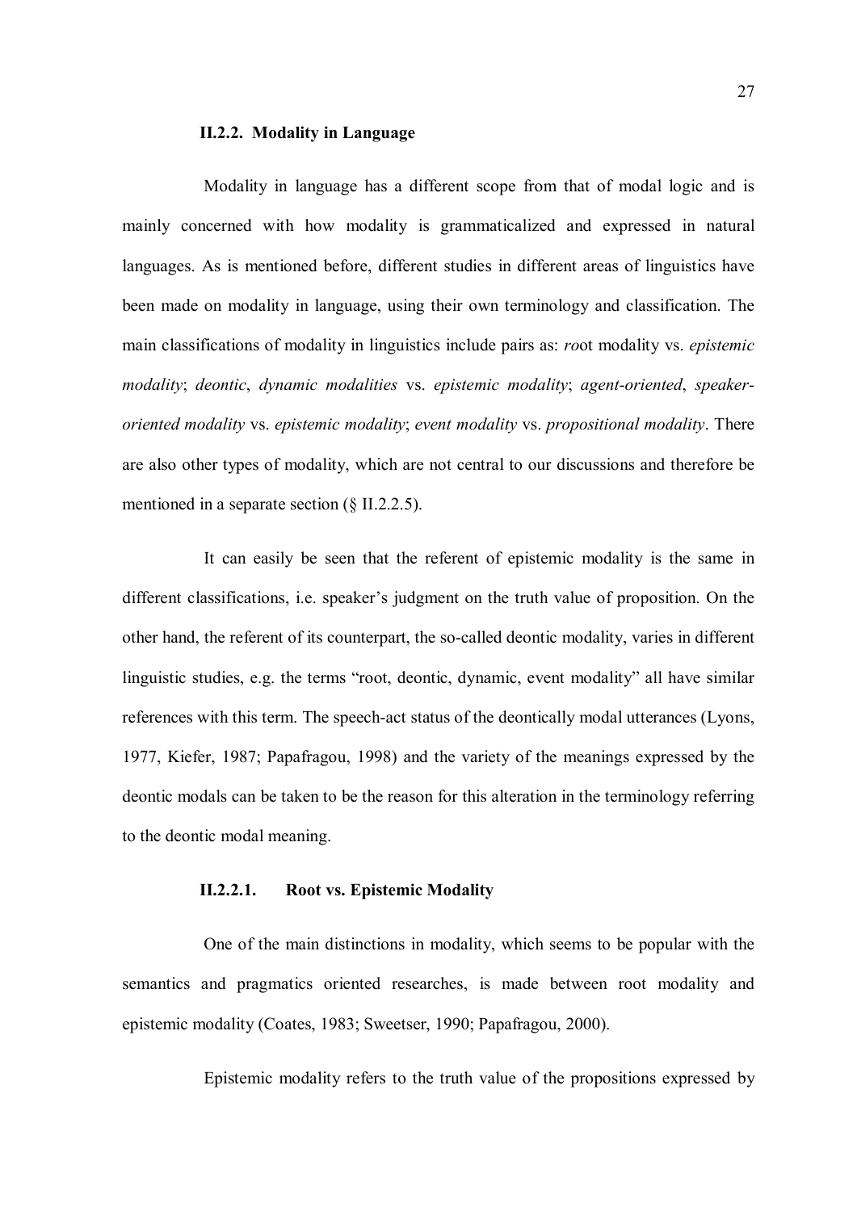### II.2.2. Modality in Language

Modality in language has a different scope from that of modal logic and is mainly concerned with how modality is grammaticalized and expressed in natural languages. As is mentioned before, different studies in different areas of linguistics have been made on modality in language, using their own terminology and classification. The main classifications of modality in linguistics include pairs as: *ro*ot modality vs. *epistemic modality*; *deontic*, *dynamic modalities* vs. *epistemic modality*; *agent-oriented*, *speaker-oriented modality* vs. *epistemic modality*; *event modality* vs. *propositional modality*. There are also other types of modality, which are not central to our discussions and therefore be mentioned in a separate section (§ II.2.2.5).

It can easily be seen that the referent of epistemic modality is the same in different classifications, i.e. speaker's judgment on the truth value of proposition. On the other hand, the referent of its counterpart, the so-called deontic modality, varies in different linguistic studies, e.g. the terms "root, deontic, dynamic, event modality" all have similar references with this term. The speech-act status of the deontically modal utterances (Lyons, 1977, Kiefer, 1987; Papafragou, 1998) and the variety of the meanings expressed by the deontic modals can be taken to be the reason for this alteration in the terminology referring to the deontic modal meaning.

#### II.2.2.1. Root vs. Epistemic Modality

One of the main distinctions in modality, which seems to be popular with the semantics and pragmatics oriented researches, is made between root modality and epistemic modality (Coates, 1983; Sweetser, 1990; Papafragou, 2000).

Epistemic modality refers to the truth value of the propositions expressed by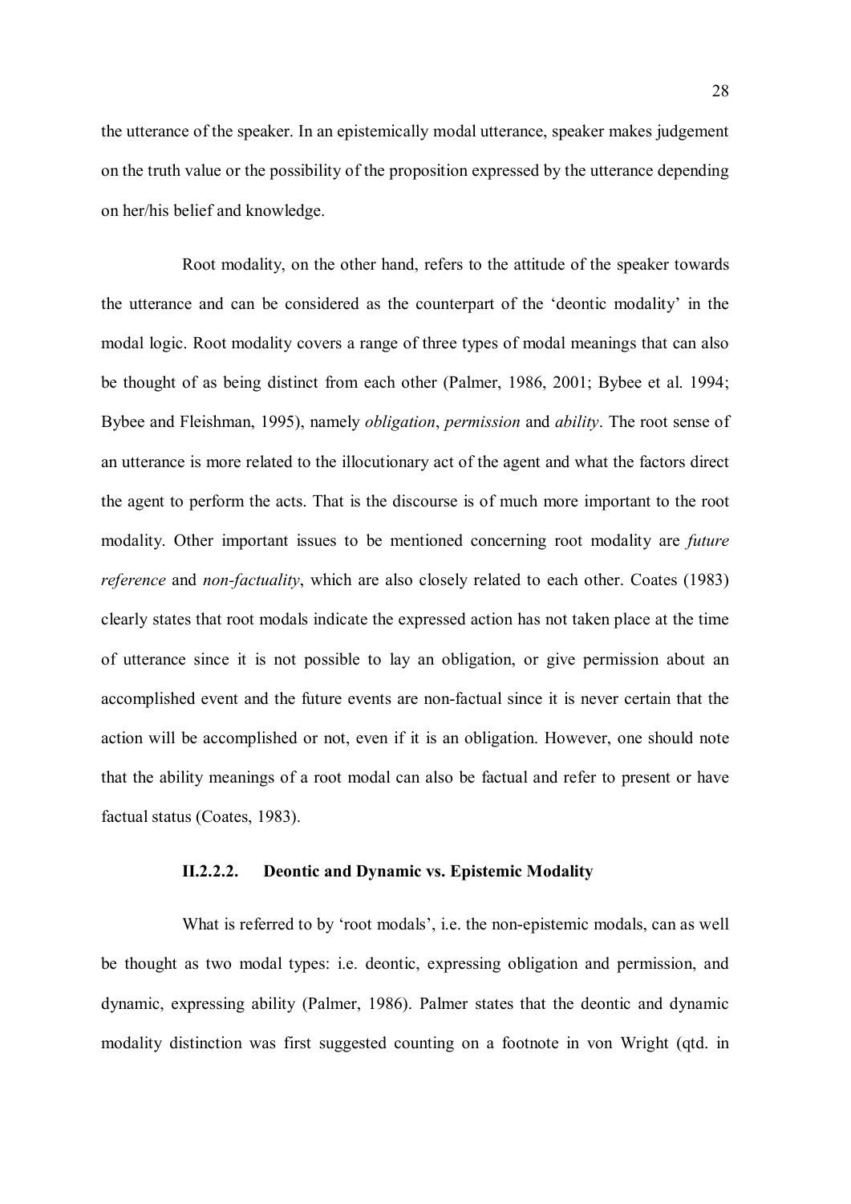the utterance of the speaker. In an epistemically modal utterance, speaker makes judgement on the truth value or the possibility of the proposition expressed by the utterance depending on her/his belief and knowledge.

Root modality, on the other hand, refers to the attitude of the speaker towards the utterance and can be considered as the counterpart of the 'deontic modality' in the modal logic. Root modality covers a range of three types of modal meanings that can also be thought of as being distinct from each other (Palmer, 1986, 2001; Bybee et al. 1994; Bybee and Fleishman, 1995), namely *obligation*, *permission* and *ability*. The root sense of an utterance is more related to the illocutionary act of the agent and what the factors direct the agent to perform the acts. That is the discourse is of much more important to the root modality. Other important issues to be mentioned concerning root modality are *future reference* and *non-factuality*, which are also closely related to each other. Coates (1983) clearly states that root modals indicate the expressed action has not taken place at the time of utterance since it is not possible to lay an obligation, or give permission about an accomplished event and the future events are non-factual since it is never certain that the action will be accomplished or not, even if it is an obligation. However, one should note that the ability meanings of a root modal can also be factual and refer to present or have factual status (Coates, 1983).

#### II.2.2.2. Deontic and Dynamic vs. Epistemic Modality

What is referred to by 'root modals', i.e. the non-epistemic modals, can as well be thought as two modal types: i.e. deontic, expressing obligation and permission, and dynamic, expressing ability (Palmer, 1986). Palmer states that the deontic and dynamic modality distinction was first suggested counting on a footnote in von Wright (qtd. in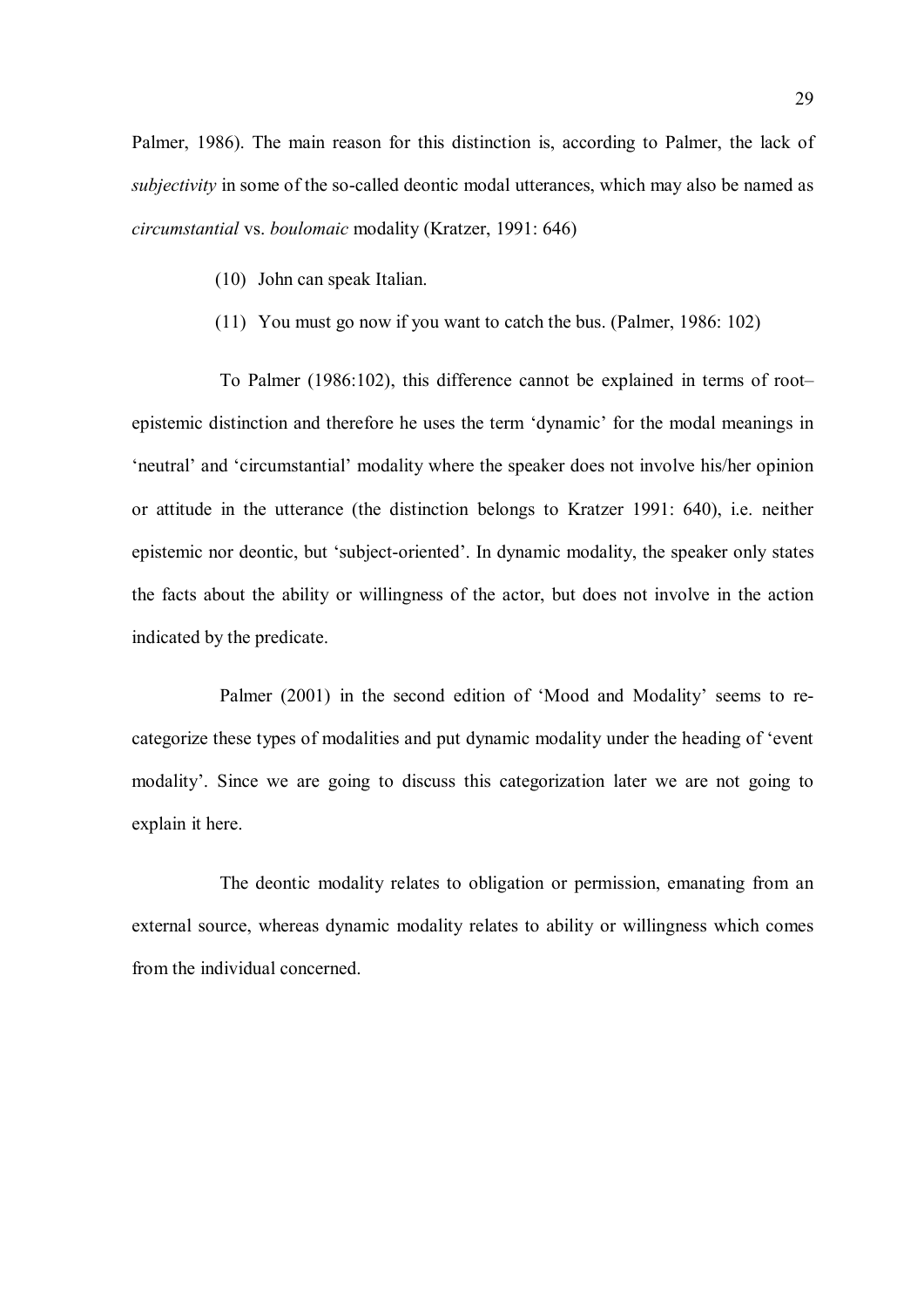Palmer, 1986). The main reason for this distinction is, according to Palmer, the lack of *subjectivity* in some of the so-called deontic modal utterances, which may also be named as *circumstantial* vs. *boulomaic* modality (Kratzer, 1991: 646)

(10) John can speak Italian.

(11) You must go now if you want to catch the bus. (Palmer, 1986: 102)

To Palmer (1986:102), this difference cannot be explained in terms of root–epistemic distinction and therefore he uses the term 'dynamic' for the modal meanings in 'neutral' and 'circumstantial' modality where the speaker does not involve his/her opinion or attitude in the utterance (the distinction belongs to Kratzer 1991: 640), i.e. neither epistemic nor deontic, but 'subject-oriented'. In dynamic modality, the speaker only states the facts about the ability or willingness of the actor, but does not involve in the action indicated by the predicate.

Palmer (2001) in the second edition of 'Mood and Modality' seems to re-categorize these types of modalities and put dynamic modality under the heading of 'event modality'. Since we are going to discuss this categorization later we are not going to explain it here.

The deontic modality relates to obligation or permission, emanating from an external source, whereas dynamic modality relates to ability or willingness which comes from the individual concerned.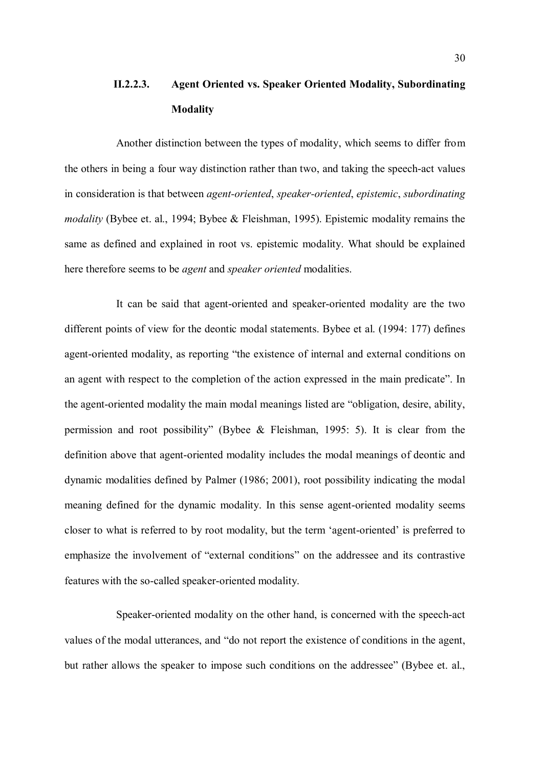#### II.2.2.3. Agent Oriented vs. Speaker Oriented Modality, Subordinating Modality

Another distinction between the types of modality, which seems to differ from the others in being a four way distinction rather than two, and taking the speech-act values in consideration is that between *agent-oriented*, *speaker-oriented*, *epistemic*, *subordinating modality* (Bybee et. al., 1994; Bybee & Fleishman, 1995). Epistemic modality remains the same as defined and explained in root vs. epistemic modality. What should be explained here therefore seems to be *agent* and *speaker oriented* modalities.

It can be said that agent-oriented and speaker-oriented modality are the two different points of view for the deontic modal statements. Bybee et al. (1994: 177) defines agent-oriented modality, as reporting "the existence of internal and external conditions on an agent with respect to the completion of the action expressed in the main predicate". In the agent-oriented modality the main modal meanings listed are "obligation, desire, ability, permission and root possibility" (Bybee & Fleishman, 1995: 5). It is clear from the definition above that agent-oriented modality includes the modal meanings of deontic and dynamic modalities defined by Palmer (1986; 2001), root possibility indicating the modal meaning defined for the dynamic modality. In this sense agent-oriented modality seems closer to what is referred to by root modality, but the term 'agent-oriented' is preferred to emphasize the involvement of "external conditions" on the addressee and its contrastive features with the so-called speaker-oriented modality.

Speaker-oriented modality on the other hand, is concerned with the speech-act values of the modal utterances, and "do not report the existence of conditions in the agent, but rather allows the speaker to impose such conditions on the addressee" (Bybee et. al.,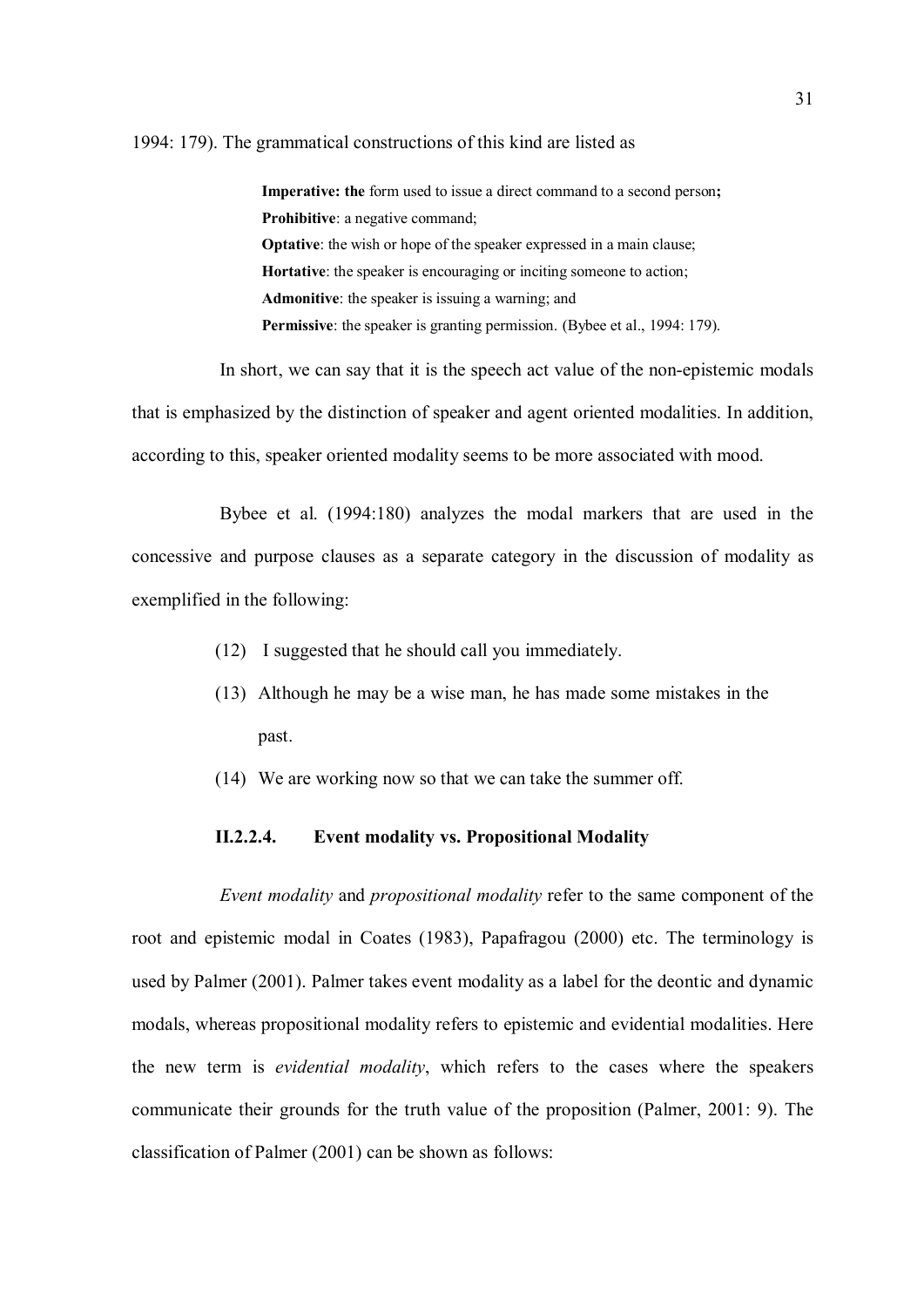1994: 179). The grammatical constructions of this kind are listed as

> **Imperative: the** form used to issue a direct command to a second person**;**
> **Prohibitive**: a negative command;
> **Optative**: the wish or hope of the speaker expressed in a main clause;
> **Hortative**: the speaker is encouraging or inciting someone to action;
> **Admonitive**: the speaker is issuing a warning; and
> **Permissive**: the speaker is granting permission. (Bybee et al., 1994: 179).

In short, we can say that it is the speech act value of the non-epistemic modals that is emphasized by the distinction of speaker and agent oriented modalities. In addition, according to this, speaker oriented modality seems to be more associated with mood.

Bybee et al. (1994:180) analyzes the modal markers that are used in the concessive and purpose clauses as a separate category in the discussion of modality as exemplified in the following:

(12) I suggested that he should call you immediately.

(13) Although he may be a wise man, he has made some mistakes in the past.

(14) We are working now so that we can take the summer off.

#### II.2.2.4. Event modality vs. Propositional Modality

*Event modality* and *propositional modality* refer to the same component of the root and epistemic modal in Coates (1983), Papafragou (2000) etc. The terminology is used by Palmer (2001). Palmer takes event modality as a label for the deontic and dynamic modals, whereas propositional modality refers to epistemic and evidential modalities. Here the new term is *evidential modality*, which refers to the cases where the speakers communicate their grounds for the truth value of the proposition (Palmer, 2001: 9). The classification of Palmer (2001) can be shown as follows: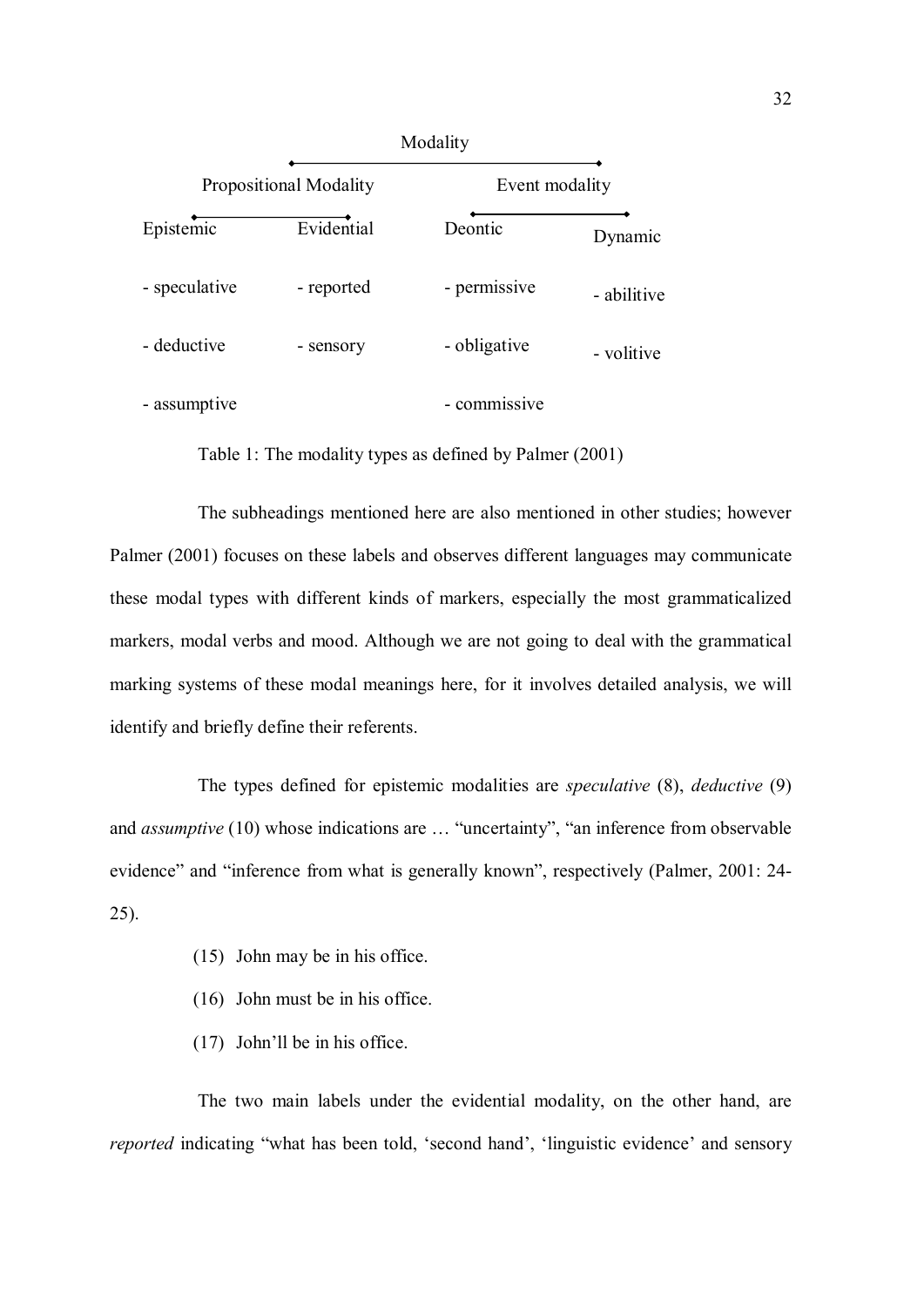| Modality | | | |
|---|---|---|---|
| Propositional Modality | | Event modality | |
| Epistemic | Evidential | Deontic | Dynamic |
| - speculative | - reported | - permissive | - abilitive |
| - deductive | - sensory | - obligative | - volitive |
| - assumptive | | - commissive | |

Table 1: The modality types as defined by Palmer (2001)

The subheadings mentioned here are also mentioned in other studies; however Palmer (2001) focuses on these labels and observes different languages may communicate these modal types with different kinds of markers, especially the most grammaticalized markers, modal verbs and mood. Although we are not going to deal with the grammatical marking systems of these modal meanings here, for it involves detailed analysis, we will identify and briefly define their referents.

The types defined for epistemic modalities are *speculative* (8), *deductive* (9) and *assumptive* (10) whose indications are … "uncertainty", "an inference from observable evidence" and "inference from what is generally known", respectively (Palmer, 2001: 24-25).

(15) John may be in his office.

(16) John must be in his office.

(17) John'll be in his office.

The two main labels under the evidential modality, on the other hand, are *reported* indicating "what has been told, 'second hand', 'linguistic evidence' and sensory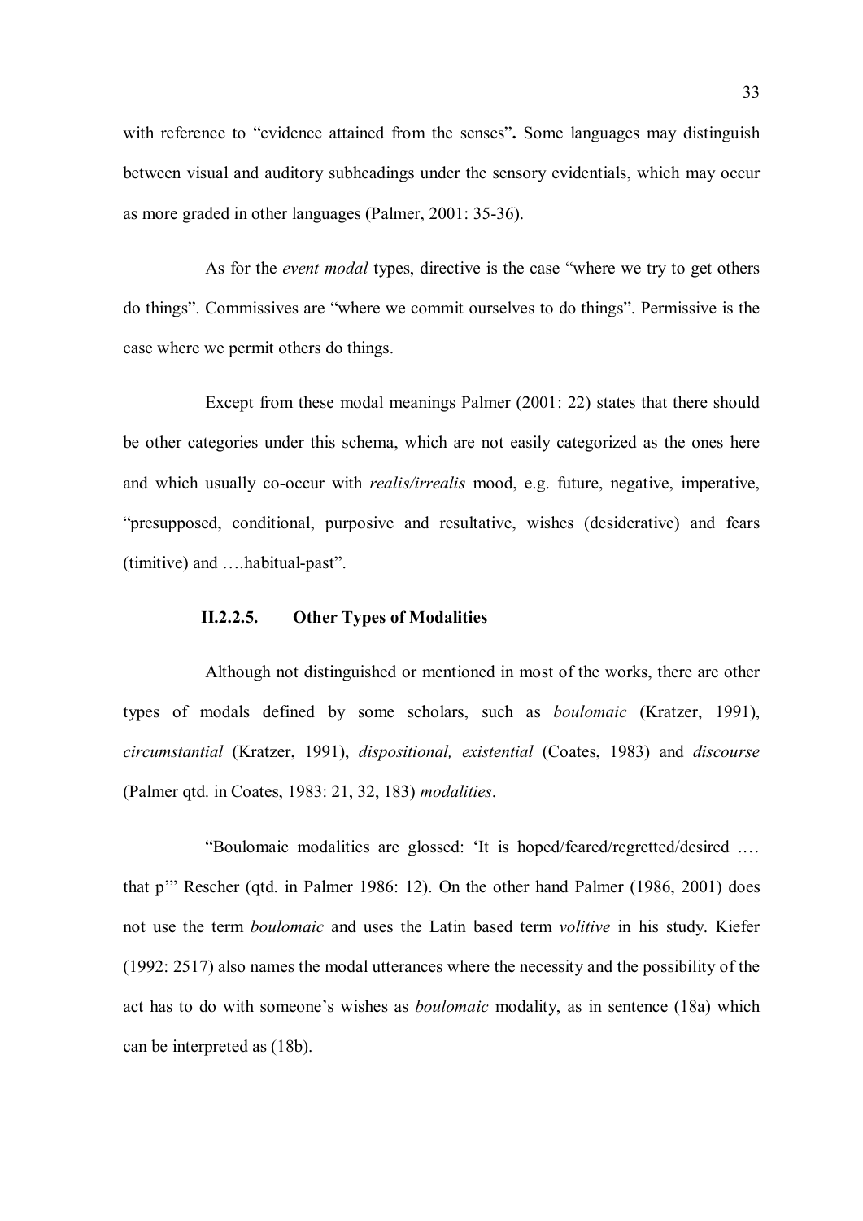with reference to "evidence attained from the senses"**.** Some languages may distinguish between visual and auditory subheadings under the sensory evidentials, which may occur as more graded in other languages (Palmer, 2001: 35-36).

As for the *event modal* types, directive is the case "where we try to get others do things". Commissives are "where we commit ourselves to do things". Permissive is the case where we permit others do things.

Except from these modal meanings Palmer (2001: 22) states that there should be other categories under this schema, which are not easily categorized as the ones here and which usually co-occur with *realis/irrealis* mood, e.g. future, negative, imperative, "presupposed, conditional, purposive and resultative, wishes (desiderative) and fears (timitive) and ….habitual-past".

#### II.2.2.5. Other Types of Modalities

Although not distinguished or mentioned in most of the works, there are other types of modals defined by some scholars, such as *boulomaic* (Kratzer, 1991), *circumstantial* (Kratzer, 1991), *dispositional, existential* (Coates, 1983) and *discourse* (Palmer qtd. in Coates, 1983: 21, 32, 183) *modalities*.

"Boulomaic modalities are glossed: 'It is hoped/feared/regretted/desired …. that p'" Rescher (qtd. in Palmer 1986: 12). On the other hand Palmer (1986, 2001) does not use the term *boulomaic* and uses the Latin based term *volitive* in his study. Kiefer (1992: 2517) also names the modal utterances where the necessity and the possibility of the act has to do with someone's wishes as *boulomaic* modality, as in sentence (18a) which can be interpreted as (18b).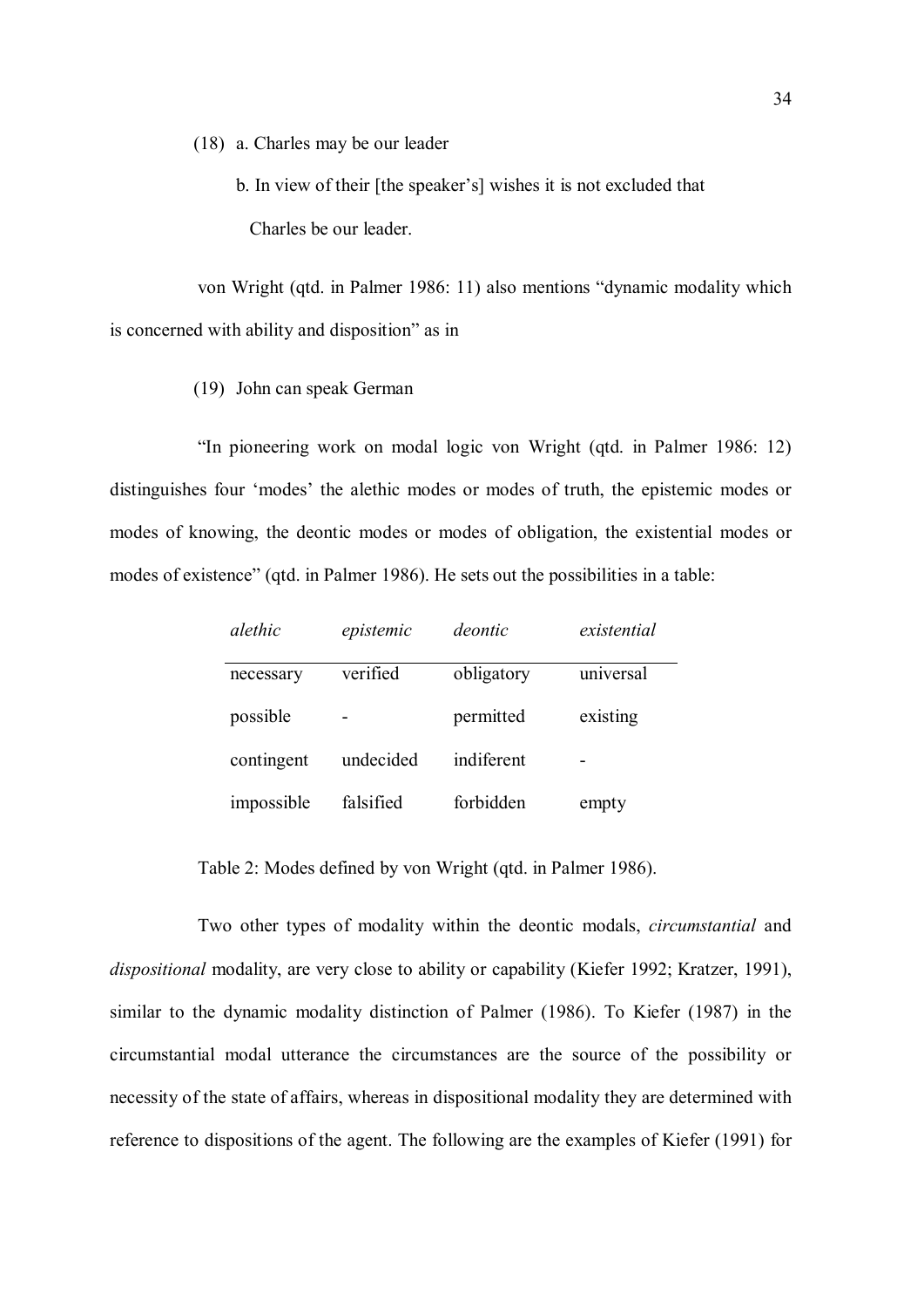(18) a. Charles may be our leader

b. In view of their [the speaker's] wishes it is not excluded that Charles be our leader.

von Wright (qtd. in Palmer 1986: 11) also mentions "dynamic modality which is concerned with ability and disposition" as in

(19) John can speak German

"In pioneering work on modal logic von Wright (qtd. in Palmer 1986: 12) distinguishes four 'modes' the alethic modes or modes of truth, the epistemic modes or modes of knowing, the deontic modes or modes of obligation, the existential modes or modes of existence" (qtd. in Palmer 1986). He sets out the possibilities in a table:

| *alethic* | *epistemic* | *deontic* | *existential* |
|---|---|---|---|
| necessary | verified | obligatory | universal |
| possible | - | permitted | existing |
| contingent | undecided | indiferent | - |
| impossible | falsified | forbidden | empty |

Table 2: Modes defined by von Wright (qtd. in Palmer 1986).

Two other types of modality within the deontic modals, *circumstantial* and *dispositional* modality, are very close to ability or capability (Kiefer 1992; Kratzer, 1991), similar to the dynamic modality distinction of Palmer (1986). To Kiefer (1987) in the circumstantial modal utterance the circumstances are the source of the possibility or necessity of the state of affairs, whereas in dispositional modality they are determined with reference to dispositions of the agent. The following are the examples of Kiefer (1991) for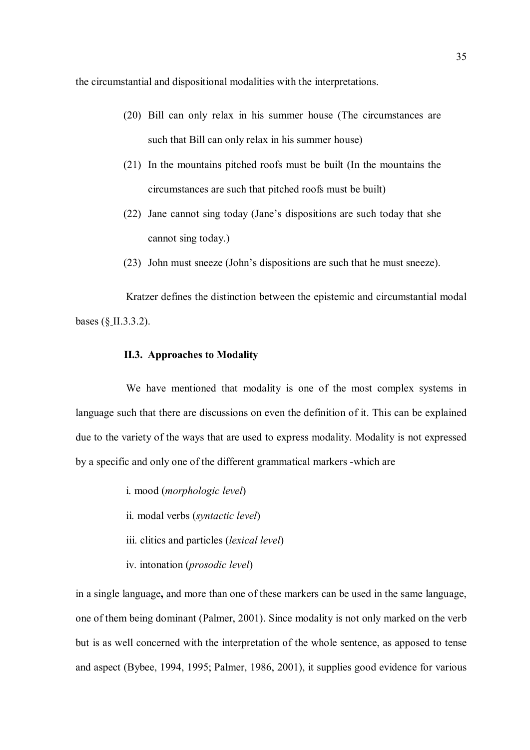the circumstantial and dispositional modalities with the interpretations.

(20) Bill can only relax in his summer house (The circumstances are such that Bill can only relax in his summer house)

(21) In the mountains pitched roofs must be built (In the mountains the circumstances are such that pitched roofs must be built)

(22) Jane cannot sing today (Jane's dispositions are such today that she cannot sing today.)

(23) John must sneeze (John's dispositions are such that he must sneeze).

Kratzer defines the distinction between the epistemic and circumstantial modal bases (§ II.3.3.2).

### II.3. Approaches to Modality

We have mentioned that modality is one of the most complex systems in language such that there are discussions on even the definition of it. This can be explained due to the variety of the ways that are used to express modality. Modality is not expressed by a specific and only one of the different grammatical markers -which are

i. mood (*morphologic level*)

ii. modal verbs (*syntactic level*)

iii. clitics and particles (*lexical level*)

iv. intonation (*prosodic level*)

in a single language**,** and more than one of these markers can be used in the same language, one of them being dominant (Palmer, 2001). Since modality is not only marked on the verb but is as well concerned with the interpretation of the whole sentence, as apposed to tense and aspect (Bybee, 1994, 1995; Palmer, 1986, 2001), it supplies good evidence for various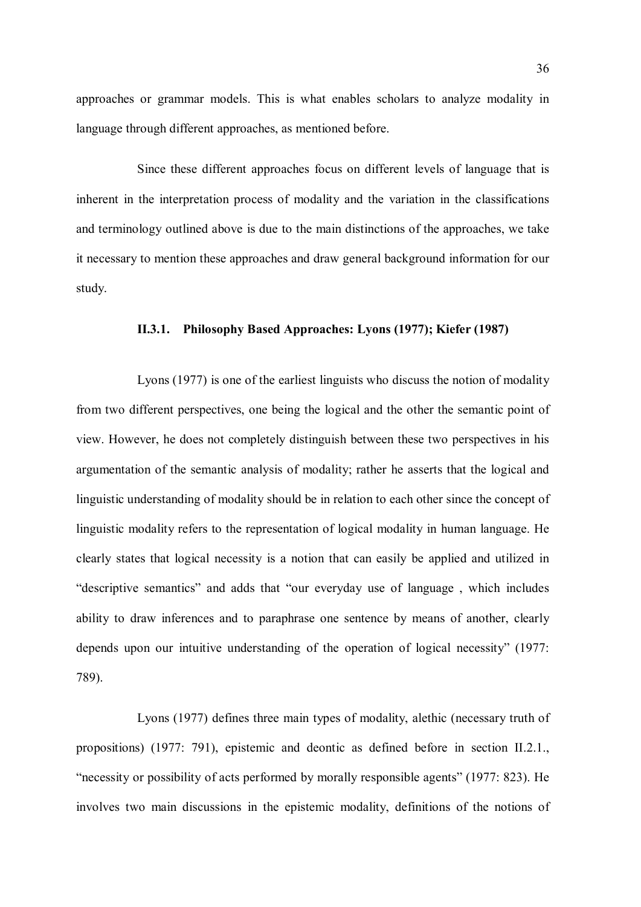approaches or grammar models. This is what enables scholars to analyze modality in language through different approaches, as mentioned before.

Since these different approaches focus on different levels of language that is inherent in the interpretation process of modality and the variation in the classifications and terminology outlined above is due to the main distinctions of the approaches, we take it necessary to mention these approaches and draw general background information for our study.

### II.3.1. Philosophy Based Approaches: Lyons (1977); Kiefer (1987)

Lyons (1977) is one of the earliest linguists who discuss the notion of modality from two different perspectives, one being the logical and the other the semantic point of view. However, he does not completely distinguish between these two perspectives in his argumentation of the semantic analysis of modality; rather he asserts that the logical and linguistic understanding of modality should be in relation to each other since the concept of linguistic modality refers to the representation of logical modality in human language. He clearly states that logical necessity is a notion that can easily be applied and utilized in "descriptive semantics" and adds that "our everyday use of language , which includes ability to draw inferences and to paraphrase one sentence by means of another, clearly depends upon our intuitive understanding of the operation of logical necessity" (1977: 789).

Lyons (1977) defines three main types of modality, alethic (necessary truth of propositions) (1977: 791), epistemic and deontic as defined before in section II.2.1., "necessity or possibility of acts performed by morally responsible agents" (1977: 823). He involves two main discussions in the epistemic modality, definitions of the notions of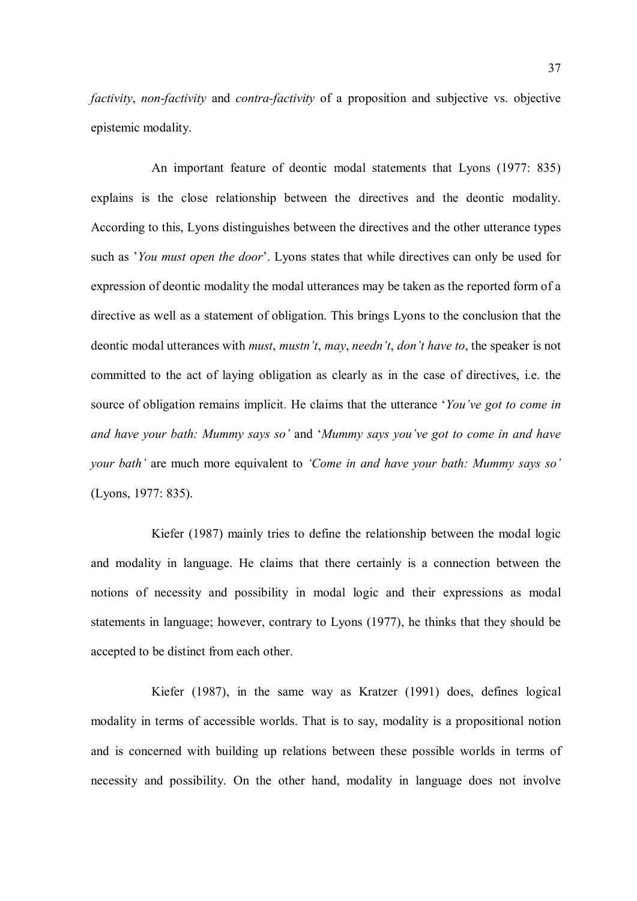*factivity*, *non-factivity* and *contra-factivity* of a proposition and subjective vs. objective epistemic modality.

An important feature of deontic modal statements that Lyons (1977: 835) explains is the close relationship between the directives and the deontic modality. According to this, Lyons distinguishes between the directives and the other utterance types such as '*You must open the door*'. Lyons states that while directives can only be used for expression of deontic modality the modal utterances may be taken as the reported form of a directive as well as a statement of obligation. This brings Lyons to the conclusion that the deontic modal utterances with *must*, *mustn't*, *may*, *needn't*, *don't have to*, the speaker is not committed to the act of laying obligation as clearly as in the case of directives, i.e. the source of obligation remains implicit. He claims that the utterance '*You've got to come in and have your bath: Mummy says so'* and '*Mummy says you've got to come in and have your bath'* are much more equivalent to *'Come in and have your bath: Mummy says so'* (Lyons, 1977: 835).

Kiefer (1987) mainly tries to define the relationship between the modal logic and modality in language. He claims that there certainly is a connection between the notions of necessity and possibility in modal logic and their expressions as modal statements in language; however, contrary to Lyons (1977), he thinks that they should be accepted to be distinct from each other.

Kiefer (1987), in the same way as Kratzer (1991) does, defines logical modality in terms of accessible worlds. That is to say, modality is a propositional notion and is concerned with building up relations between these possible worlds in terms of necessity and possibility. On the other hand, modality in language does not involve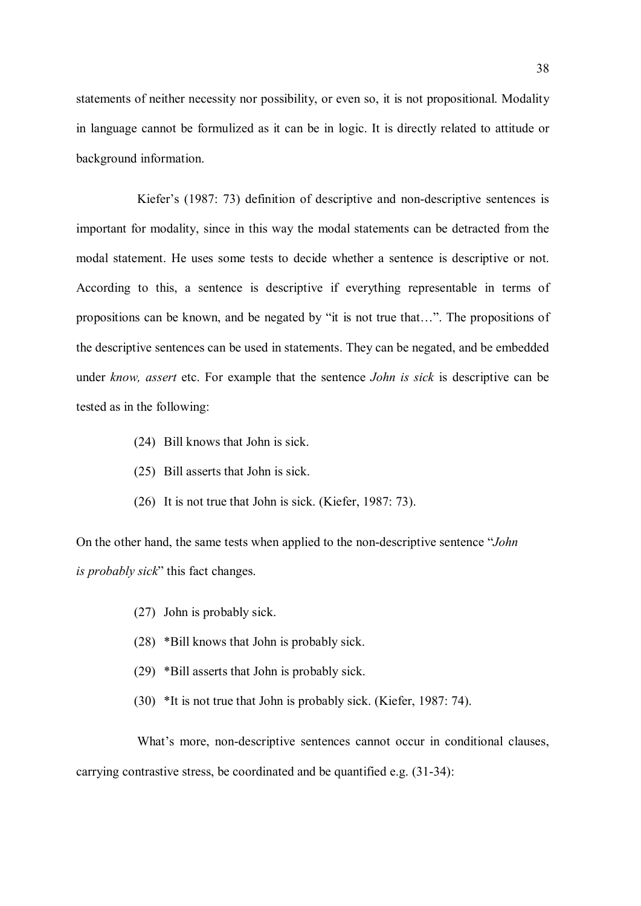statements of neither necessity nor possibility, or even so, it is not propositional. Modality in language cannot be formulized as it can be in logic. It is directly related to attitude or background information.

Kiefer's (1987: 73) definition of descriptive and non-descriptive sentences is important for modality, since in this way the modal statements can be detracted from the modal statement. He uses some tests to decide whether a sentence is descriptive or not. According to this, a sentence is descriptive if everything representable in terms of propositions can be known, and be negated by "it is not true that…". The propositions of the descriptive sentences can be used in statements. They can be negated, and be embedded under *know, assert* etc. For example that the sentence *John is sick* is descriptive can be tested as in the following:

(24) Bill knows that John is sick.

(25) Bill asserts that John is sick.

(26) It is not true that John is sick. (Kiefer, 1987: 73).

On the other hand, the same tests when applied to the non-descriptive sentence "*John is probably sick*" this fact changes.

(27) John is probably sick.

(28) *Bill knows that John is probably sick.

(29) *Bill asserts that John is probably sick.

(30) *It is not true that John is probably sick. (Kiefer, 1987: 74).

What's more, non-descriptive sentences cannot occur in conditional clauses, carrying contrastive stress, be coordinated and be quantified e.g. (31-34):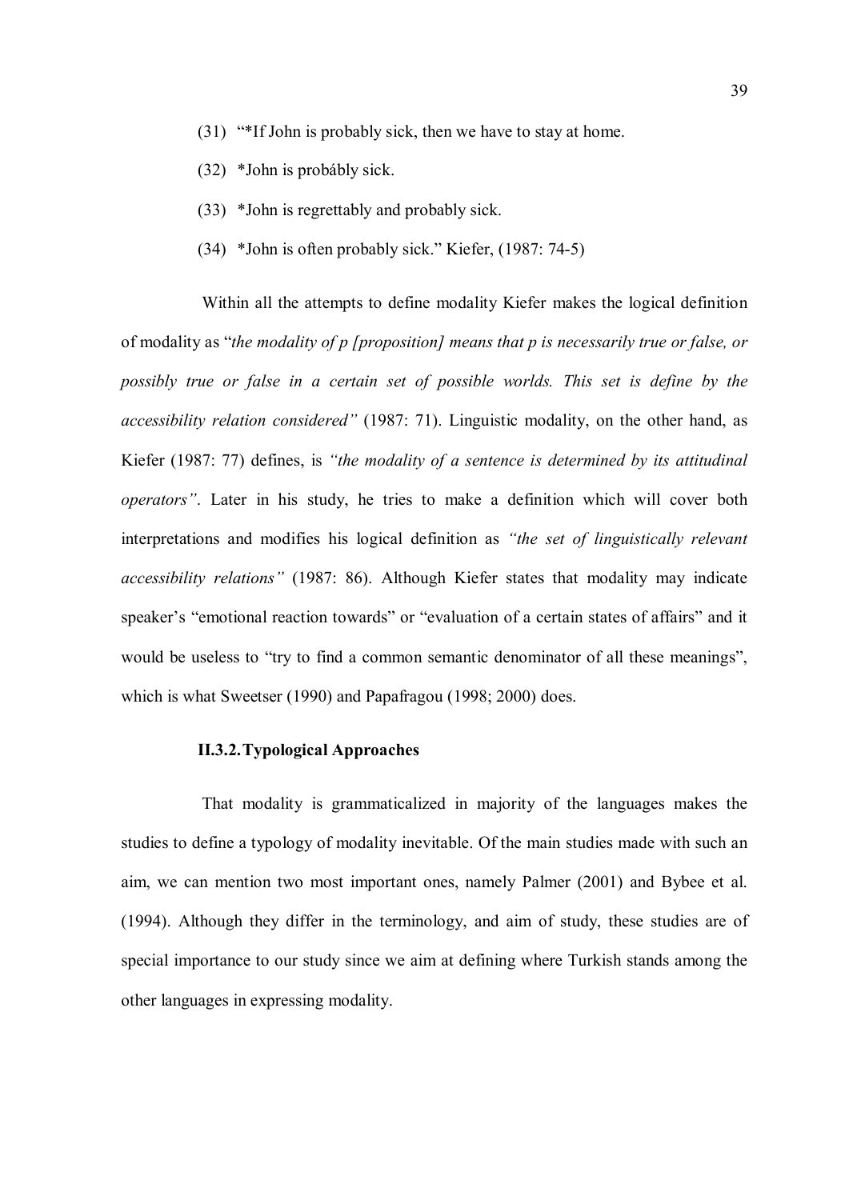(31) "*If John is probably sick, then we have to stay at home.

(32) *John is probábly sick.

(33) *John is regrettably and probably sick.

(34) *John is often probably sick." Kiefer, (1987: 74-5)

Within all the attempts to define modality Kiefer makes the logical definition of modality as "*the modality of p [proposition] means that p is necessarily true or false, or possibly true or false in a certain set of possible worlds. This set is define by the accessibility relation considered"* (1987: 71). Linguistic modality, on the other hand, as Kiefer (1987: 77) defines, is *"the modality of a sentence is determined by its attitudinal operators"*. Later in his study, he tries to make a definition which will cover both interpretations and modifies his logical definition as *"the set of linguistically relevant accessibility relations"* (1987: 86). Although Kiefer states that modality may indicate speaker's "emotional reaction towards" or "evaluation of a certain states of affairs" and it would be useless to "try to find a common semantic denominator of all these meanings", which is what Sweetser (1990) and Papafragou (1998; 2000) does.

### II.3.2. Typological Approaches

That modality is grammaticalized in majority of the languages makes the studies to define a typology of modality inevitable. Of the main studies made with such an aim, we can mention two most important ones, namely Palmer (2001) and Bybee et al. (1994). Although they differ in the terminology, and aim of study, these studies are of special importance to our study since we aim at defining where Turkish stands among the other languages in expressing modality.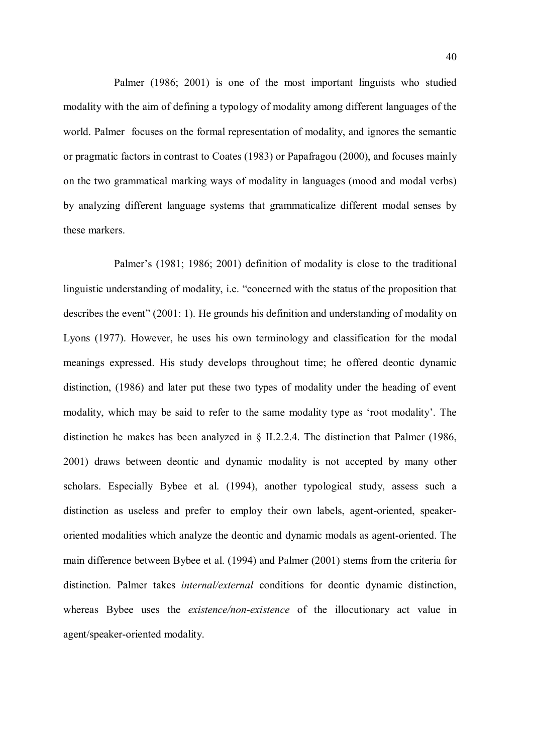Palmer (1986; 2001) is one of the most important linguists who studied modality with the aim of defining a typology of modality among different languages of the world. Palmer focuses on the formal representation of modality, and ignores the semantic or pragmatic factors in contrast to Coates (1983) or Papafragou (2000), and focuses mainly on the two grammatical marking ways of modality in languages (mood and modal verbs) by analyzing different language systems that grammaticalize different modal senses by these markers.

Palmer's (1981; 1986; 2001) definition of modality is close to the traditional linguistic understanding of modality, i.e. "concerned with the status of the proposition that describes the event" (2001: 1). He grounds his definition and understanding of modality on Lyons (1977). However, he uses his own terminology and classification for the modal meanings expressed. His study develops throughout time; he offered deontic dynamic distinction, (1986) and later put these two types of modality under the heading of event modality, which may be said to refer to the same modality type as 'root modality'. The distinction he makes has been analyzed in § II.2.2.4. The distinction that Palmer (1986, 2001) draws between deontic and dynamic modality is not accepted by many other scholars. Especially Bybee et al. (1994), another typological study, assess such a distinction as useless and prefer to employ their own labels, agent-oriented, speaker-oriented modalities which analyze the deontic and dynamic modals as agent-oriented. The main difference between Bybee et al. (1994) and Palmer (2001) stems from the criteria for distinction. Palmer takes *internal/external* conditions for deontic dynamic distinction, whereas Bybee uses the *existence/non-existence* of the illocutionary act value in agent/speaker-oriented modality.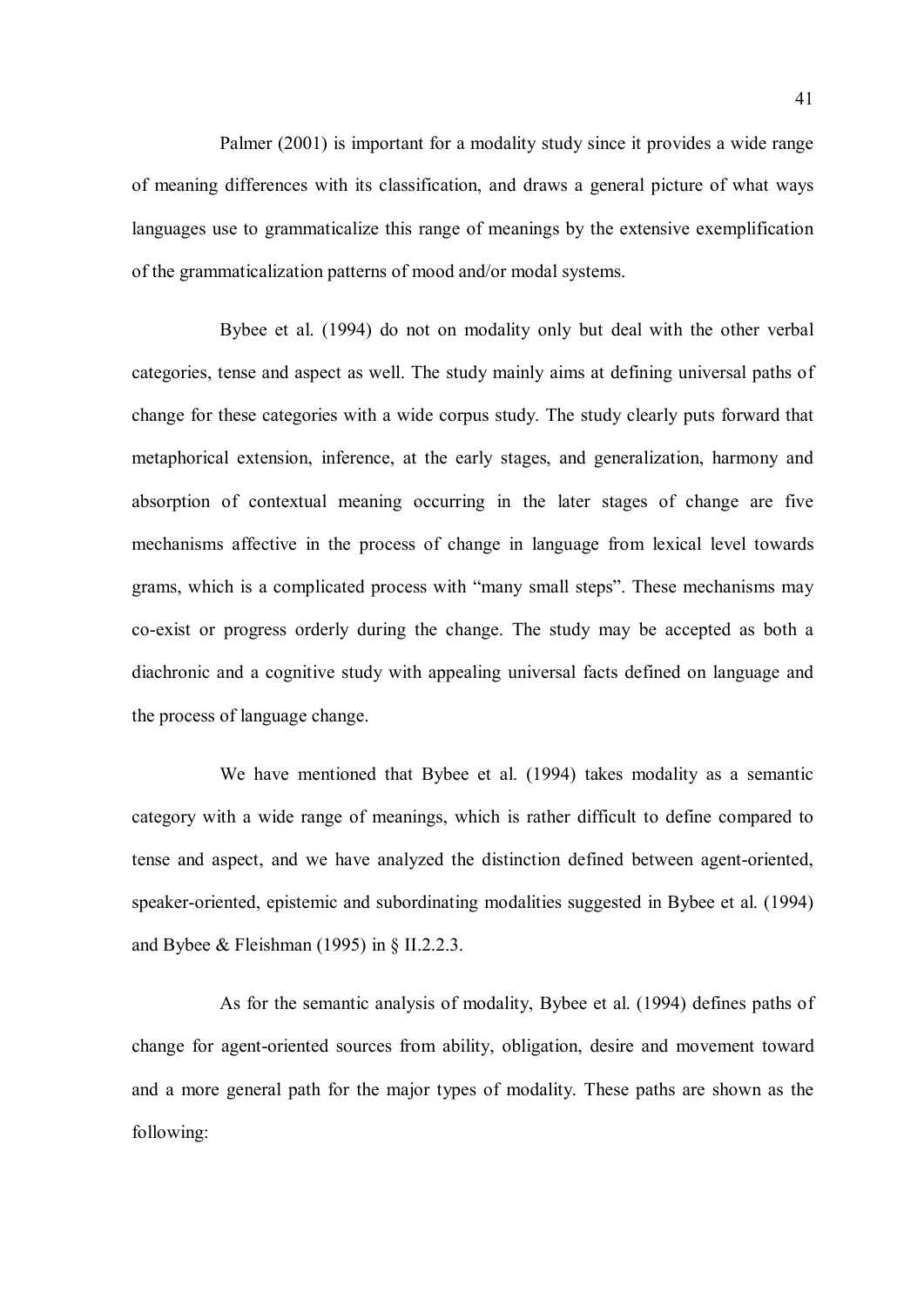Palmer (2001) is important for a modality study since it provides a wide range of meaning differences with its classification, and draws a general picture of what ways languages use to grammaticalize this range of meanings by the extensive exemplification of the grammaticalization patterns of mood and/or modal systems.

Bybee et al. (1994) do not on modality only but deal with the other verbal categories, tense and aspect as well. The study mainly aims at defining universal paths of change for these categories with a wide corpus study. The study clearly puts forward that metaphorical extension, inference, at the early stages, and generalization, harmony and absorption of contextual meaning occurring in the later stages of change are five mechanisms affective in the process of change in language from lexical level towards grams, which is a complicated process with "many small steps". These mechanisms may co-exist or progress orderly during the change. The study may be accepted as both a diachronic and a cognitive study with appealing universal facts defined on language and the process of language change.

We have mentioned that Bybee et al. (1994) takes modality as a semantic category with a wide range of meanings, which is rather difficult to define compared to tense and aspect, and we have analyzed the distinction defined between agent-oriented, speaker-oriented, epistemic and subordinating modalities suggested in Bybee et al. (1994) and Bybee & Fleishman (1995) in § II.2.2.3.

As for the semantic analysis of modality, Bybee et al. (1994) defines paths of change for agent-oriented sources from ability, obligation, desire and movement toward and a more general path for the major types of modality. These paths are shown as the following: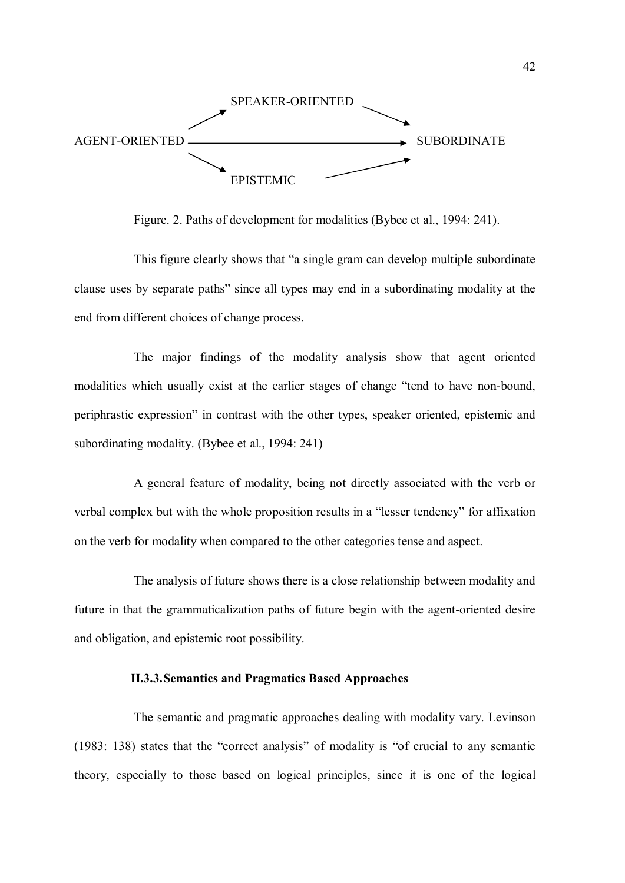```
                    SPEAKER-ORIENTED
                  ↗                   ↘
AGENT-ORIENTED ─────────────────────────→ SUBORDINATE
                  ↘                   ↗
                       EPISTEMIC
```

Figure. 2. Paths of development for modalities (Bybee et al., 1994: 241).

This figure clearly shows that "a single gram can develop multiple subordinate clause uses by separate paths" since all types may end in a subordinating modality at the end from different choices of change process.

The major findings of the modality analysis show that agent oriented modalities which usually exist at the earlier stages of change "tend to have non-bound, periphrastic expression" in contrast with the other types, speaker oriented, epistemic and subordinating modality. (Bybee et al., 1994: 241)

A general feature of modality, being not directly associated with the verb or verbal complex but with the whole proposition results in a "lesser tendency" for affixation on the verb for modality when compared to the other categories tense and aspect.

The analysis of future shows there is a close relationship between modality and future in that the grammaticalization paths of future begin with the agent-oriented desire and obligation, and epistemic root possibility.

### II.3.3. Semantics and Pragmatics Based Approaches

The semantic and pragmatic approaches dealing with modality vary. Levinson (1983: 138) states that the "correct analysis" of modality is "of crucial to any semantic theory, especially to those based on logical principles, since it is one of the logical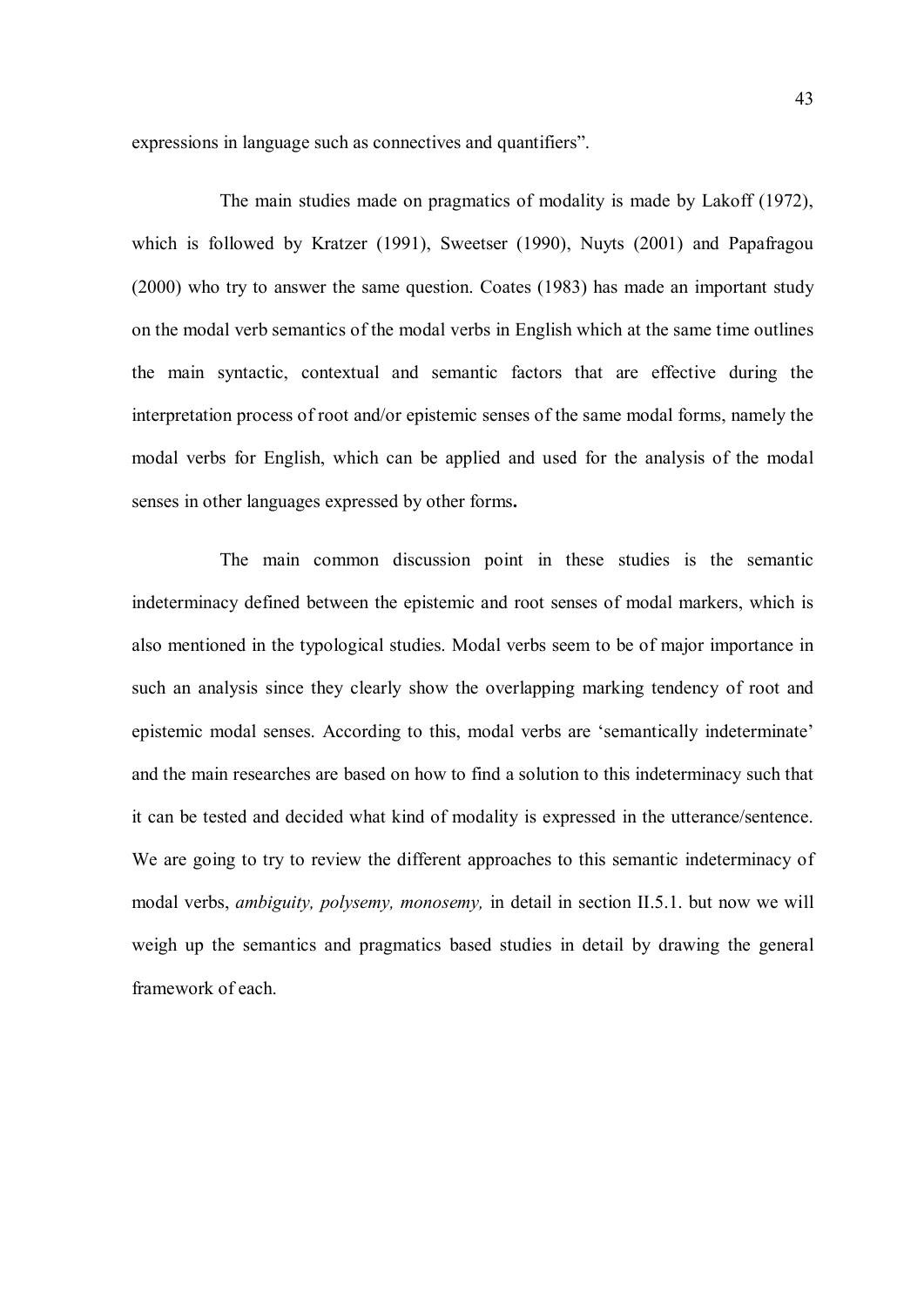expressions in language such as connectives and quantifiers".

The main studies made on pragmatics of modality is made by Lakoff (1972), which is followed by Kratzer (1991), Sweetser (1990), Nuyts (2001) and Papafragou (2000) who try to answer the same question. Coates (1983) has made an important study on the modal verb semantics of the modal verbs in English which at the same time outlines the main syntactic, contextual and semantic factors that are effective during the interpretation process of root and/or epistemic senses of the same modal forms, namely the modal verbs for English, which can be applied and used for the analysis of the modal senses in other languages expressed by other forms**.**

The main common discussion point in these studies is the semantic indeterminacy defined between the epistemic and root senses of modal markers, which is also mentioned in the typological studies. Modal verbs seem to be of major importance in such an analysis since they clearly show the overlapping marking tendency of root and epistemic modal senses. According to this, modal verbs are 'semantically indeterminate' and the main researches are based on how to find a solution to this indeterminacy such that it can be tested and decided what kind of modality is expressed in the utterance/sentence. We are going to try to review the different approaches to this semantic indeterminacy of modal verbs, *ambiguity, polysemy, monosemy,* in detail in section II.5.1. but now we will weigh up the semantics and pragmatics based studies in detail by drawing the general framework of each.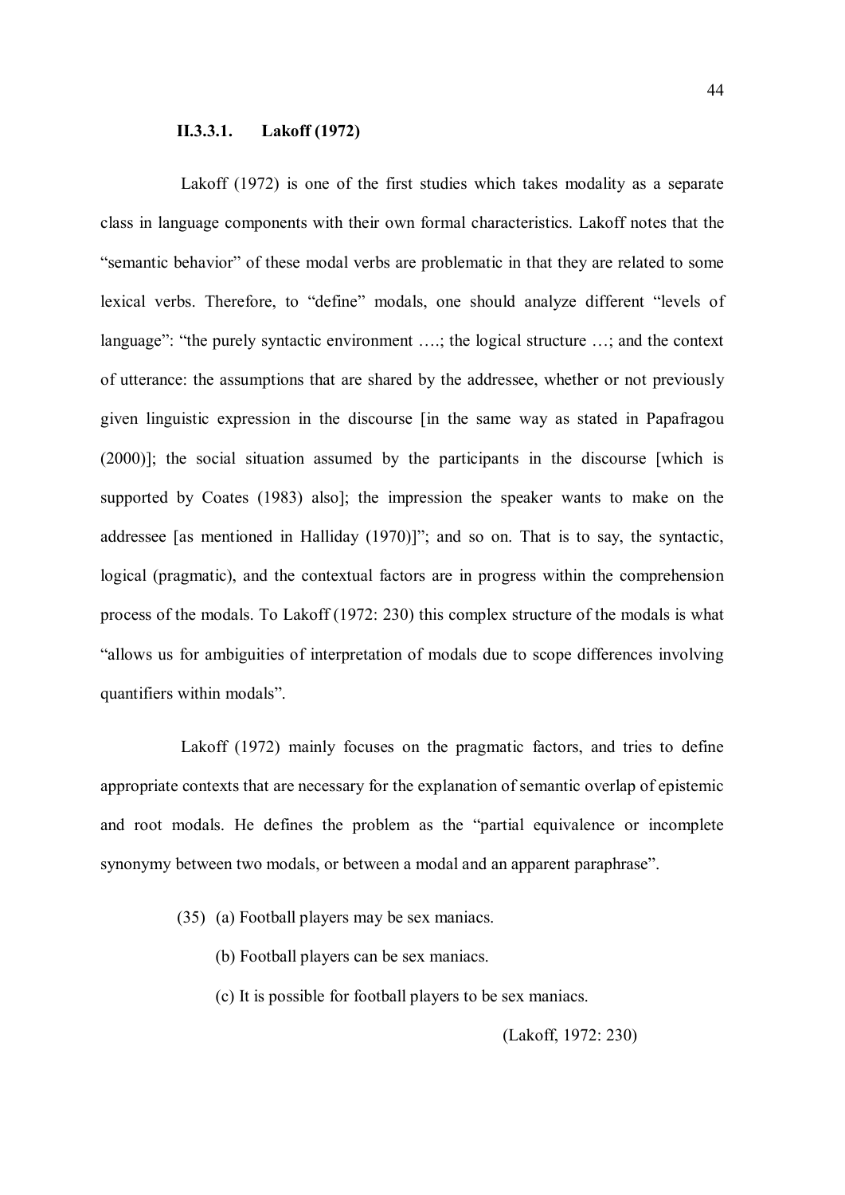### II.3.3.1. Lakoff (1972)

Lakoff (1972) is one of the first studies which takes modality as a separate class in language components with their own formal characteristics. Lakoff notes that the "semantic behavior" of these modal verbs are problematic in that they are related to some lexical verbs. Therefore, to "define" modals, one should analyze different "levels of language": "the purely syntactic environment ….; the logical structure …; and the context of utterance: the assumptions that are shared by the addressee, whether or not previously given linguistic expression in the discourse [in the same way as stated in Papafragou (2000)]; the social situation assumed by the participants in the discourse [which is supported by Coates (1983) also]; the impression the speaker wants to make on the addressee [as mentioned in Halliday (1970)]"; and so on. That is to say, the syntactic, logical (pragmatic), and the contextual factors are in progress within the comprehension process of the modals. To Lakoff (1972: 230) this complex structure of the modals is what "allows us for ambiguities of interpretation of modals due to scope differences involving quantifiers within modals".

Lakoff (1972) mainly focuses on the pragmatic factors, and tries to define appropriate contexts that are necessary for the explanation of semantic overlap of epistemic and root modals. He defines the problem as the "partial equivalence or incomplete synonymy between two modals, or between a modal and an apparent paraphrase".

(35) (a) Football players may be sex maniacs.

(b) Football players can be sex maniacs.

(c) It is possible for football players to be sex maniacs.

(Lakoff, 1972: 230)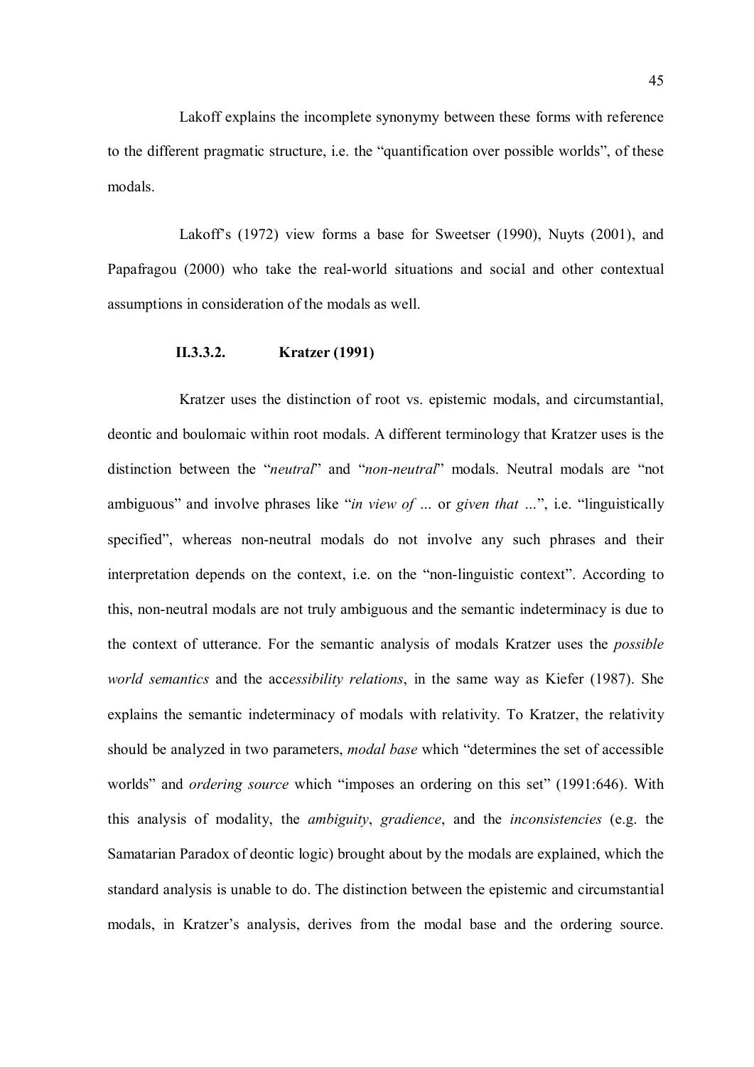Lakoff explains the incomplete synonymy between these forms with reference to the different pragmatic structure, i.e. the "quantification over possible worlds", of these modals.

Lakoff's (1972) view forms a base for Sweetser (1990), Nuyts (2001), and Papafragou (2000) who take the real-world situations and social and other contextual assumptions in consideration of the modals as well.

#### II.3.3.2. Kratzer (1991)

Kratzer uses the distinction of root vs. epistemic modals, and circumstantial, deontic and boulomaic within root modals. A different terminology that Kratzer uses is the distinction between the "*neutral*" and "*non-neutral*" modals. Neutral modals are "not ambiguous" and involve phrases like "*in view of* ... or *given that* ...", i.e. "linguistically specified", whereas non-neutral modals do not involve any such phrases and their interpretation depends on the context, i.e. on the "non-linguistic context". According to this, non-neutral modals are not truly ambiguous and the semantic indeterminacy is due to the context of utterance. For the semantic analysis of modals Kratzer uses the *possible world semantics* and the acc*essibility relations*, in the same way as Kiefer (1987). She explains the semantic indeterminacy of modals with relativity. To Kratzer, the relativity should be analyzed in two parameters, *modal base* which "determines the set of accessible worlds" and *ordering source* which "imposes an ordering on this set" (1991:646). With this analysis of modality, the *ambiguity*, *gradience*, and the *inconsistencies* (e.g. the Samatarian Paradox of deontic logic) brought about by the modals are explained, which the standard analysis is unable to do. The distinction between the epistemic and circumstantial modals, in Kratzer's analysis, derives from the modal base and the ordering source.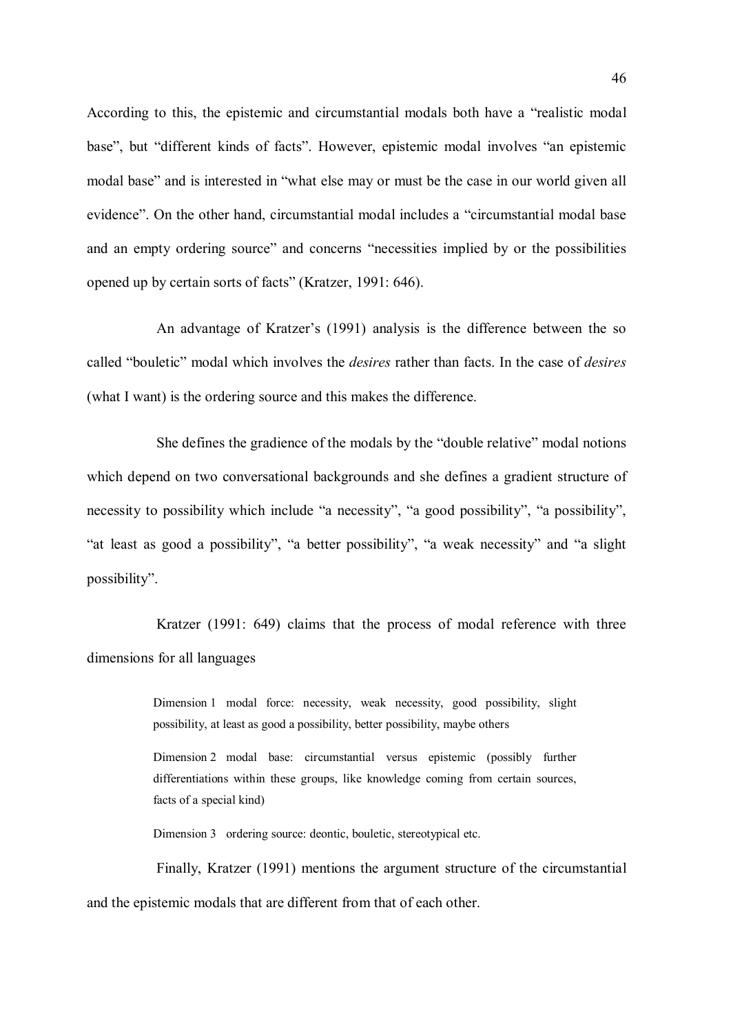According to this, the epistemic and circumstantial modals both have a "realistic modal base", but "different kinds of facts". However, epistemic modal involves "an epistemic modal base" and is interested in "what else may or must be the case in our world given all evidence". On the other hand, circumstantial modal includes a "circumstantial modal base and an empty ordering source" and concerns "necessities implied by or the possibilities opened up by certain sorts of facts" (Kratzer, 1991: 646).

An advantage of Kratzer's (1991) analysis is the difference between the so called "bouletic" modal which involves the *desires* rather than facts. In the case of *desires* (what I want) is the ordering source and this makes the difference.

She defines the gradience of the modals by the "double relative" modal notions which depend on two conversational backgrounds and she defines a gradient structure of necessity to possibility which include "a necessity", "a good possibility", "a possibility", "at least as good a possibility", "a better possibility", "a weak necessity" and "a slight possibility".

Kratzer (1991: 649) claims that the process of modal reference with three dimensions for all languages

> Dimension 1 modal force: necessity, weak necessity, good possibility, slight possibility, at least as good a possibility, better possibility, maybe others
>
> Dimension 2 modal base: circumstantial versus epistemic (possibly further differentiations within these groups, like knowledge coming from certain sources, facts of a special kind)
>
> Dimension 3 ordering source: deontic, bouletic, stereotypical etc.

Finally, Kratzer (1991) mentions the argument structure of the circumstantial and the epistemic modals that are different from that of each other.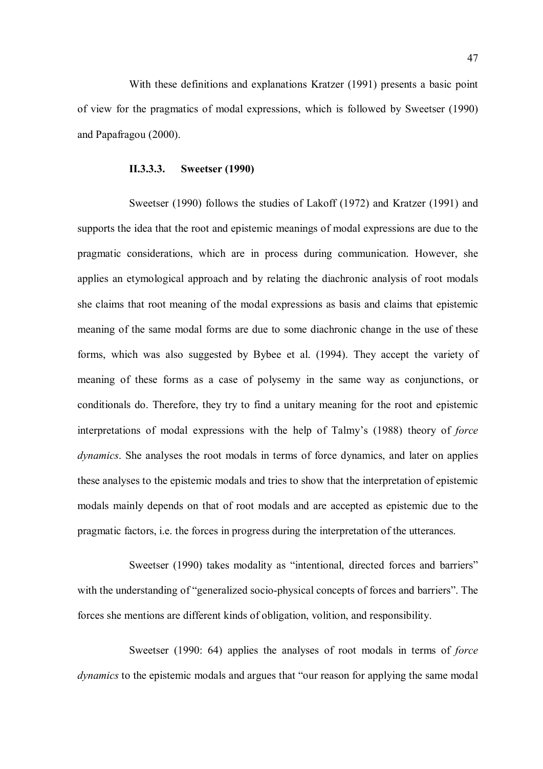With these definitions and explanations Kratzer (1991) presents a basic point of view for the pragmatics of modal expressions, which is followed by Sweetser (1990) and Papafragou (2000).

#### II.3.3.3. Sweetser (1990)

Sweetser (1990) follows the studies of Lakoff (1972) and Kratzer (1991) and supports the idea that the root and epistemic meanings of modal expressions are due to the pragmatic considerations, which are in process during communication. However, she applies an etymological approach and by relating the diachronic analysis of root modals she claims that root meaning of the modal expressions as basis and claims that epistemic meaning of the same modal forms are due to some diachronic change in the use of these forms, which was also suggested by Bybee et al. (1994). They accept the variety of meaning of these forms as a case of polysemy in the same way as conjunctions, or conditionals do. Therefore, they try to find a unitary meaning for the root and epistemic interpretations of modal expressions with the help of Talmy's (1988) theory of *force dynamics*. She analyses the root modals in terms of force dynamics, and later on applies these analyses to the epistemic modals and tries to show that the interpretation of epistemic modals mainly depends on that of root modals and are accepted as epistemic due to the pragmatic factors, i.e. the forces in progress during the interpretation of the utterances.

Sweetser (1990) takes modality as "intentional, directed forces and barriers" with the understanding of "generalized socio-physical concepts of forces and barriers". The forces she mentions are different kinds of obligation, volition, and responsibility.

Sweetser (1990: 64) applies the analyses of root modals in terms of *force dynamics* to the epistemic modals and argues that "our reason for applying the same modal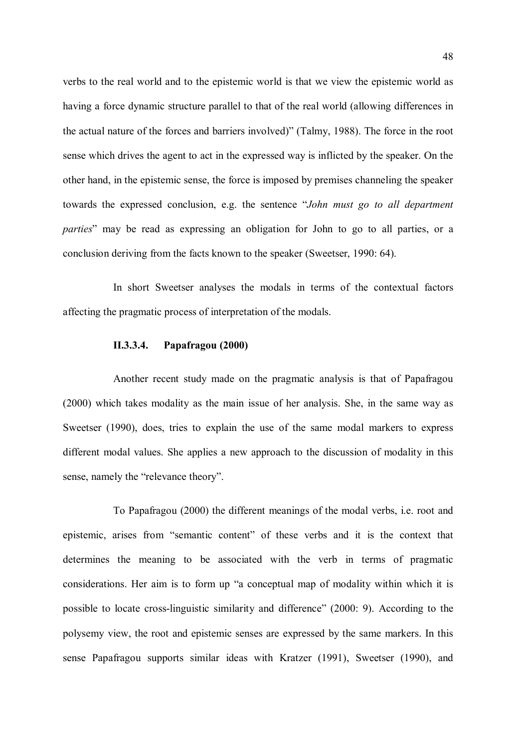verbs to the real world and to the epistemic world is that we view the epistemic world as having a force dynamic structure parallel to that of the real world (allowing differences in the actual nature of the forces and barriers involved)" (Talmy, 1988). The force in the root sense which drives the agent to act in the expressed way is inflicted by the speaker. On the other hand, in the epistemic sense, the force is imposed by premises channeling the speaker towards the expressed conclusion, e.g. the sentence "*John must go to all department parties*" may be read as expressing an obligation for John to go to all parties, or a conclusion deriving from the facts known to the speaker (Sweetser, 1990: 64).

In short Sweetser analyses the modals in terms of the contextual factors affecting the pragmatic process of interpretation of the modals.

#### II.3.3.4. Papafragou (2000)

Another recent study made on the pragmatic analysis is that of Papafragou (2000) which takes modality as the main issue of her analysis. She, in the same way as Sweetser (1990), does, tries to explain the use of the same modal markers to express different modal values. She applies a new approach to the discussion of modality in this sense, namely the "relevance theory".

To Papafragou (2000) the different meanings of the modal verbs, i.e. root and epistemic, arises from "semantic content" of these verbs and it is the context that determines the meaning to be associated with the verb in terms of pragmatic considerations. Her aim is to form up "a conceptual map of modality within which it is possible to locate cross-linguistic similarity and difference" (2000: 9). According to the polysemy view, the root and epistemic senses are expressed by the same markers. In this sense Papafragou supports similar ideas with Kratzer (1991), Sweetser (1990), and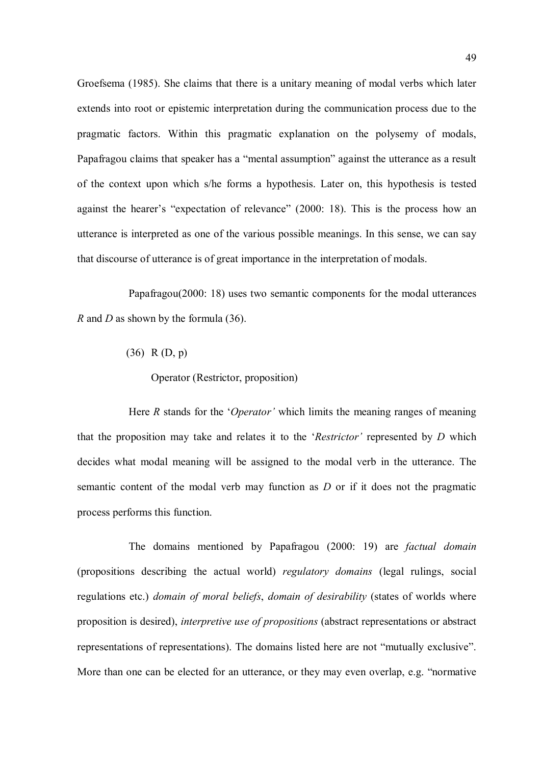Groefsema (1985). She claims that there is a unitary meaning of modal verbs which later extends into root or epistemic interpretation during the communication process due to the pragmatic factors. Within this pragmatic explanation on the polysemy of modals, Papafragou claims that speaker has a "mental assumption" against the utterance as a result of the context upon which s/he forms a hypothesis. Later on, this hypothesis is tested against the hearer's "expectation of relevance" (2000: 18). This is the process how an utterance is interpreted as one of the various possible meanings. In this sense, we can say that discourse of utterance is of great importance in the interpretation of modals.

Papafragou(2000: 18) uses two semantic components for the modal utterances *R* and *D* as shown by the formula (36).

(36) R (D, p)

Operator (Restrictor, proposition)

Here *R* stands for the '*Operator'* which limits the meaning ranges of meaning that the proposition may take and relates it to the '*Restrictor'* represented by *D* which decides what modal meaning will be assigned to the modal verb in the utterance. The semantic content of the modal verb may function as *D* or if it does not the pragmatic process performs this function.

The domains mentioned by Papafragou (2000: 19) are *factual domain* (propositions describing the actual world) *regulatory domains* (legal rulings, social regulations etc.) *domain of moral beliefs*, *domain of desirability* (states of worlds where proposition is desired), *interpretive use of propositions* (abstract representations or abstract representations of representations). The domains listed here are not "mutually exclusive". More than one can be elected for an utterance, or they may even overlap, e.g. "normative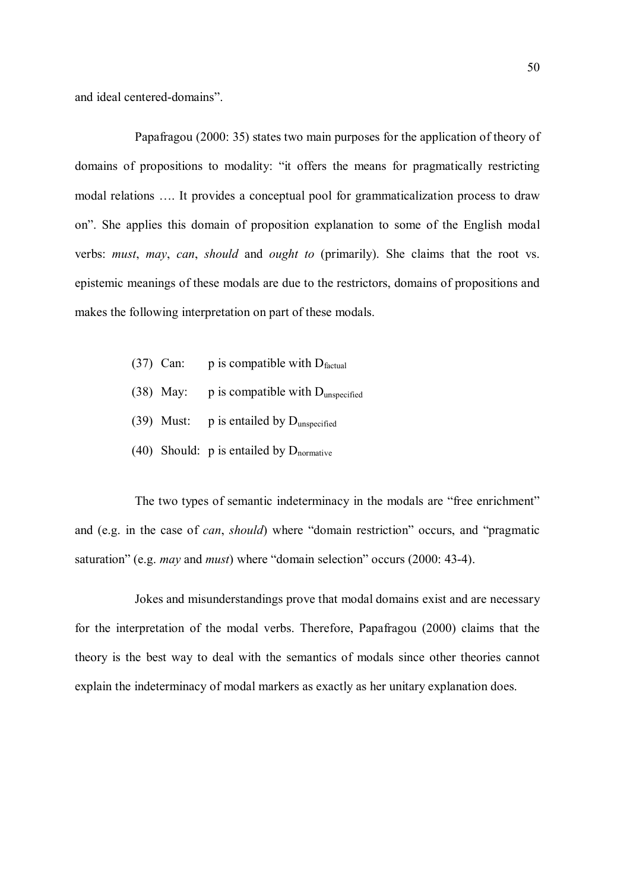and ideal centered-domains".

Papafragou (2000: 35) states two main purposes for the application of theory of domains of propositions to modality: "it offers the means for pragmatically restricting modal relations …. It provides a conceptual pool for grammaticalization process to draw on". She applies this domain of proposition explanation to some of the English modal verbs: *must*, *may*, *can*, *should* and *ought to* (primarily). She claims that the root vs. epistemic meanings of these modals are due to the restrictors, domains of propositions and makes the following interpretation on part of these modals.

(37) Can: p is compatible with $D_{factual}$

(38) May: p is compatible with $D_{unspecified}$

(39) Must: p is entailed by $D_{unspecified}$

(40) Should: p is entailed by $D_{normative}$

The two types of semantic indeterminacy in the modals are "free enrichment" and (e.g. in the case of *can*, *should*) where "domain restriction" occurs, and "pragmatic saturation" (e.g. *may* and *must*) where "domain selection" occurs (2000: 43-4).

Jokes and misunderstandings prove that modal domains exist and are necessary for the interpretation of the modal verbs. Therefore, Papafragou (2000) claims that the theory is the best way to deal with the semantics of modals since other theories cannot explain the indeterminacy of modal markers as exactly as her unitary explanation does.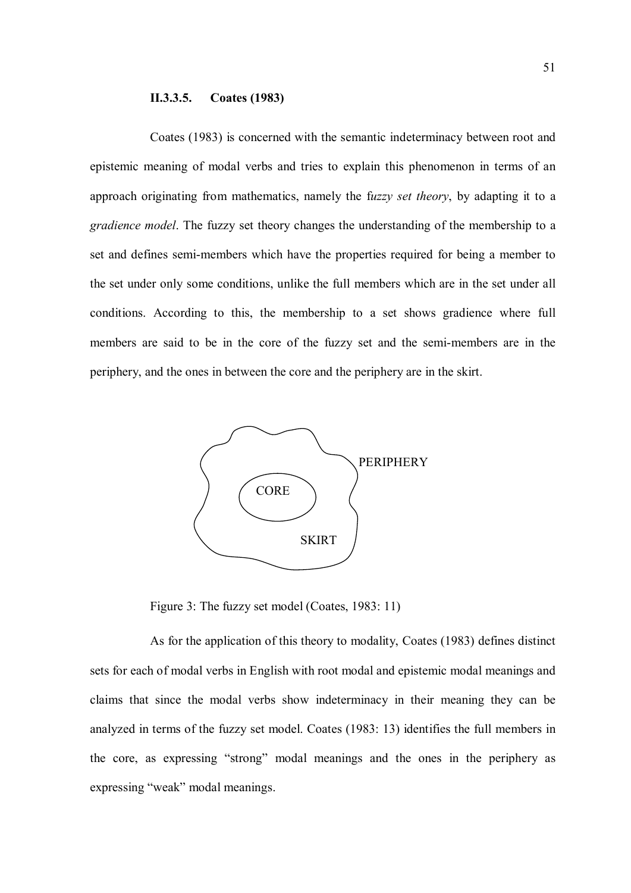### II.3.3.5. Coates (1983)

Coates (1983) is concerned with the semantic indeterminacy between root and epistemic meaning of modal verbs and tries to explain this phenomenon in terms of an approach originating from mathematics, namely the f*uzzy set theory*, by adapting it to a *gradience model*. The fuzzy set theory changes the understanding of the membership to a set and defines semi-members which have the properties required for being a member to the set under only some conditions, unlike the full members which are in the set under all conditions. According to this, the membership to a set shows gradience where full members are said to be in the core of the fuzzy set and the semi-members are in the periphery, and the ones in between the core and the periphery are in the skirt.

PERIPHERY

CORE

SKIRT

Figure 3: The fuzzy set model (Coates, 1983: 11)

As for the application of this theory to modality, Coates (1983) defines distinct sets for each of modal verbs in English with root modal and epistemic modal meanings and claims that since the modal verbs show indeterminacy in their meaning they can be analyzed in terms of the fuzzy set model. Coates (1983: 13) identifies the full members in the core, as expressing "strong" modal meanings and the ones in the periphery as expressing "weak" modal meanings.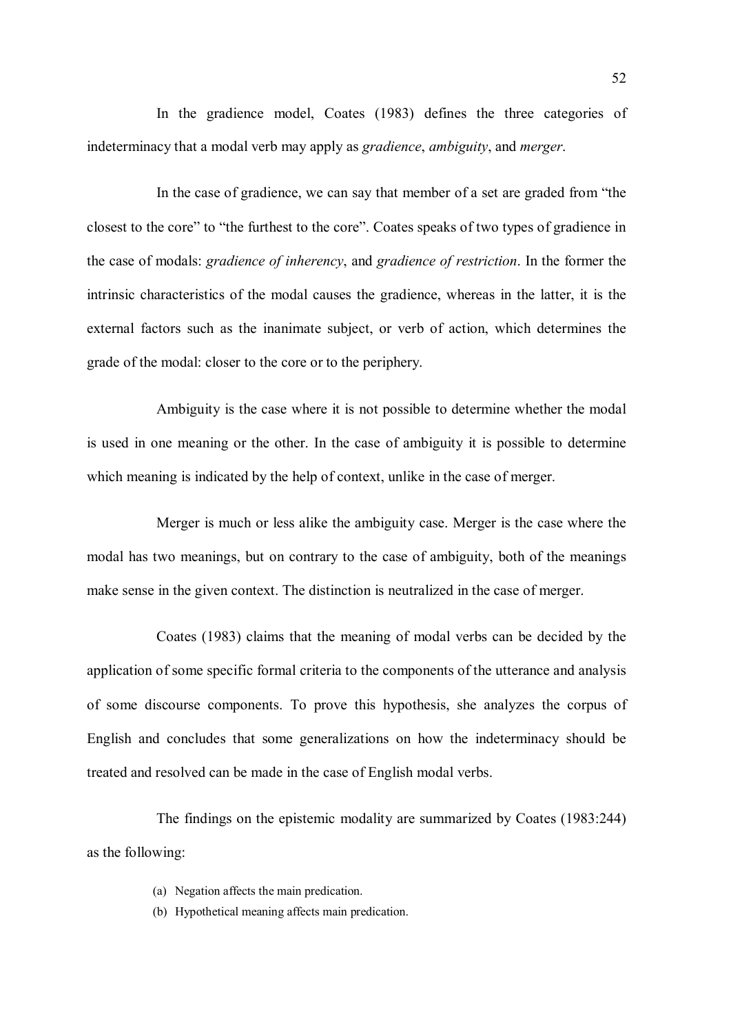In the gradience model, Coates (1983) defines the three categories of indeterminacy that a modal verb may apply as *gradience*, *ambiguity*, and *merger*.

In the case of gradience, we can say that member of a set are graded from "the closest to the core" to "the furthest to the core". Coates speaks of two types of gradience in the case of modals: *gradience of inherency*, and *gradience of restriction*. In the former the intrinsic characteristics of the modal causes the gradience, whereas in the latter, it is the external factors such as the inanimate subject, or verb of action, which determines the grade of the modal: closer to the core or to the periphery.

Ambiguity is the case where it is not possible to determine whether the modal is used in one meaning or the other. In the case of ambiguity it is possible to determine which meaning is indicated by the help of context, unlike in the case of merger.

Merger is much or less alike the ambiguity case. Merger is the case where the modal has two meanings, but on contrary to the case of ambiguity, both of the meanings make sense in the given context. The distinction is neutralized in the case of merger.

Coates (1983) claims that the meaning of modal verbs can be decided by the application of some specific formal criteria to the components of the utterance and analysis of some discourse components. To prove this hypothesis, she analyzes the corpus of English and concludes that some generalizations on how the indeterminacy should be treated and resolved can be made in the case of English modal verbs.

The findings on the epistemic modality are summarized by Coates (1983:244) as the following:

(a) Negation affects the main predication.

(b) Hypothetical meaning affects main predication.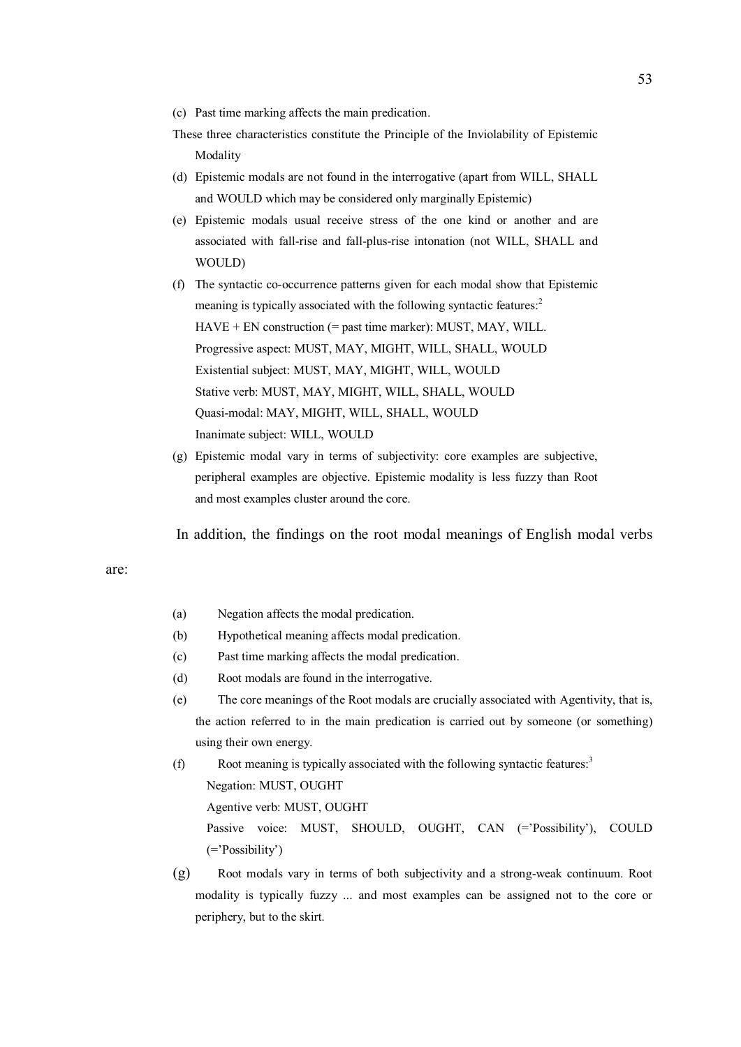(c) Past time marking affects the main predication.

These three characteristics constitute the Principle of the Inviolability of Epistemic Modality

(d) Epistemic modals are not found in the interrogative (apart from WILL, SHALL and WOULD which may be considered only marginally Epistemic)

(e) Epistemic modals usual receive stress of the one kind or another and are associated with fall-rise and fall-plus-rise intonation (not WILL, SHALL and WOULD)

(f) The syntactic co-occurrence patterns given for each modal show that Epistemic meaning is typically associated with the following syntactic features:[2]

HAVE + EN construction (= past time marker): MUST, MAY, WILL.

Progressive aspect: MUST, MAY, MIGHT, WILL, SHALL, WOULD

Existential subject: MUST, MAY, MIGHT, WILL, WOULD

Stative verb: MUST, MAY, MIGHT, WILL, SHALL, WOULD

Quasi-modal: MAY, MIGHT, WILL, SHALL, WOULD

Inanimate subject: WILL, WOULD

(g) Epistemic modal vary in terms of subjectivity: core examples are subjective, peripheral examples are objective. Epistemic modality is less fuzzy than Root and most examples cluster around the core.

In addition, the findings on the root modal meanings of English modal verbs are:

(a) Negation affects the modal predication.

(b) Hypothetical meaning affects modal predication.

(c) Past time marking affects the modal predication.

(d) Root modals are found in the interrogative.

(e) The core meanings of the Root modals are crucially associated with Agentivity, that is, the action referred to in the main predication is carried out by someone (or something) using their own energy.

(f) Root meaning is typically associated with the following syntactic features:[3]

Negation: MUST, OUGHT

Agentive verb: MUST, OUGHT

Passive voice: MUST, SHOULD, OUGHT, CAN (='Possibility'), COULD (='Possibility')

(g) Root modals vary in terms of both subjectivity and a strong-weak continuum. Root modality is typically fuzzy ... and most examples can be assigned not to the core or periphery, but to the skirt.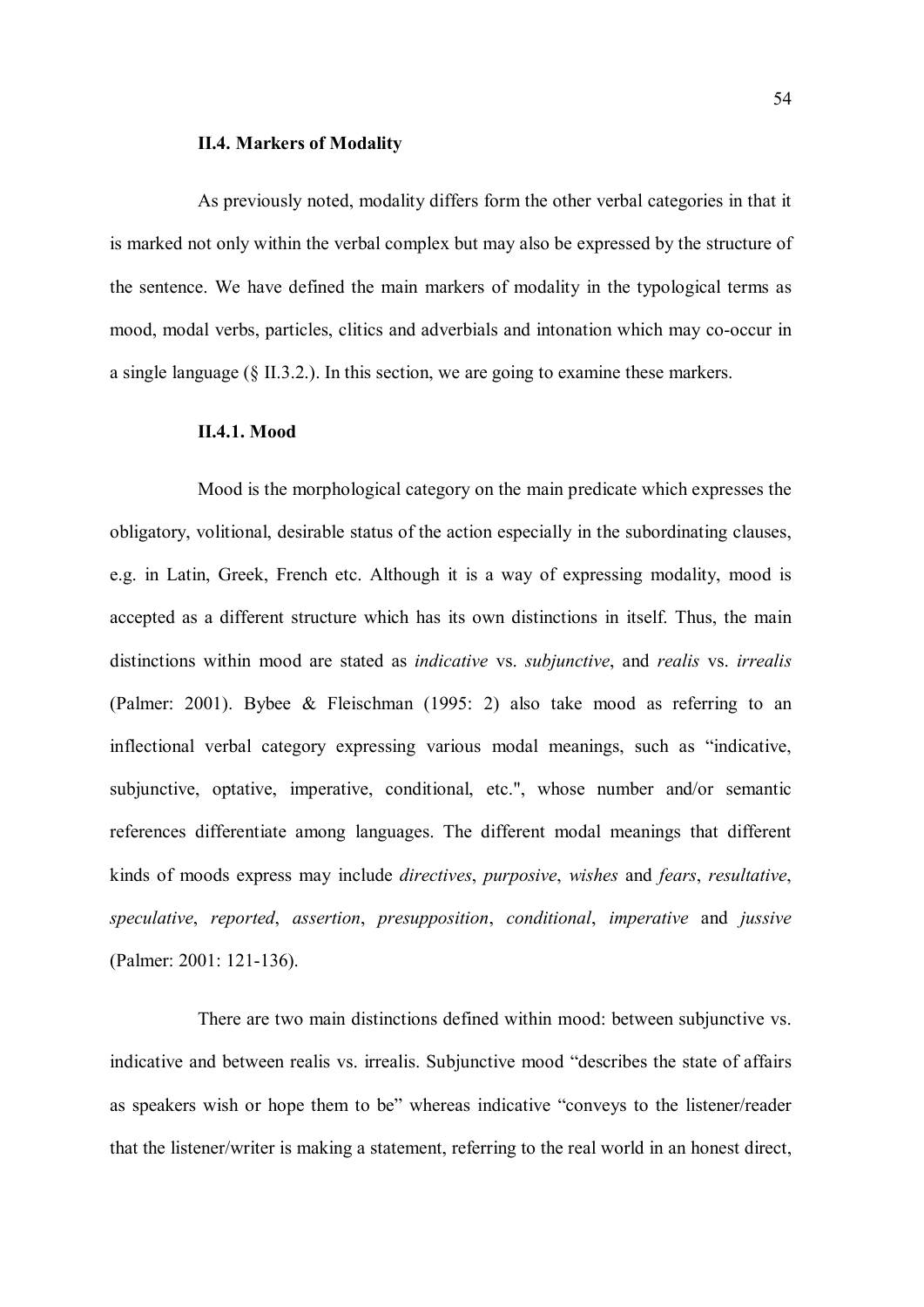### II.4. Markers of Modality

As previously noted, modality differs form the other verbal categories in that it is marked not only within the verbal complex but may also be expressed by the structure of the sentence. We have defined the main markers of modality in the typological terms as mood, modal verbs, particles, clitics and adverbials and intonation which may co-occur in a single language (§ II.3.2.). In this section, we are going to examine these markers.

#### II.4.1. Mood

Mood is the morphological category on the main predicate which expresses the obligatory, volitional, desirable status of the action especially in the subordinating clauses, e.g. in Latin, Greek, French etc. Although it is a way of expressing modality, mood is accepted as a different structure which has its own distinctions in itself. Thus, the main distinctions within mood are stated as *indicative* vs. *subjunctive*, and *realis* vs. *irrealis* (Palmer: 2001). Bybee & Fleischman (1995: 2) also take mood as referring to an inflectional verbal category expressing various modal meanings, such as "indicative, subjunctive, optative, imperative, conditional, etc.", whose number and/or semantic references differentiate among languages. The different modal meanings that different kinds of moods express may include *directives*, *purposive*, *wishes* and *fears*, *resultative*, *speculative*, *reported*, *assertion*, *presupposition*, *conditional*, *imperative* and *jussive* (Palmer: 2001: 121-136).

There are two main distinctions defined within mood: between subjunctive vs. indicative and between realis vs. irrealis. Subjunctive mood "describes the state of affairs as speakers wish or hope them to be" whereas indicative "conveys to the listener/reader that the listener/writer is making a statement, referring to the real world in an honest direct,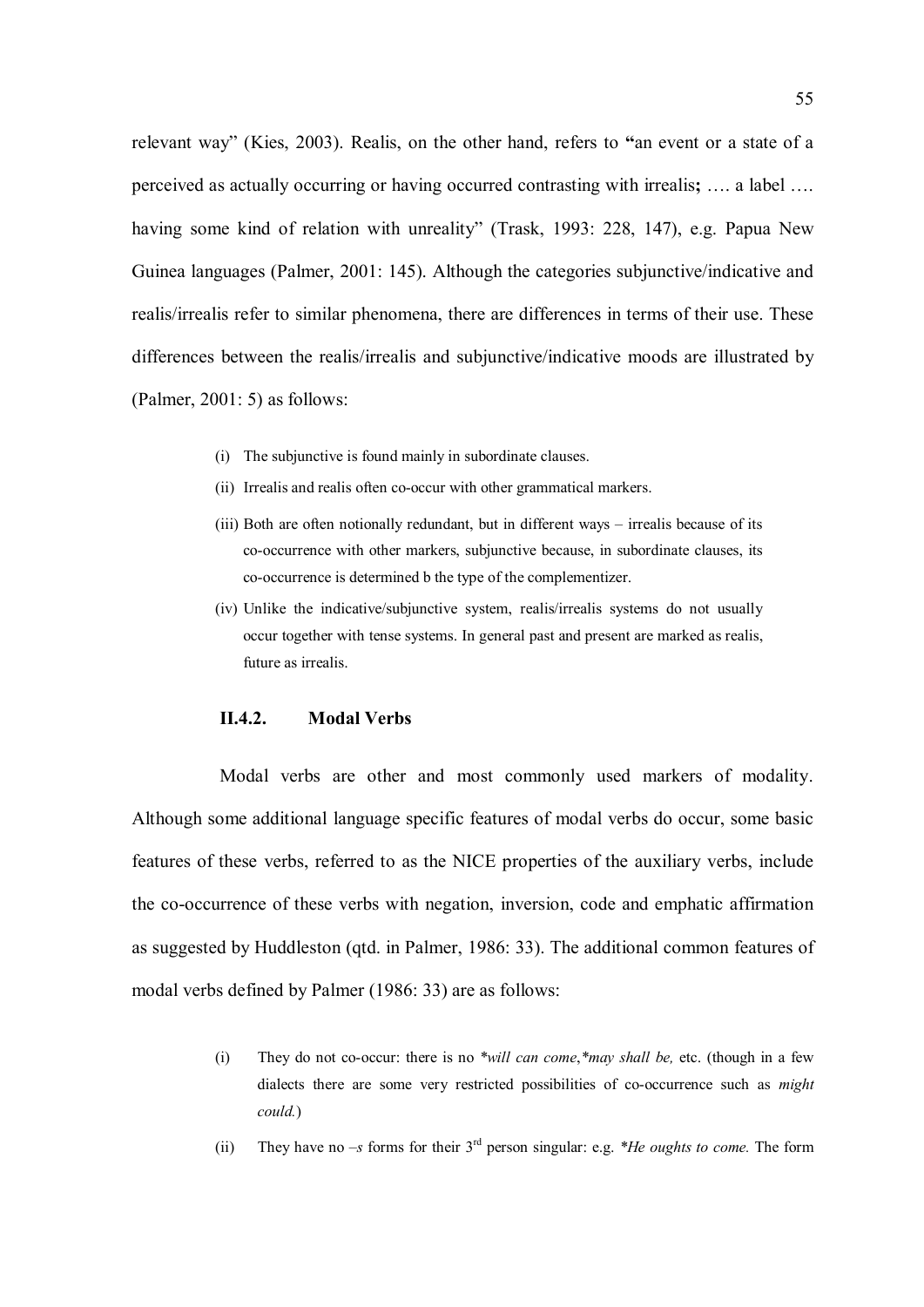relevant way" (Kies, 2003). Realis, on the other hand, refers to **"**an event or a state of a perceived as actually occurring or having occurred contrasting with irrealis**;** …. a label …. having some kind of relation with unreality" (Trask, 1993: 228, 147), e.g. Papua New Guinea languages (Palmer, 2001: 145). Although the categories subjunctive/indicative and realis/irrealis refer to similar phenomena, there are differences in terms of their use. These differences between the realis/irrealis and subjunctive/indicative moods are illustrated by (Palmer, 2001: 5) as follows:

> (i) The subjunctive is found mainly in subordinate clauses.
>
> (ii) Irrealis and realis often co-occur with other grammatical markers.
>
> (iii) Both are often notionally redundant, but in different ways – irrealis because of its co-occurrence with other markers, subjunctive because, in subordinate clauses, its co-occurrence is determined b the type of the complementizer.
>
> (iv) Unlike the indicative/subjunctive system, realis/irrealis systems do not usually occur together with tense systems. In general past and present are marked as realis, future as irrealis.

### II.4.2. Modal Verbs

Modal verbs are other and most commonly used markers of modality. Although some additional language specific features of modal verbs do occur, some basic features of these verbs, referred to as the NICE properties of the auxiliary verbs, include the co-occurrence of these verbs with negation, inversion, code and emphatic affirmation as suggested by Huddleston (qtd. in Palmer, 1986: 33). The additional common features of modal verbs defined by Palmer (1986: 33) are as follows:

> (i) They do not co-occur: there is no *\*will can come*,*\*may shall be,* etc. (though in a few dialects there are some very restricted possibilities of co-occurrence such as *might could.*)
>
> (ii) They have no *–s* forms for their 3rd person singular: e.g. *\*He oughts to come.* The form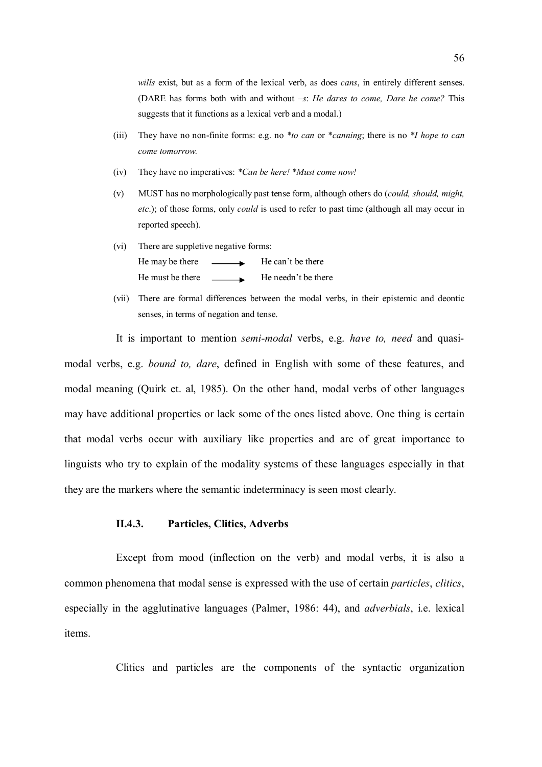*wills* exist, but as a form of the lexical verb, as does *cans*, in entirely different senses. (DARE has forms both with and without *–s*: *He dares to come, Dare he come?* This suggests that it functions as a lexical verb and a modal.)

(iii) They have no non-finite forms: e.g. no *\*to can* or *\*canning*; there is no *\*I hope to can come tomorrow.*

(iv) They have no imperatives: *\*Can be here! \*Must come now!*

(v) MUST has no morphologically past tense form, although others do (*could, should, might, etc.*); of those forms, only *could* is used to refer to past time (although all may occur in reported speech).

(vi) There are suppletive negative forms:

He may be there ⟶ He can't be there

He must be there ⟶ He needn't be there

(vii) There are formal differences between the modal verbs, in their epistemic and deontic senses, in terms of negation and tense.

It is important to mention *semi-modal* verbs, e.g. *have to, need* and quasi-modal verbs, e.g. *bound to, dare*, defined in English with some of these features, and modal meaning (Quirk et. al, 1985). On the other hand, modal verbs of other languages may have additional properties or lack some of the ones listed above. One thing is certain that modal verbs occur with auxiliary like properties and are of great importance to linguists who try to explain of the modality systems of these languages especially in that they are the markers where the semantic indeterminacy is seen most clearly.

### II.4.3. Particles, Clitics, Adverbs

Except from mood (inflection on the verb) and modal verbs, it is also a common phenomena that modal sense is expressed with the use of certain *particles*, *clitics*, especially in the agglutinative languages (Palmer, 1986: 44), and *adverbials*, i.e. lexical items.

Clitics and particles are the components of the syntactic organization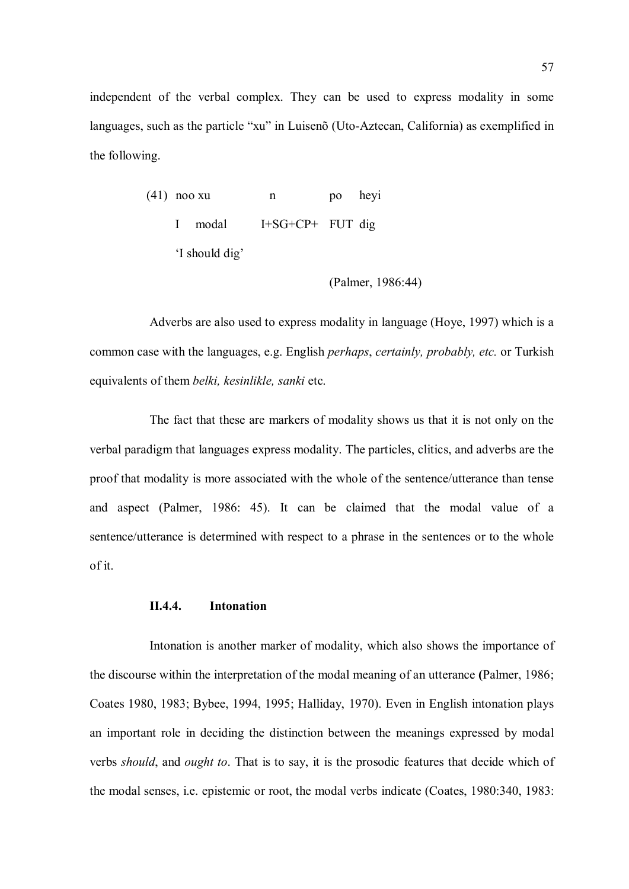independent of the verbal complex. They can be used to express modality in some languages, such as the particle “xu” in Luisenõ (Uto-Aztecan, California) as exemplified in the following.

(41) noo xu n po heyi

I modal I+SG+CP+ FUT dig

‘I should dig’

(Palmer, 1986:44)

Adverbs are also used to express modality in language (Hoye, 1997) which is a common case with the languages, e.g. English *perhaps*, *certainly, probably, etc.* or Turkish equivalents of them *belki, kesinlikle, sanki* etc.

The fact that these are markers of modality shows us that it is not only on the verbal paradigm that languages express modality. The particles, clitics, and adverbs are the proof that modality is more associated with the whole of the sentence/utterance than tense and aspect (Palmer, 1986: 45). It can be claimed that the modal value of a sentence/utterance is determined with respect to a phrase in the sentences or to the whole of it.

### II.4.4. Intonation

Intonation is another marker of modality, which also shows the importance of the discourse within the interpretation of the modal meaning of an utterance **(**Palmer, 1986; Coates 1980, 1983; Bybee, 1994, 1995; Halliday, 1970). Even in English intonation plays an important role in deciding the distinction between the meanings expressed by modal verbs *should*, and *ought to*. That is to say, it is the prosodic features that decide which of the modal senses, i.e. epistemic or root, the modal verbs indicate (Coates, 1980:340, 1983: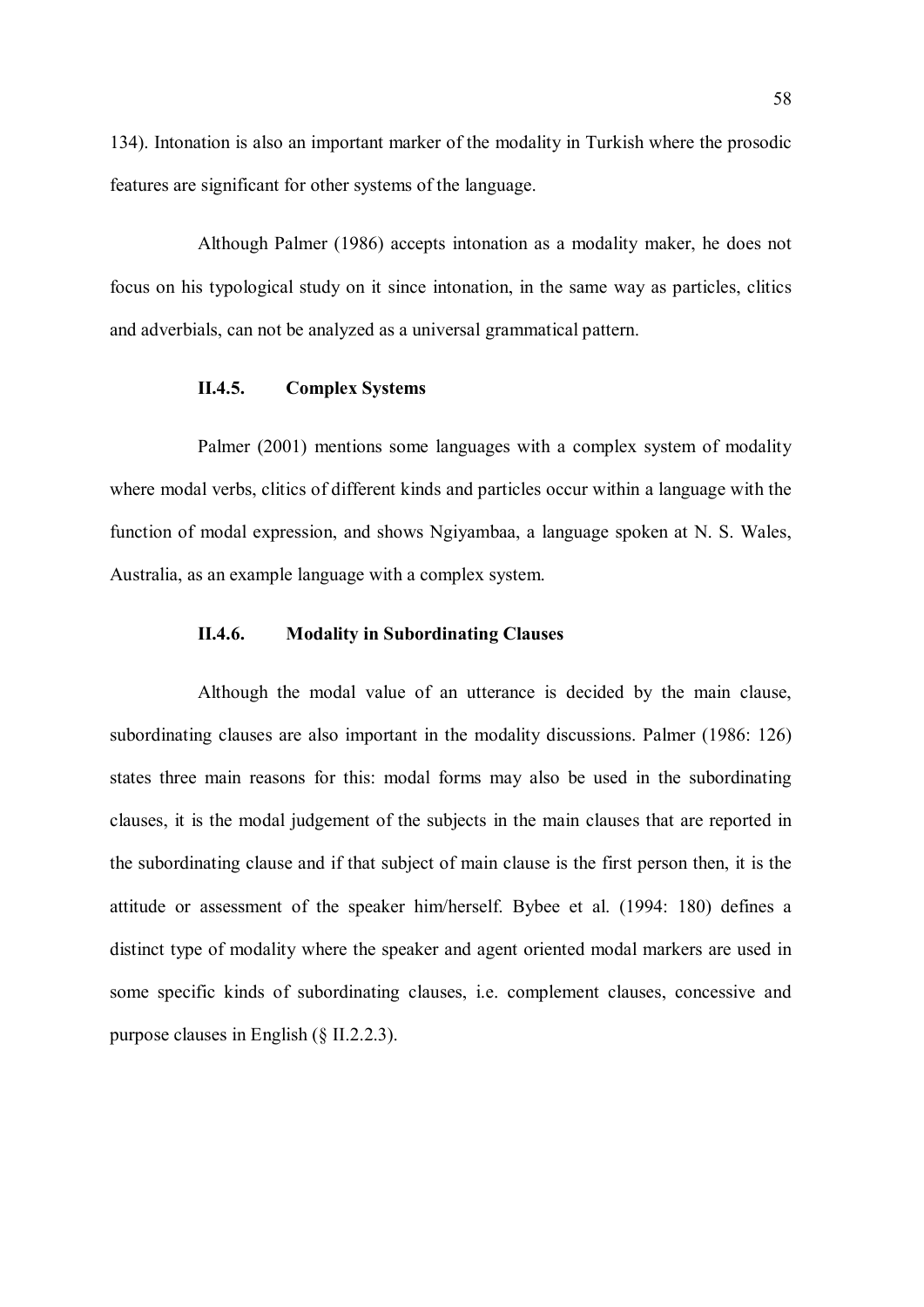134). Intonation is also an important marker of the modality in Turkish where the prosodic features are significant for other systems of the language.

Although Palmer (1986) accepts intonation as a modality maker, he does not focus on his typological study on it since intonation, in the same way as particles, clitics and adverbials, can not be analyzed as a universal grammatical pattern.

### II.4.5. Complex Systems

Palmer (2001) mentions some languages with a complex system of modality where modal verbs, clitics of different kinds and particles occur within a language with the function of modal expression, and shows Ngiyambaa, a language spoken at N. S. Wales, Australia, as an example language with a complex system.

### II.4.6. Modality in Subordinating Clauses

Although the modal value of an utterance is decided by the main clause, subordinating clauses are also important in the modality discussions. Palmer (1986: 126) states three main reasons for this: modal forms may also be used in the subordinating clauses, it is the modal judgement of the subjects in the main clauses that are reported in the subordinating clause and if that subject of main clause is the first person then, it is the attitude or assessment of the speaker him/herself. Bybee et al. (1994: 180) defines a distinct type of modality where the speaker and agent oriented modal markers are used in some specific kinds of subordinating clauses, i.e. complement clauses, concessive and purpose clauses in English (§ II.2.2.3).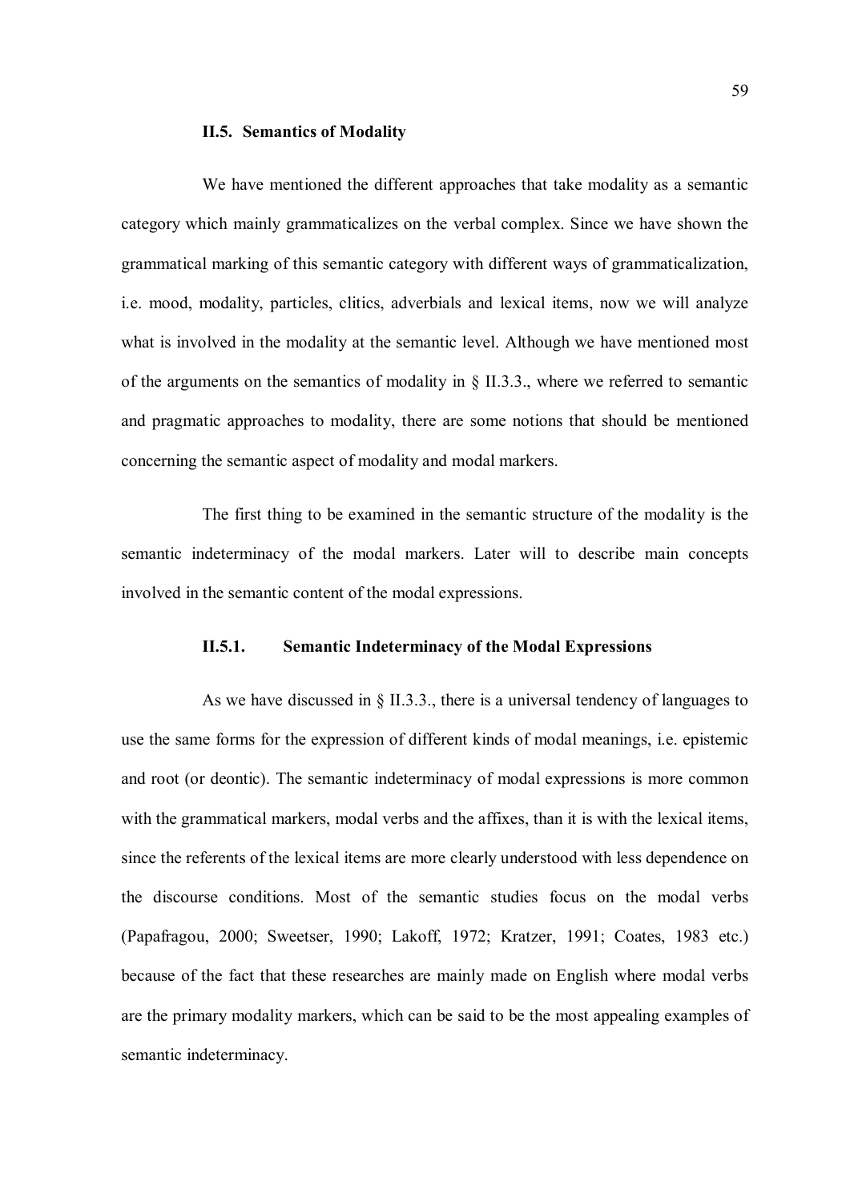## II.5. Semantics of Modality

We have mentioned the different approaches that take modality as a semantic category which mainly grammaticalizes on the verbal complex. Since we have shown the grammatical marking of this semantic category with different ways of grammaticalization, i.e. mood, modality, particles, clitics, adverbials and lexical items, now we will analyze what is involved in the modality at the semantic level. Although we have mentioned most of the arguments on the semantics of modality in § II.3.3., where we referred to semantic and pragmatic approaches to modality, there are some notions that should be mentioned concerning the semantic aspect of modality and modal markers.

The first thing to be examined in the semantic structure of the modality is the semantic indeterminacy of the modal markers. Later will to describe main concepts involved in the semantic content of the modal expressions.

### II.5.1. Semantic Indeterminacy of the Modal Expressions

As we have discussed in § II.3.3., there is a universal tendency of languages to use the same forms for the expression of different kinds of modal meanings, i.e. epistemic and root (or deontic). The semantic indeterminacy of modal expressions is more common with the grammatical markers, modal verbs and the affixes, than it is with the lexical items, since the referents of the lexical items are more clearly understood with less dependence on the discourse conditions. Most of the semantic studies focus on the modal verbs (Papafragou, 2000; Sweetser, 1990; Lakoff, 1972; Kratzer, 1991; Coates, 1983 etc.) because of the fact that these researches are mainly made on English where modal verbs are the primary modality markers, which can be said to be the most appealing examples of semantic indeterminacy.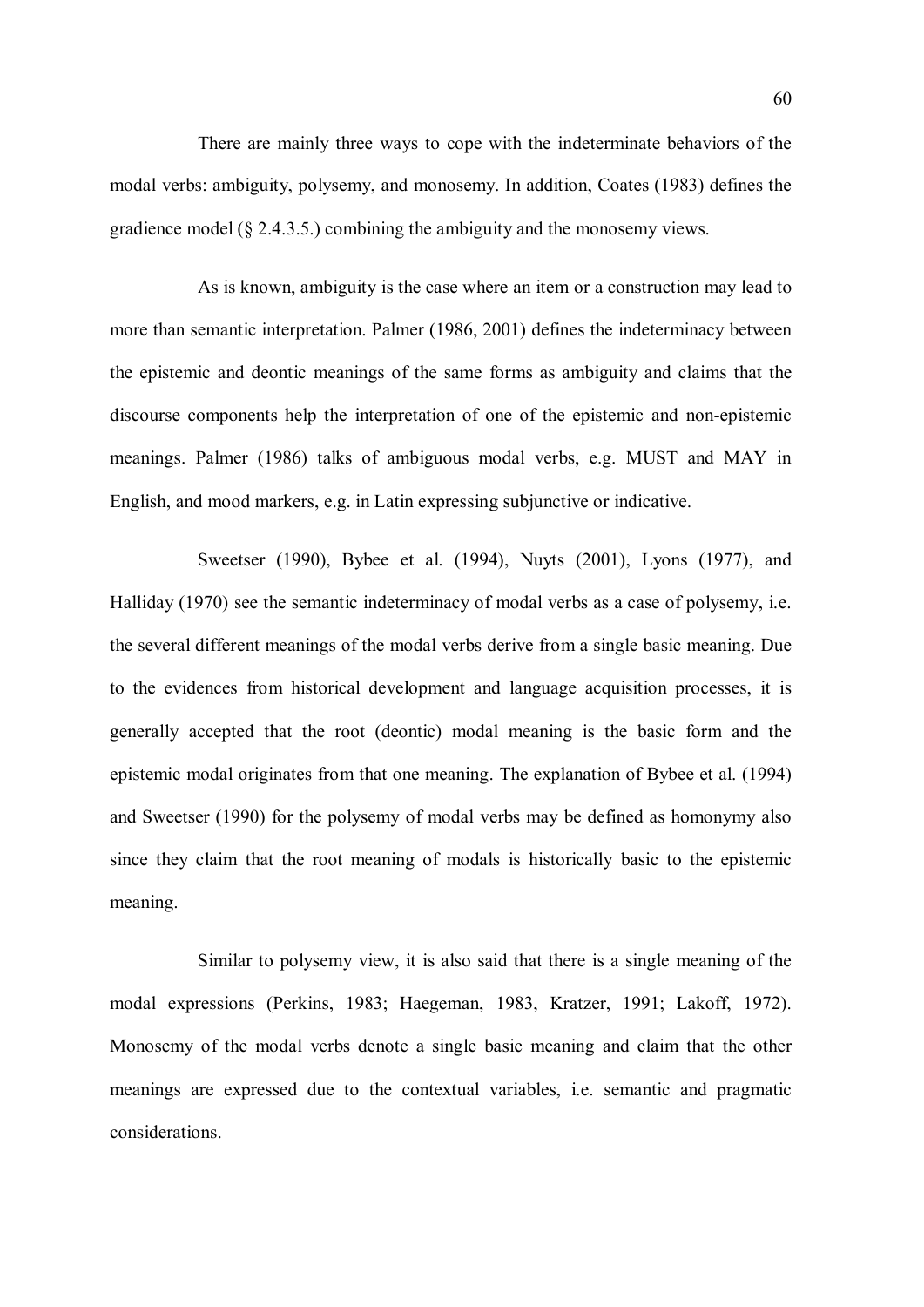There are mainly three ways to cope with the indeterminate behaviors of the modal verbs: ambiguity, polysemy, and monosemy. In addition, Coates (1983) defines the gradience model (§ 2.4.3.5.) combining the ambiguity and the monosemy views.

As is known, ambiguity is the case where an item or a construction may lead to more than semantic interpretation. Palmer (1986, 2001) defines the indeterminacy between the epistemic and deontic meanings of the same forms as ambiguity and claims that the discourse components help the interpretation of one of the epistemic and non-epistemic meanings. Palmer (1986) talks of ambiguous modal verbs, e.g. MUST and MAY in English, and mood markers, e.g. in Latin expressing subjunctive or indicative.

Sweetser (1990), Bybee et al. (1994), Nuyts (2001), Lyons (1977), and Halliday (1970) see the semantic indeterminacy of modal verbs as a case of polysemy, i.e. the several different meanings of the modal verbs derive from a single basic meaning. Due to the evidences from historical development and language acquisition processes, it is generally accepted that the root (deontic) modal meaning is the basic form and the epistemic modal originates from that one meaning. The explanation of Bybee et al. (1994) and Sweetser (1990) for the polysemy of modal verbs may be defined as homonymy also since they claim that the root meaning of modals is historically basic to the epistemic meaning.

Similar to polysemy view, it is also said that there is a single meaning of the modal expressions (Perkins, 1983; Haegeman, 1983, Kratzer, 1991; Lakoff, 1972). Monosemy of the modal verbs denote a single basic meaning and claim that the other meanings are expressed due to the contextual variables, i.e. semantic and pragmatic considerations.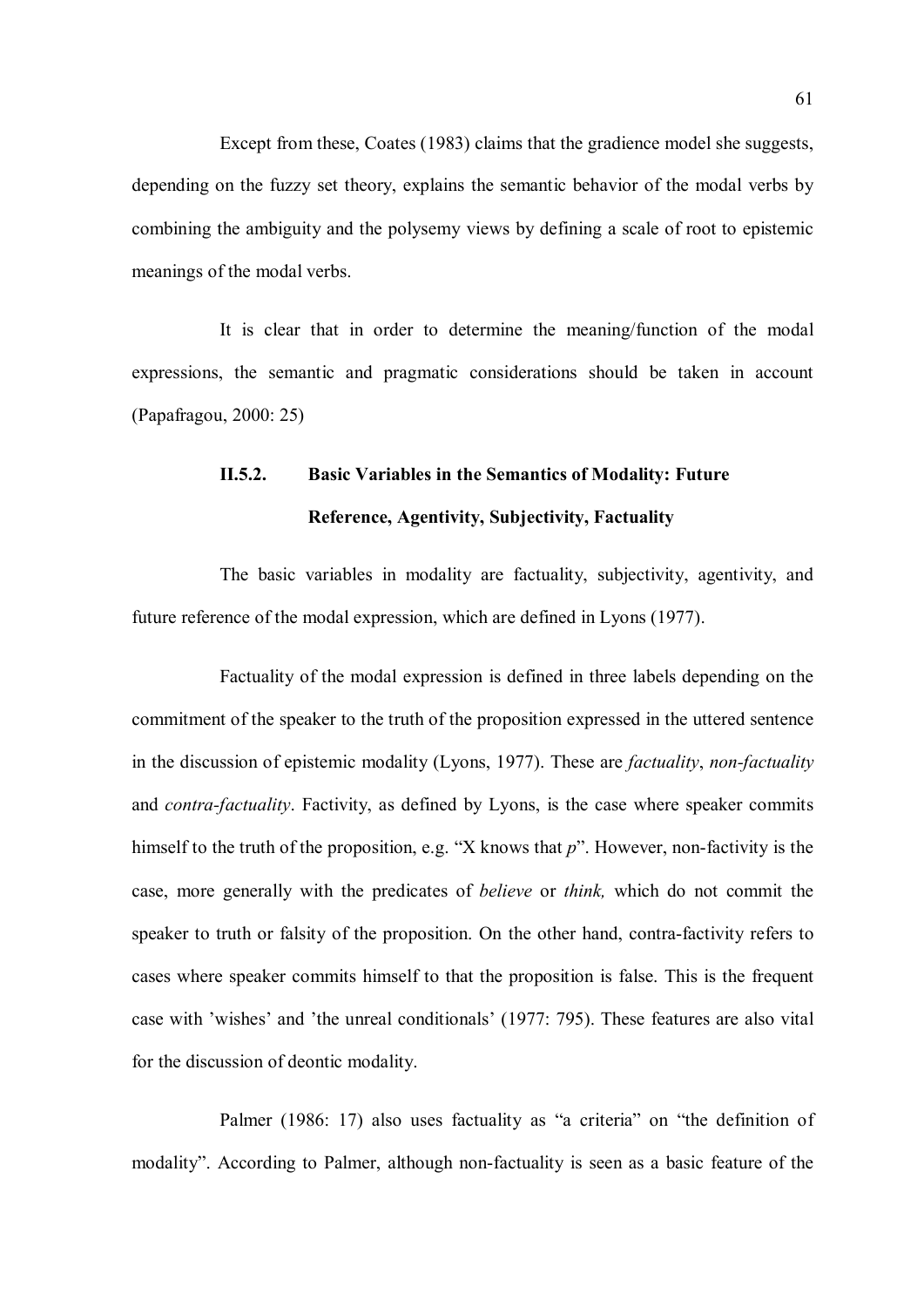Except from these, Coates (1983) claims that the gradience model she suggests, depending on the fuzzy set theory, explains the semantic behavior of the modal verbs by combining the ambiguity and the polysemy views by defining a scale of root to epistemic meanings of the modal verbs.

It is clear that in order to determine the meaning/function of the modal expressions, the semantic and pragmatic considerations should be taken in account (Papafragou, 2000: 25)

### II.5.2. Basic Variables in the Semantics of Modality: Future Reference, Agentivity, Subjectivity, Factuality

The basic variables in modality are factuality, subjectivity, agentivity, and future reference of the modal expression, which are defined in Lyons (1977).

Factuality of the modal expression is defined in three labels depending on the commitment of the speaker to the truth of the proposition expressed in the uttered sentence in the discussion of epistemic modality (Lyons, 1977). These are *factuality*, *non-factuality* and *contra-factuality*. Factivity, as defined by Lyons, is the case where speaker commits himself to the truth of the proposition, e.g. "X knows that *p*". However, non-factivity is the case, more generally with the predicates of *believe* or *think,* which do not commit the speaker to truth or falsity of the proposition. On the other hand, contra-factivity refers to cases where speaker commits himself to that the proposition is false. This is the frequent case with 'wishes' and 'the unreal conditionals' (1977: 795). These features are also vital for the discussion of deontic modality.

Palmer (1986: 17) also uses factuality as "a criteria" on "the definition of modality". According to Palmer, although non-factuality is seen as a basic feature of the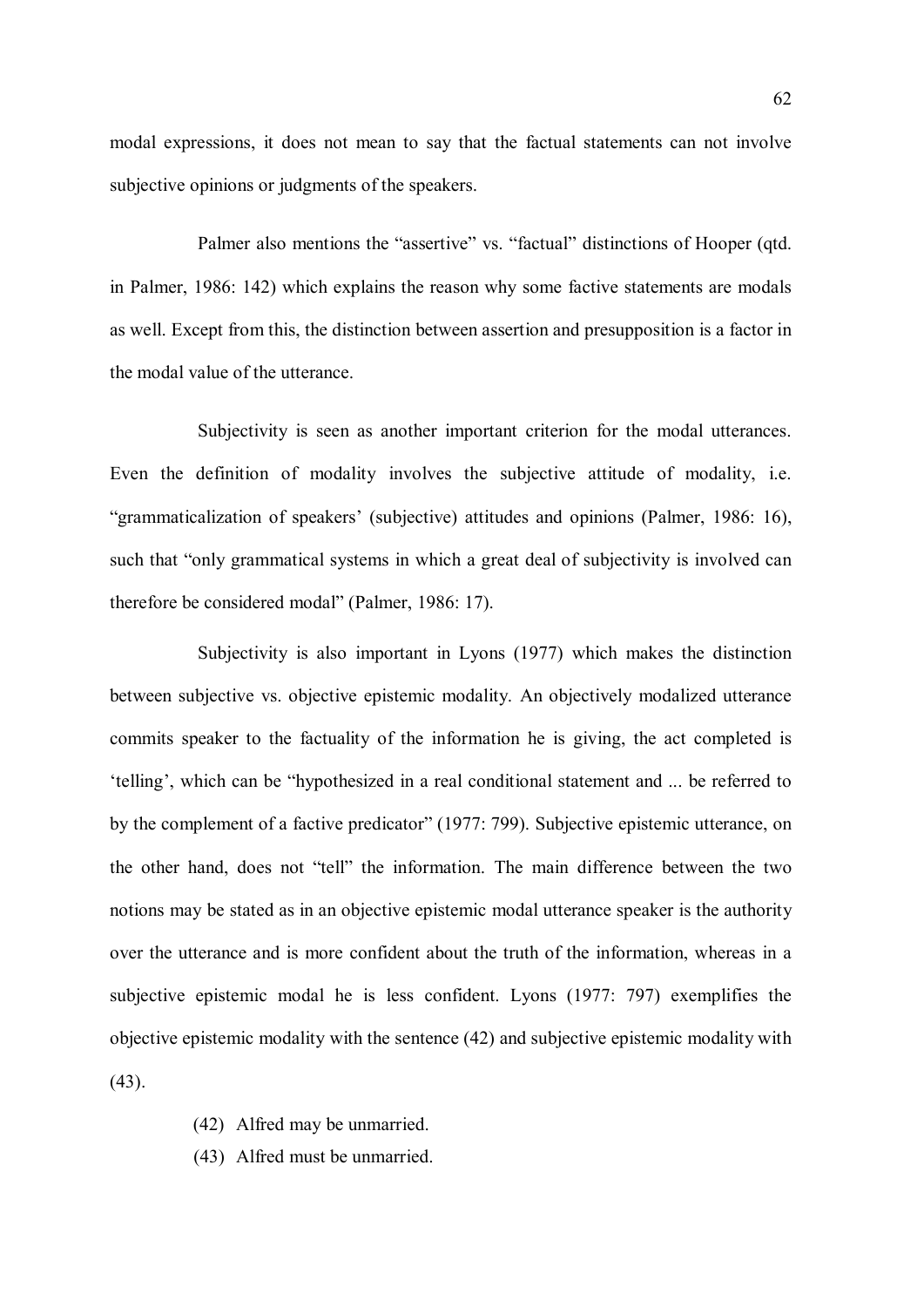modal expressions, it does not mean to say that the factual statements can not involve subjective opinions or judgments of the speakers.

Palmer also mentions the “assertive” vs. “factual” distinctions of Hooper (qtd. in Palmer, 1986: 142) which explains the reason why some factive statements are modals as well. Except from this, the distinction between assertion and presupposition is a factor in the modal value of the utterance.

Subjectivity is seen as another important criterion for the modal utterances. Even the definition of modality involves the subjective attitude of modality, i.e. “grammaticalization of speakers’ (subjective) attitudes and opinions (Palmer, 1986: 16), such that “only grammatical systems in which a great deal of subjectivity is involved can therefore be considered modal” (Palmer, 1986: 17).

Subjectivity is also important in Lyons (1977) which makes the distinction between subjective vs. objective epistemic modality. An objectively modalized utterance commits speaker to the factuality of the information he is giving, the act completed is ‘telling’, which can be “hypothesized in a real conditional statement and ... be referred to by the complement of a factive predicator” (1977: 799). Subjective epistemic utterance, on the other hand, does not “tell” the information. The main difference between the two notions may be stated as in an objective epistemic modal utterance speaker is the authority over the utterance and is more confident about the truth of the information, whereas in a subjective epistemic modal he is less confident. Lyons (1977: 797) exemplifies the objective epistemic modality with the sentence (42) and subjective epistemic modality with (43).

(42) Alfred may be unmarried.

(43) Alfred must be unmarried.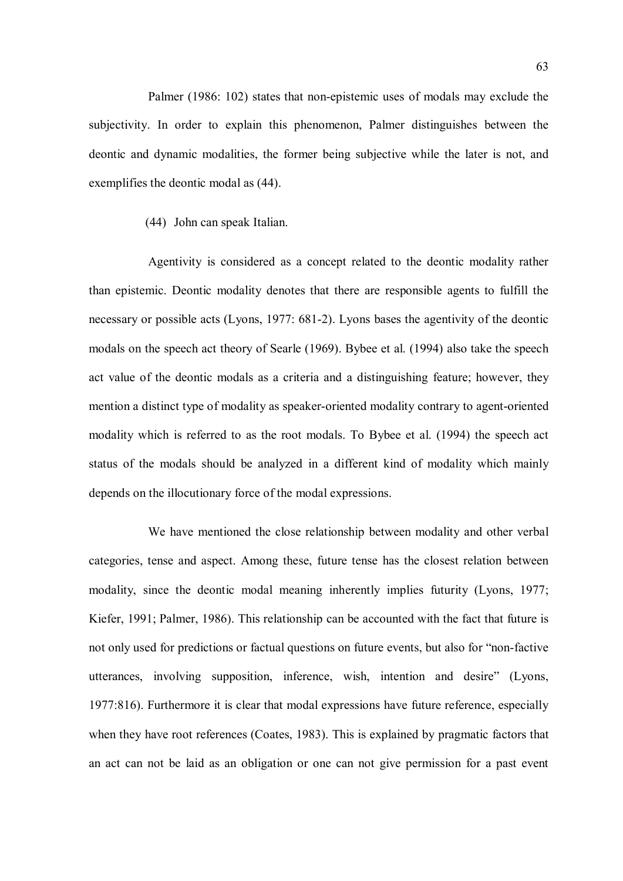Palmer (1986: 102) states that non-epistemic uses of modals may exclude the subjectivity. In order to explain this phenomenon, Palmer distinguishes between the deontic and dynamic modalities, the former being subjective while the later is not, and exemplifies the deontic modal as (44).

(44) John can speak Italian.

Agentivity is considered as a concept related to the deontic modality rather than epistemic. Deontic modality denotes that there are responsible agents to fulfill the necessary or possible acts (Lyons, 1977: 681-2). Lyons bases the agentivity of the deontic modals on the speech act theory of Searle (1969). Bybee et al. (1994) also take the speech act value of the deontic modals as a criteria and a distinguishing feature; however, they mention a distinct type of modality as speaker-oriented modality contrary to agent-oriented modality which is referred to as the root modals. To Bybee et al. (1994) the speech act status of the modals should be analyzed in a different kind of modality which mainly depends on the illocutionary force of the modal expressions.

We have mentioned the close relationship between modality and other verbal categories, tense and aspect. Among these, future tense has the closest relation between modality, since the deontic modal meaning inherently implies futurity (Lyons, 1977; Kiefer, 1991; Palmer, 1986). This relationship can be accounted with the fact that future is not only used for predictions or factual questions on future events, but also for "non-factive utterances, involving supposition, inference, wish, intention and desire" (Lyons, 1977:816). Furthermore it is clear that modal expressions have future reference, especially when they have root references (Coates, 1983). This is explained by pragmatic factors that an act can not be laid as an obligation or one can not give permission for a past event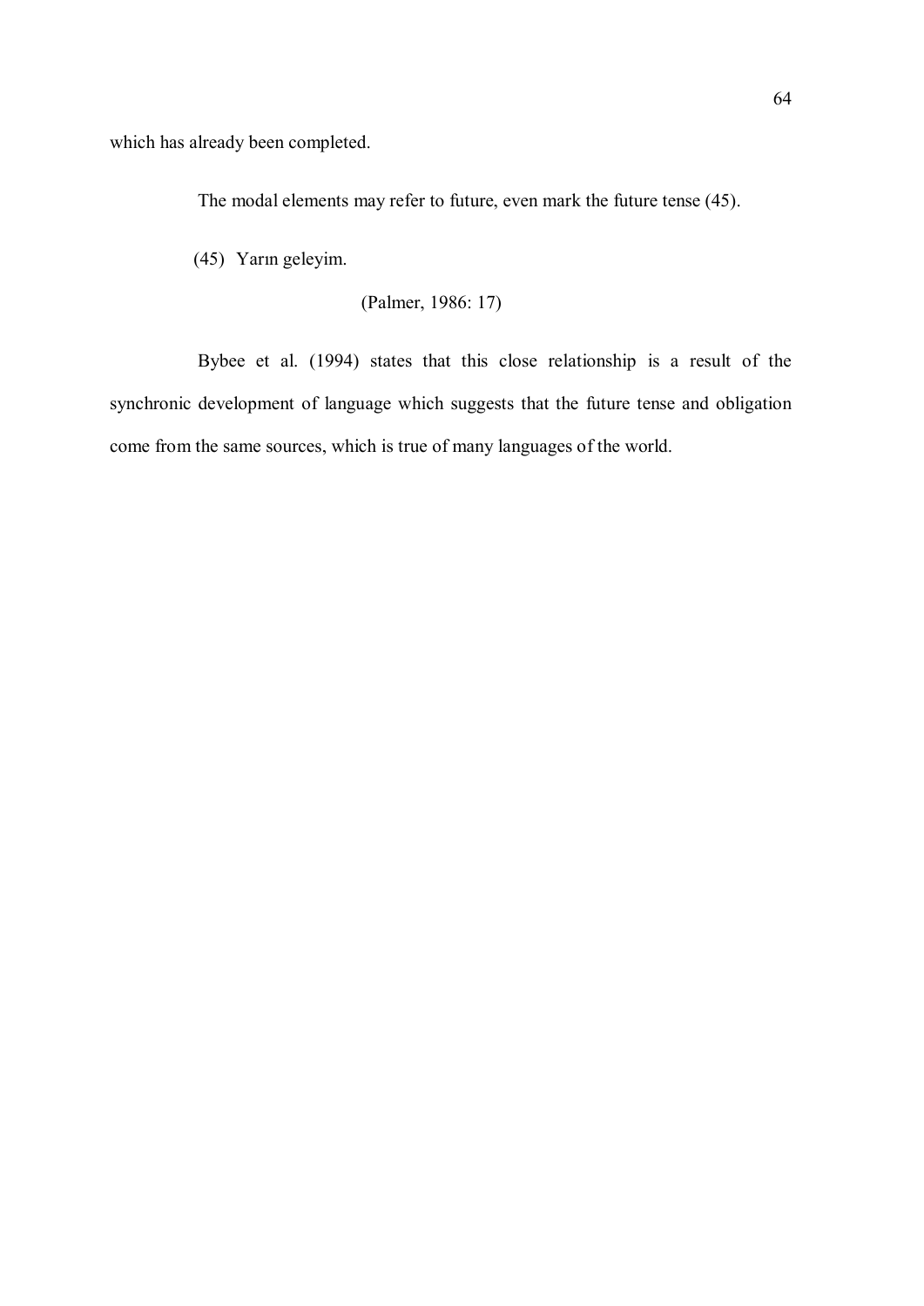which has already been completed.

The modal elements may refer to future, even mark the future tense (45).

(45) Yarın geleyim.

(Palmer, 1986: 17)

Bybee et al. (1994) states that this close relationship is a result of the synchronic development of language which suggests that the future tense and obligation come from the same sources, which is true of many languages of the world.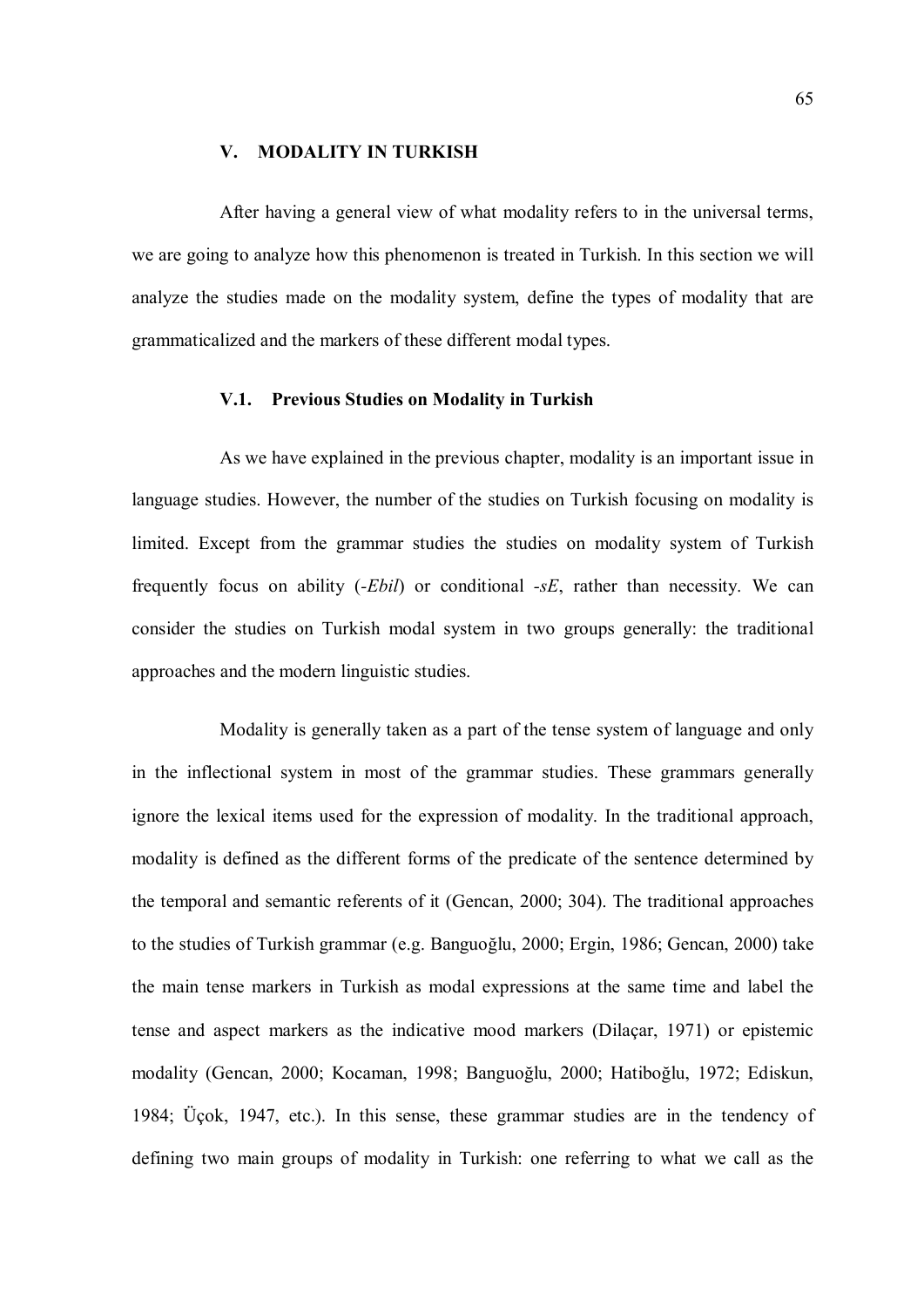# V. MODALITY IN TURKISH

After having a general view of what modality refers to in the universal terms, we are going to analyze how this phenomenon is treated in Turkish. In this section we will analyze the studies made on the modality system, define the types of modality that are grammaticalized and the markers of these different modal types.

## V.1. Previous Studies on Modality in Turkish

As we have explained in the previous chapter, modality is an important issue in language studies. However, the number of the studies on Turkish focusing on modality is limited. Except from the grammar studies the studies on modality system of Turkish frequently focus on ability (*-Ebil*) or conditional *-sE*, rather than necessity. We can consider the studies on Turkish modal system in two groups generally: the traditional approaches and the modern linguistic studies.

Modality is generally taken as a part of the tense system of language and only in the inflectional system in most of the grammar studies. These grammars generally ignore the lexical items used for the expression of modality. In the traditional approach, modality is defined as the different forms of the predicate of the sentence determined by the temporal and semantic referents of it (Gencan, 2000; 304). The traditional approaches to the studies of Turkish grammar (e.g. Banguoğlu, 2000; Ergin, 1986; Gencan, 2000) take the main tense markers in Turkish as modal expressions at the same time and label the tense and aspect markers as the indicative mood markers (Dilaçar, 1971) or epistemic modality (Gencan, 2000; Kocaman, 1998; Banguoğlu, 2000; Hatiboğlu, 1972; Ediskun, 1984; Üçok, 1947, etc.). In this sense, these grammar studies are in the tendency of defining two main groups of modality in Turkish: one referring to what we call as the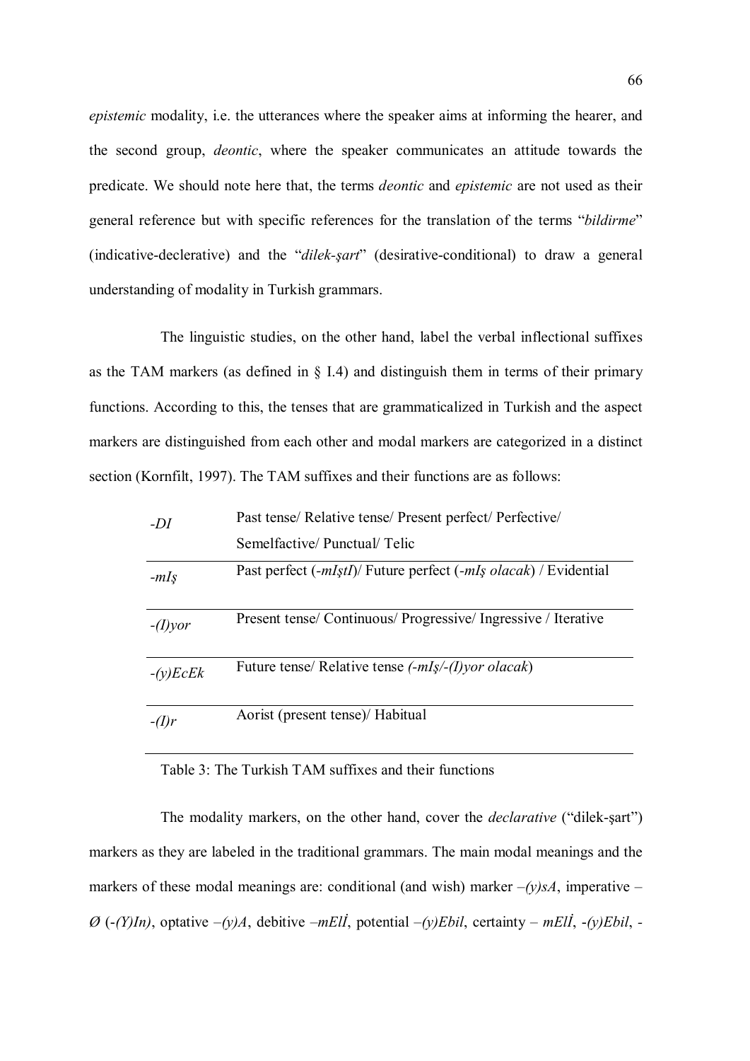*epistemic* modality, i.e. the utterances where the speaker aims at informing the hearer, and the second group, *deontic*, where the speaker communicates an attitude towards the predicate. We should note here that, the terms *deontic* and *epistemic* are not used as their general reference but with specific references for the translation of the terms "*bildirme*" (indicative-declerative) and the "*dilek-şart*" (desirative-conditional) to draw a general understanding of modality in Turkish grammars.

The linguistic studies, on the other hand, label the verbal inflectional suffixes as the TAM markers (as defined in § I.4) and distinguish them in terms of their primary functions. According to this, the tenses that are grammaticalized in Turkish and the aspect markers are distinguished from each other and modal markers are categorized in a distinct section (Kornfilt, 1997). The TAM suffixes and their functions are as follows:

| | |
|---|---|
| *-DI* | Past tense/ Relative tense/ Present perfect/ Perfective/ Semelfactive/ Punctual/ Telic |
| *-mIş* | Past perfect (*-mIştI*)/ Future perfect (*-mIş olacak*) / Evidential |
| *-(I)yor* | Present tense/ Continuous/ Progressive/ Ingressive / Iterative |
| *-(y)EcEk* | Future tense/ Relative tense *(-mIş/-(I)yor olacak*) |
| *-(I)r* | Aorist (present tense)/ Habitual |

Table 3: The Turkish TAM suffixes and their functions

The modality markers, on the other hand, cover the *declarative* ("dilek-şart") markers as they are labeled in the traditional grammars. The main modal meanings and the markers of these modal meanings are: conditional (and wish) marker *–(y)sA*, imperative – *Ø* (*-(Y)In)*, optative *–(y)A*, debitive *–mElİ*, potential *–(y)Ebil*, certainty – *mElİ*, *-(y)Ebil*, -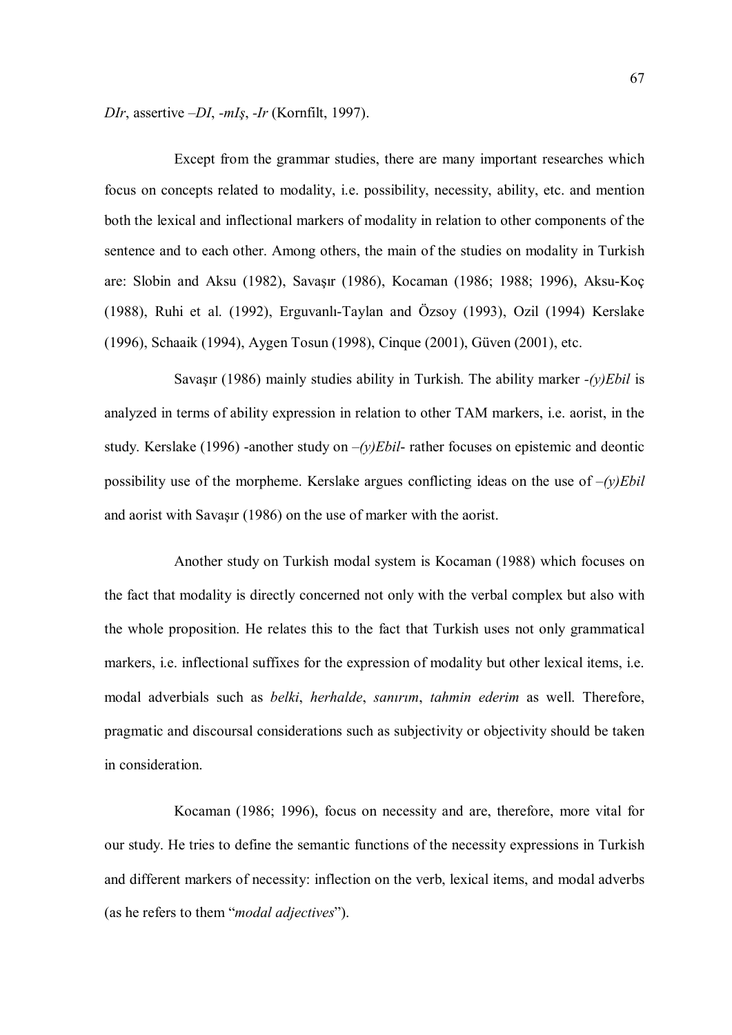*DIr*, assertive *–DI*, *-mIş*, *-Ir* (Kornfilt, 1997).

Except from the grammar studies, there are many important researches which focus on concepts related to modality, i.e. possibility, necessity, ability, etc. and mention both the lexical and inflectional markers of modality in relation to other components of the sentence and to each other. Among others, the main of the studies on modality in Turkish are: Slobin and Aksu (1982), Savaşır (1986), Kocaman (1986; 1988; 1996), Aksu-Koç (1988), Ruhi et al. (1992), Erguvanlı-Taylan and Özsoy (1993), Ozil (1994) Kerslake (1996), Schaaik (1994), Aygen Tosun (1998), Cinque (2001), Güven (2001), etc.

Savaşır (1986) mainly studies ability in Turkish. The ability marker *-(y)Ebil* is analyzed in terms of ability expression in relation to other TAM markers, i.e. aorist, in the study. Kerslake (1996) -another study on *–(y)Ebil*- rather focuses on epistemic and deontic possibility use of the morpheme. Kerslake argues conflicting ideas on the use of *–(y)Ebil* and aorist with Savaşır (1986) on the use of marker with the aorist.

Another study on Turkish modal system is Kocaman (1988) which focuses on the fact that modality is directly concerned not only with the verbal complex but also with the whole proposition. He relates this to the fact that Turkish uses not only grammatical markers, i.e. inflectional suffixes for the expression of modality but other lexical items, i.e. modal adverbials such as *belki*, *herhalde*, *sanırım*, *tahmin ederim* as well. Therefore, pragmatic and discoursal considerations such as subjectivity or objectivity should be taken in consideration.

Kocaman (1986; 1996), focus on necessity and are, therefore, more vital for our study. He tries to define the semantic functions of the necessity expressions in Turkish and different markers of necessity: inflection on the verb, lexical items, and modal adverbs (as he refers to them "*modal adjectives*").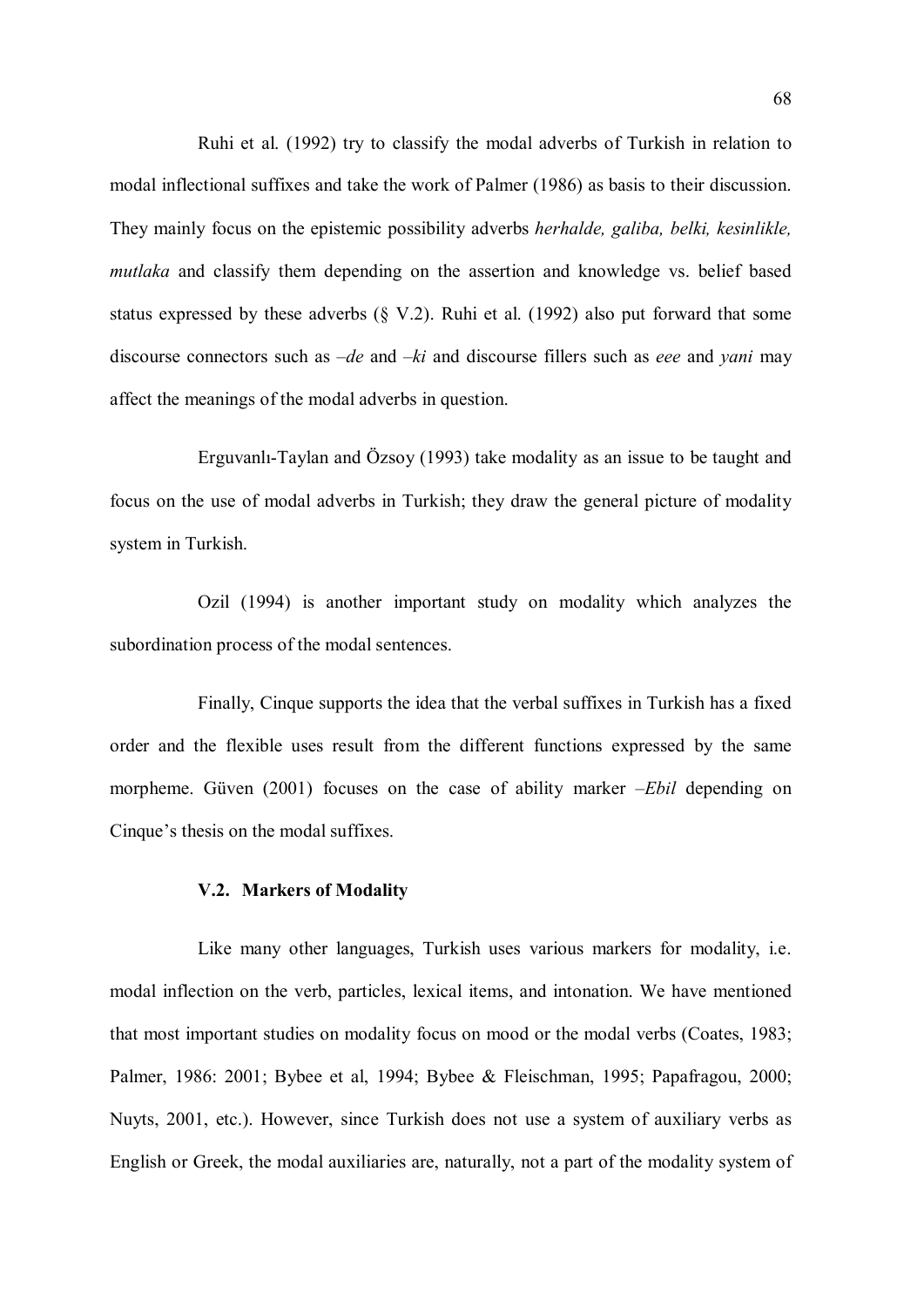Ruhi et al. (1992) try to classify the modal adverbs of Turkish in relation to modal inflectional suffixes and take the work of Palmer (1986) as basis to their discussion. They mainly focus on the epistemic possibility adverbs *herhalde, galiba, belki, kesinlikle, mutlaka* and classify them depending on the assertion and knowledge vs. belief based status expressed by these adverbs (§ V.2). Ruhi et al. (1992) also put forward that some discourse connectors such as *–de* and *–ki* and discourse fillers such as *eee* and *yani* may affect the meanings of the modal adverbs in question.

Erguvanlı-Taylan and Özsoy (1993) take modality as an issue to be taught and focus on the use of modal adverbs in Turkish; they draw the general picture of modality system in Turkish.

Ozil (1994) is another important study on modality which analyzes the subordination process of the modal sentences.

Finally, Cinque supports the idea that the verbal suffixes in Turkish has a fixed order and the flexible uses result from the different functions expressed by the same morpheme. Güven (2001) focuses on the case of ability marker *–Ebil* depending on Cinque's thesis on the modal suffixes.

### V.2. Markers of Modality

Like many other languages, Turkish uses various markers for modality, i.e. modal inflection on the verb, particles, lexical items, and intonation. We have mentioned that most important studies on modality focus on mood or the modal verbs (Coates, 1983; Palmer, 1986: 2001; Bybee et al, 1994; Bybee & Fleischman, 1995; Papafragou, 2000; Nuyts, 2001, etc.). However, since Turkish does not use a system of auxiliary verbs as English or Greek, the modal auxiliaries are, naturally, not a part of the modality system of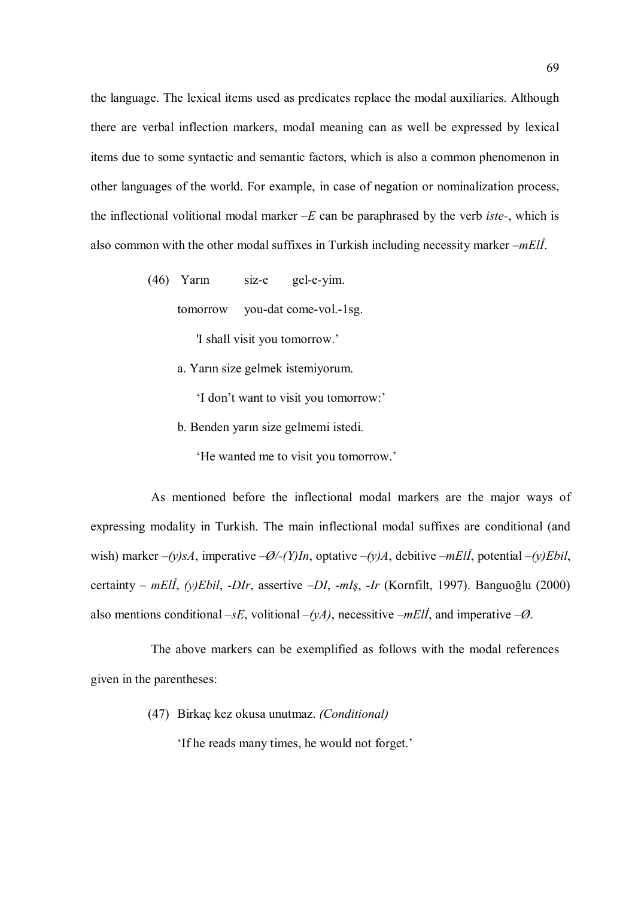the language. The lexical items used as predicates replace the modal auxiliaries. Although there are verbal inflection markers, modal meaning can as well be expressed by lexical items due to some syntactic and semantic factors, which is also a common phenomenon in other languages of the world. For example, in case of negation or nominalization process, the inflectional volitional modal marker *–E* can be paraphrased by the verb *iste-*, which is also common with the other modal suffixes in Turkish including necessity marker *–mElİ*.

(46) Yarın siz-e gel-e-yim.

tomorrow you-dat come-vol.-1sg.

'I shall visit you tomorrow.'

a. Yarın size gelmek istemiyorum.

'I don't want to visit you tomorrow:'

b. Benden yarın size gelmemi istedi.

'He wanted me to visit you tomorrow.'

As mentioned before the inflectional modal markers are the major ways of expressing modality in Turkish. The main inflectional modal suffixes are conditional (and wish) marker *–(y)sA*, imperative *–Ø/-(Y)In*, optative *–(y)A*, debitive *–mElİ*, potential *–(y)Ebil*, certainty – *mElİ*, *(y)Ebil*, *-DIr*, assertive *–DI*, *-mIş*, *-Ir* (Kornfilt, 1997). Banguoğlu (2000) also mentions conditional *–sE*, volitional *–(yA)*, necessitive *–mElİ*, and imperative *–Ø*.

The above markers can be exemplified as follows with the modal references given in the parentheses:

(47) Birkaç kez okusa unutmaz. *(Conditional)*

'If he reads many times, he would not forget.'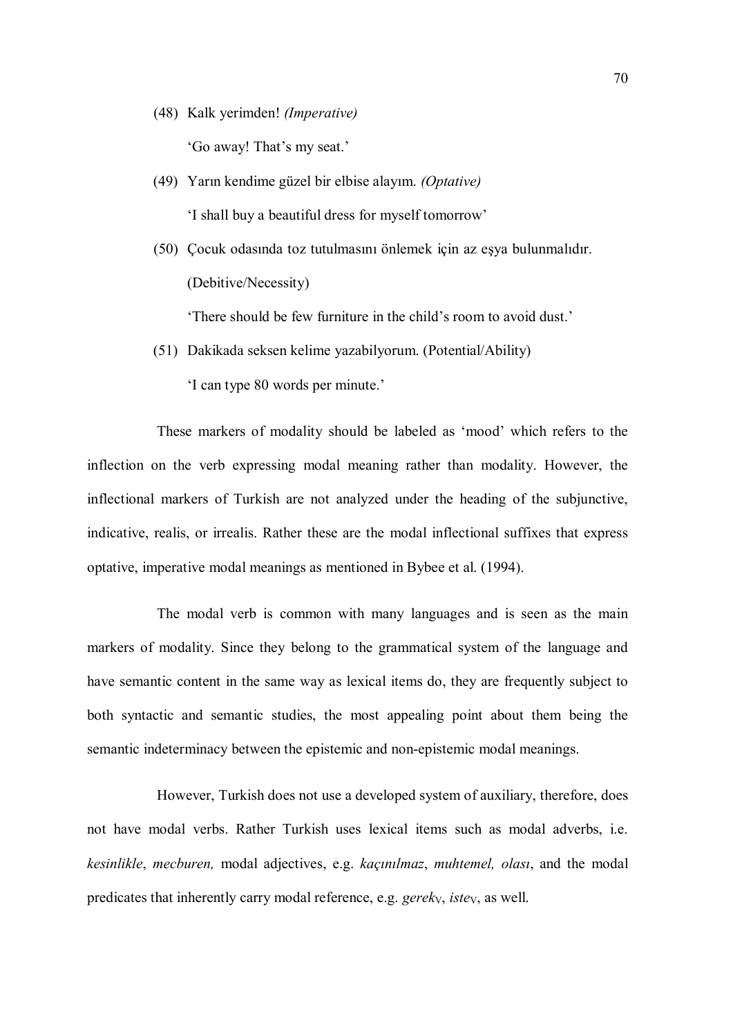(48) Kalk yerimden! *(Imperative)*

'Go away! That's my seat.'

(49) Yarın kendime güzel bir elbise alayım. *(Optative)*

'I shall buy a beautiful dress for myself tomorrow'

(50) Çocuk odasında toz tutulmasını önlemek için az eşya bulunmalıdır. (Debitive/Necessity)

'There should be few furniture in the child's room to avoid dust.'

(51) Dakikada seksen kelime yazabilyorum. (Potential/Ability)

'I can type 80 words per minute.'

These markers of modality should be labeled as 'mood' which refers to the inflection on the verb expressing modal meaning rather than modality. However, the inflectional markers of Turkish are not analyzed under the heading of the subjunctive, indicative, realis, or irrealis. Rather these are the modal inflectional suffixes that express optative, imperative modal meanings as mentioned in Bybee et al. (1994).

The modal verb is common with many languages and is seen as the main markers of modality. Since they belong to the grammatical system of the language and have semantic content in the same way as lexical items do, they are frequently subject to both syntactic and semantic studies, the most appealing point about them being the semantic indeterminacy between the epistemic and non-epistemic modal meanings.

However, Turkish does not use a developed system of auxiliary, therefore, does not have modal verbs. Rather Turkish uses lexical items such as modal adverbs, i.e. *kesinlikle*, *mecburen,* modal adjectives, e.g. *kaçınılmaz*, *muhtemel, olası*, and the modal predicates that inherently carry modal reference, e.g. *gerek*$_V$, *iste*$_V$, as well.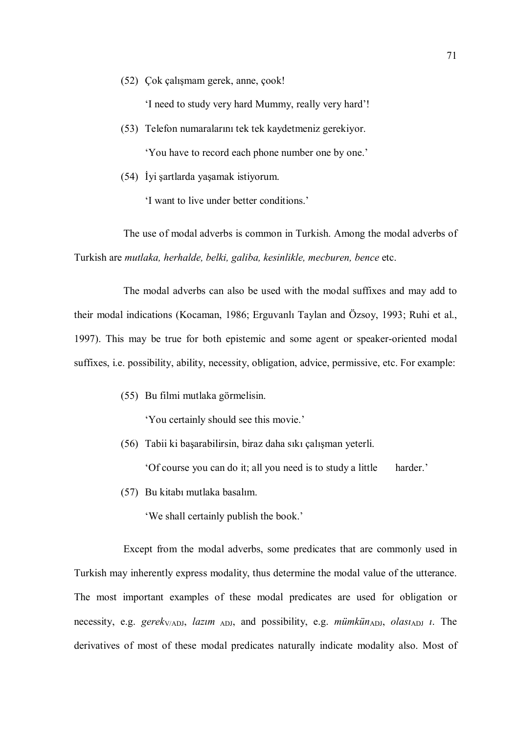(52) Çok çalışmam gerek, anne, çook!

'I need to study very hard Mummy, really very hard'!

(53) Telefon numaralarını tek tek kaydetmeniz gerekiyor.

'You have to record each phone number one by one.'

(54) İyi şartlarda yaşamak istiyorum.

'I want to live under better conditions.'

The use of modal adverbs is common in Turkish. Among the modal adverbs of Turkish are *mutlaka, herhalde, belki, galiba, kesinlikle, mecburen, bence* etc.

The modal adverbs can also be used with the modal suffixes and may add to their modal indications (Kocaman, 1986; Erguvanlı Taylan and Özsoy, 1993; Ruhi et al., 1997). This may be true for both epistemic and some agent or speaker-oriented modal suffixes, i.e. possibility, ability, necessity, obligation, advice, permissive, etc. For example:

(55) Bu filmi mutlaka görmelisin.

'You certainly should see this movie.'

(56) Tabii ki başarabilirsin, biraz daha sıkı çalışman yeterli.

'Of course you can do it; all you need is to study a little harder.'

(57) Bu kitabı mutlaka basalım.

'We shall certainly publish the book.'

Except from the modal adverbs, some predicates that are commonly used in Turkish may inherently express modality, thus determine the modal value of the utterance. The most important examples of these modal predicates are used for obligation or necessity, e.g. *gerek*$_{V/ADJ}$, *lazım* $_{ADJ}$, and possibility, e.g. *mümkün*$_{ADJ}$, *olası*$_{ADJ}$ *ı*. The derivatives of most of these modal predicates naturally indicate modality also. Most of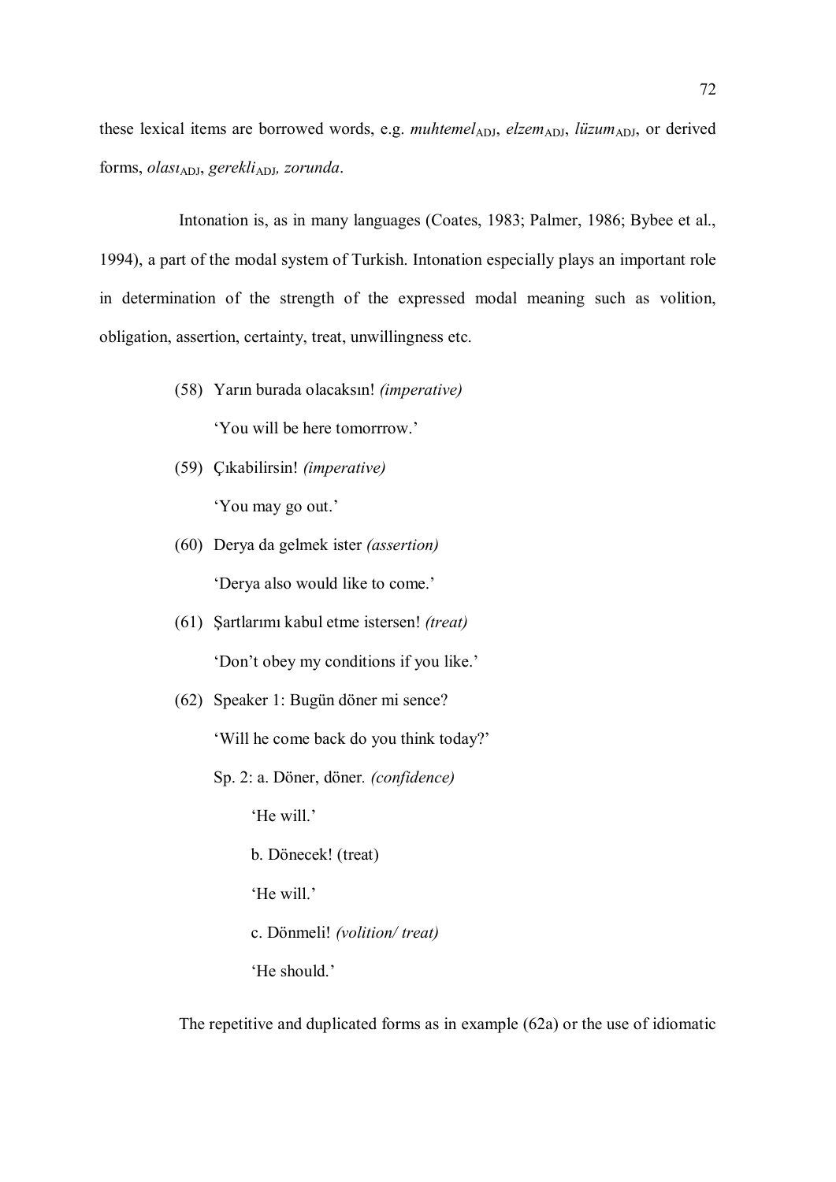these lexical items are borrowed words, e.g. *muhtemel*$_{ADJ}$, *elzem*$_{ADJ}$, *lüzum*$_{ADJ}$, or derived forms, *olası*$_{ADJ}$, *gerekli*$_{ADJ}$, *zorunda*.

Intonation is, as in many languages (Coates, 1983; Palmer, 1986; Bybee et al., 1994), a part of the modal system of Turkish. Intonation especially plays an important role in determination of the strength of the expressed modal meaning such as volition, obligation, assertion, certainty, treat, unwillingness etc.

(58) Yarın burada olacaksın! *(imperative)*

'You will be here tomorrrow.'

(59) Çıkabilirsin! *(imperative)*

'You may go out.'

(60) Derya da gelmek ister *(assertion)*

'Derya also would like to come.'

(61) Şartlarımı kabul etme istersen! *(treat)*

'Don't obey my conditions if you like.'

(62) Speaker 1: Bugün döner mi sence?

'Will he come back do you think today?'

Sp. 2: a. Döner, döner. *(confidence)*

'He will.'

b. Dönecek! (treat)

'He will.'

c. Dönmeli! *(volition/ treat)*

'He should.'

The repetitive and duplicated forms as in example (62a) or the use of idiomatic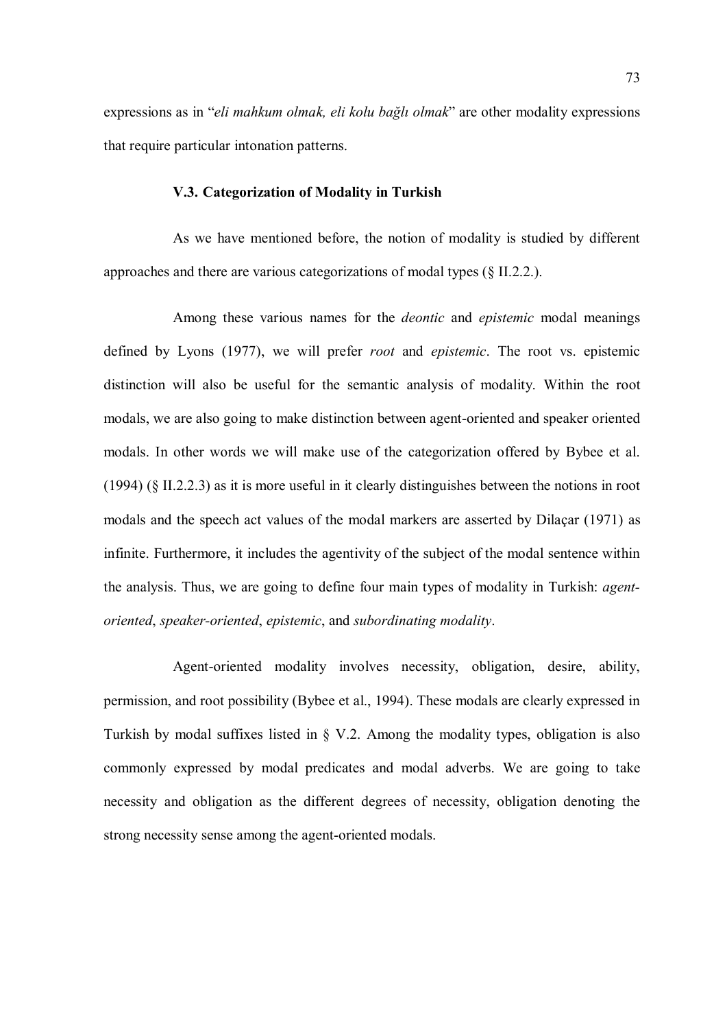expressions as in "*eli mahkum olmak, eli kolu bağlı olmak*" are other modality expressions that require particular intonation patterns.

### V.3. Categorization of Modality in Turkish

As we have mentioned before, the notion of modality is studied by different approaches and there are various categorizations of modal types (§ II.2.2.).

Among these various names for the *deontic* and *epistemic* modal meanings defined by Lyons (1977), we will prefer *root* and *epistemic*. The root vs. epistemic distinction will also be useful for the semantic analysis of modality. Within the root modals, we are also going to make distinction between agent-oriented and speaker oriented modals. In other words we will make use of the categorization offered by Bybee et al. (1994) (§ II.2.2.3) as it is more useful in it clearly distinguishes between the notions in root modals and the speech act values of the modal markers are asserted by Dilaçar (1971) as infinite. Furthermore, it includes the agentivity of the subject of the modal sentence within the analysis. Thus, we are going to define four main types of modality in Turkish: *agent-oriented*, *speaker-oriented*, *epistemic*, and *subordinating modality*.

Agent-oriented modality involves necessity, obligation, desire, ability, permission, and root possibility (Bybee et al., 1994). These modals are clearly expressed in Turkish by modal suffixes listed in § V.2. Among the modality types, obligation is also commonly expressed by modal predicates and modal adverbs. We are going to take necessity and obligation as the different degrees of necessity, obligation denoting the strong necessity sense among the agent-oriented modals.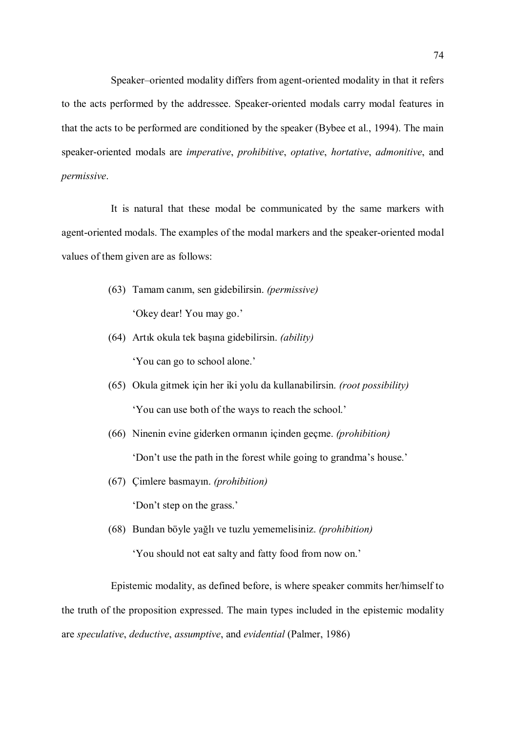Speaker–oriented modality differs from agent-oriented modality in that it refers to the acts performed by the addressee. Speaker-oriented modals carry modal features in that the acts to be performed are conditioned by the speaker (Bybee et al., 1994). The main speaker-oriented modals are *imperative*, *prohibitive*, *optative*, *hortative*, *admonitive*, and *permissive*.

It is natural that these modal be communicated by the same markers with agent-oriented modals. The examples of the modal markers and the speaker-oriented modal values of them given are as follows:

(63) Tamam canım, sen gidebilirsin. *(permissive)*

'Okey dear! You may go.'

(64) Artık okula tek başına gidebilirsin. *(ability)*

'You can go to school alone.'

(65) Okula gitmek için her iki yolu da kullanabilirsin. *(root possibility)*

'You can use both of the ways to reach the school.'

(66) Ninenin evine giderken ormanın içinden geçme. *(prohibition)*

'Don't use the path in the forest while going to grandma's house.'

(67) Çimlere basmayın. *(prohibition)*

'Don't step on the grass.'

(68) Bundan böyle yağlı ve tuzlu yememelisiniz. *(prohibition)*

'You should not eat salty and fatty food from now on.'

Epistemic modality, as defined before, is where speaker commits her/himself to the truth of the proposition expressed. The main types included in the epistemic modality are *speculative*, *deductive*, *assumptive*, and *evidential* (Palmer, 1986)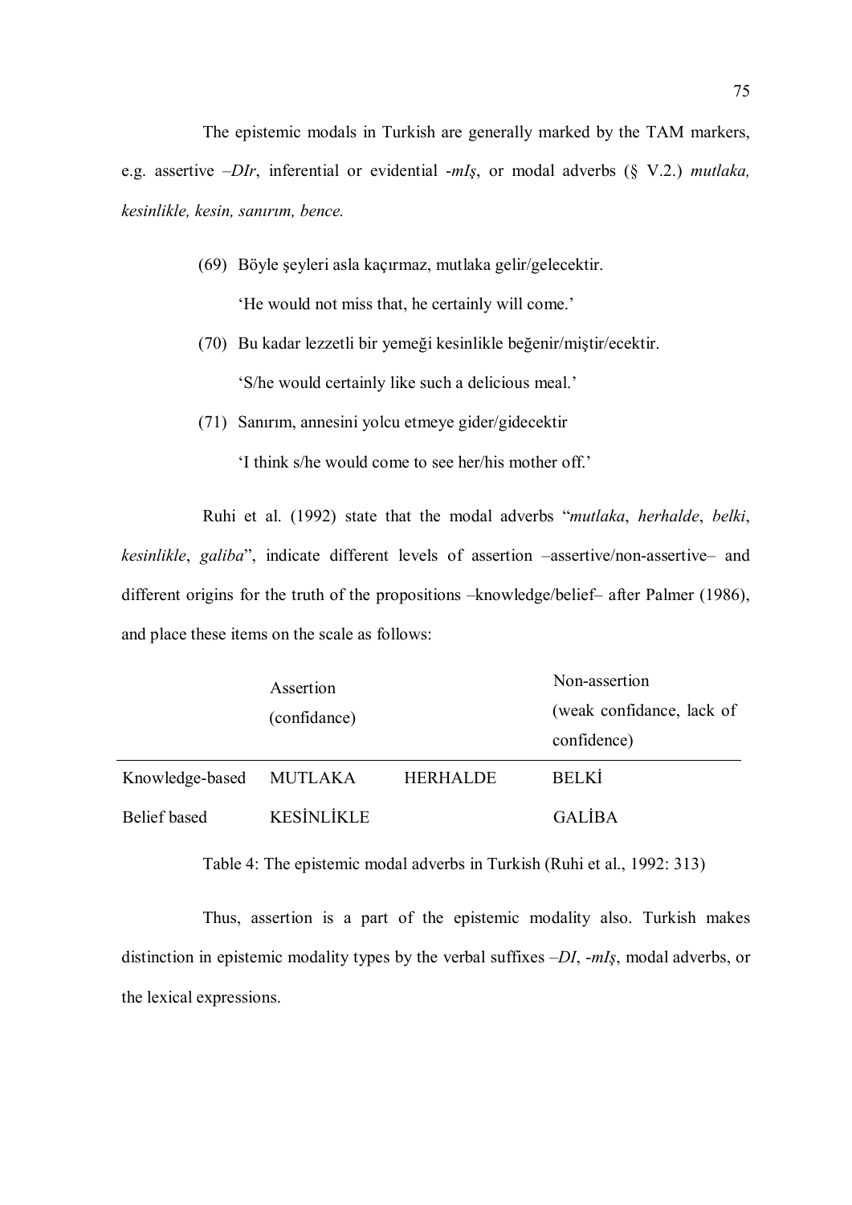The epistemic modals in Turkish are generally marked by the TAM markers, e.g. assertive *–DIr*, inferential or evidential *-mIş*, or modal adverbs (§ V.2.) *mutlaka, kesinlikle, kesin, sanırım, bence.*

(69) Böyle şeyleri asla kaçırmaz, mutlaka gelir/gelecektir.

'He would not miss that, he certainly will come.'

(70) Bu kadar lezzetli bir yemeği kesinlikle beğenir/miştir/ecektir.

'S/he would certainly like such a delicious meal.'

(71) Sanırım, annesini yolcu etmeye gider/gidecektir

'I think s/he would come to see her/his mother off.'

Ruhi et al. (1992) state that the modal adverbs "*mutlaka*, *herhalde*, *belki*, *kesinlikle*, *galiba*", indicate different levels of assertion –assertive/non-assertive– and different origins for the truth of the propositions –knowledge/belief– after Palmer (1986), and place these items on the scale as follows:

| | Assertion (confidance) | | Non-assertion (weak confidance, lack of confidence) |
|---|---|---|---|
| Knowledge-based | MUTLAKA | HERHALDE | BELKİ |
| Belief based | KESİNLİKLE | | GALİBA |

Table 4: The epistemic modal adverbs in Turkish (Ruhi et al., 1992: 313)

Thus, assertion is a part of the epistemic modality also. Turkish makes distinction in epistemic modality types by the verbal suffixes *–DI*, *-mIş*, modal adverbs, or the lexical expressions.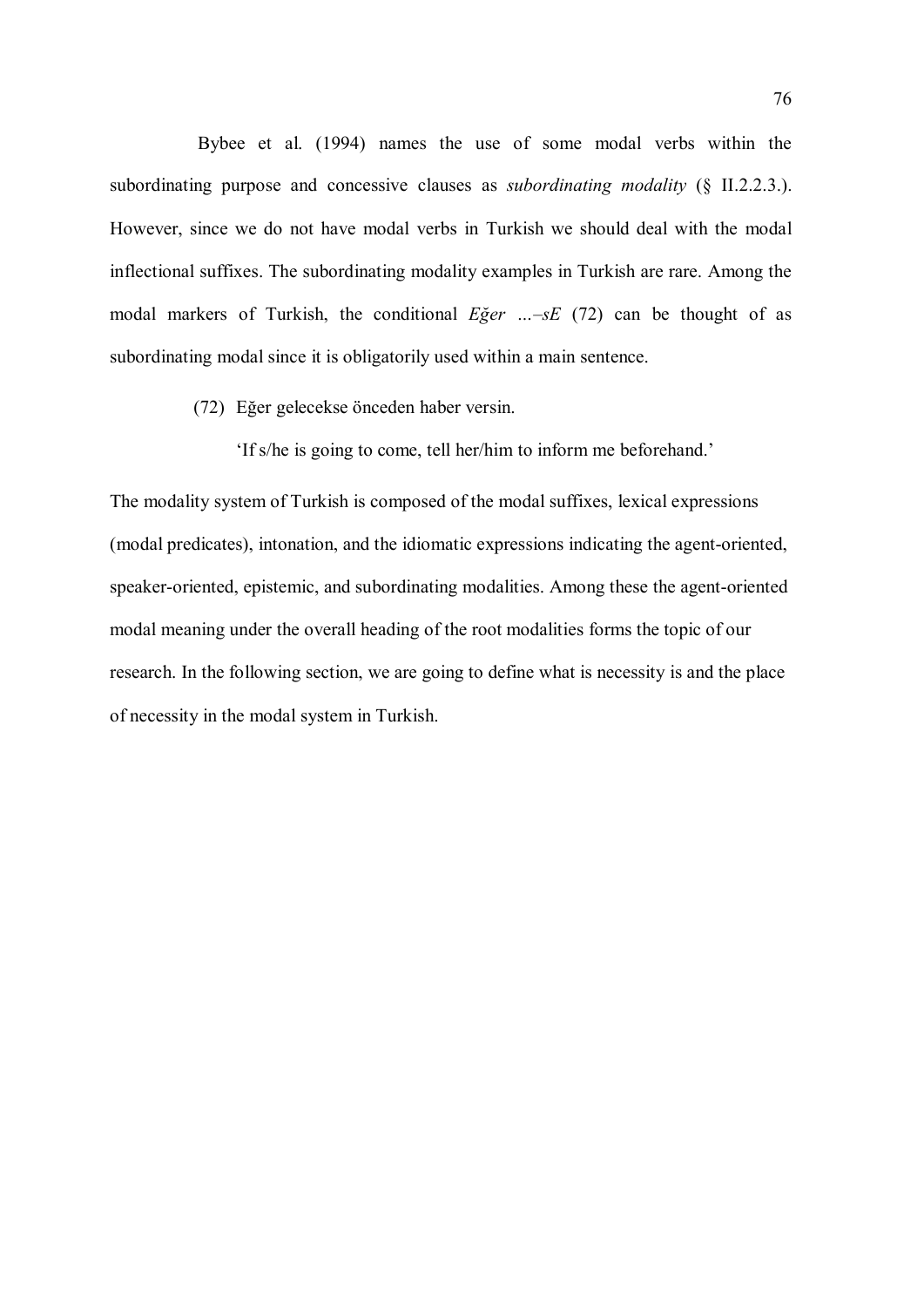Bybee et al. (1994) names the use of some modal verbs within the subordinating purpose and concessive clauses as *subordinating modality* (§ II.2.2.3.). However, since we do not have modal verbs in Turkish we should deal with the modal inflectional suffixes. The subordinating modality examples in Turkish are rare. Among the modal markers of Turkish, the conditional *Eğer …–sE* (72) can be thought of as subordinating modal since it is obligatorily used within a main sentence.

(72) Eğer gelecekse önceden haber versin.

'If s/he is going to come, tell her/him to inform me beforehand.'

The modality system of Turkish is composed of the modal suffixes, lexical expressions (modal predicates), intonation, and the idiomatic expressions indicating the agent-oriented, speaker-oriented, epistemic, and subordinating modalities. Among these the agent-oriented modal meaning under the overall heading of the root modalities forms the topic of our research. In the following section, we are going to define what is necessity is and the place of necessity in the modal system in Turkish.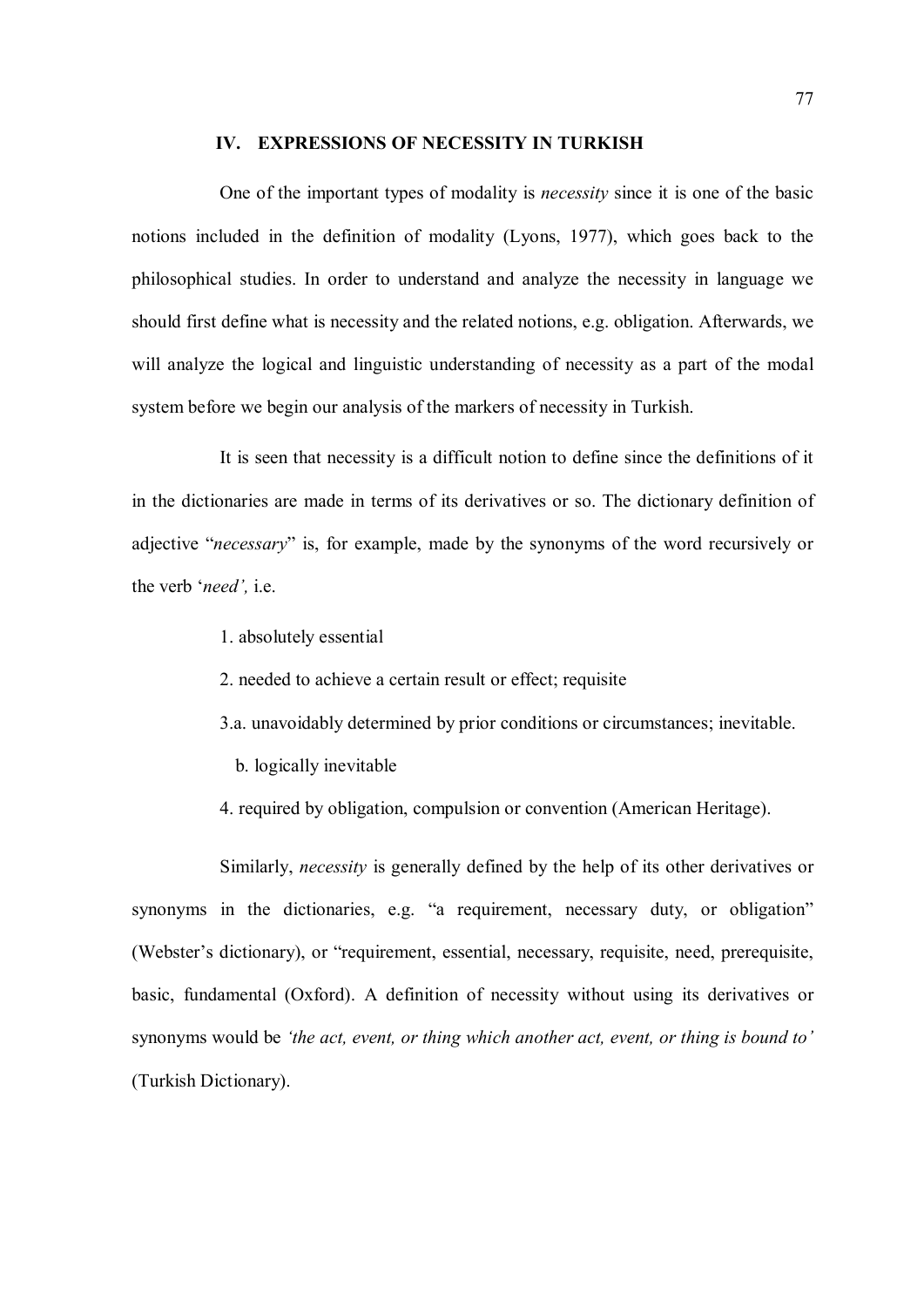## IV. EXPRESSIONS OF NECESSITY IN TURKISH

One of the important types of modality is *necessity* since it is one of the basic notions included in the definition of modality (Lyons, 1977), which goes back to the philosophical studies. In order to understand and analyze the necessity in language we should first define what is necessity and the related notions, e.g. obligation. Afterwards, we will analyze the logical and linguistic understanding of necessity as a part of the modal system before we begin our analysis of the markers of necessity in Turkish.

It is seen that necessity is a difficult notion to define since the definitions of it in the dictionaries are made in terms of its derivatives or so. The dictionary definition of adjective "*necessary*" is, for example, made by the synonyms of the word recursively or the verb '*need',* i.e.

1. absolutely essential
2. needed to achieve a certain result or effect; requisite
3. a. unavoidably determined by prior conditions or circumstances; inevitable.
   b. logically inevitable
4. required by obligation, compulsion or convention (American Heritage).

Similarly, *necessity* is generally defined by the help of its other derivatives or synonyms in the dictionaries, e.g. "a requirement, necessary duty, or obligation" (Webster's dictionary), or "requirement, essential, necessary, requisite, need, prerequisite, basic, fundamental (Oxford). A definition of necessity without using its derivatives or synonyms would be *'the act, event, or thing which another act, event, or thing is bound to'* (Turkish Dictionary).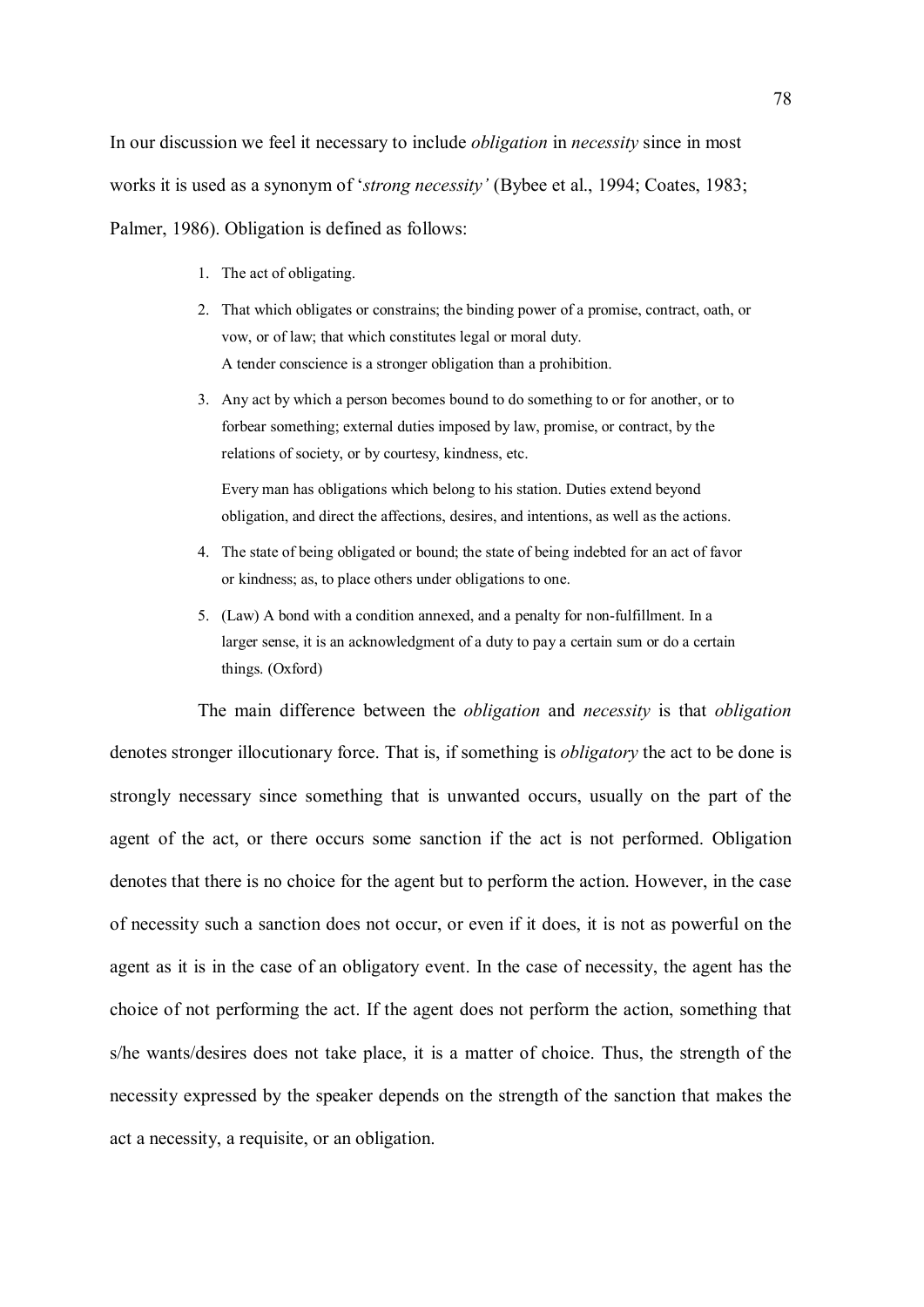In our discussion we feel it necessary to include *obligation* in *necessity* since in most works it is used as a synonym of '*strong necessity'* (Bybee et al., 1994; Coates, 1983; Palmer, 1986). Obligation is defined as follows:

1. The act of obligating.
2. That which obligates or constrains; the binding power of a promise, contract, oath, or vow, or of law; that which constitutes legal or moral duty.
   A tender conscience is a stronger obligation than a prohibition.
3. Any act by which a person becomes bound to do something to or for another, or to forbear something; external duties imposed by law, promise, or contract, by the relations of society, or by courtesy, kindness, etc.

   Every man has obligations which belong to his station. Duties extend beyond obligation, and direct the affections, desires, and intentions, as well as the actions.
4. The state of being obligated or bound; the state of being indebted for an act of favor or kindness; as, to place others under obligations to one.
5. (Law) A bond with a condition annexed, and a penalty for non-fulfillment. In a larger sense, it is an acknowledgment of a duty to pay a certain sum or do a certain things. (Oxford)

The main difference between the *obligation* and *necessity* is that *obligation* denotes stronger illocutionary force. That is, if something is *obligatory* the act to be done is strongly necessary since something that is unwanted occurs, usually on the part of the agent of the act, or there occurs some sanction if the act is not performed. Obligation denotes that there is no choice for the agent but to perform the action. However, in the case of necessity such a sanction does not occur, or even if it does, it is not as powerful on the agent as it is in the case of an obligatory event. In the case of necessity, the agent has the choice of not performing the act. If the agent does not perform the action, something that s/he wants/desires does not take place, it is a matter of choice. Thus, the strength of the necessity expressed by the speaker depends on the strength of the sanction that makes the act a necessity, a requisite, or an obligation.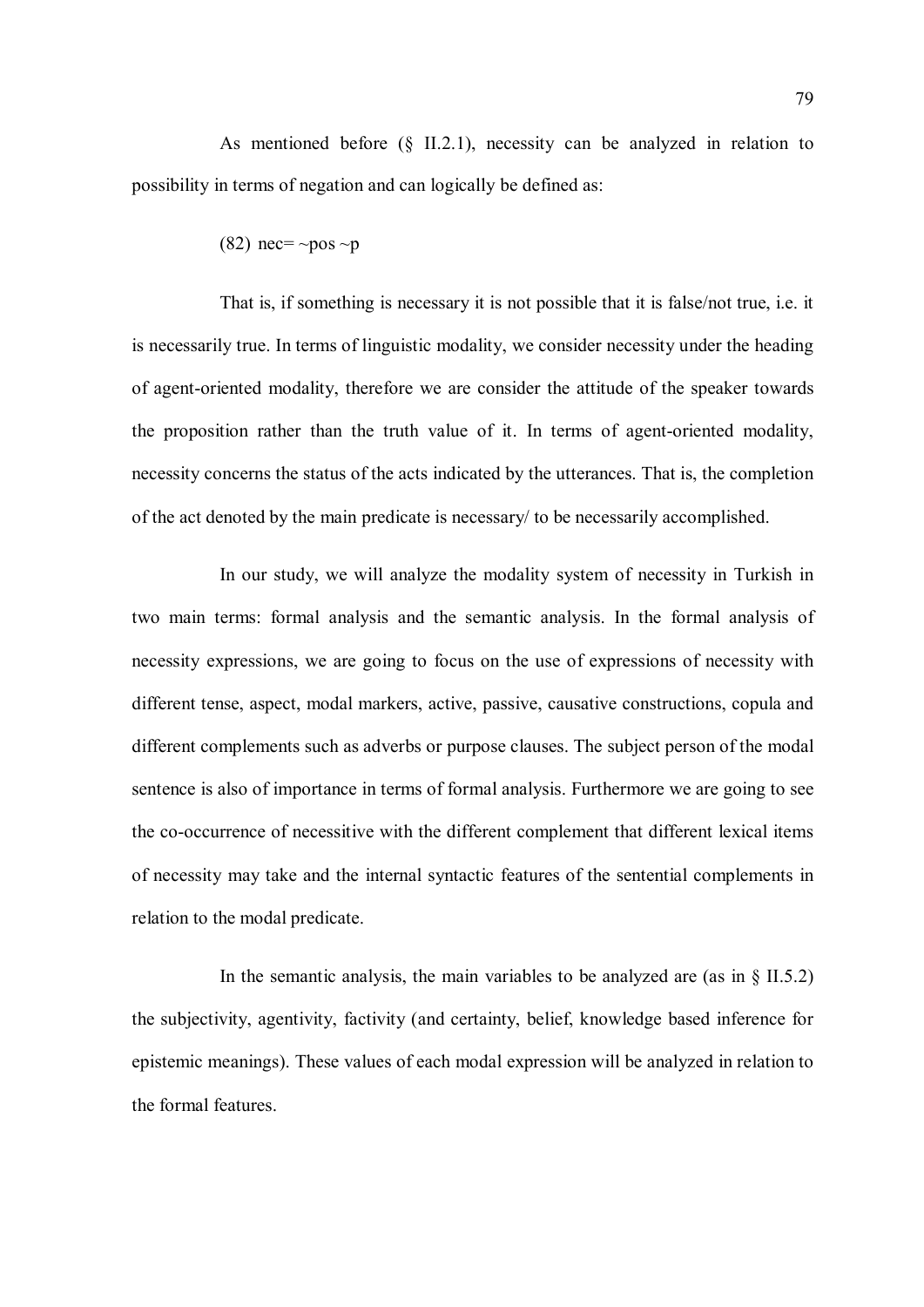As mentioned before (§ II.2.1), necessity can be analyzed in relation to possibility in terms of negation and can logically be defined as:

(82) nec= ~pos ~p

That is, if something is necessary it is not possible that it is false/not true, i.e. it is necessarily true. In terms of linguistic modality, we consider necessity under the heading of agent-oriented modality, therefore we are consider the attitude of the speaker towards the proposition rather than the truth value of it. In terms of agent-oriented modality, necessity concerns the status of the acts indicated by the utterances. That is, the completion of the act denoted by the main predicate is necessary/ to be necessarily accomplished.

In our study, we will analyze the modality system of necessity in Turkish in two main terms: formal analysis and the semantic analysis. In the formal analysis of necessity expressions, we are going to focus on the use of expressions of necessity with different tense, aspect, modal markers, active, passive, causative constructions, copula and different complements such as adverbs or purpose clauses. The subject person of the modal sentence is also of importance in terms of formal analysis. Furthermore we are going to see the co-occurrence of necessitive with the different complement that different lexical items of necessity may take and the internal syntactic features of the sentential complements in relation to the modal predicate.

In the semantic analysis, the main variables to be analyzed are (as in § II.5.2) the subjectivity, agentivity, factivity (and certainty, belief, knowledge based inference for epistemic meanings). These values of each modal expression will be analyzed in relation to the formal features.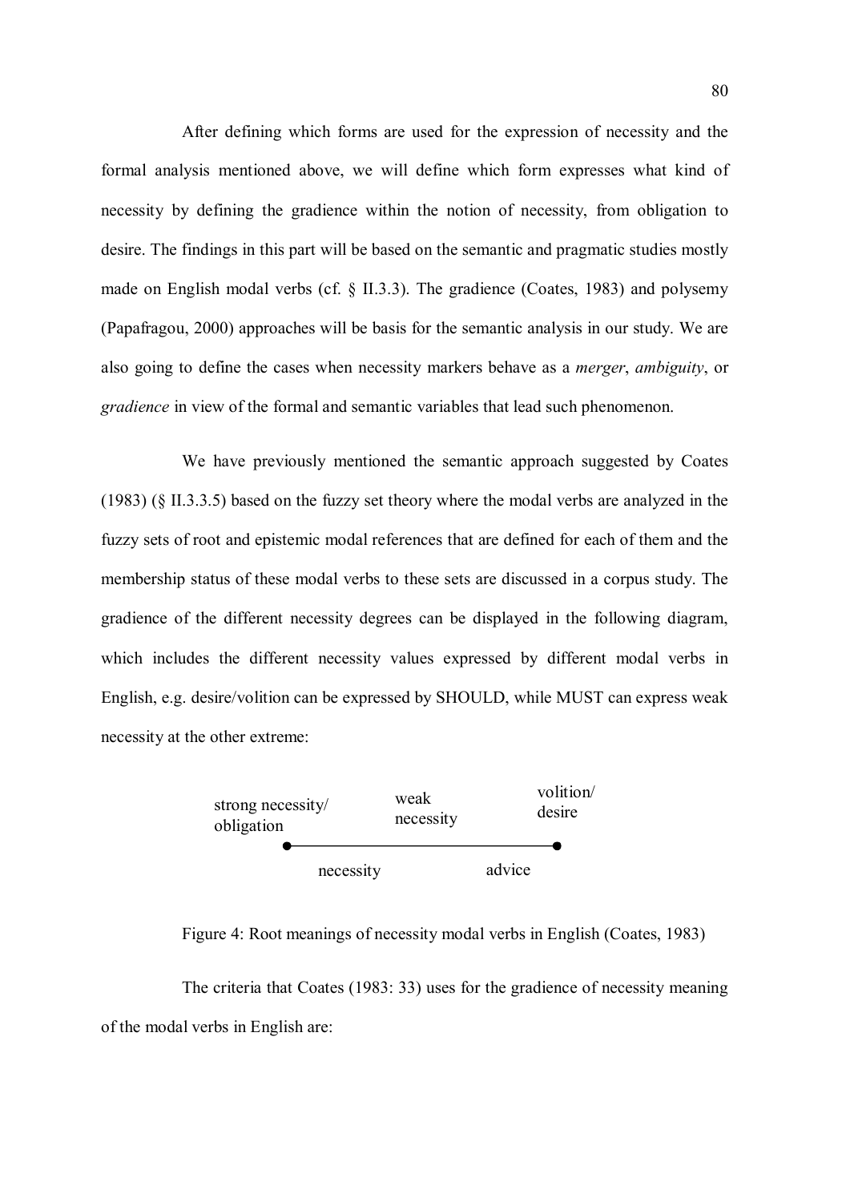After defining which forms are used for the expression of necessity and the formal analysis mentioned above, we will define which form expresses what kind of necessity by defining the gradience within the notion of necessity, from obligation to desire. The findings in this part will be based on the semantic and pragmatic studies mostly made on English modal verbs (cf. § II.3.3). The gradience (Coates, 1983) and polysemy (Papafragou, 2000) approaches will be basis for the semantic analysis in our study. We are also going to define the cases when necessity markers behave as a *merger*, *ambiguity*, or *gradience* in view of the formal and semantic variables that lead such phenomenon.

We have previously mentioned the semantic approach suggested by Coates (1983) (§ II.3.3.5) based on the fuzzy set theory where the modal verbs are analyzed in the fuzzy sets of root and epistemic modal references that are defined for each of them and the membership status of these modal verbs to these sets are discussed in a corpus study. The gradience of the different necessity degrees can be displayed in the following diagram, which includes the different necessity values expressed by different modal verbs in English, e.g. desire/volition can be expressed by SHOULD, while MUST can express weak necessity at the other extreme:

strong necessity/ obligation — weak necessity — volition/ desire

necessity — advice

Figure 4: Root meanings of necessity modal verbs in English (Coates, 1983)

The criteria that Coates (1983: 33) uses for the gradience of necessity meaning of the modal verbs in English are: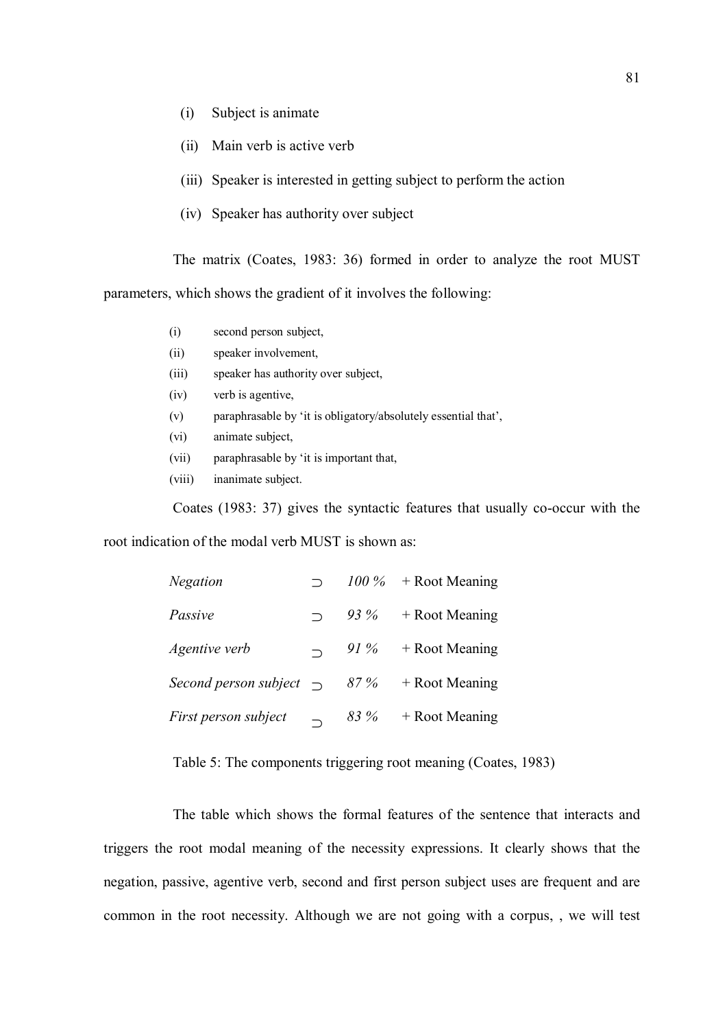(i) Subject is animate

(ii) Main verb is active verb

(iii) Speaker is interested in getting subject to perform the action

(iv) Speaker has authority over subject

The matrix (Coates, 1983: 36) formed in order to analyze the root MUST parameters, which shows the gradient of it involves the following:

(i) second person subject,

(ii) speaker involvement,

(iii) speaker has authority over subject,

(iv) verb is agentive,

(v) paraphrasable by 'it is obligatory/absolutely essential that',

(vi) animate subject,

(vii) paraphrasable by 'it is important that,

(viii) inanimate subject.

Coates (1983: 37) gives the syntactic features that usually co-occur with the root indication of the modal verb MUST is shown as:

| | | | |
|---|---|---|---|
| *Negation* | $\supset$ | *100 %* | + Root Meaning |
| *Passive* | $\supset$ | *93 %* | + Root Meaning |
| *Agentive verb* | $\supset$ | *91 %* | + Root Meaning |
| *Second person subject* | $\supset$ | *87 %* | + Root Meaning |
| *First person subject* | $\supset$ | *83 %* | + Root Meaning |

Table 5: The components triggering root meaning (Coates, 1983)

The table which shows the formal features of the sentence that interacts and triggers the root modal meaning of the necessity expressions. It clearly shows that the negation, passive, agentive verb, second and first person subject uses are frequent and are common in the root necessity. Although we are not going with a corpus, , we will test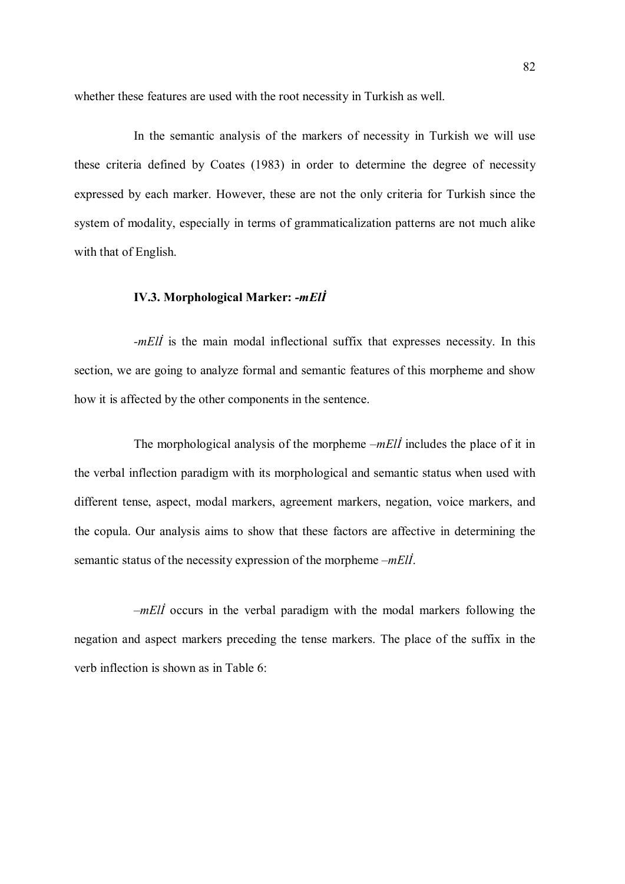whether these features are used with the root necessity in Turkish as well.

In the semantic analysis of the markers of necessity in Turkish we will use these criteria defined by Coates (1983) in order to determine the degree of necessity expressed by each marker. However, these are not the only criteria for Turkish since the system of modality, especially in terms of grammaticalization patterns are not much alike with that of English.

### IV.3. Morphological Marker: *-mElİ*

*-mElİ* is the main modal inflectional suffix that expresses necessity. In this section, we are going to analyze formal and semantic features of this morpheme and show how it is affected by the other components in the sentence.

The morphological analysis of the morpheme *–mElİ* includes the place of it in the verbal inflection paradigm with its morphological and semantic status when used with different tense, aspect, modal markers, agreement markers, negation, voice markers, and the copula. Our analysis aims to show that these factors are affective in determining the semantic status of the necessity expression of the morpheme *–mElİ*.

*–mElİ* occurs in the verbal paradigm with the modal markers following the negation and aspect markers preceding the tense markers. The place of the suffix in the verb inflection is shown as in Table 6: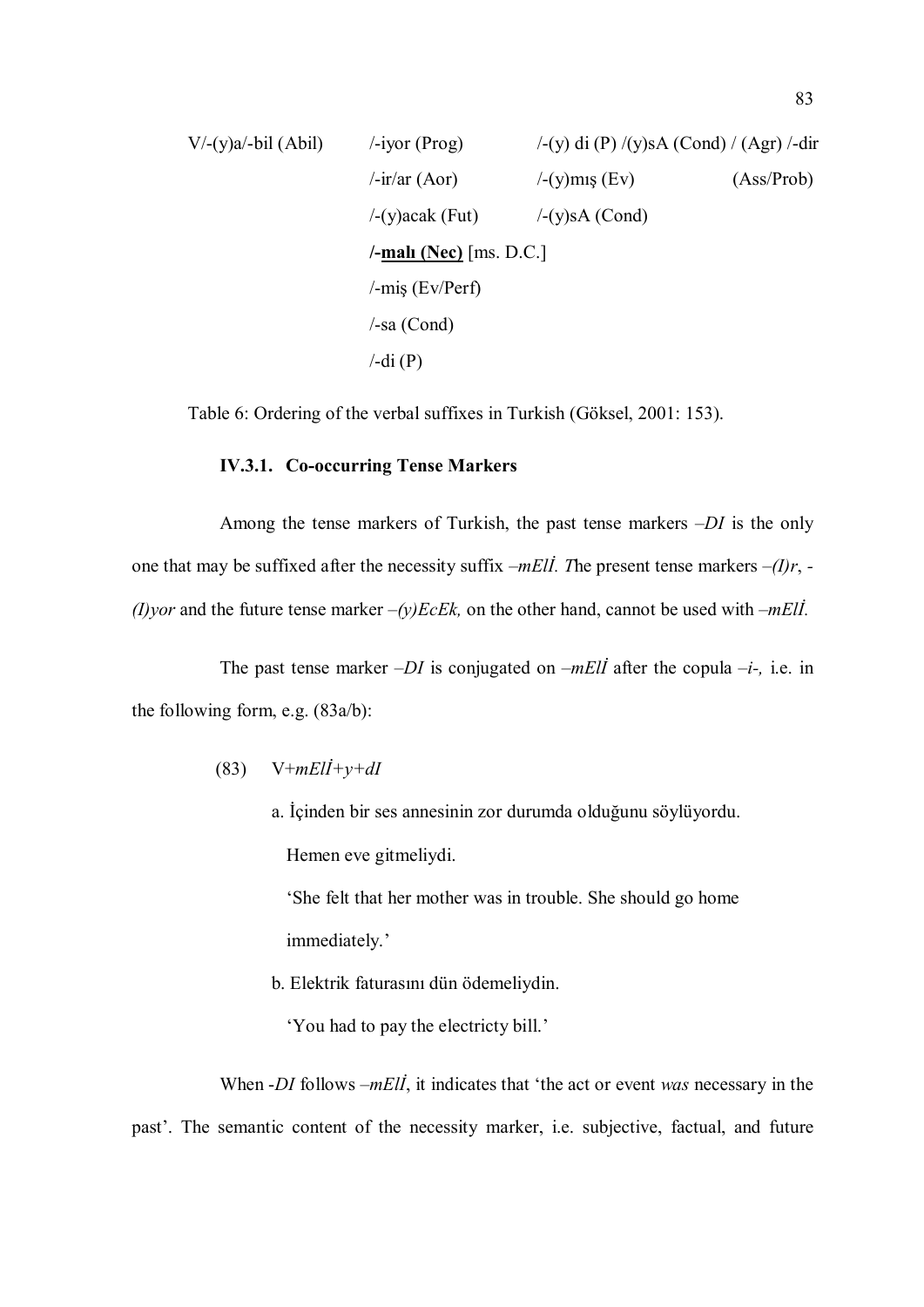| V/-(y)a/-bil (Abil) | /-iyor (Prog) | /-(y) di (P) /(y)sA (Cond) / (Agr) /-dir |
|---|---|---|
| | /-ir/ar (Aor) | /-(y)mış (Ev) (Ass/Prob) |
| | /-(y)acak (Fut) | /-(y)sA (Cond) |
| | **/-<u>malı (Nec)</u>** [ms. D.C.] | |
| | /-miş (Ev/Perf) | |
| | /-sa (Cond) | |
| | /-di (P) | |

Table 6: Ordering of the verbal suffixes in Turkish (Göksel, 2001: 153).

### IV.3.1. Co-occurring Tense Markers

Among the tense markers of Turkish, the past tense markers *–DI* is the only one that may be suffixed after the necessity suffix *–mElİ. T*he present tense markers *–(I)r*, *-(I)yor* and the future tense marker *–(y)EcEk,* on the other hand, cannot be used with *–mElİ.*

The past tense marker *–DI* is conjugated on *–mElİ* after the copula *–i-,* i.e. in the following form, e.g. (83a/b):

(83) V+*mElİ+y+dI*

a. İçinden bir ses annesinin zor durumda olduğunu söylüyordu. Hemen eve gitmeliydi.

'She felt that her mother was in trouble. She should go home immediately.'

b. Elektrik faturasını dün ödemeliydin.

'You had to pay the electricty bill.'

When *-DI* follows *–mElİ*, it indicates that 'the act or event *was* necessary in the past'. The semantic content of the necessity marker, i.e. subjective, factual, and future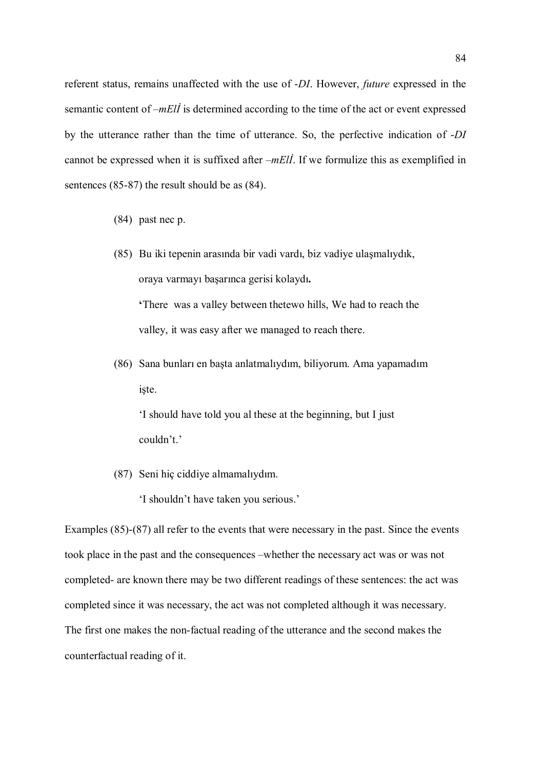referent status, remains unaffected with the use of *-DI*. However, *future* expressed in the semantic content of *–mElİ* is determined according to the time of the act or event expressed by the utterance rather than the time of utterance. So, the perfective indication of *-DI* cannot be expressed when it is suffixed after *–mElİ*. If we formulize this as exemplified in sentences (85-87) the result should be as (84).

(84) past nec p.

(85) Bu iki tepenin arasında bir vadi vardı, biz vadiye ulaşmalıydık, oraya varmayı başarınca gerisi kolaydı**.**
**'**There was a valley between thetewo hills, We had to reach the valley, it was easy after we managed to reach there.

(86) Sana bunları en başta anlatmalıydım, biliyorum. Ama yapamadım işte.
'I should have told you al these at the beginning, but I just couldn't.'

(87) Seni hiç ciddiye almamalıydım.
'I shouldn't have taken you serious.'

Examples (85)-(87) all refer to the events that were necessary in the past. Since the events took place in the past and the consequences –whether the necessary act was or was not completed- are known there may be two different readings of these sentences: the act was completed since it was necessary, the act was not completed although it was necessary. The first one makes the non-factual reading of the utterance and the second makes the counterfactual reading of it.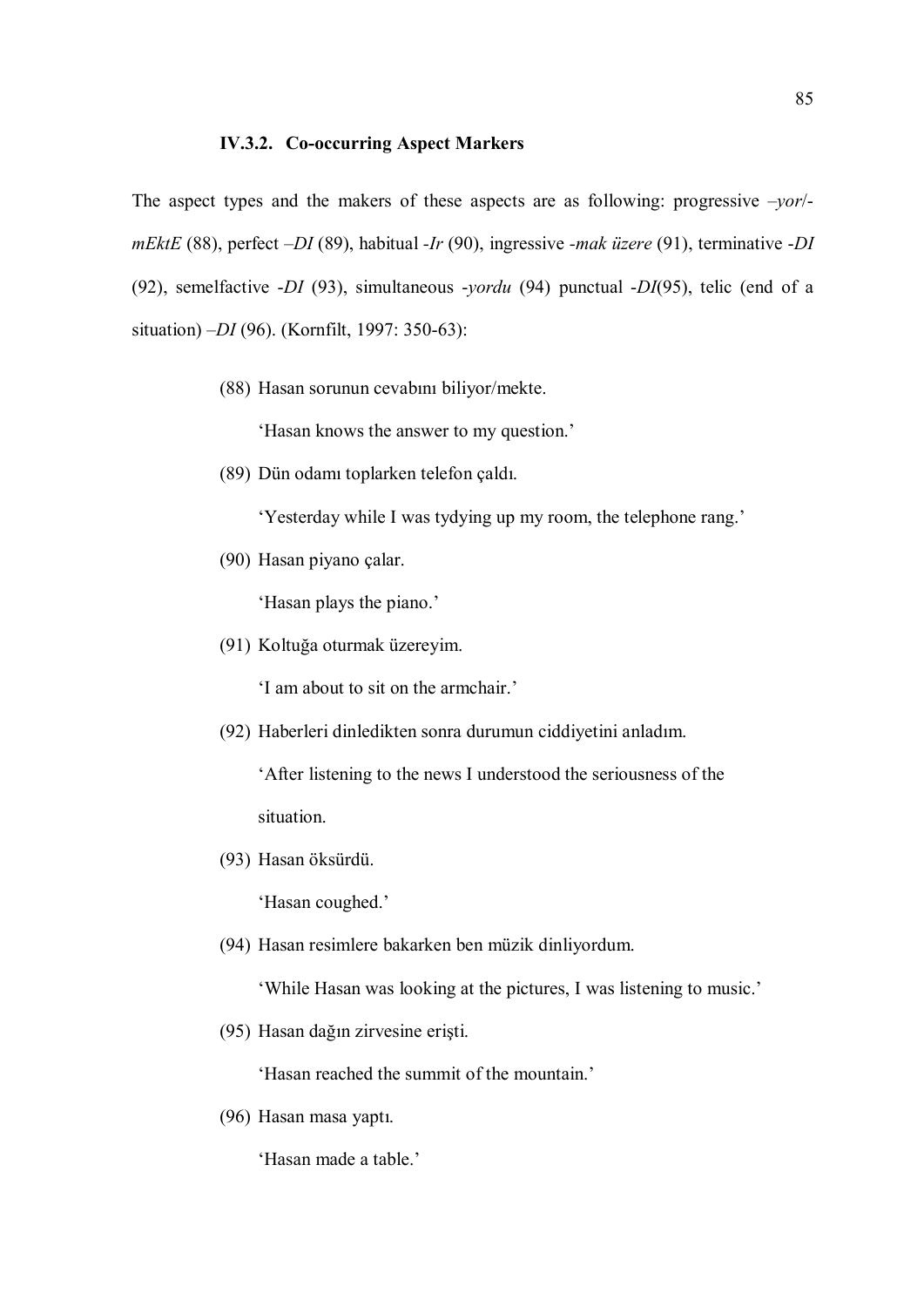### IV.3.2. Co-occurring Aspect Markers

The aspect types and the makers of these aspects are as following: progressive *–yor*/-*mEktE* (88), perfect *–DI* (89), habitual *-Ir* (90), ingressive *-mak üzere* (91), terminative *-DI* (92), semelfactive *-DI* (93), simultaneous *-yordu* (94) punctual *-DI*(95), telic (end of a situation) *–DI* (96). (Kornfilt, 1997: 350-63):

(88) Hasan sorunun cevabını biliyor/mekte.

'Hasan knows the answer to my question.'

(89) Dün odamı toplarken telefon çaldı.

'Yesterday while I was tydying up my room, the telephone rang.'

(90) Hasan piyano çalar.

'Hasan plays the piano.'

(91) Koltuğa oturmak üzereyim.

'I am about to sit on the armchair.'

(92) Haberleri dinledikten sonra durumun ciddiyetini anladım.

'After listening to the news I understood the seriousness of the situation.

(93) Hasan öksürdü.

'Hasan coughed.'

(94) Hasan resimlere bakarken ben müzik dinliyordum.

'While Hasan was looking at the pictures, I was listening to music.'

(95) Hasan dağın zirvesine erişti.

'Hasan reached the summit of the mountain.'

(96) Hasan masa yaptı.

'Hasan made a table.'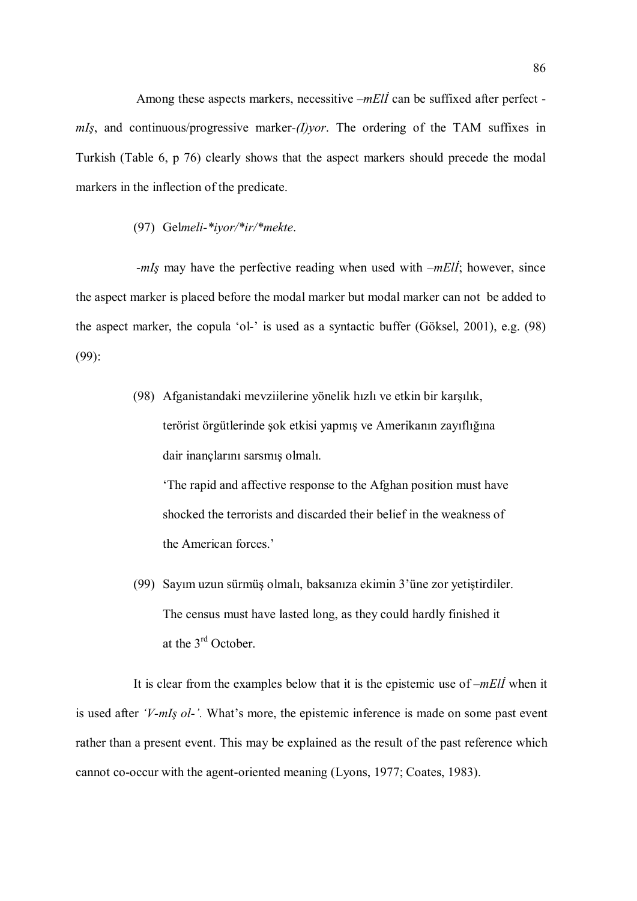Among these aspects markers, necessitive *–mElİ* can be suffixed after perfect -*mIş*, and continuous/progressive marker-*(I)yor*. The ordering of the TAM suffixes in Turkish (Table 6, p 76) clearly shows that the aspect markers should precede the modal markers in the inflection of the predicate.

(97) Gel*meli-*iyor/*ir/*mekte*.

-*mIş* may have the perfective reading when used with *–mElİ*; however, since the aspect marker is placed before the modal marker but modal marker can not be added to the aspect marker, the copula 'ol-' is used as a syntactic buffer (Göksel, 2001), e.g. (98) (99):

(98) Afganistandaki mevziilerine yönelik hızlı ve etkin bir karşılık, terörist örgütlerinde şok etkisi yapmış ve Amerikanın zayıflığına dair inançlarını sarsmış olmalı.

'The rapid and affective response to the Afghan position must have shocked the terrorists and discarded their belief in the weakness of the American forces.'

(99) Sayım uzun sürmüş olmalı, baksanıza ekimin 3'üne zor yetiştirdiler.

The census must have lasted long, as they could hardly finished it at the 3rd October.

It is clear from the examples below that it is the epistemic use of *–mElİ* when it is used after *'V-mIş ol-'.* What's more, the epistemic inference is made on some past event rather than a present event. This may be explained as the result of the past reference which cannot co-occur with the agent-oriented meaning (Lyons, 1977; Coates, 1983).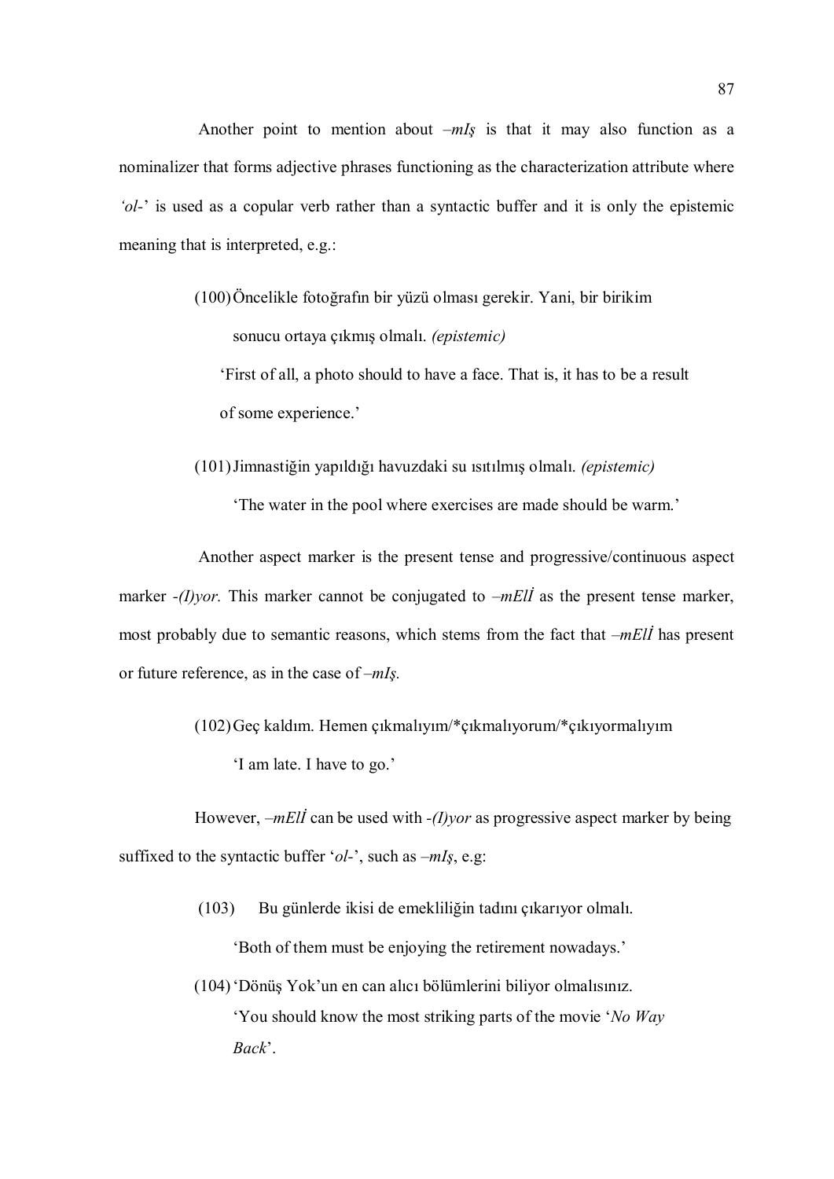Another point to mention about *–mIş* is that it may also function as a nominalizer that forms adjective phrases functioning as the characterization attribute where *'ol-'* is used as a copular verb rather than a syntactic buffer and it is only the epistemic meaning that is interpreted, e.g.:

(100) Öncelikle fotoğrafın bir yüzü olması gerekir. Yani, bir birikim sonucu ortaya çıkmış olmalı. *(epistemic)*

'First of all, a photo should to have a face. That is, it has to be a result of some experience.'

(101) Jimnastiğin yapıldığı havuzdaki su ısıtılmış olmalı. *(epistemic)*

'The water in the pool where exercises are made should be warm.'

Another aspect marker is the present tense and progressive/continuous aspect marker *-(I)yor*. This marker cannot be conjugated to *–mElİ* as the present tense marker, most probably due to semantic reasons, which stems from the fact that *–mElİ* has present or future reference, as in the case of *–mIş.*

(102) Geç kaldım. Hemen çıkmalıyım/*çıkmalıyorum/*çıkıyormalıyım

'I am late. I have to go.'

However, *–mElİ* can be used with *-(I)yor* as progressive aspect marker by being suffixed to the syntactic buffer '*ol-*', such as *–mIş*, e.g:

(103) Bu günlerde ikisi de emekliliğin tadını çıkarıyor olmalı.

'Both of them must be enjoying the retirement nowadays.'

(104) 'Dönüş Yok'un en can alıcı bölümlerini biliyor olmalısınız.

'You should know the most striking parts of the movie '*No Way Back*'.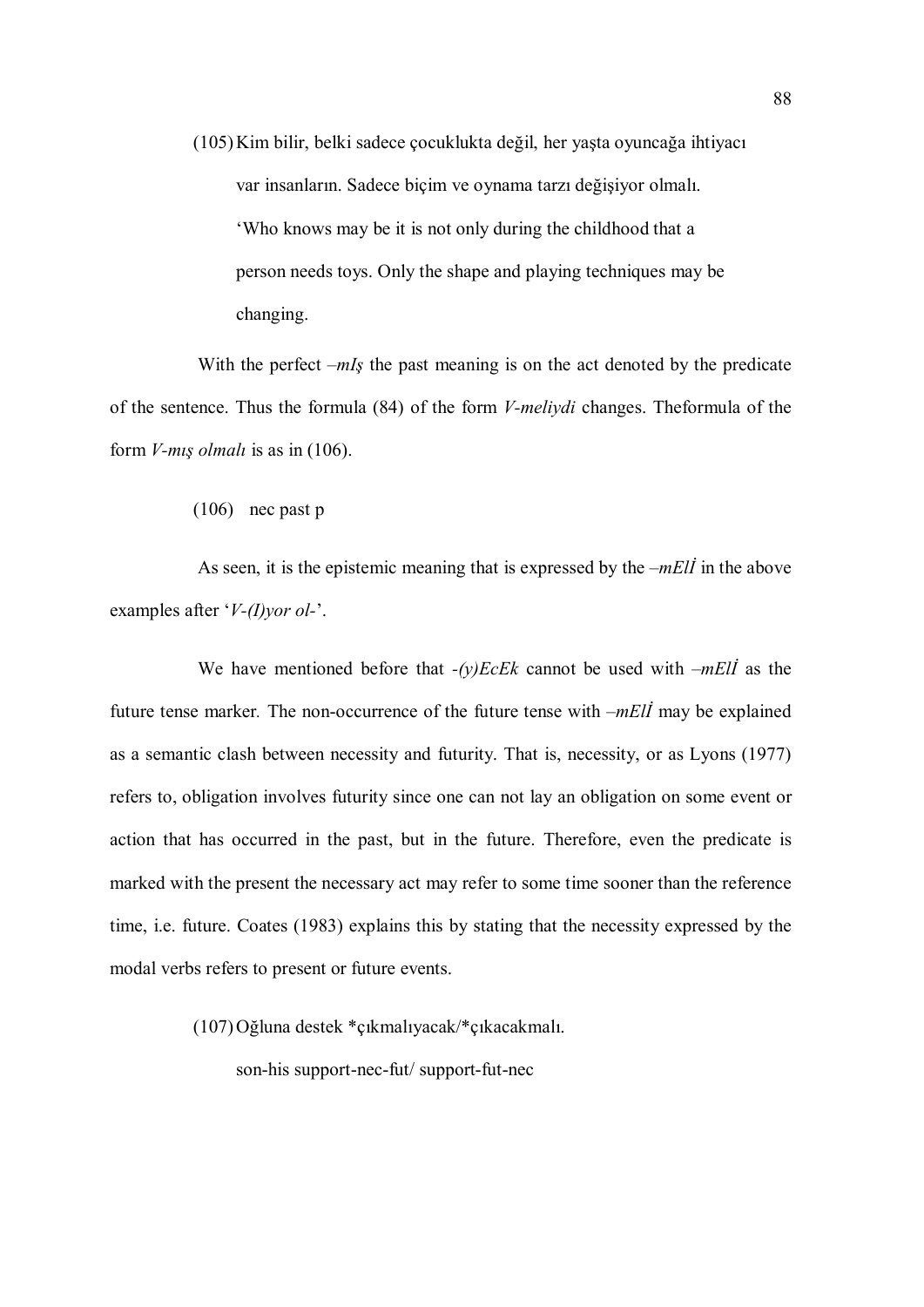(105) Kim bilir, belki sadece çocuklukta değil, her yaşta oyuncağa ihtiyacı var insanların. Sadece biçim ve oynama tarzı değişiyor olmalı.
'Who knows may be it is not only during the childhood that a person needs toys. Only the shape and playing techniques may be changing.

With the perfect *–mIş* the past meaning is on the act denoted by the predicate of the sentence. Thus the formula (84) of the form *V-meliydi* changes. Theformula of the form *V-mış olmalı* is as in (106).

(106) nec past p

As seen, it is the epistemic meaning that is expressed by the *–mElİ* in the above examples after '*V-(I)yor ol-*'.

We have mentioned before that *-(y)EcEk* cannot be used with *–mElİ* as the future tense marker. The non-occurrence of the future tense with *–mElİ* may be explained as a semantic clash between necessity and futurity. That is, necessity, or as Lyons (1977) refers to, obligation involves futurity since one can not lay an obligation on some event or action that has occurred in the past, but in the future. Therefore, even the predicate is marked with the present the necessary act may refer to some time sooner than the reference time, i.e. future. Coates (1983) explains this by stating that the necessity expressed by the modal verbs refers to present or future events.

(107) Oğluna destek *çıkmalıyacak/*çıkacakmalı.
son-his support-nec-fut/ support-fut-nec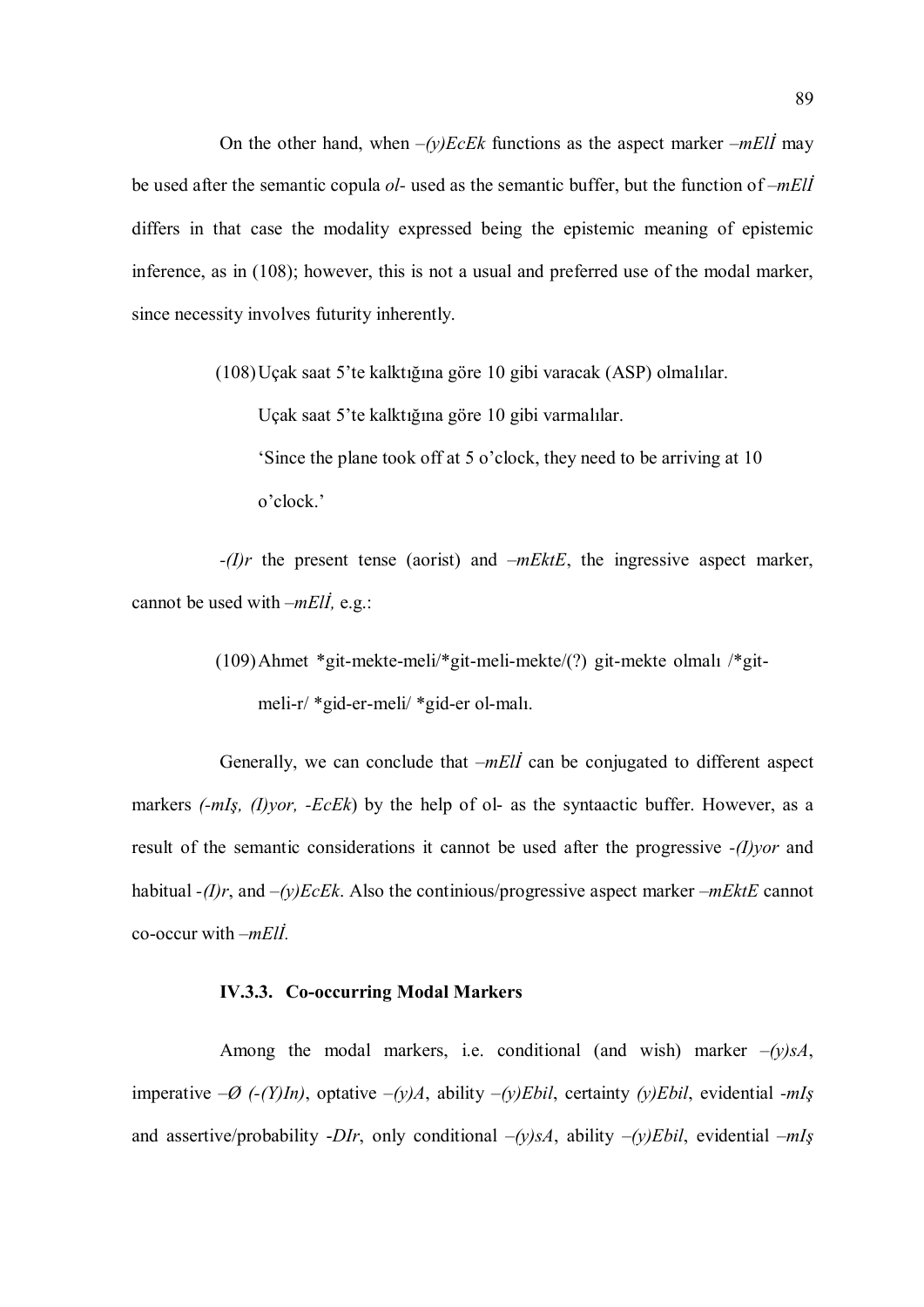On the other hand, when *–(y)EcEk* functions as the aspect marker *–mElİ* may be used after the semantic copula *ol-* used as the semantic buffer, but the function of *–mElİ* differs in that case the modality expressed being the epistemic meaning of epistemic inference, as in (108); however, this is not a usual and preferred use of the modal marker, since necessity involves futurity inherently.

(108) Uçak saat 5'te kalktığına göre 10 gibi varacak (ASP) olmalılar.

Uçak saat 5'te kalktığına göre 10 gibi varmalılar.

'Since the plane took off at 5 o'clock, they need to be arriving at 10 o'clock.'

*-(I)r* the present tense (aorist) and *–mEktE*, the ingressive aspect marker, cannot be used with *–mElİ,* e.g.:

(109) Ahmet *git-mekte-meli/*git-meli-mekte/(?) git-mekte olmalı /*git-meli-r/ *gid-er-meli/ *gid-er ol-malı.

Generally, we can conclude that *–mElİ* can be conjugated to different aspect markers *(-mIş, (I)yor, -EcEk*) by the help of ol- as the syntaactic buffer. However, as a result of the semantic considerations it cannot be used after the progressive *-(I)yor* and habitual *-(I)r*, and *–(y)EcEk*. Also the continious/progressive aspect marker *–mEktE* cannot co-occur with *–mElİ.*

### IV.3.3. Co-occurring Modal Markers

Among the modal markers, i.e. conditional (and wish) marker *–(y)sA*, imperative *–Ø (-(Y)In)*, optative *–(y)A*, ability *–(y)Ebil*, certainty *(y)Ebil*, evidential *-mIş* and assertive/probability *-DIr*, only conditional *–(y)sA*, ability *–(y)Ebil*, evidential *–mIş*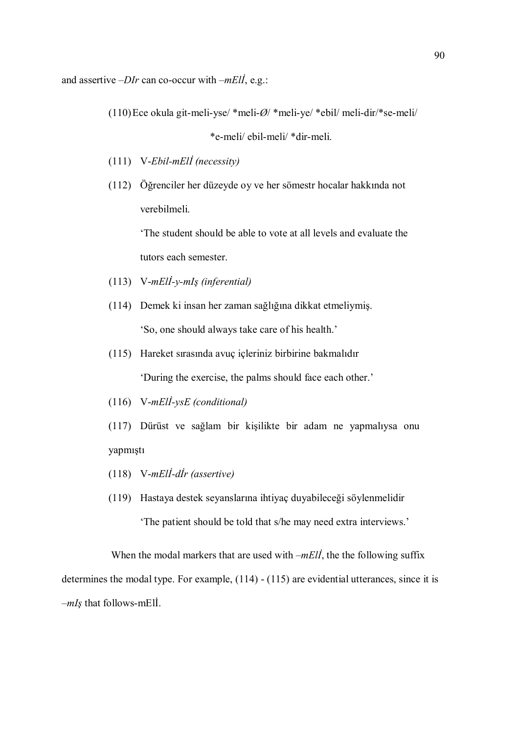and assertive *–DIr* can co-occur with *–mElİ*, e.g.:

(110) Ece okula git-meli-yse/ *meli-Ø/ *meli-ye/ *ebil/ meli-dir/*se-meli/ *e-meli/ ebil-meli/ *dir-meli.

(111) V-*Ebil-mElİ (necessity)*

(112) Öğrenciler her düzeyde oy ve her sömestr hocalar hakkında not verebilmeli.

'The student should be able to vote at all levels and evaluate the tutors each semester.

(113) V-*mElİ-y-mIş (inferential)*

(114) Demek ki insan her zaman sağlığına dikkat etmeliymiş.

'So, one should always take care of his health.'

(115) Hareket sırasında avuç içleriniz birbirine bakmalıdır

'During the exercise, the palms should face each other.'

(116) V-*mElİ-ysE (conditional)*

(117) Dürüst ve sağlam bir kişilikte bir adam ne yapmalıysa onu yapmıştı

(118) V-*mElİ-dİr (assertive)*

(119) Hastaya destek seyanslarına ihtiyaç duyabileceği söylenmelidir

'The patient should be told that s/he may need extra interviews.'

When the modal markers that are used with *–mElİ*, the the following suffix determines the modal type. For example, (114) - (115) are evidential utterances, since it is *–mIş* that follows-mElİ.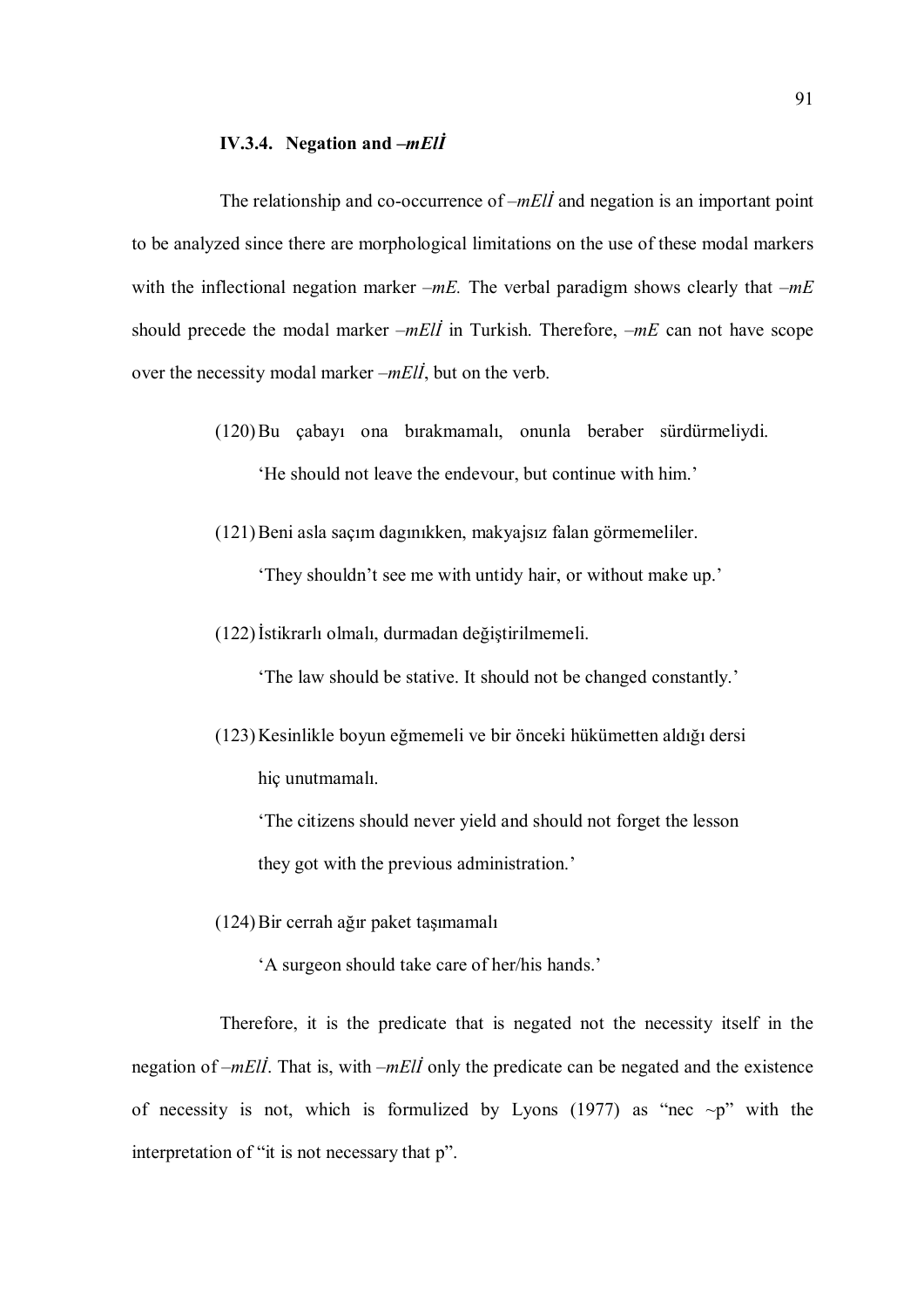### IV.3.4. Negation and *–mElİ*

The relationship and co-occurrence of *–mElİ* and negation is an important point to be analyzed since there are morphological limitations on the use of these modal markers with the inflectional negation marker *–mE.* The verbal paradigm shows clearly that *–mE* should precede the modal marker *–mElİ* in Turkish. Therefore, *–mE* can not have scope over the necessity modal marker *–mElİ*, but on the verb.

(120) Bu çabayı ona bırakmamalı, onunla beraber sürdürmeliydi.

'He should not leave the endevour, but continue with him.'

(121) Beni asla saçım dagınıkken, makyajsız falan görmemeliler.

'They shouldn't see me with untidy hair, or without make up.'

(122) İstikrarlı olmalı, durmadan değiştirilmemeli.

'The law should be stative. It should not be changed constantly.'

(123) Kesinlikle boyun eğmemeli ve bir önceki hükümetten aldığı dersi hiç unutmamalı.

'The citizens should never yield and should not forget the lesson they got with the previous administration.'

(124) Bir cerrah ağır paket taşımamalı

'A surgeon should take care of her/his hands.'

Therefore, it is the predicate that is negated not the necessity itself in the negation of *–mElİ*. That is, with *–mElİ* only the predicate can be negated and the existence of necessity is not, which is formulized by Lyons (1977) as "nec ~p" with the interpretation of "it is not necessary that p".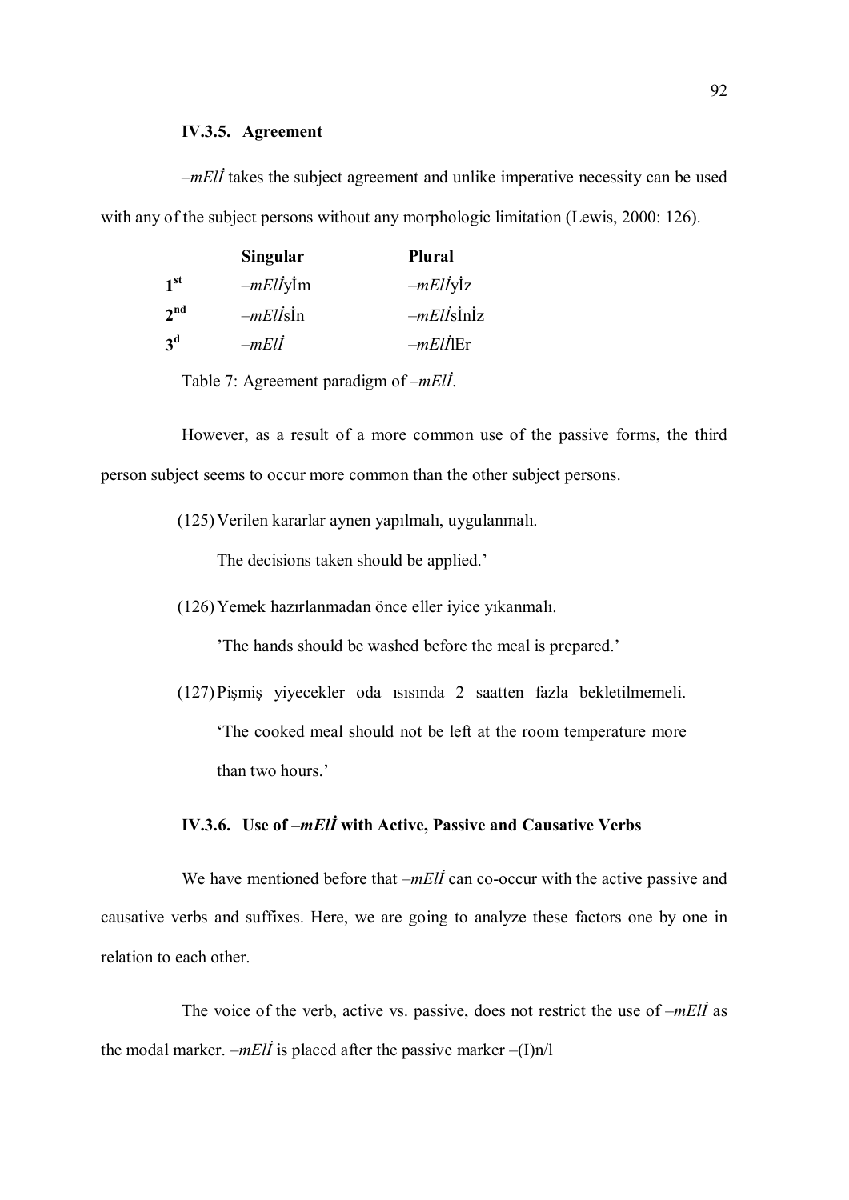### IV.3.5. Agreement

*–mElİ* takes the subject agreement and unlike imperative necessity can be used with any of the subject persons without any morphologic limitation (Lewis, 2000: 126).

| | **Singular** | **Plural** |
|---|---|---|
| **1st** | *–mElİ*yİm | *–mElİ*yİz |
| **2nd** | *–mElİ*sİn | *–mElİ*sİnİz |
| **3d** | *–mElİ* | *–mElİ*lEr |

Table 7: Agreement paradigm of *–mElİ*.

However, as a result of a more common use of the passive forms, the third person subject seems to occur more common than the other subject persons.

(125) Verilen kararlar aynen yapılmalı, uygulanmalı.

The decisions taken should be applied.'

(126) Yemek hazırlanmadan önce eller iyice yıkanmalı.

'The hands should be washed before the meal is prepared.'

(127) Pişmiş yiyecekler oda ısısında 2 saatten fazla bekletilmemeli.

'The cooked meal should not be left at the room temperature more than two hours.'

### IV.3.6. Use of *–mElİ* with Active, Passive and Causative Verbs

We have mentioned before that *–mElİ* can co-occur with the active passive and causative verbs and suffixes. Here, we are going to analyze these factors one by one in relation to each other.

The voice of the verb, active vs. passive, does not restrict the use of *–mElİ* as the modal marker. *–mElİ* is placed after the passive marker –(I)n/l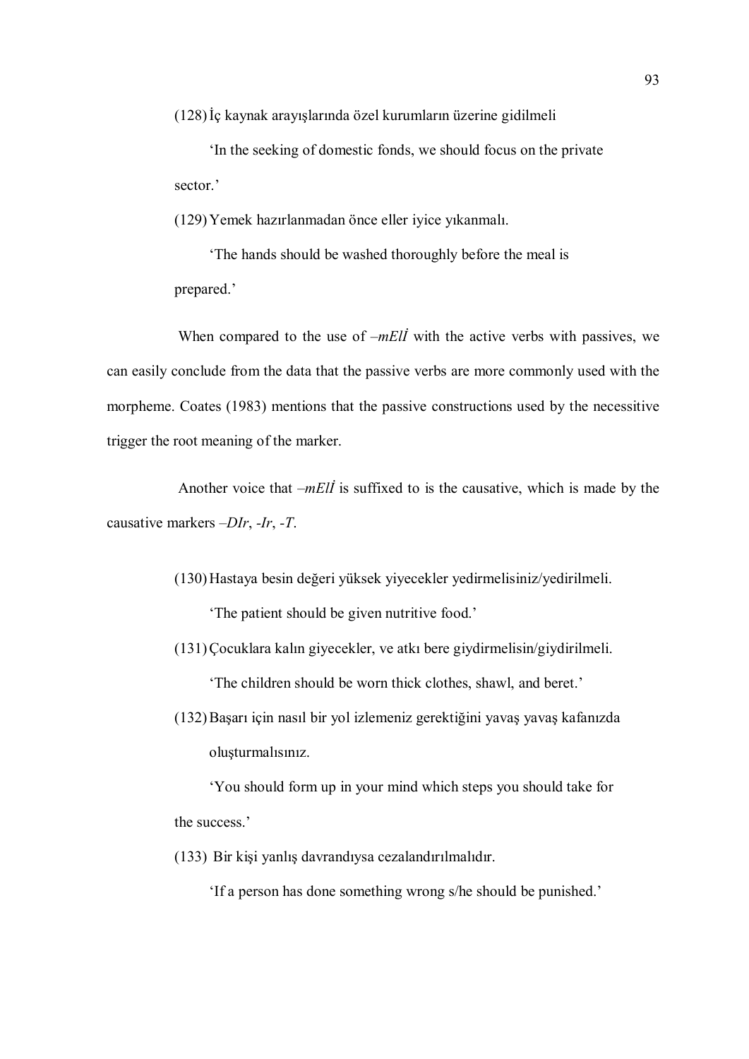(128) İç kaynak arayışlarında özel kurumların üzerine gidilmeli

'In the seeking of domestic fonds, we should focus on the private sector.'

(129) Yemek hazırlanmadan önce eller iyice yıkanmalı.

'The hands should be washed thoroughly before the meal is prepared.'

When compared to the use of *–mEli̇* with the active verbs with passives, we can easily conclude from the data that the passive verbs are more commonly used with the morpheme. Coates (1983) mentions that the passive constructions used by the necessitive trigger the root meaning of the marker.

Another voice that *–mEli̇* is suffixed to is the causative, which is made by the causative markers *–DIr*, *-Ir*, *-T*.

(130) Hastaya besin değeri yüksek yiyecekler yedirmelisiniz/yedirilmeli.

'The patient should be given nutritive food.'

(131) Çocuklara kalın giyecekler, ve atkı bere giydirmelisin/giydirilmeli.

'The children should be worn thick clothes, shawl, and beret.'

(132) Başarı için nasıl bir yol izlemeniz gerektiğini yavaş yavaş kafanızda oluşturmalısınız.

'You should form up in your mind which steps you should take for the success.'

(133) Bir kişi yanlış davrandıysa cezalandırılmalıdır.

'If a person has done something wrong s/he should be punished.'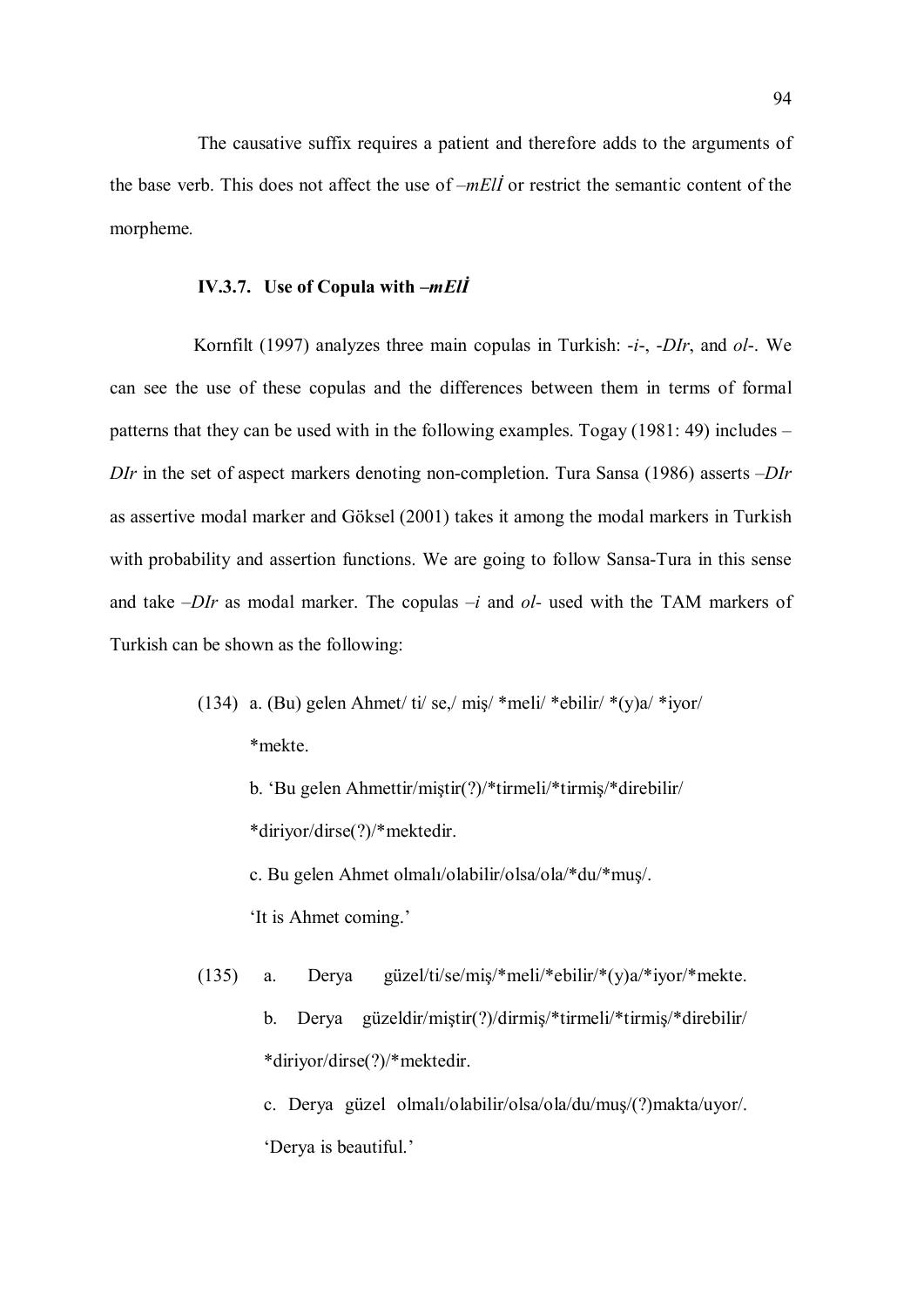The causative suffix requires a patient and therefore adds to the arguments of the base verb. This does not affect the use of *–mElİ* or restrict the semantic content of the morpheme.

### IV.3.7. Use of Copula with *–mElİ*

Kornfilt (1997) analyzes three main copulas in Turkish: *-i-*, *-DIr*, and *ol-*. We can see the use of these copulas and the differences between them in terms of formal patterns that they can be used with in the following examples. Togay (1981: 49) includes *–DIr* in the set of aspect markers denoting non-completion. Tura Sansa (1986) asserts *–DIr* as assertive modal marker and Göksel (2001) takes it among the modal markers in Turkish with probability and assertion functions. We are going to follow Sansa-Tura in this sense and take *–DIr* as modal marker. The copulas *–i* and *ol-* used with the TAM markers of Turkish can be shown as the following:

(134) a. (Bu) gelen Ahmet/ ti/ se,/ miş/ *meli/ *ebilir/ *(y)a/ *iyor/ *mekte.

b. 'Bu gelen Ahmettir/miştir(?)/*tirmeli/*tirmiş/*direbilir/ *diriyor/dirse(?)/*mektedir.

c. Bu gelen Ahmet olmalı/olabilir/olsa/ola/*du/*muş/.

'It is Ahmet coming.'

(135) a. Derya güzel/ti/se/miş/*meli/*ebilir/*(y)a/*iyor/*mekte.

b. Derya güzeldir/miştir(?)/dirmiş/*tirmeli/*tirmiş/*direbilir/ *diriyor/dirse(?)/*mektedir.

c. Derya güzel olmalı/olabilir/olsa/ola/du/muş/(?)makta/uyor/.

'Derya is beautiful.'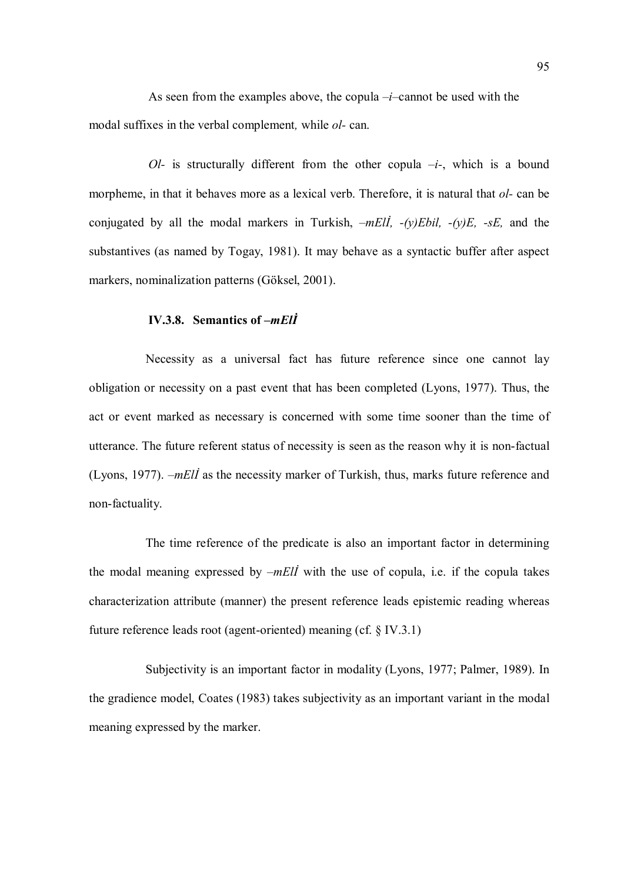As seen from the examples above, the copula *–i–*cannot be used with the modal suffixes in the verbal complement*,* while *ol-* can.

*Ol-* is structurally different from the other copula *–i-*, which is a bound morpheme, in that it behaves more as a lexical verb. Therefore, it is natural that *ol-* can be conjugated by all the modal markers in Turkish, *–mElİ, -(y)Ebil, -(y)E, -sE,* and the substantives (as named by Togay, 1981). It may behave as a syntactic buffer after aspect markers, nominalization patterns (Göksel, 2001).

### IV.3.8. Semantics of *–mElİ*

Necessity as a universal fact has future reference since one cannot lay obligation or necessity on a past event that has been completed (Lyons, 1977). Thus, the act or event marked as necessary is concerned with some time sooner than the time of utterance. The future referent status of necessity is seen as the reason why it is non-factual (Lyons, 1977). *–mElİ* as the necessity marker of Turkish, thus, marks future reference and non-factuality.

The time reference of the predicate is also an important factor in determining the modal meaning expressed by *–mElİ* with the use of copula, i.e. if the copula takes characterization attribute (manner) the present reference leads epistemic reading whereas future reference leads root (agent-oriented) meaning (cf. § IV.3.1)

Subjectivity is an important factor in modality (Lyons, 1977; Palmer, 1989). In the gradience model, Coates (1983) takes subjectivity as an important variant in the modal meaning expressed by the marker.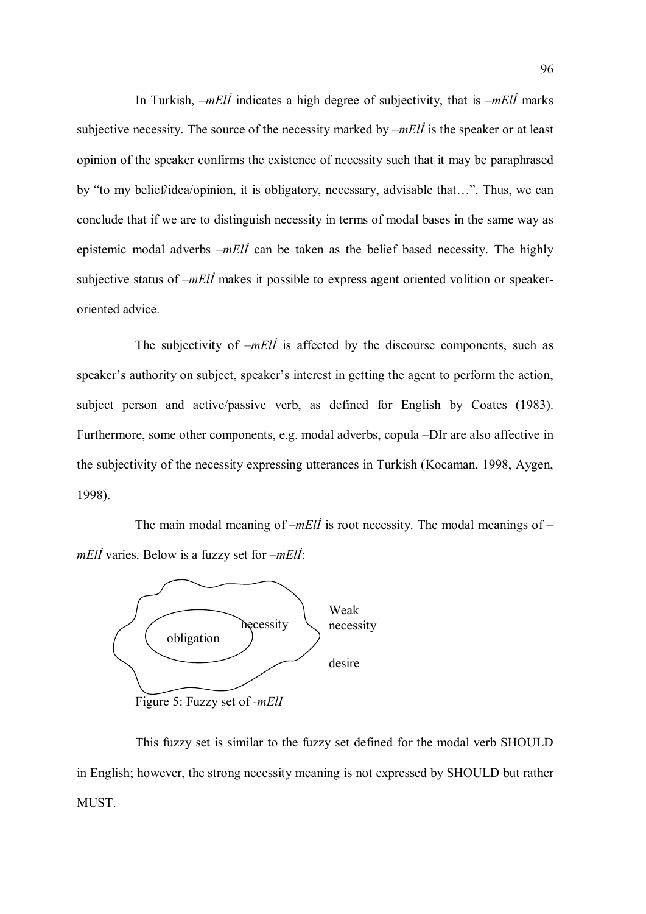In Turkish, *–mElİ* indicates a high degree of subjectivity, that is *–mElİ* marks subjective necessity. The source of the necessity marked by *–mElİ* is the speaker or at least opinion of the speaker confirms the existence of necessity such that it may be paraphrased by "to my belief/idea/opinion, it is obligatory, necessary, advisable that…". Thus, we can conclude that if we are to distinguish necessity in terms of modal bases in the same way as epistemic modal adverbs *–mElİ* can be taken as the belief based necessity. The highly subjective status of *–mElİ* makes it possible to express agent oriented volition or speaker-oriented advice.

The subjectivity of *–mElİ* is affected by the discourse components, such as speaker's authority on subject, speaker's interest in getting the agent to perform the action, subject person and active/passive verb, as defined for English by Coates (1983). Furthermore, some other components, e.g. modal adverbs, copula –DIr are also affective in the subjectivity of the necessity expressing utterances in Turkish (Kocaman, 1998, Aygen, 1998).

The main modal meaning of *–mElİ* is root necessity. The modal meanings of –*mElİ* varies. Below is a fuzzy set for *–mElİ*:

obligation necessity Weak necessity desire

Figure 5: Fuzzy set of -*mElI*

This fuzzy set is similar to the fuzzy set defined for the modal verb SHOULD in English; however, the strong necessity meaning is not expressed by SHOULD but rather MUST.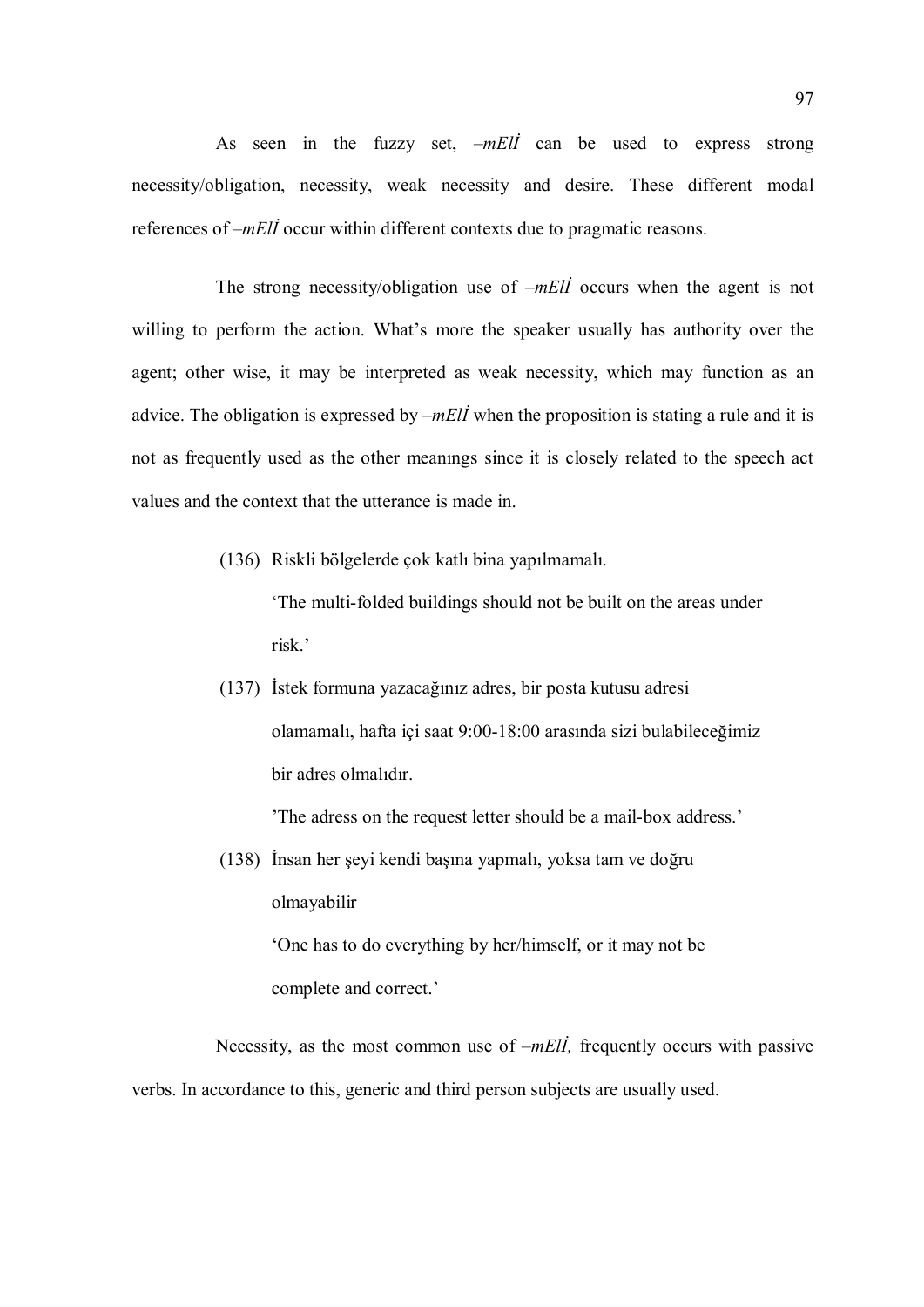As seen in the fuzzy set, *–mElİ* can be used to express strong necessity/obligation, necessity, weak necessity and desire. These different modal references of *–mElİ* occur within different contexts due to pragmatic reasons.

The strong necessity/obligation use of *–mElİ* occurs when the agent is not willing to perform the action. What's more the speaker usually has authority over the agent; other wise, it may be interpreted as weak necessity, which may function as an advice. The obligation is expressed by *–mElİ* when the proposition is stating a rule and it is not as frequently used as the other meanıngs since it is closely related to the speech act values and the context that the utterance is made in.

(136) Riskli bölgelerde çok katlı bina yapılmamalı.

'The multi-folded buildings should not be built on the areas under risk.'

(137) İstek formuna yazacağınız adres, bir posta kutusu adresi olamamalı, hafta içi saat 9:00-18:00 arasında sizi bulabileceğimiz bir adres olmalıdır.

'The adress on the request letter should be a mail-box address.'

(138) İnsan her şeyi kendi başına yapmalı, yoksa tam ve doğru olmayabilir

'One has to do everything by her/himself, or it may not be complete and correct.'

Necessity, as the most common use of *–mElİ,* frequently occurs with passive verbs. In accordance to this, generic and third person subjects are usually used.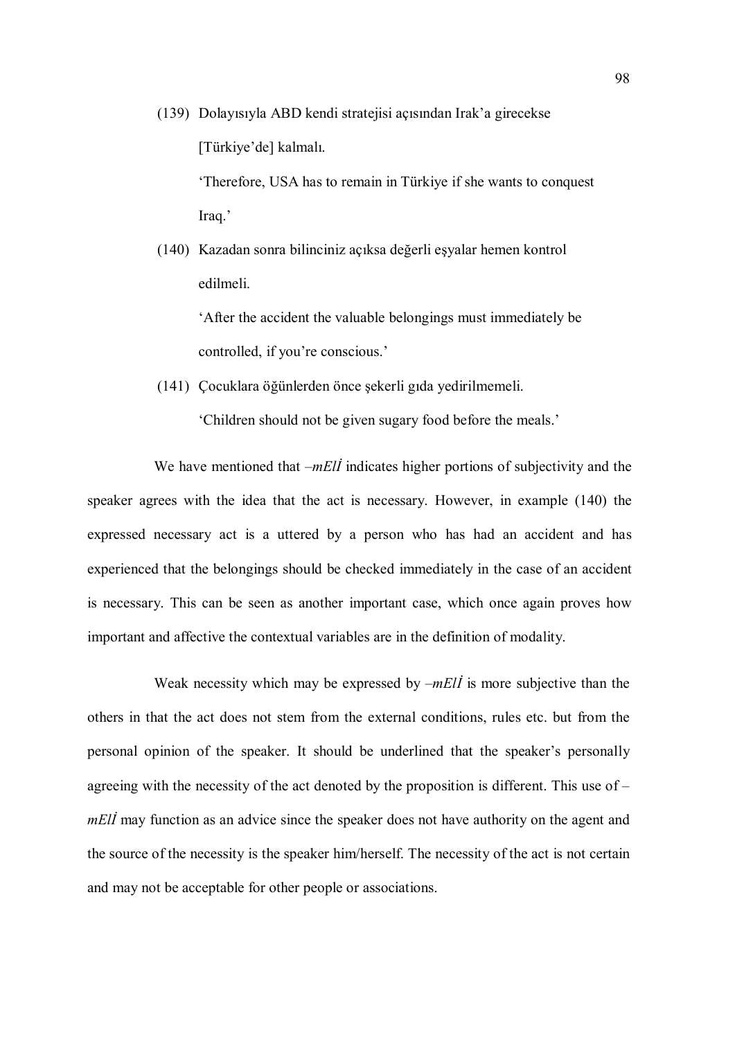(139) Dolayısıyla ABD kendi stratejisi açısından Irak'a girecekse [Türkiye'de] kalmalı.

'Therefore, USA has to remain in Türkiye if she wants to conquest Iraq.'

(140) Kazadan sonra bilinciniz açıksa değerli eşyalar hemen kontrol edilmeli.

'After the accident the valuable belongings must immediately be controlled, if you're conscious.'

(141) Çocuklara öğünlerden önce şekerli gıda yedirilmemeli.

'Children should not be given sugary food before the meals.'

We have mentioned that *–mElİ* indicates higher portions of subjectivity and the speaker agrees with the idea that the act is necessary. However, in example (140) the expressed necessary act is a uttered by a person who has had an accident and has experienced that the belongings should be checked immediately in the case of an accident is necessary. This can be seen as another important case, which once again proves how important and affective the contextual variables are in the definition of modality.

Weak necessity which may be expressed by *–mElİ* is more subjective than the others in that the act does not stem from the external conditions, rules etc. but from the personal opinion of the speaker. It should be underlined that the speaker's personally agreeing with the necessity of the act denoted by the proposition is different. This use of *–mElİ* may function as an advice since the speaker does not have authority on the agent and the source of the necessity is the speaker him/herself. The necessity of the act is not certain and may not be acceptable for other people or associations.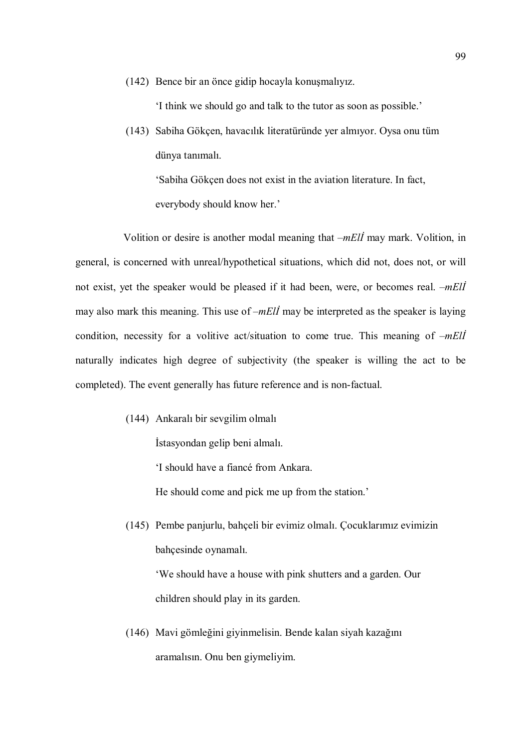(142) Bence bir an önce gidip hocayla konuşmalıyız.

'I think we should go and talk to the tutor as soon as possible.'

(143) Sabiha Gökçen, havacılık literatüründe yer almıyor. Oysa onu tüm dünya tanımalı.

'Sabiha Gökçen does not exist in the aviation literature. In fact, everybody should know her.'

Volition or desire is another modal meaning that *–mEl̇İ* may mark. Volition, in general, is concerned with unreal/hypothetical situations, which did not, does not, or will not exist, yet the speaker would be pleased if it had been, were, or becomes real. *–mElİ* may also mark this meaning. This use of *–mElİ* may be interpreted as the speaker is laying condition, necessity for a volitive act/situation to come true. This meaning of *–mElİ* naturally indicates high degree of subjectivity (the speaker is willing the act to be completed). The event generally has future reference and is non-factual.

(144) Ankaralı bir sevgilim olmalı

İstasyondan gelip beni almalı.

'I should have a fiancé from Ankara.

He should come and pick me up from the station.'

(145) Pembe panjurlu, bahçeli bir evimiz olmalı. Çocuklarımız evimizin bahçesinde oynamalı.

'We should have a house with pink shutters and a garden. Our children should play in its garden.

(146) Mavi gömleğini giyinmelisin. Bende kalan siyah kazağını aramalısın. Onu ben giymeliyim.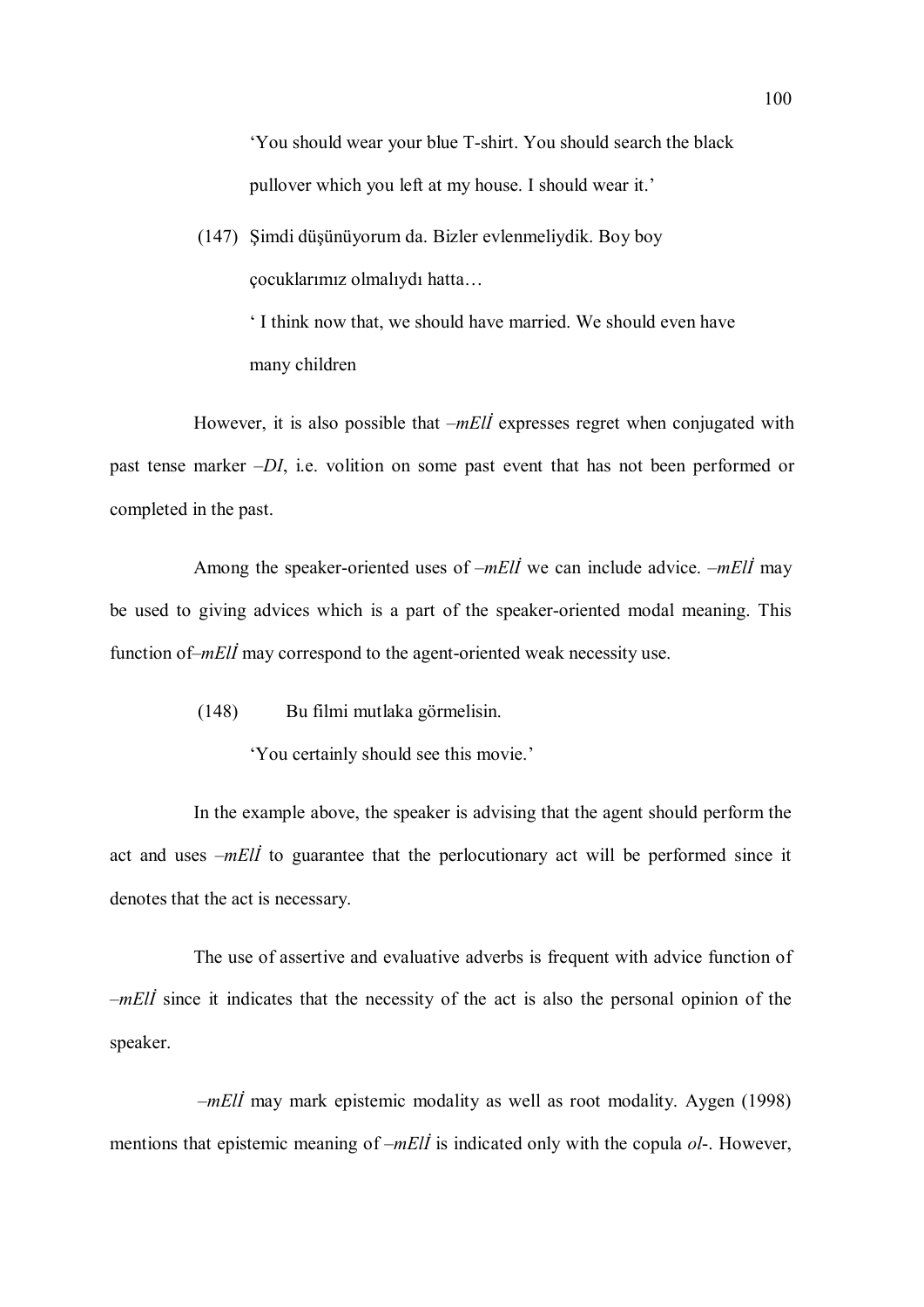'You should wear your blue T-shirt. You should search the black pullover which you left at my house. I should wear it.'

(147) Şimdi düşünüyorum da. Bizler evlenmeliydik. Boy boy çocuklarımız olmalıydı hatta…

' I think now that, we should have married. We should even have many children

However, it is also possible that *–mEl̇İ* expresses regret when conjugated with past tense marker *–DI*, i.e. volition on some past event that has not been performed or completed in the past.

Among the speaker-oriented uses of *–mElİ* we can include advice. *–mElİ* may be used to giving advices which is a part of the speaker-oriented modal meaning. This function of*–mElİ* may correspond to the agent-oriented weak necessity use.

(148) Bu filmi mutlaka görmelisin.

'You certainly should see this movie.'

In the example above, the speaker is advising that the agent should perform the act and uses *–mElİ* to guarantee that the perlocutionary act will be performed since it denotes that the act is necessary.

The use of assertive and evaluative adverbs is frequent with advice function of *–mElİ* since it indicates that the necessity of the act is also the personal opinion of the speaker.

*–mElİ* may mark epistemic modality as well as root modality. Aygen (1998) mentions that epistemic meaning of *–mElİ* is indicated only with the copula *ol-*. However,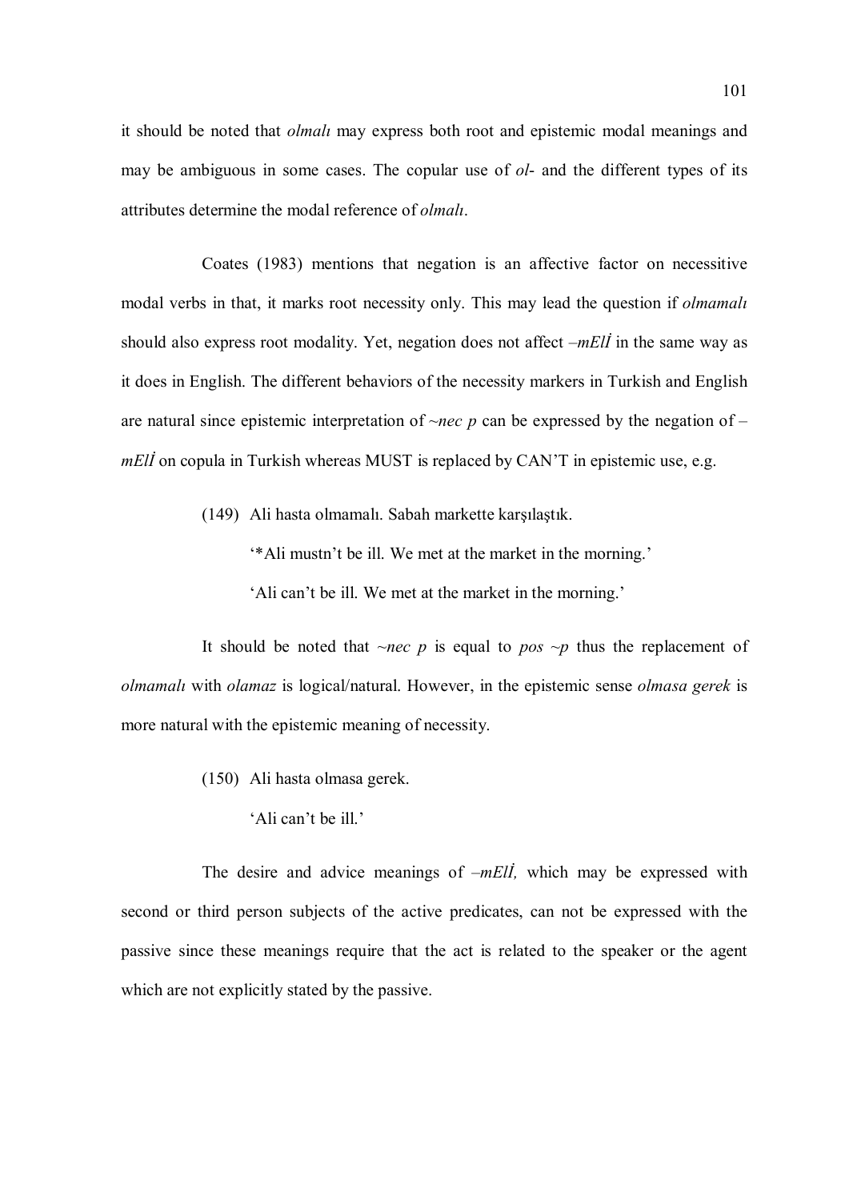it should be noted that *olmalı* may express both root and epistemic modal meanings and may be ambiguous in some cases. The copular use of *ol-* and the different types of its attributes determine the modal reference of *olmalı*.

Coates (1983) mentions that negation is an affective factor on necessitive modal verbs in that, it marks root necessity only. This may lead the question if *olmamalı* should also express root modality. Yet, negation does not affect *–mElİ* in the same way as it does in English. The different behaviors of the necessity markers in Turkish and English are natural since epistemic interpretation of *~nec p* can be expressed by the negation of *–mElİ* on copula in Turkish whereas MUST is replaced by CAN'T in epistemic use, e.g.

(149) Ali hasta olmamalı. Sabah markette karşılaştık.

'*Ali mustn't be ill. We met at the market in the morning.'

'Ali can't be ill. We met at the market in the morning.'

It should be noted that *~nec p* is equal to *pos ~p* thus the replacement of *olmamalı* with *olamaz* is logical/natural. However, in the epistemic sense *olmasa gerek* is more natural with the epistemic meaning of necessity.

(150) Ali hasta olmasa gerek.

'Ali can't be ill.'

The desire and advice meanings of *–mElİ,* which may be expressed with second or third person subjects of the active predicates, can not be expressed with the passive since these meanings require that the act is related to the speaker or the agent which are not explicitly stated by the passive.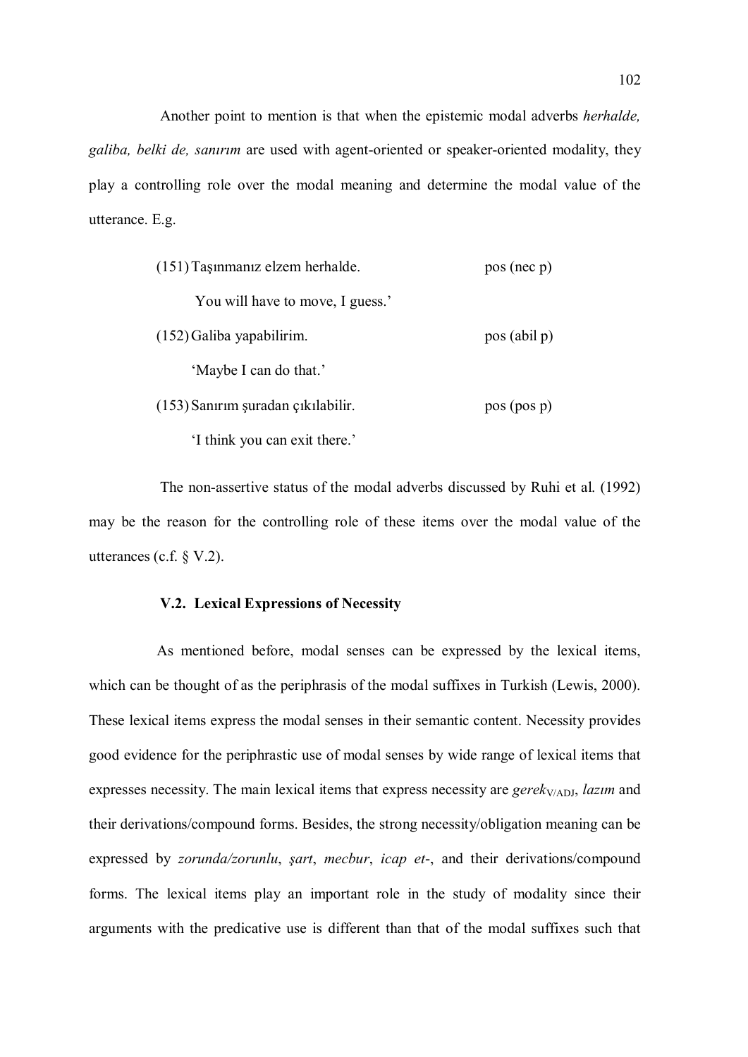Another point to mention is that when the epistemic modal adverbs *herhalde, galiba, belki de, sanırım* are used with agent-oriented or speaker-oriented modality, they play a controlling role over the modal meaning and determine the modal value of the utterance. E.g.

(151) Taşınmanız elzem herhalde. pos (nec p)

You will have to move, I guess.'

(152) Galiba yapabilirim. pos (abil p)

'Maybe I can do that.'

(153) Sanırım şuradan çıkılabilir. pos (pos p)

'I think you can exit there.'

The non-assertive status of the modal adverbs discussed by Ruhi et al. (1992) may be the reason for the controlling role of these items over the modal value of the utterances (c.f. § V.2).

### V.2. Lexical Expressions of Necessity

As mentioned before, modal senses can be expressed by the lexical items, which can be thought of as the periphrasis of the modal suffixes in Turkish (Lewis, 2000). These lexical items express the modal senses in their semantic content. Necessity provides good evidence for the periphrastic use of modal senses by wide range of lexical items that expresses necessity. The main lexical items that express necessity are *gerek*$_{V/ADJ}$, *lazım* and their derivations/compound forms. Besides, the strong necessity/obligation meaning can be expressed by *zorunda/zorunlu*, *şart*, *mecbur*, *icap et-*, and their derivations/compound forms. The lexical items play an important role in the study of modality since their arguments with the predicative use is different than that of the modal suffixes such that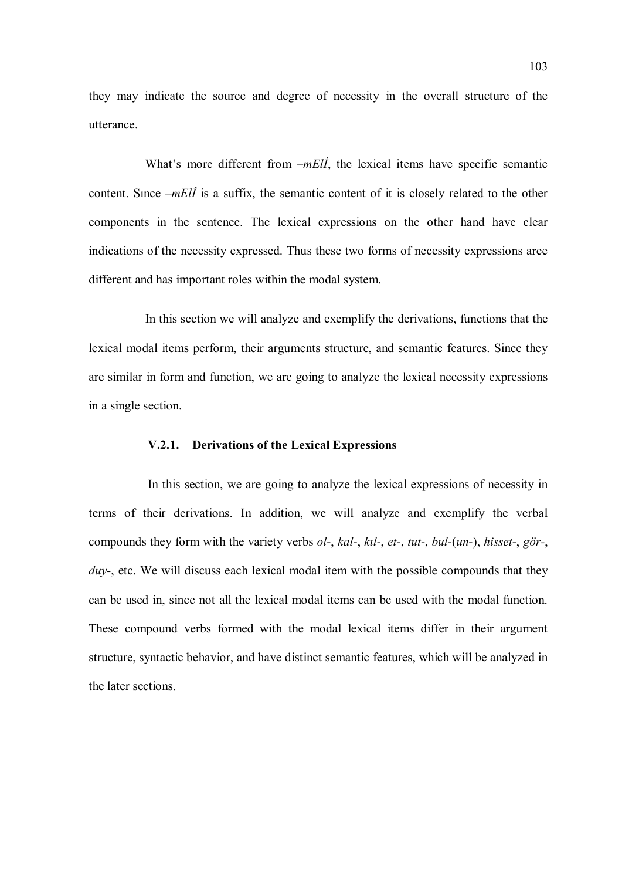they may indicate the source and degree of necessity in the overall structure of the utterance.

What's more different from *–mEIİ*, the lexical items have specific semantic content. Sınce *–mEIİ* is a suffix, the semantic content of it is closely related to the other components in the sentence. The lexical expressions on the other hand have clear indications of the necessity expressed. Thus these two forms of necessity expressions aree different and has important roles within the modal system.

In this section we will analyze and exemplify the derivations, functions that the lexical modal items perform, their arguments structure, and semantic features. Since they are similar in form and function, we are going to analyze the lexical necessity expressions in a single section.

### V.2.1. Derivations of the Lexical Expressions

In this section, we are going to analyze the lexical expressions of necessity in terms of their derivations. In addition, we will analyze and exemplify the verbal compounds they form with the variety verbs *ol-*, *kal-*, *kıl-*, *et-*, *tut-*, *bul-*(*un-*), *hisset-*, *gör-*, *duy-*, etc. We will discuss each lexical modal item with the possible compounds that they can be used in, since not all the lexical modal items can be used with the modal function. These compound verbs formed with the modal lexical items differ in their argument structure, syntactic behavior, and have distinct semantic features, which will be analyzed in the later sections.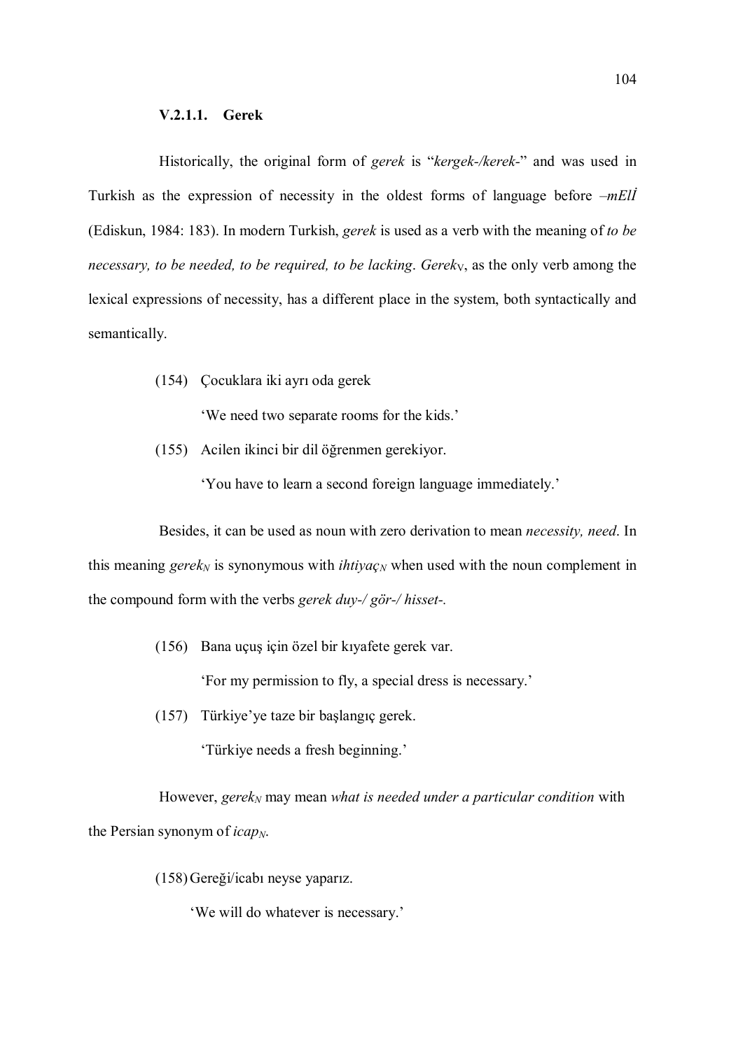#### V.2.1.1. Gerek

Historically, the original form of *gerek* is "*kergek-/kerek-*" and was used in Turkish as the expression of necessity in the oldest forms of language before *–mElİ* (Ediskun, 1984: 183). In modern Turkish, *gerek* is used as a verb with the meaning of *to be necessary, to be needed, to be required, to be lacking*. *Gerek*$_V$, as the only verb among the lexical expressions of necessity, has a different place in the system, both syntactically and semantically.

(154) Çocuklara iki ayrı oda gerek

'We need two separate rooms for the kids.'

(155) Acilen ikinci bir dil öğrenmen gerekiyor.

'You have to learn a second foreign language immediately.'

Besides, it can be used as noun with zero derivation to mean *necessity, need*. In this meaning *gerek*$_N$ is synonymous with *ihtiyaç*$_N$ when used with the noun complement in the compound form with the verbs *gerek duy-/ gör-/ hisset-*.

(156) Bana uçuş için özel bir kıyafete gerek var.

'For my permission to fly, a special dress is necessary.'

(157) Türkiye'ye taze bir başlangıç gerek.

'Türkiye needs a fresh beginning.'

However, *gerek*$_N$ may mean *what is needed under a particular condition* with the Persian synonym of *icap*$_N$.

(158) Gereği/icabı neyse yaparız.

'We will do whatever is necessary.'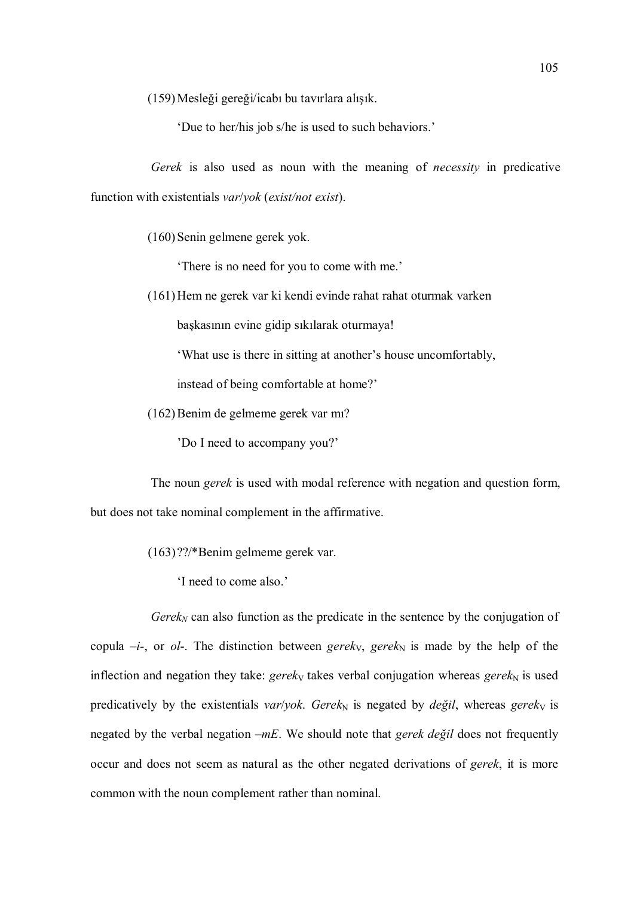(159) Mesleği gereği/icabı bu tavırlara alışık.

'Due to her/his job s/he is used to such behaviors.'

*Gerek* is also used as noun with the meaning of *necessity* in predicative function with existentials *var*/*yok* (*exist/not exist*).

(160) Senin gelmene gerek yok.

'There is no need for you to come with me.'

(161) Hem ne gerek var ki kendi evinde rahat rahat oturmak varken başkasının evine gidip sıkılarak oturmaya!

'What use is there in sitting at another's house uncomfortably, instead of being comfortable at home?'

(162) Benim de gelmeme gerek var mı?

'Do I need to accompany you?'

The noun *gerek* is used with modal reference with negation and question form, but does not take nominal complement in the affirmative.

(163) ??/*Benim gelmeme gerek var.

'I need to come also.'

*Gerek*$_N$ can also function as the predicate in the sentence by the conjugation of copula *–i-*, or *ol-*. The distinction between *gerek*$_V$, *gerek*$_N$ is made by the help of the inflection and negation they take: *gerek*$_V$ takes verbal conjugation whereas *gerek*$_N$ is used predicatively by the existentials *var*/*yok*. *Gerek*$_N$ is negated by *değil*, whereas *gerek*$_V$ is negated by the verbal negation *–mE*. We should note that *gerek değil* does not frequently occur and does not seem as natural as the other negated derivations of *gerek*, it is more common with the noun complement rather than nominal.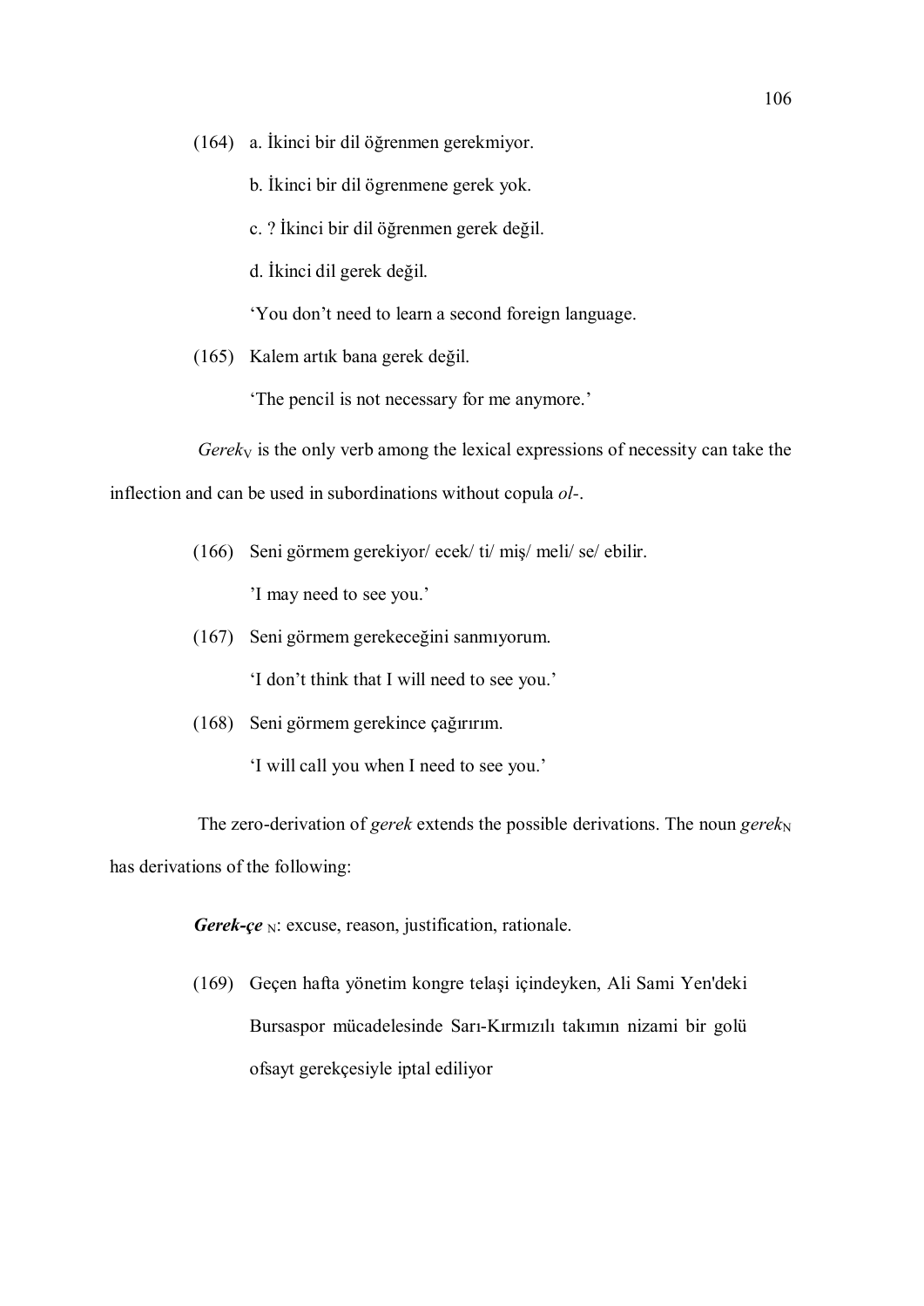(164) a. İkinci bir dil öğrenmen gerekmiyor.

b. İkinci bir dil ögrenmene gerek yok.

c. ? İkinci bir dil öğrenmen gerek değil.

d. İkinci dil gerek değil.

'You don't need to learn a second foreign language.

(165) Kalem artık bana gerek değil.

'The pencil is not necessary for me anymore.'

*Gerek*$_V$ is the only verb among the lexical expressions of necessity can take the inflection and can be used in subordinations without copula *ol-*.

(166) Seni görmem gerekiyor/ ecek/ ti/ miş/ meli/ se/ ebilir.

'I may need to see you.'

(167) Seni görmem gerekeceğini sanmıyorum.

'I don't think that I will need to see you.'

(168) Seni görmem gerekince çağırırım.

'I will call you when I need to see you.'

The zero-derivation of *gerek* extends the possible derivations. The noun *gerek*$_N$ has derivations of the following:

***Gerek-çe*** $_N$: excuse, reason, justification, rationale.

(169) Geçen hafta yönetim kongre telaşi içindeyken, Ali Sami Yen'deki Bursaspor mücadelesinde Sarı-Kırmızılı takımın nizami bir golü ofsayt gerekçesiyle iptal ediliyor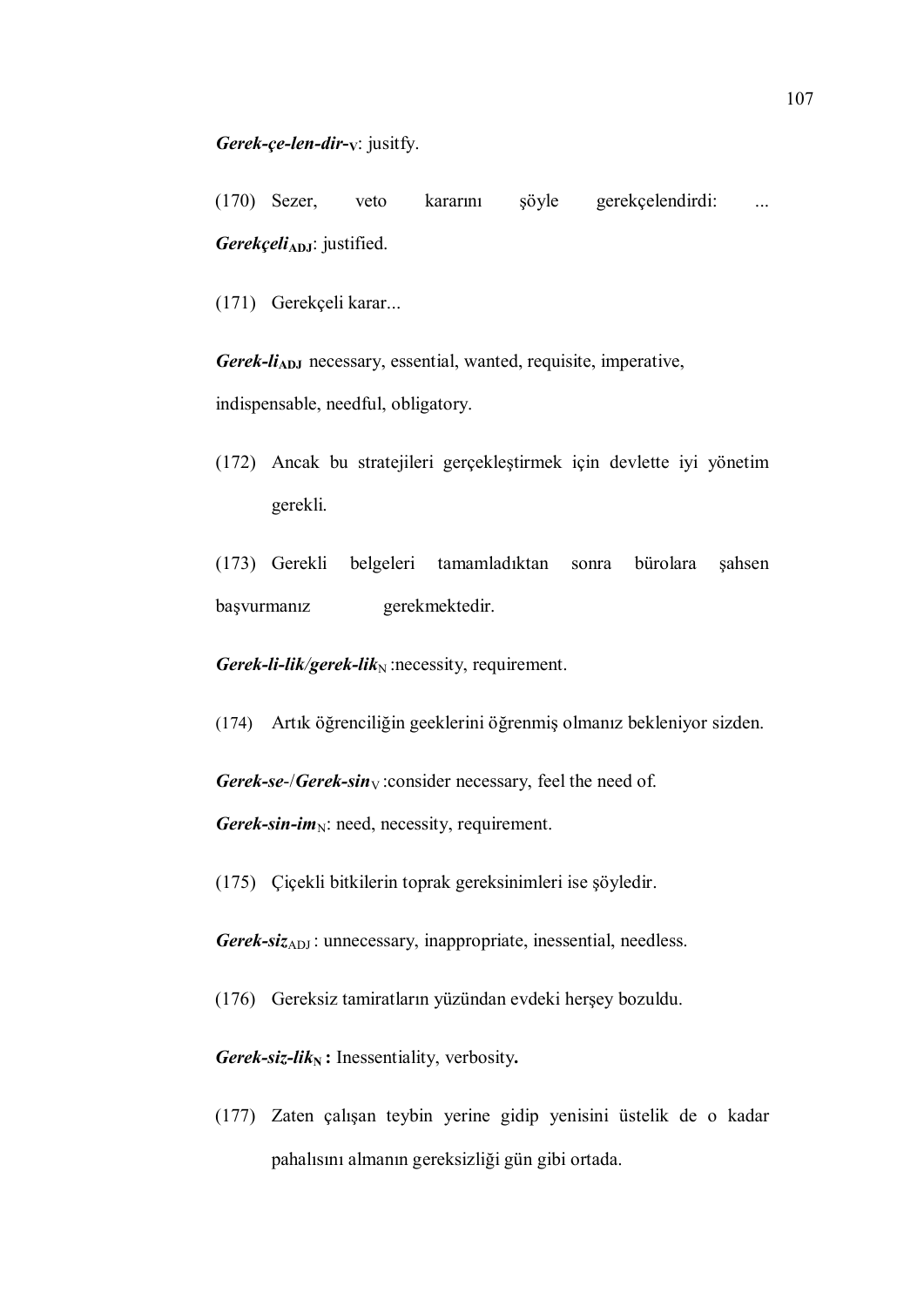***Gerek-çe-len-dir-*** $_{\mathbf{V}}$: jusitfy.

(170) Sezer, veto kararını şöyle gerekçelendirdi: ...

***Gerekçeli*** $_{\mathbf{ADJ}}$: justified.

(171) Gerekçeli karar...

***Gerek-li*** $_{\mathbf{ADJ}}$ necessary, essential, wanted, requisite, imperative, indispensable, needful, obligatory.

(172) Ancak bu stratejileri gerçekleştirmek için devlette iyi yönetim gerekli.

(173) Gerekli belgeleri tamamladıktan sonra bürolara şahsen başvurmanız gerekmektedir.

***Gerek-li-lik/gerek-lik*** $_{\mathrm{N}}$ :necessity, requirement.

(174) Artık öğrenciliğin geeklerini öğrenmiş olmanız bekleniyor sizden.

***Gerek-se-/Gerek-sin*** $_{\mathrm{V}}$ :consider necessary, feel the need of.

***Gerek-sin-im*** $_{\mathrm{N}}$: need, necessity, requirement.

(175) Çiçekli bitkilerin toprak gereksinimleri ise şöyledir.

***Gerek-siz*** $_{\mathrm{ADJ}}$ : unnecessary, inappropriate, inessential, needless.

(176) Gereksiz tamiratların yüzünden evdeki herşey bozuldu.

***Gerek-siz-lik*** $_{\mathbf{N}}$ **:** Inessentiality, verbosity**.**

(177) Zaten çalışan teybin yerine gidip yenisini üstelik de o kadar pahalısını almanın gereksizliği gün gibi ortada.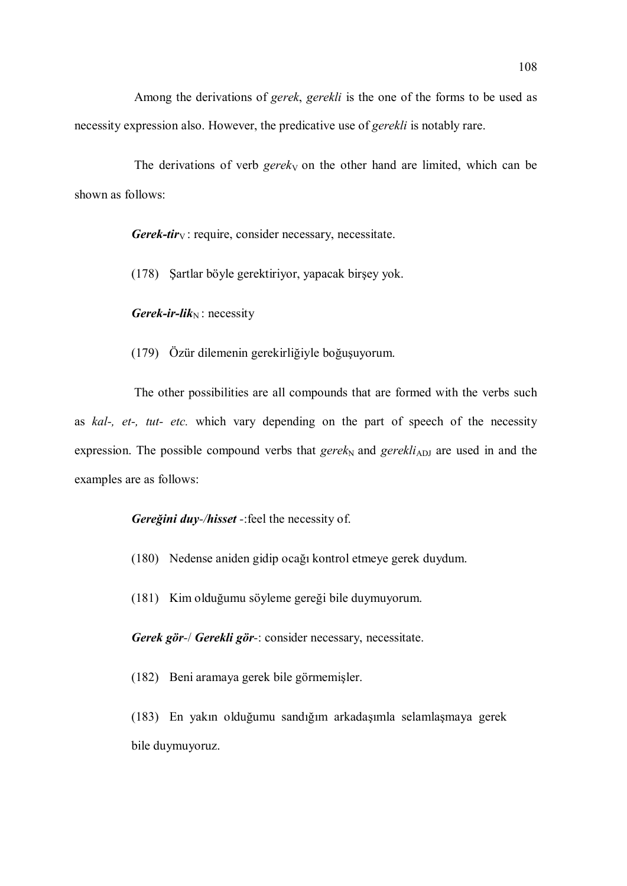Among the derivations of *gerek*, *gerekli* is the one of the forms to be used as necessity expression also. However, the predicative use of *gerekli* is notably rare.

The derivations of verb *gerek*$_{V}$ on the other hand are limited, which can be shown as follows:

***Gerek-tir***$_{V}$ : require, consider necessary, necessitate.

(178) Şartlar böyle gerektiriyor, yapacak birşey yok.

***Gerek-ir-lik***$_{N}$ : necessity

(179) Özür dilemenin gerekirliğiyle boğuşuyorum.

The other possibilities are all compounds that are formed with the verbs such as *kal-, et-, tut- etc.* which vary depending on the part of speech of the necessity expression. The possible compound verbs that *gerek*$_{N}$ and *gerekli*$_{ADJ}$ are used in and the examples are as follows:

***Gereğini duy-/hisset*** -:feel the necessity of.

(180) Nedense aniden gidip ocağı kontrol etmeye gerek duydum.

(181) Kim olduğumu söyleme gereği bile duymuyorum.

***Gerek gör-***/ ***Gerekli gör-***: consider necessary, necessitate.

(182) Beni aramaya gerek bile görmemişler.

(183) En yakın olduğumu sandığım arkadaşımla selamlaşmaya gerek bile duymuyoruz.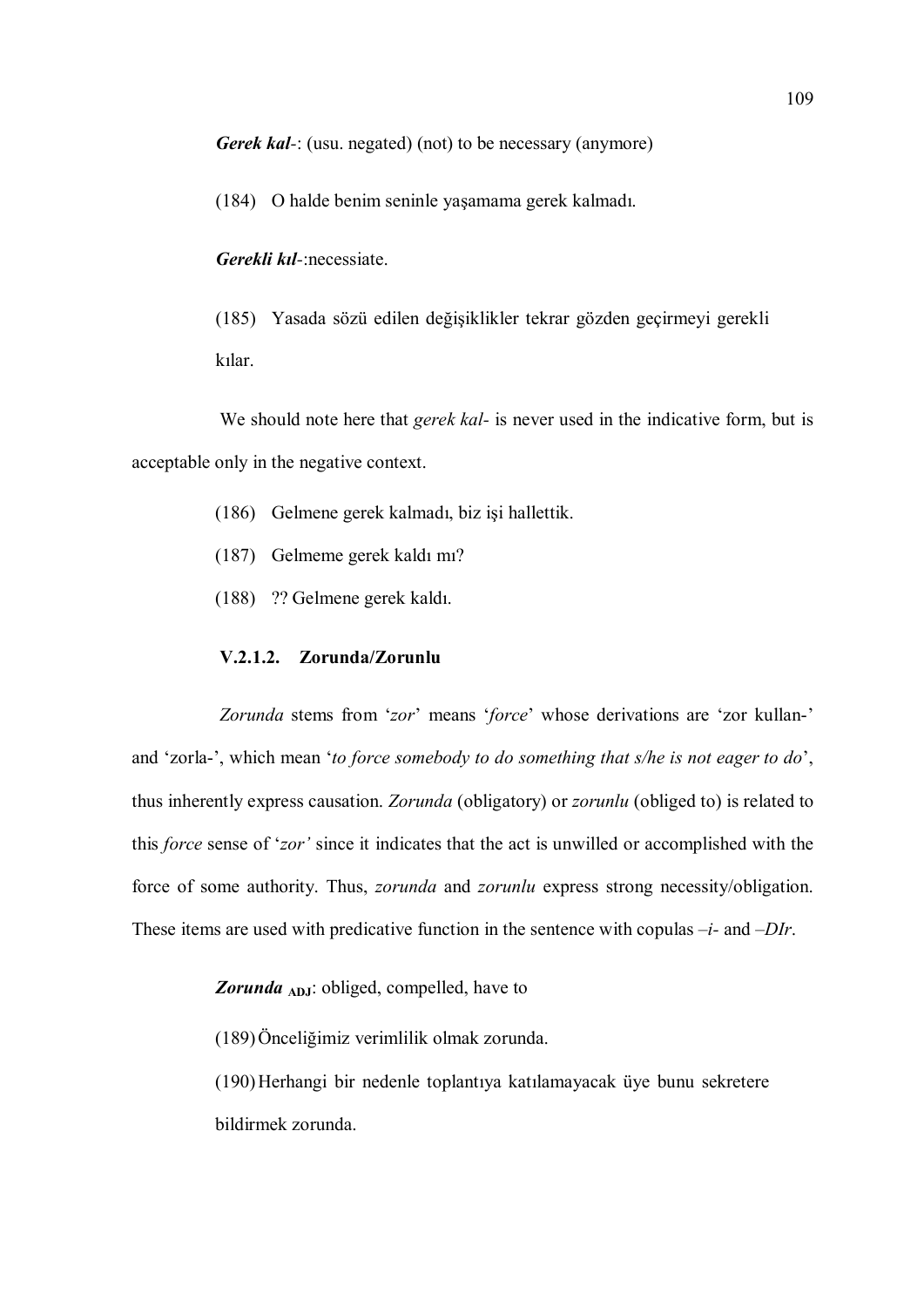***Gerek kal-***: (usu. negated) (not) to be necessary (anymore)

(184) O halde benim seninle yaşamama gerek kalmadı.

***Gerekli kıl-***:necessiate.

(185) Yasada sözü edilen değişiklikler tekrar gözden geçirmeyi gerekli kılar.

We should note here that *gerek kal-* is never used in the indicative form, but is acceptable only in the negative context.

(186) Gelmene gerek kalmadı, biz işi hallettik.

(187) Gelmeme gerek kaldı mı?

(188) ?? Gelmene gerek kaldı.

### V.2.1.2. Zorunda/Zorunlu

*Zorunda* stems from '*zor*' means '*force*' whose derivations are 'zor kullan-' and 'zorla-', which mean '*to force somebody to do something that s/he is not eager to do*', thus inherently express causation. *Zorunda* (obligatory) or *zorunlu* (obliged to) is related to this *force* sense of '*zor'* since it indicates that the act is unwilled or accomplished with the force of some authority. Thus, *zorunda* and *zorunlu* express strong necessity/obligation. These items are used with predicative function in the sentence with copulas *–i-* and *–DIr*.

***Zorunda*** $_{\textbf{ADJ}}$: obliged, compelled, have to

(189) Önceliğimiz verimlilik olmak zorunda.

(190) Herhangi bir nedenle toplantıya katılamayacak üye bunu sekretere bildirmek zorunda.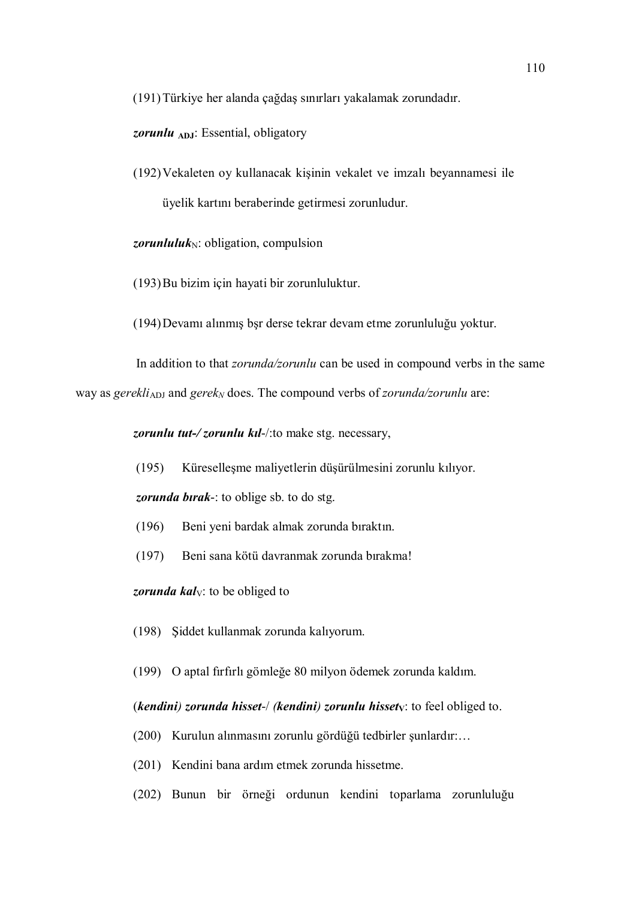(191) Türkiye her alanda çağdaş sınırları yakalamak zorundadır.

***zorunlu*** **ADJ**: Essential, obligatory

(192) Vekaleten oy kullanacak kişinin vekalet ve imzalı beyannamesi ile üyelik kartını beraberinde getirmesi zorunludur.

***zorunluluk***N: obligation, compulsion

(193) Bu bizim için hayati bir zorunluluktur.

(194) Devamı alınmış bşr derse tekrar devam etme zorunluluğu yoktur.

In addition to that *zorunda/zorunlu* can be used in compound verbs in the same way as *gerekli*ADJ and *gerekN* does. The compound verbs of *zorunda/zorunlu* are:

***zorunlu tut-/ zorunlu kıl-***/:to make stg. necessary,

(195) Küreselleşme maliyetlerin düşürülmesini zorunlu kılıyor.

***zorunda bırak-***: to oblige sb. to do stg.

(196) Beni yeni bardak almak zorunda bıraktın.

(197) Beni sana kötü davranmak zorunda bırakma!

***zorunda kal***V: to be obliged to

(198) Şiddet kullanmak zorunda kalıyorum.

(199) O aptal fırfırlı gömleğe 80 milyon ödemek zorunda kaldım.

(***kendini) zorunda hisset***-/ ***(kendini) zorunlu hisset***V: to feel obliged to.

(200) Kurulun alınmasını zorunlu gördüğü tedbirler şunlardır:…

(201) Kendini bana ardım etmek zorunda hissetme.

(202) Bunun bir örneği ordunun kendini toparlama zorunluluğu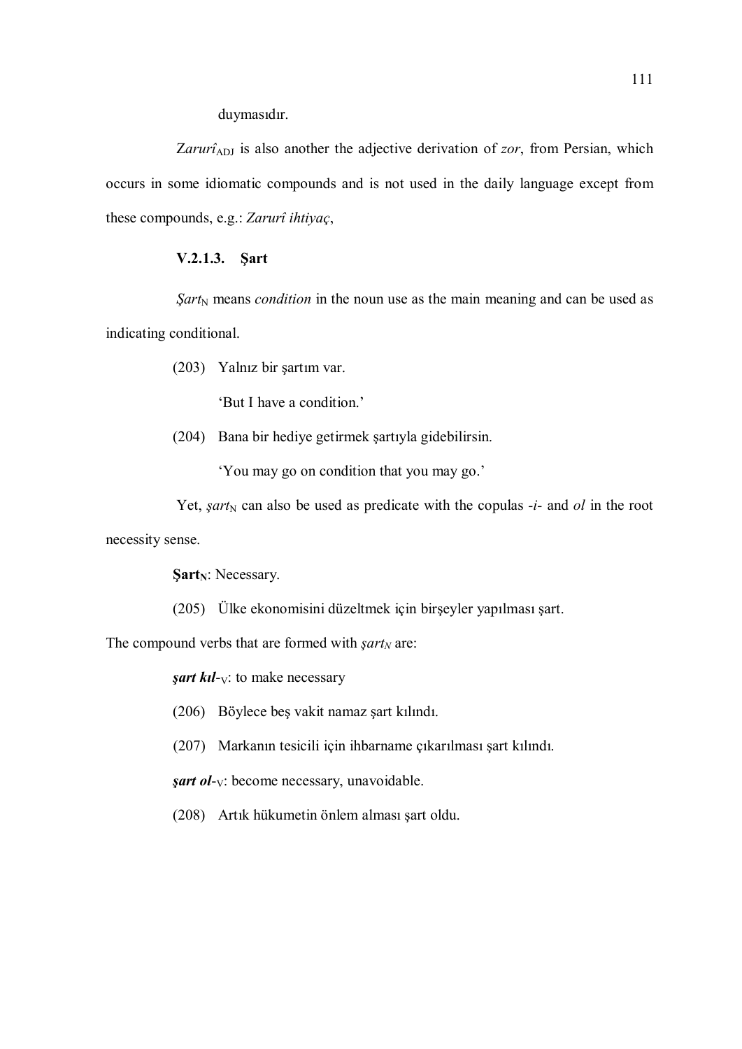duymasıdır.

*Zarurî*$_{ADJ}$ is also another the adjective derivation of *zor*, from Persian, which occurs in some idiomatic compounds and is not used in the daily language except from these compounds, e.g.: *Zarurî ihtiyaç*,

#### V.2.1.3. Şart

*Şart*$_{N}$ means *condition* in the noun use as the main meaning and can be used as indicating conditional.

(203) Yalnız bir şartım var.

'But I have a condition.'

(204) Bana bir hediye getirmek şartıyla gidebilirsin.

'You may go on condition that you may go.'

Yet, *şart*$_{N}$ can also be used as predicate with the copulas *-i-* and *ol* in the root necessity sense.

**Şart**$_{N}$: Necessary.

(205) Ülke ekonomisini düzeltmek için birşeyler yapılması şart.

The compound verbs that are formed with *şart*$_{N}$ are:

***şart kıl-***$_{V}$: to make necessary

(206) Böylece beş vakit namaz şart kılındı.

(207) Markanın tesicili için ihbarname çıkarılması şart kılındı.

***şart ol-***$_{V}$: become necessary, unavoidable.

(208) Artık hükumetin önlem alması şart oldu.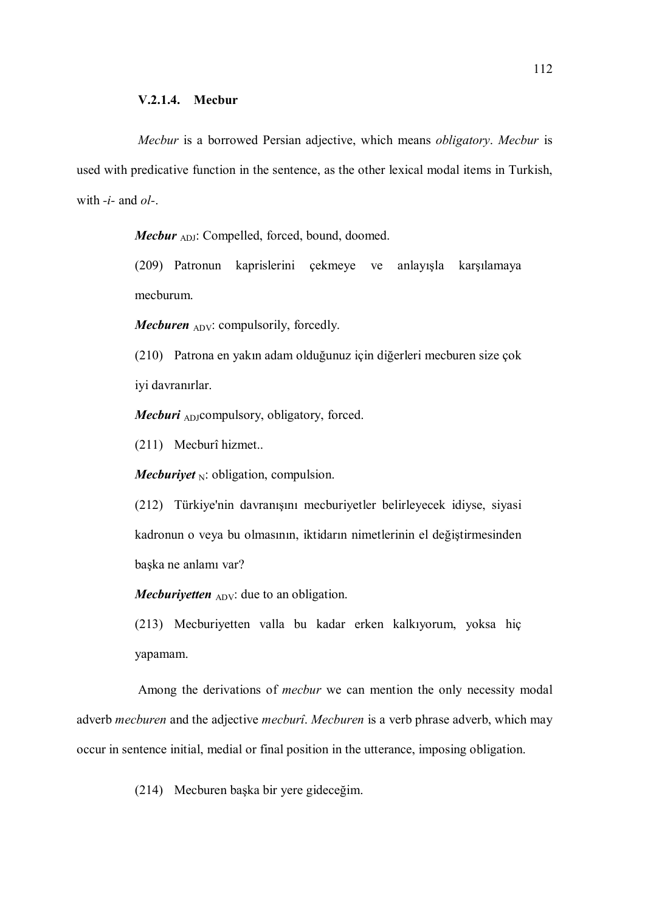### V.2.1.4. Mecbur

*Mecbur* is a borrowed Persian adjective, which means *obligatory*. *Mecbur* is used with predicative function in the sentence, as the other lexical modal items in Turkish, with *-i-* and *ol-*.

***Mecbur*** $_{ADJ}$: Compelled, forced, bound, doomed.

(209) Patronun kaprislerini çekmeye ve anlayışla karşılamaya mecburum.

***Mecburen*** $_{ADV}$: compulsorily, forcedly.

(210) Patrona en yakın adam olduğunuz için diğerleri mecburen size çok iyi davranırlar.

***Mecburi*** $_{ADJ}$compulsory, obligatory, forced.

(211) Mecburî hizmet..

***Mecburiyet*** $_{N}$: obligation, compulsion.

(212) Türkiye'nin davranışını mecburiyetler belirleyecek idiyse, siyasi kadronun o veya bu olmasının, iktidarın nimetlerinin el değiştirmesinden başka ne anlamı var?

***Mecburiyetten*** $_{ADV}$: due to an obligation.

(213) Mecburiyetten valla bu kadar erken kalkıyorum, yoksa hiç yapamam.

Among the derivations of *mecbur* we can mention the only necessity modal adverb *mecburen* and the adjective *mecburî*. *Mecburen* is a verb phrase adverb, which may occur in sentence initial, medial or final position in the utterance, imposing obligation.

(214) Mecburen başka bir yere gideceğim.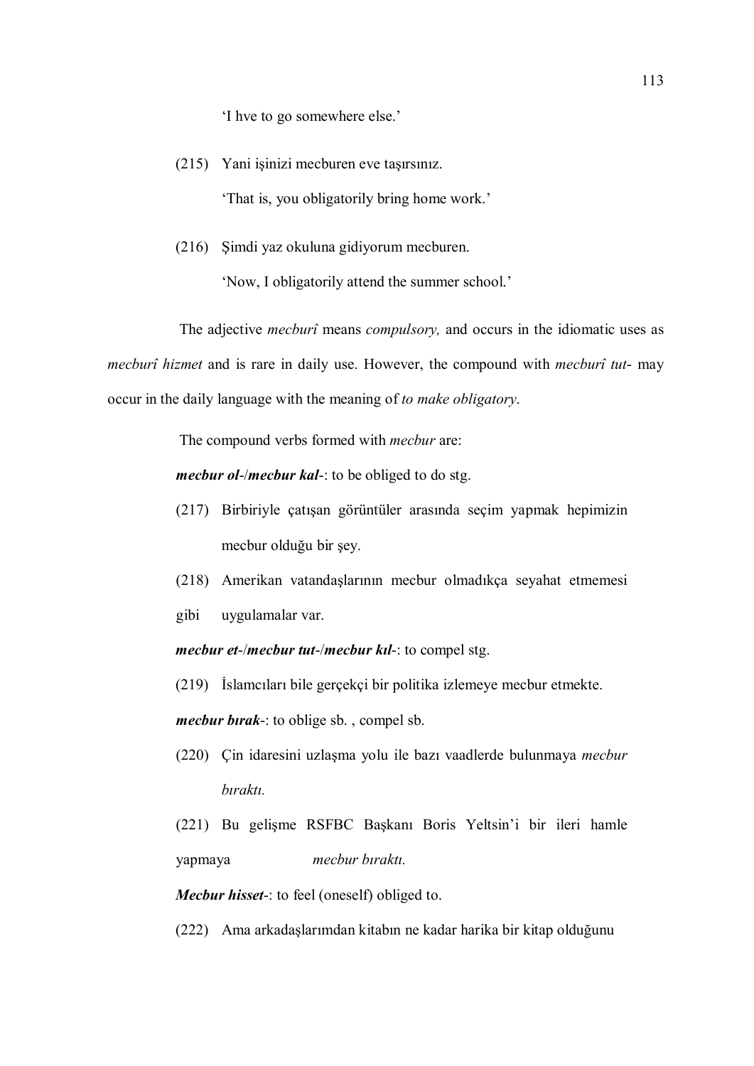'I hve to go somewhere else.'

(215) Yani işinizi mecburen eve taşırsınız.

'That is, you obligatorily bring home work.'

(216) Şimdi yaz okuluna gidiyorum mecburen.

'Now, I obligatorily attend the summer school.'

The adjective *mecburî* means *compulsory,* and occurs in the idiomatic uses as *mecburî hizmet* and is rare in daily use. However, the compound with *mecburî tut-* may occur in the daily language with the meaning of *to make obligatory*.

The compound verbs formed with *mecbur* are:

***mecbur ol-*/*mecbur kal-***: to be obliged to do stg.

(217) Birbiriyle çatışan görüntüler arasında seçim yapmak hepimizin mecbur olduğu bir şey.

(218) Amerikan vatandaşlarının mecbur olmadıkça seyahat etmemesi gibi uygulamalar var.

***mecbur et-*/*mecbur tut-*/*mecbur kıl-***: to compel stg.

(219) İslamcıları bile gerçekçi bir politika izlemeye mecbur etmekte.

***mecbur bırak-***: to oblige sb. , compel sb.

(220) Çin idaresini uzlaşma yolu ile bazı vaadlerde bulunmaya *mecbur bıraktı.*

(221) Bu gelişme RSFBC Başkanı Boris Yeltsin'i bir ileri hamle yapmaya *mecbur bıraktı.*

***Mecbur hisset-***: to feel (oneself) obliged to.

(222) Ama arkadaşlarımdan kitabın ne kadar harika bir kitap olduğunu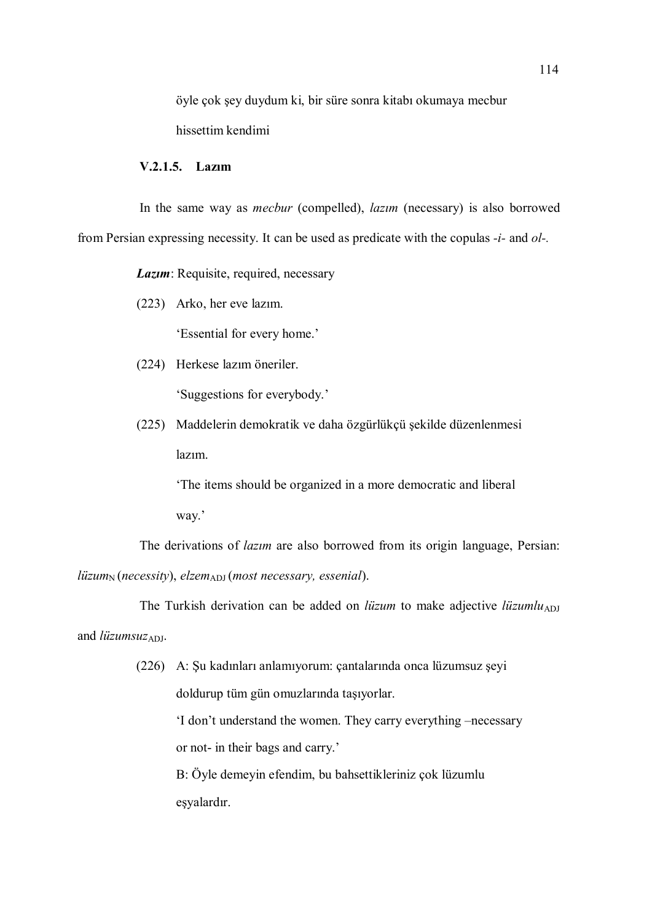öyle çok şey duydum ki, bir süre sonra kitabı okumaya mecbur hissettim kendimi

#### V.2.1.5. Lazım

In the same way as *mecbur* (compelled), *lazım* (necessary) is also borrowed from Persian expressing necessity. It can be used as predicate with the copulas *-i-* and *ol-*.

***Lazım***: Requisite, required, necessary

(223) Arko, her eve lazım.

'Essential for every home.'

(224) Herkese lazım öneriler.

'Suggestions for everybody.'

(225) Maddelerin demokratik ve daha özgürlükçü şekilde düzenlenmesi lazım.

'The items should be organized in a more democratic and liberal way.'

The derivations of *lazım* are also borrowed from its origin language, Persian: *lüzum*$_{\mathrm{N}}$ (*necessity*), *elzem*$_{\mathrm{ADJ}}$ (*most necessary, essenial*).

The Turkish derivation can be added on *lüzum* to make adjective *lüzumlu*$_{\mathrm{ADJ}}$ and *lüzumsuz*$_{\mathrm{ADJ}}$.

(226) A: Şu kadınları anlamıyorum: çantalarında onca lüzumsuz şeyi doldurup tüm gün omuzlarında taşıyorlar.

'I don't understand the women. They carry everything –necessary or not- in their bags and carry.'

B: Öyle demeyin efendim, bu bahsettikleriniz çok lüzumlu eşyalardır.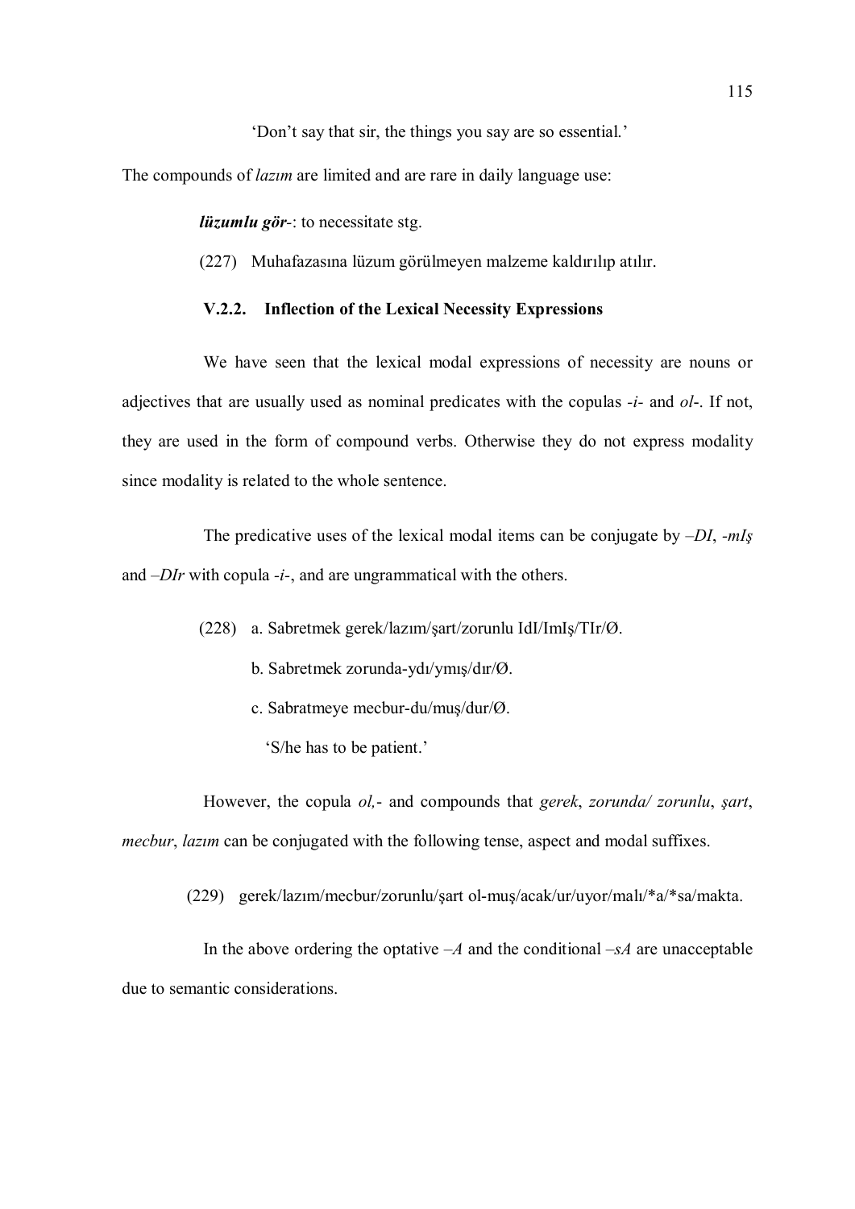'Don't say that sir, the things you say are so essential.'

The compounds of *lazım* are limited and are rare in daily language use:

***lüzumlu gör-***: to necessitate stg.

(227) Muhafazasına lüzum görülmeyen malzeme kaldırılıp atılır.

### V.2.2. Inflection of the Lexical Necessity Expressions

We have seen that the lexical modal expressions of necessity are nouns or adjectives that are usually used as nominal predicates with the copulas *-i-* and *ol-*. If not, they are used in the form of compound verbs. Otherwise they do not express modality since modality is related to the whole sentence.

The predicative uses of the lexical modal items can be conjugate by *–DI*, *-mIş* and *–DIr* with copula *-i-*, and are ungrammatical with the others.

(228) a. Sabretmek gerek/lazım/şart/zorunlu IdI/ImIş/TIr/Ø.

b. Sabretmek zorunda-ydı/ymış/dır/Ø.

c. Sabratmeye mecbur-du/muş/dur/Ø.

'S/he has to be patient.'

However, the copula *ol,-* and compounds that *gerek*, *zorunda/ zorunlu*, *şart*, *mecbur*, *lazım* can be conjugated with the following tense, aspect and modal suffixes.

(229) gerek/lazım/mecbur/zorunlu/şart ol-muş/acak/ur/uyor/malı/*a/*sa/makta.

In the above ordering the optative *–A* and the conditional *–sA* are unacceptable due to semantic considerations.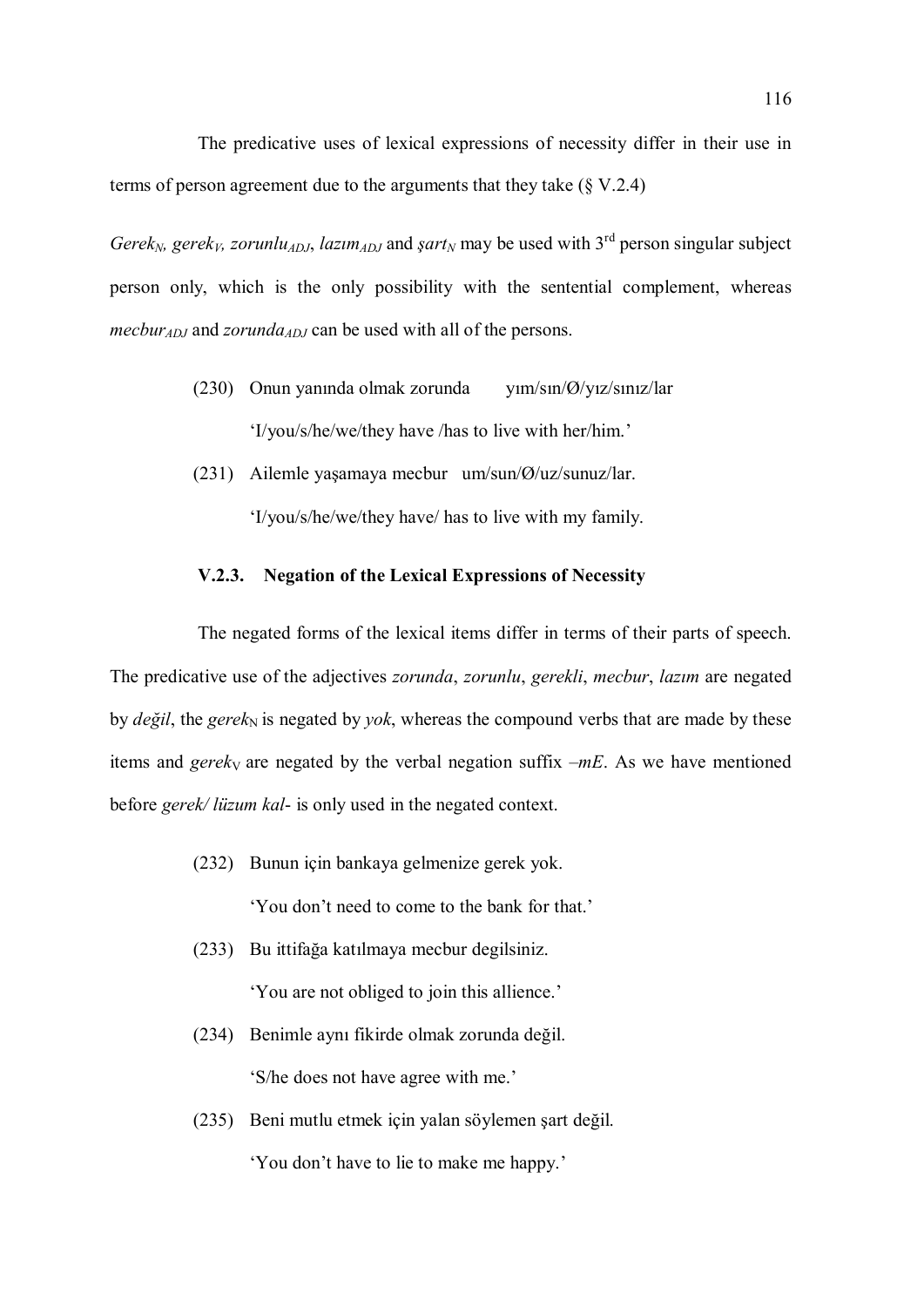The predicative uses of lexical expressions of necessity differ in their use in terms of person agreement due to the arguments that they take (§ V.2.4)

*Gerek*$_N$*, gerek*$_V$*, zorunlu*$_{ADJ}$, *lazım*$_{ADJ}$ and *şart*$_N$ may be used with 3rd person singular subject person only, which is the only possibility with the sentential complement, whereas *mecbur*$_{ADJ}$ and *zorunda*$_{ADJ}$ can be used with all of the persons.

(230) Onun yanında olmak zorunda  yım/sın/Ø/yız/sınız/lar

'I/you/s/he/we/they have /has to live with her/him.'

(231) Ailemle yaşamaya mecbur  um/sun/Ø/uz/sunuz/lar.

'I/you/s/he/we/they have/ has to live with my family.

### V.2.3. Negation of the Lexical Expressions of Necessity

The negated forms of the lexical items differ in terms of their parts of speech. The predicative use of the adjectives *zorunda*, *zorunlu*, *gerekli*, *mecbur*, *lazım* are negated by *değil*, the *gerek*$_N$ is negated by *yok*, whereas the compound verbs that are made by these items and *gerek*$_V$ are negated by the verbal negation suffix *–mE*. As we have mentioned before *gerek/ lüzum kal-* is only used in the negated context.

(232) Bunun için bankaya gelmenize gerek yok.

'You don't need to come to the bank for that.'

(233) Bu ittifağa katılmaya mecbur degilsiniz.

'You are not obliged to join this allience.'

(234) Benimle aynı fikirde olmak zorunda değil.

'S/he does not have agree with me.'

(235) Beni mutlu etmek için yalan söylemen şart değil.

'You don't have to lie to make me happy.'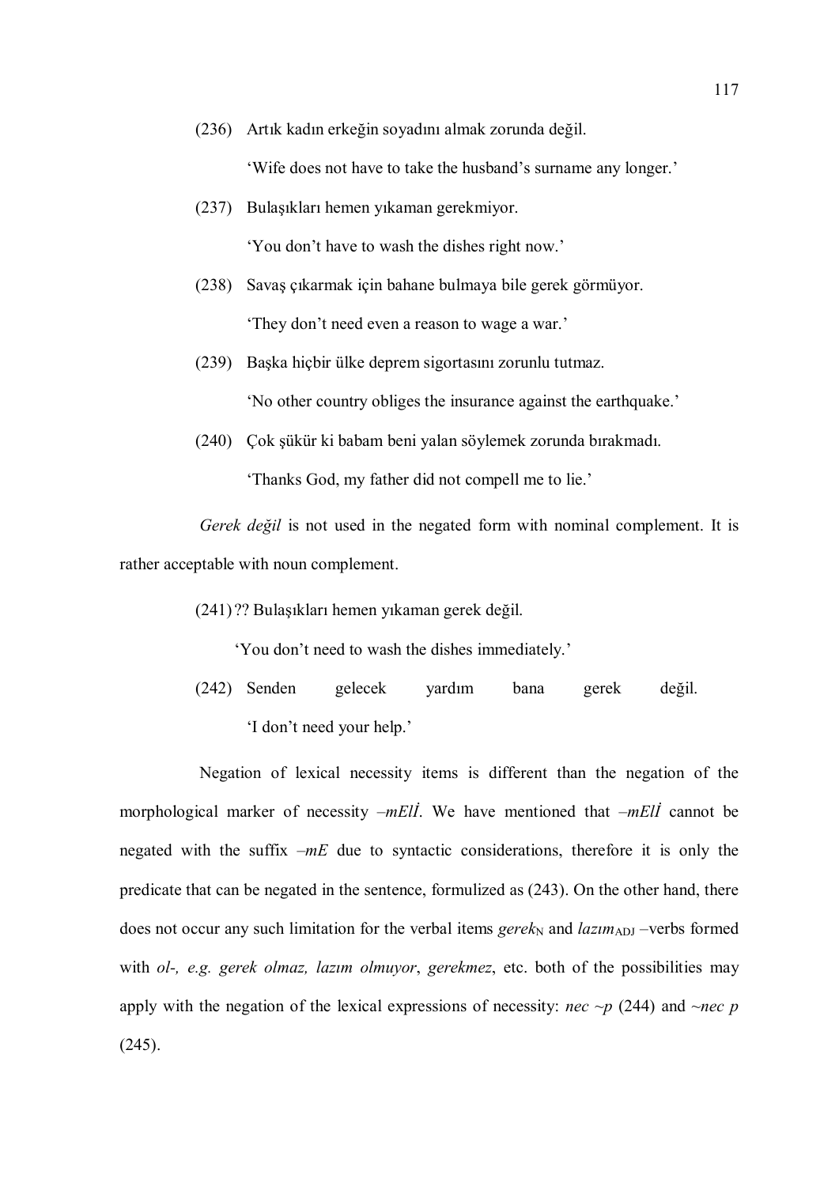(236) Artık kadın erkeğin soyadını almak zorunda değil.

'Wife does not have to take the husband's surname any longer.'

(237) Bulaşıkları hemen yıkaman gerekmiyor.

'You don't have to wash the dishes right now.'

(238) Savaş çıkarmak için bahane bulmaya bile gerek görmüyor.

'They don't need even a reason to wage a war.'

(239) Başka hiçbir ülke deprem sigortasını zorunlu tutmaz.

'No other country obliges the insurance against the earthquake.'

(240) Çok şükür ki babam beni yalan söylemek zorunda bırakmadı.

'Thanks God, my father did not compell me to lie.'

*Gerek değil* is not used in the negated form with nominal complement. It is rather acceptable with noun complement.

(241) ?? Bulaşıkları hemen yıkaman gerek değil.

'You don't need to wash the dishes immediately.'

(242) Senden gelecek yardım bana gerek değil.

'I don't need your help.'

Negation of lexical necessity items is different than the negation of the morphological marker of necessity *–mElİ*. We have mentioned that *–mElİ* cannot be negated with the suffix *–mE* due to syntactic considerations, therefore it is only the predicate that can be negated in the sentence, formulized as (243). On the other hand, there does not occur any such limitation for the verbal items *gerek*$_{N}$ and *lazım*$_{ADJ}$ –verbs formed with *ol-, e.g. gerek olmaz, lazım olmuyor*, *gerekmez*, etc. both of the possibilities may apply with the negation of the lexical expressions of necessity: *nec ~p* (244) and *~nec p* (245).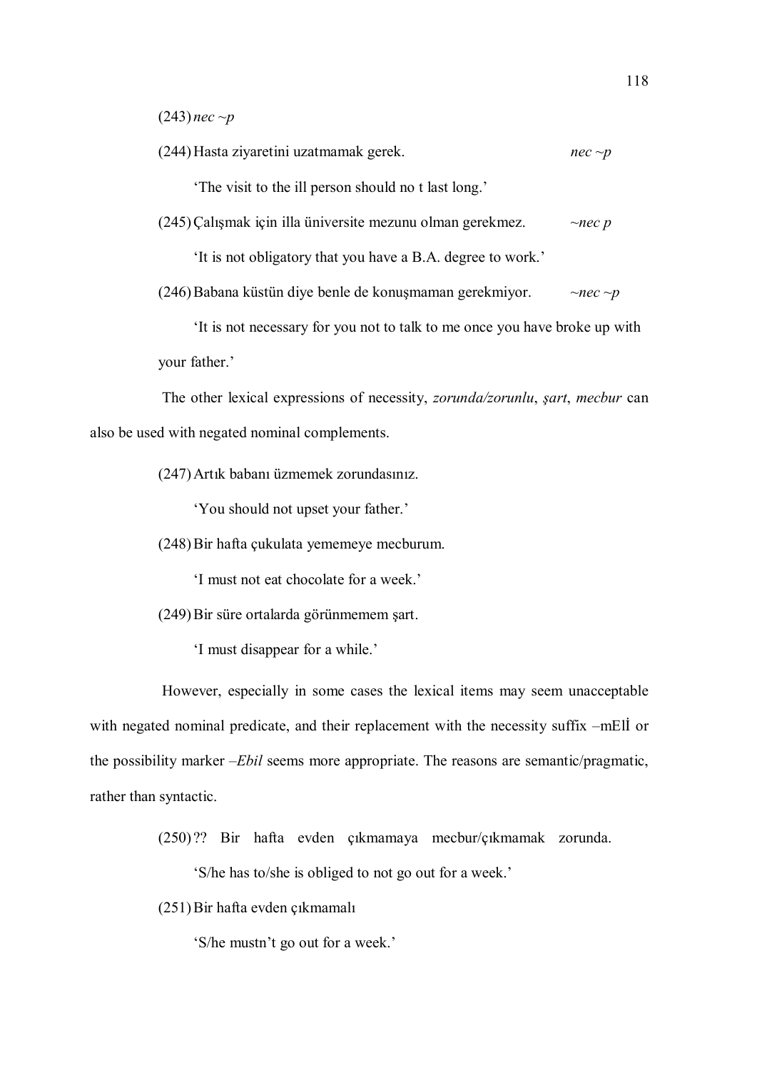(243) *nec ~p*

(244) Hasta ziyaretini uzatmamak gerek. *nec ~p*

'The visit to the ill person should no t last long.'

(245) Çalışmak için illa üniversite mezunu olman gerekmez. *~nec p*

'It is not obligatory that you have a B.A. degree to work.'

(246) Babana küstün diye benle de konuşmaman gerekmiyor. *~nec ~p*

'It is not necessary for you not to talk to me once you have broke up with your father.'

The other lexical expressions of necessity, *zorunda/zorunlu*, *şart*, *mecbur* can also be used with negated nominal complements.

(247) Artık babanı üzmemek zorundasınız.

'You should not upset your father.'

(248) Bir hafta çukulata yememeye mecburum.

'I must not eat chocolate for a week.'

(249) Bir süre ortalarda görünmemem şart.

'I must disappear for a while.'

However, especially in some cases the lexical items may seem unacceptable with negated nominal predicate, and their replacement with the necessity suffix –mElİ or the possibility marker *–Ebil* seems more appropriate. The reasons are semantic/pragmatic, rather than syntactic.

(250) ?? Bir hafta evden çıkmamaya mecbur/çıkmamak zorunda.

'S/he has to/she is obliged to not go out for a week.'

(251) Bir hafta evden çıkmamalı

'S/he mustn't go out for a week.'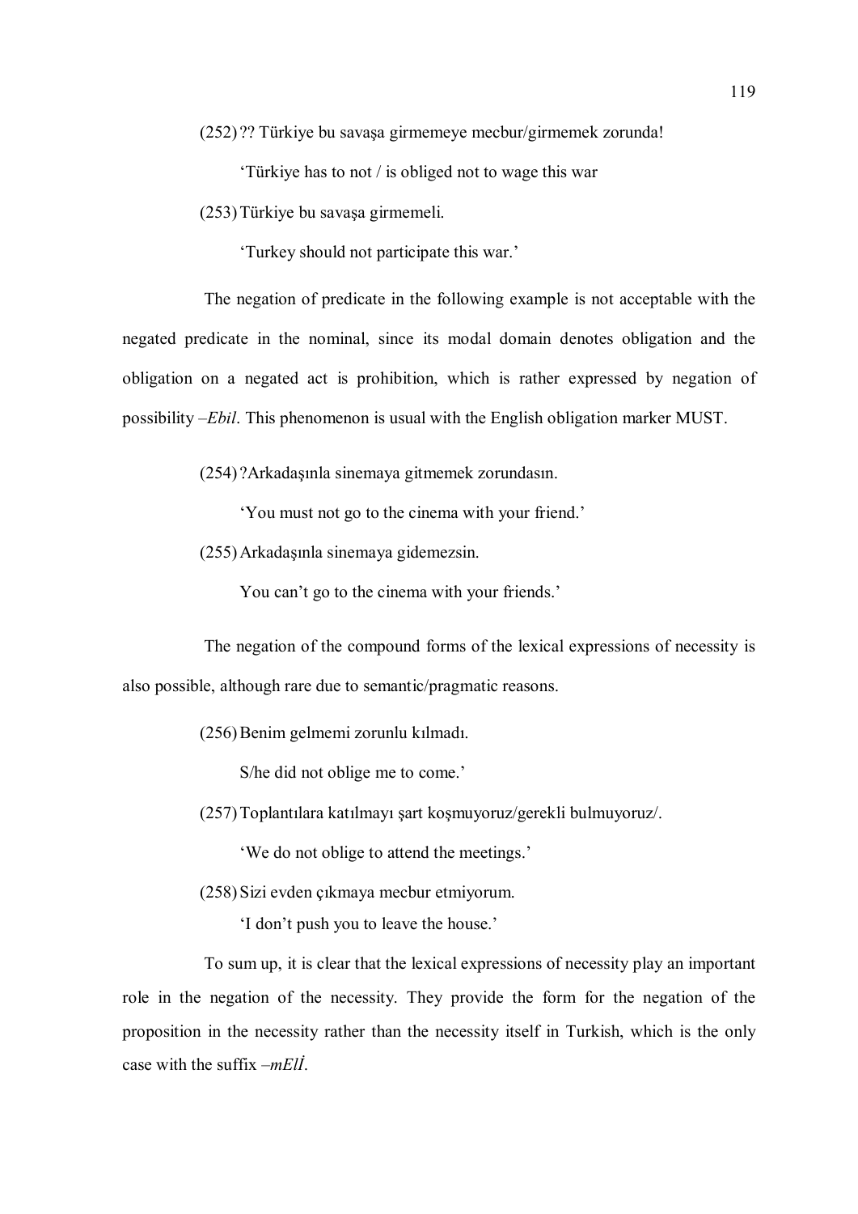(252) ?? Türkiye bu savaşa girmemeye mecbur/girmemek zorunda!

'Türkiye has to not / is obliged not to wage this war

(253) Türkiye bu savaşa girmemeli.

'Turkey should not participate this war.'

The negation of predicate in the following example is not acceptable with the negated predicate in the nominal, since its modal domain denotes obligation and the obligation on a negated act is prohibition, which is rather expressed by negation of possibility *–Ebil*. This phenomenon is usual with the English obligation marker MUST.

(254) ?Arkadaşınla sinemaya gitmemek zorundasın.

'You must not go to the cinema with your friend.'

(255) Arkadaşınla sinemaya gidemezsin.

You can't go to the cinema with your friends.'

The negation of the compound forms of the lexical expressions of necessity is also possible, although rare due to semantic/pragmatic reasons.

(256) Benim gelmemi zorunlu kılmadı.

S/he did not oblige me to come.'

(257) Toplantılara katılmayı şart koşmuyoruz/gerekli bulmuyoruz/.

'We do not oblige to attend the meetings.'

(258) Sizi evden çıkmaya mecbur etmiyorum.

'I don't push you to leave the house.'

To sum up, it is clear that the lexical expressions of necessity play an important role in the negation of the necessity. They provide the form for the negation of the proposition in the necessity rather than the necessity itself in Turkish, which is the only case with the suffix *–mElİ*.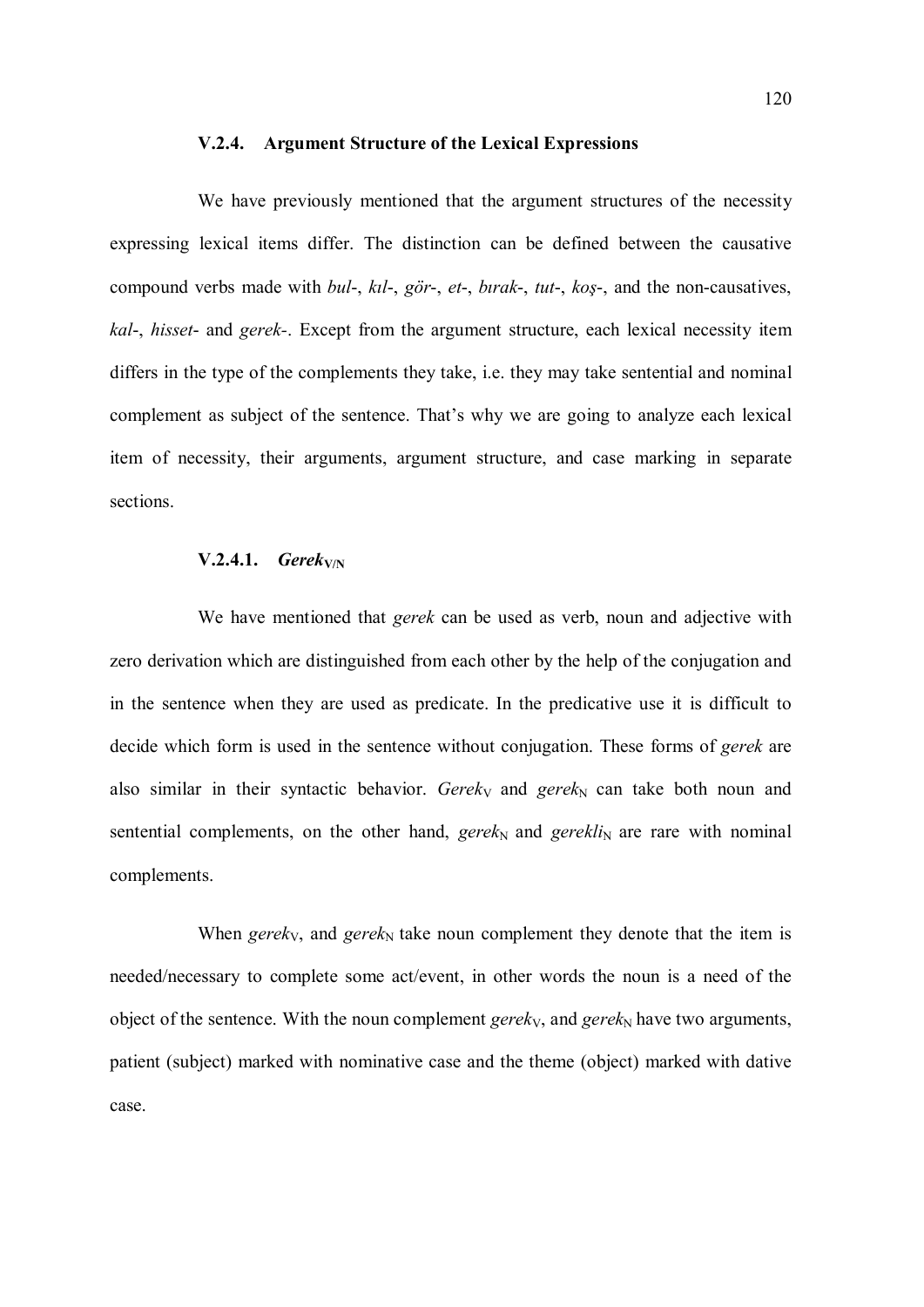### V.2.4. Argument Structure of the Lexical Expressions

We have previously mentioned that the argument structures of the necessity expressing lexical items differ. The distinction can be defined between the causative compound verbs made with *bul*-, *kıl*-, *gör*-, *et*-, *bırak*-, *tut*-, *koş*-, and the non-causatives, *kal*-, *hisset*- and *gerek*-. Except from the argument structure, each lexical necessity item differs in the type of the complements they take, i.e. they may take sentential and nominal complement as subject of the sentence. That's why we are going to analyze each lexical item of necessity, their arguments, argument structure, and case marking in separate sections.

#### V.2.4.1. *Gerek*$_{V/N}$

We have mentioned that *gerek* can be used as verb, noun and adjective with zero derivation which are distinguished from each other by the help of the conjugation and in the sentence when they are used as predicate. In the predicative use it is difficult to decide which form is used in the sentence without conjugation. These forms of *gerek* are also similar in their syntactic behavior. *Gerek*$_V$ and *gerek*$_N$ can take both noun and sentential complements, on the other hand, *gerek*$_N$ and *gerekli*$_N$ are rare with nominal complements.

When *gerek*$_V$, and *gerek*$_N$ take noun complement they denote that the item is needed/necessary to complete some act/event, in other words the noun is a need of the object of the sentence. With the noun complement *gerek*$_V$, and *gerek*$_N$ have two arguments, patient (subject) marked with nominative case and the theme (object) marked with dative case.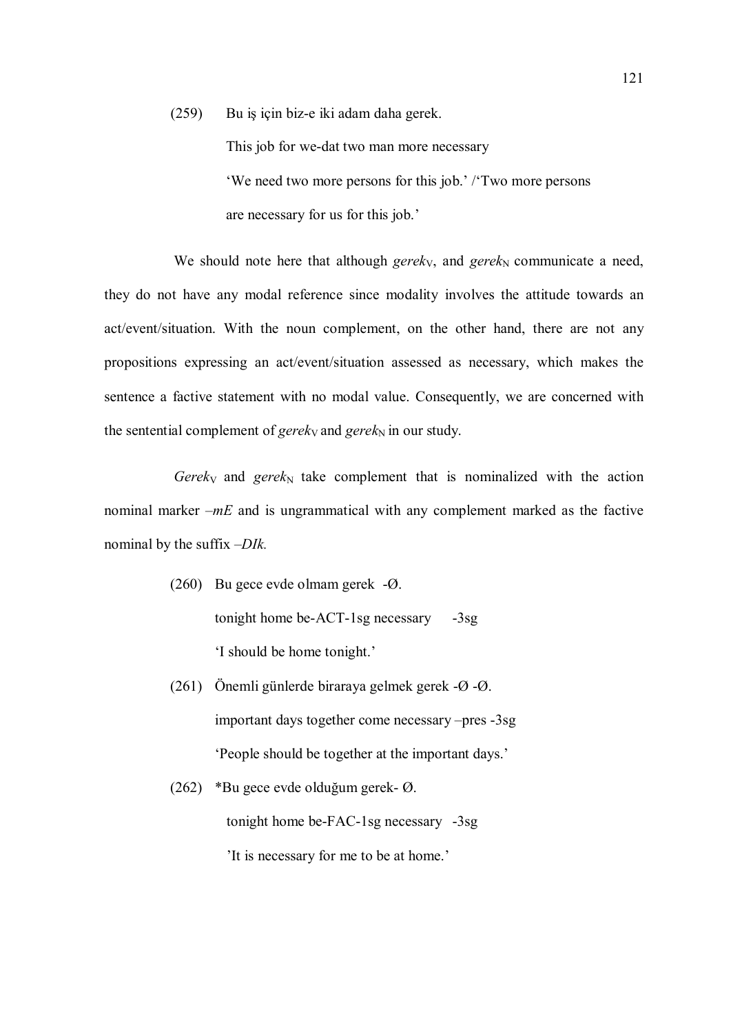(259) Bu iş için biz-e iki adam daha gerek.

This job for we-dat two man more necessary

'We need two more persons for this job.' /'Two more persons are necessary for us for this job.'

We should note here that although *gerek*$_V$, and *gerek*$_N$ communicate a need, they do not have any modal reference since modality involves the attitude towards an act/event/situation. With the noun complement, on the other hand, there are not any propositions expressing an act/event/situation assessed as necessary, which makes the sentence a factive statement with no modal value. Consequently, we are concerned with the sentential complement of *gerek*$_V$ and *gerek*$_N$ in our study.

*Gerek*$_V$ and *gerek*$_N$ take complement that is nominalized with the action nominal marker *–mE* and is ungrammatical with any complement marked as the factive nominal by the suffix *–DIk.*

(260) Bu gece evde olmam gerek -Ø.

tonight home be-ACT-1sg necessary -3sg

'I should be home tonight.'

(261) Önemli günlerde biraraya gelmek gerek -Ø -Ø.

important days together come necessary –pres -3sg

'People should be together at the important days.'

(262) *Bu gece evde olduğum gerek- Ø.

tonight home be-FAC-1sg necessary -3sg

'It is necessary for me to be at home.'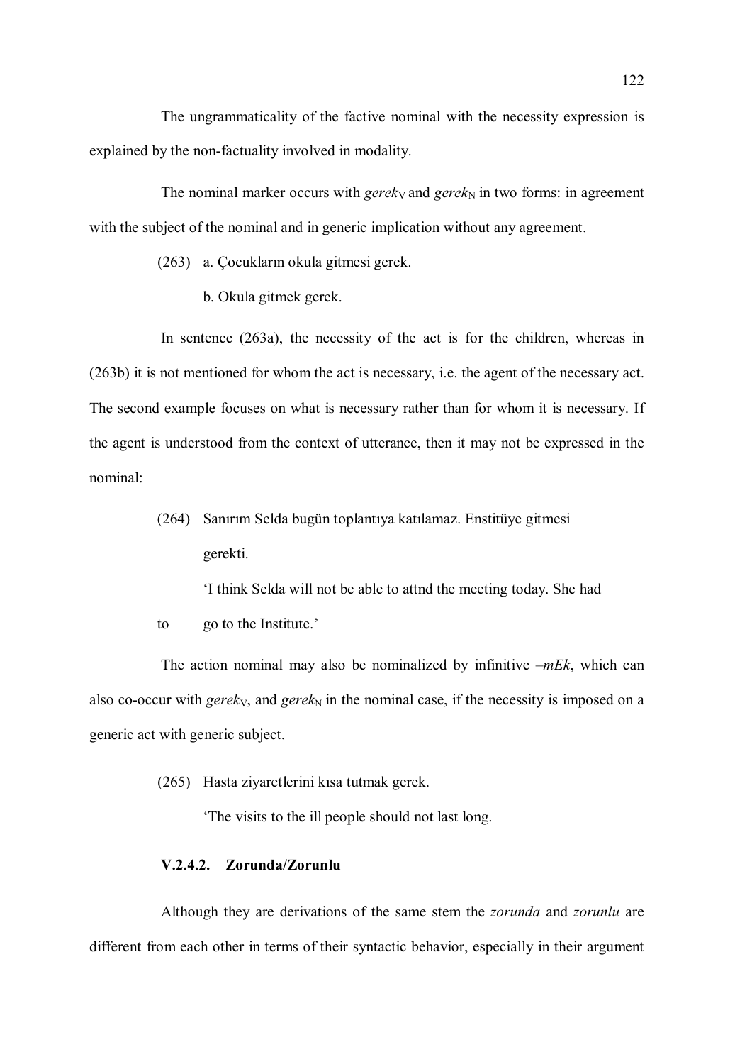The ungrammaticality of the factive nominal with the necessity expression is explained by the non-factuality involved in modality.

The nominal marker occurs with *gerek*$_V$ and *gerek*$_N$ in two forms: in agreement with the subject of the nominal and in generic implication without any agreement.

(263) a. Çocukların okula gitmesi gerek.

b. Okula gitmek gerek.

In sentence (263a), the necessity of the act is for the children, whereas in (263b) it is not mentioned for whom the act is necessary, i.e. the agent of the necessary act. The second example focuses on what is necessary rather than for whom it is necessary. If the agent is understood from the context of utterance, then it may not be expressed in the nominal:

(264) Sanırım Selda bugün toplantıya katılamaz. Enstitüye gitmesi gerekti.

'I think Selda will not be able to attnd the meeting today. She had to go to the Institute.'

The action nominal may also be nominalized by infinitive *–mEk*, which can also co-occur with *gerek*$_V$, and *gerek*$_N$ in the nominal case, if the necessity is imposed on a generic act with generic subject.

(265) Hasta ziyaretlerini kısa tutmak gerek.

'The visits to the ill people should not last long.

### V.2.4.2. Zorunda/Zorunlu

Although they are derivations of the same stem the *zorunda* and *zorunlu* are different from each other in terms of their syntactic behavior, especially in their argument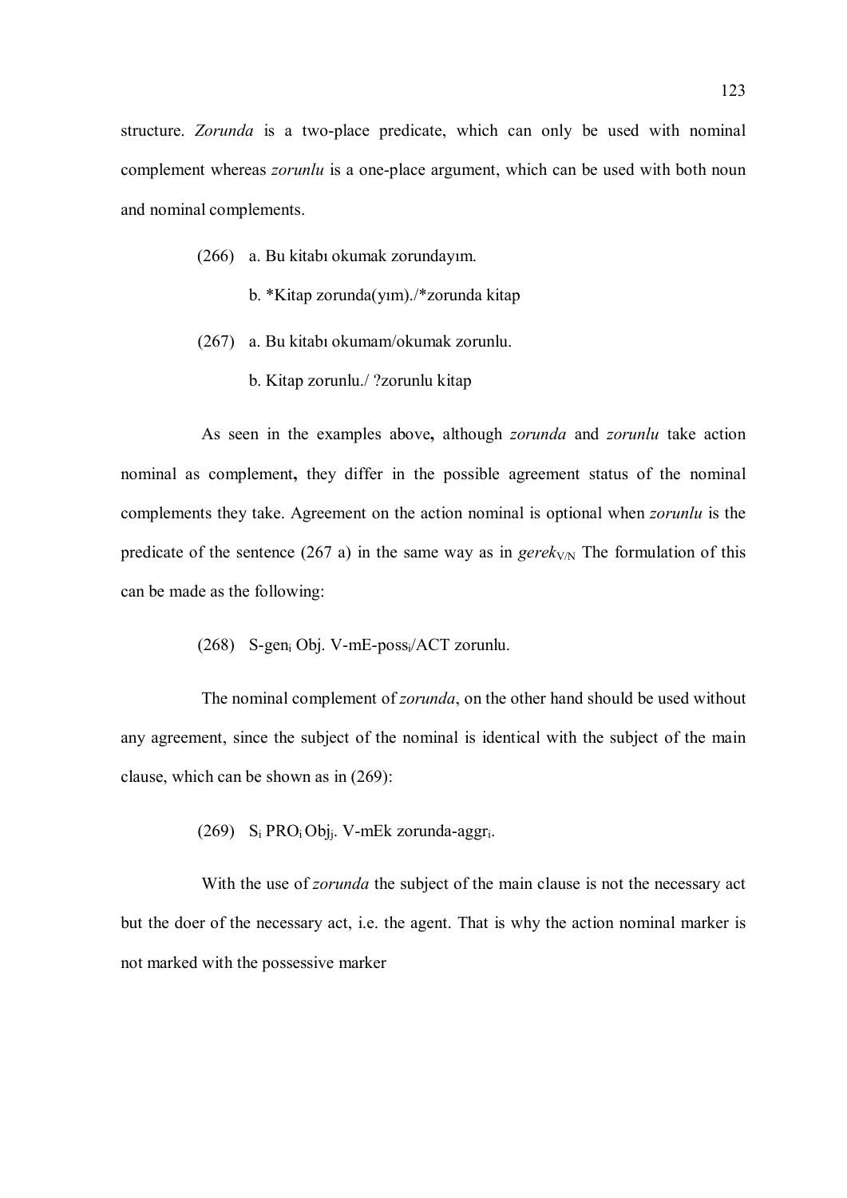structure. *Zorunda* is a two-place predicate, which can only be used with nominal complement whereas *zorunlu* is a one-place argument, which can be used with both noun and nominal complements.

(266) a. Bu kitabı okumak zorundayım.

b. *Kitap zorunda(yım)./*zorunda kitap

(267) a. Bu kitabı okumam/okumak zorunlu.

b. Kitap zorunlu./ ?zorunlu kitap

As seen in the examples above**,** although *zorunda* and *zorunlu* take action nominal as complement**,** they differ in the possible agreement status of the nominal complements they take. Agreement on the action nominal is optional when *zorunlu* is the predicate of the sentence (267 a) in the same way as in *gerek*$_{V/N}$ The formulation of this can be made as the following:

(268) S-gen$_i$ Obj. V-mE-poss$_i$/ACT zorunlu.

The nominal complement of *zorunda*, on the other hand should be used without any agreement, since the subject of the nominal is identical with the subject of the main clause, which can be shown as in (269):

(269) S$_i$ PRO$_i$ Obj$_j$. V-mEk zorunda-aggr$_i$.

With the use of *zorunda* the subject of the main clause is not the necessary act but the doer of the necessary act, i.e. the agent. That is why the action nominal marker is not marked with the possessive marker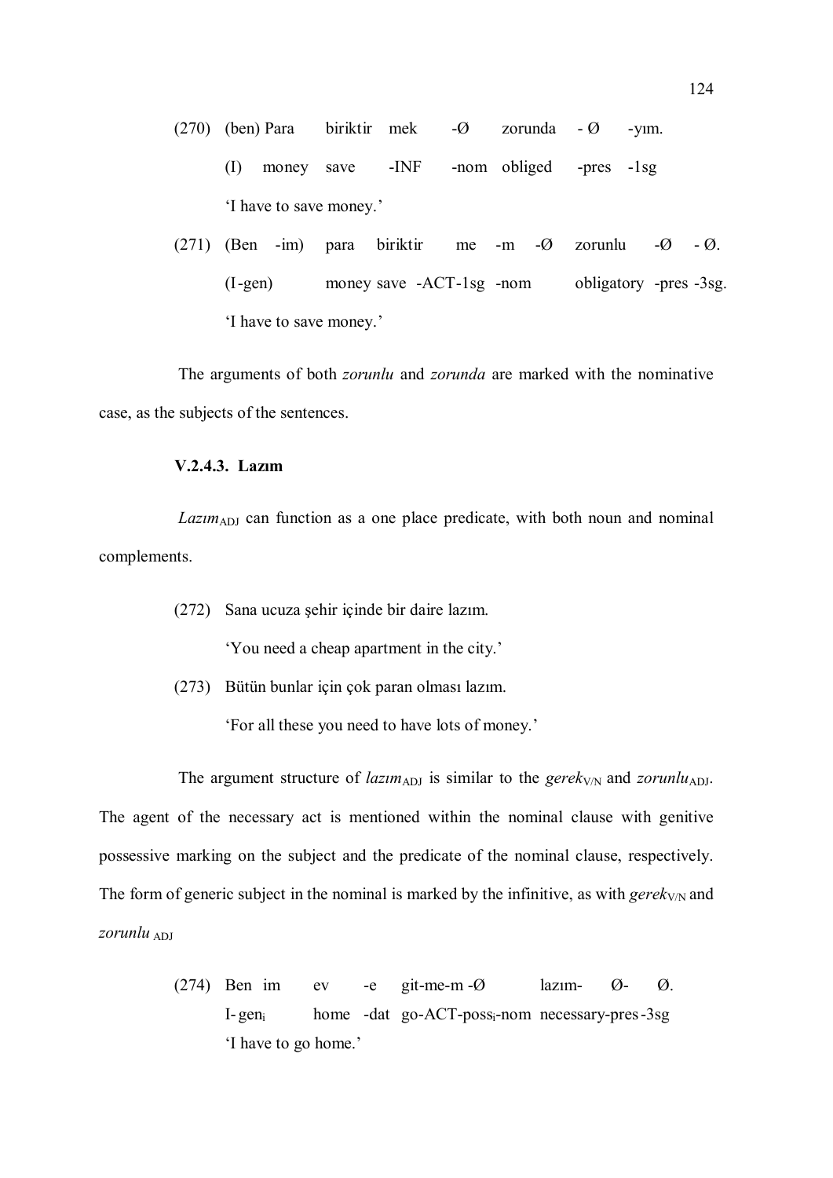(270) (ben) Para biriktir mek -Ø zorunda - Ø -yım.

(I) money save -INF -nom obliged -pres -1sg

'I have to save money.'

(271) (Ben -im) para biriktir me -m -Ø zorunlu -Ø - Ø.

(I-gen) money save -ACT-1sg -nom obligatory -pres -3sg.

'I have to save money.'

The arguments of both *zorunlu* and *zorunda* are marked with the nominative case, as the subjects of the sentences.

### V.2.4.3. Lazım

*Lazım*$_{ADJ}$ can function as a one place predicate, with both noun and nominal complements.

(272) Sana ucuza şehir içinde bir daire lazım.

'You need a cheap apartment in the city.'

(273) Bütün bunlar için çok paran olması lazım.

'For all these you need to have lots of money.'

The argument structure of *lazım*$_{ADJ}$ is similar to the *gerek*$_{V/N}$ and *zorunlu*$_{ADJ}$. The agent of the necessary act is mentioned within the nominal clause with genitive possessive marking on the subject and the predicate of the nominal clause, respectively. The form of generic subject in the nominal is marked by the infinitive, as with *gerek*$_{V/N}$ and *zorunlu* $_{ADJ}$

(274) Ben im ev -e git-me-m -Ø lazım- Ø- Ø.

I-gen$_i$ home -dat go-ACT-poss$_i$-nom necessary-pres -3sg

'I have to go home.'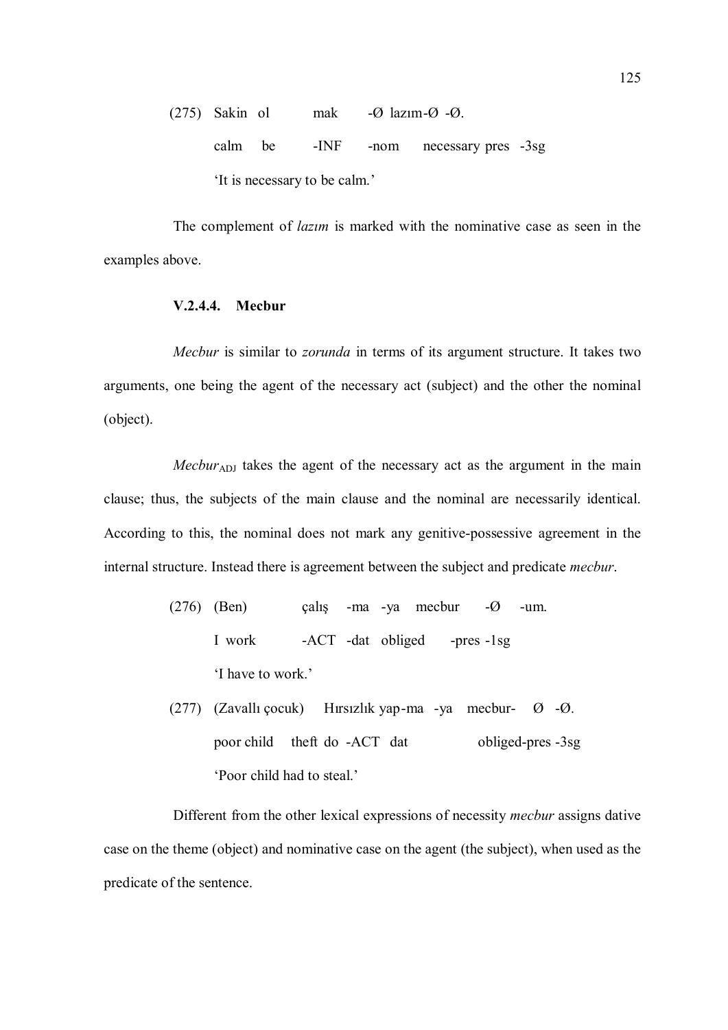(275) Sakin ol mak -Ø lazım-Ø -Ø.

calm be -INF -nom necessary pres -3sg

'It is necessary to be calm.'

The complement of *lazım* is marked with the nominative case as seen in the examples above.

#### V.2.4.4. Mecbur

*Mecbur* is similar to *zorunda* in terms of its argument structure. It takes two arguments, one being the agent of the necessary act (subject) and the other the nominal (object).

*Mecbur*$_{ADJ}$ takes the agent of the necessary act as the argument in the main clause; thus, the subjects of the main clause and the nominal are necessarily identical. According to this, the nominal does not mark any genitive-possessive agreement in the internal structure. Instead there is agreement between the subject and predicate *mecbur*.

(276) (Ben) çalış -ma -ya mecbur -Ø -um.

I work -ACT -dat obliged -pres -1sg

'I have to work.'

(277) (Zavallı çocuk) Hırsızlık yap-ma -ya mecbur- Ø -Ø.

poor child theft do -ACT dat obliged-pres -3sg

'Poor child had to steal.'

Different from the other lexical expressions of necessity *mecbur* assigns dative case on the theme (object) and nominative case on the agent (the subject), when used as the predicate of the sentence.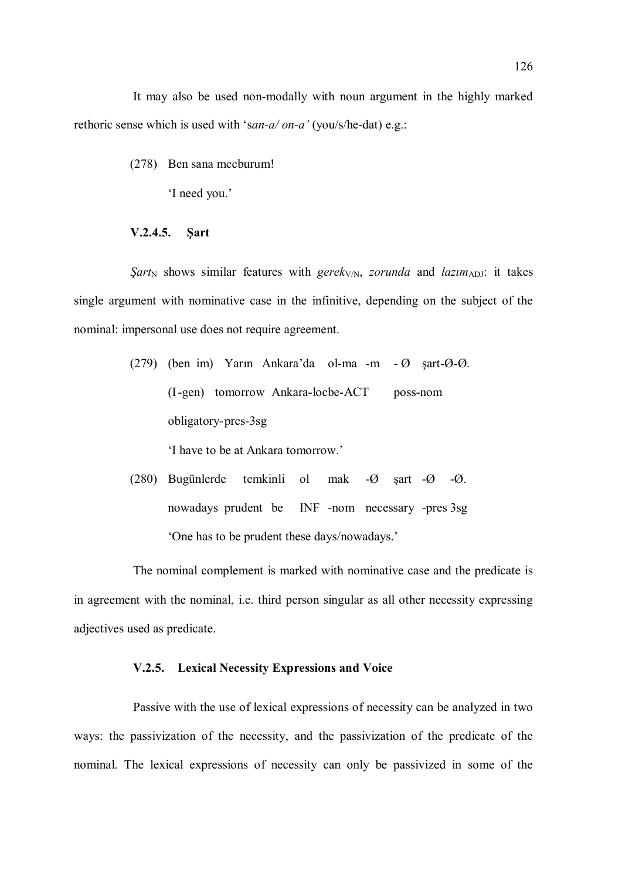It may also be used non-modally with noun argument in the highly marked rethoric sense which is used with 's*an-a/ on-a'* (you/s/he-dat) e.g.:

(278) Ben sana mecburum!

'I need you.'

#### V.2.4.5. Şart

*Şart*$_{N}$ shows similar features with *gerek*$_{V/N}$, *zorunda* and *lazım*$_{ADJ}$: it takes single argument with nominative case in the infinitive, depending on the subject of the nominal: impersonal use does not require agreement.

(279) (ben im) Yarın Ankara'da ol-ma -m - Ø şart-Ø-Ø.

(I -gen) tomorrow Ankara-locbe-ACT poss-nom

obligatory-pres-3sg

'I have to be at Ankara tomorrow.'

(280) Bugünlerde temkinli ol mak -Ø şart -Ø -Ø.

nowadays prudent be INF -nom necessary -pres 3sg

'One has to be prudent these days/nowadays.'

The nominal complement is marked with nominative case and the predicate is in agreement with the nominal, i.e. third person singular as all other necessity expressing adjectives used as predicate.

### V.2.5. Lexical Necessity Expressions and Voice

Passive with the use of lexical expressions of necessity can be analyzed in two ways: the passivization of the necessity, and the passivization of the predicate of the nominal. The lexical expressions of necessity can only be passivized in some of the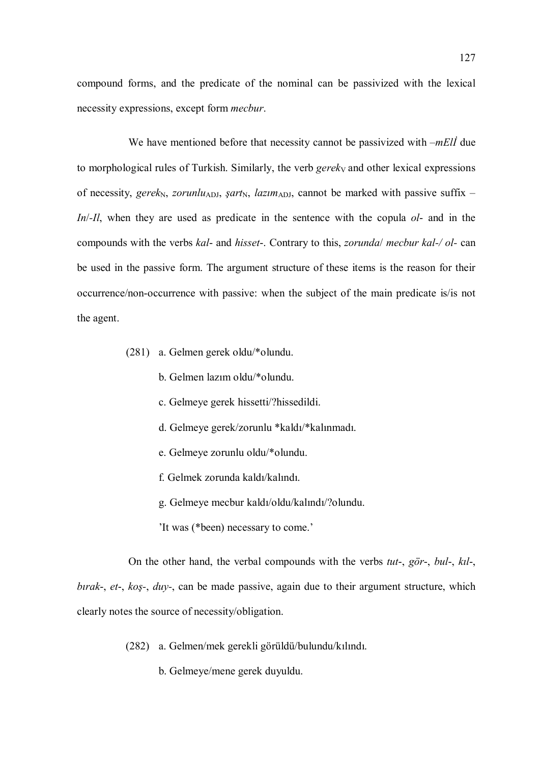compound forms, and the predicate of the nominal can be passivized with the lexical necessity expressions, except form *mecbur*.

We have mentioned before that necessity cannot be passivized with *–mElİ* due to morphological rules of Turkish. Similarly, the verb *gerek*$_{V}$ and other lexical expressions of necessity, *gerek*$_{N}$, *zorunlu*$_{ADJ}$, *şart*$_{N}$, *lazım*$_{ADJ}$, cannot be marked with passive suffix *–In*/*-Il*, when they are used as predicate in the sentence with the copula *ol-* and in the compounds with the verbs *kal-* and *hisset-*. Contrary to this, *zorunda*/ *mecbur kal-/ ol-* can be used in the passive form. The argument structure of these items is the reason for their occurrence/non-occurrence with passive: when the subject of the main predicate is/is not the agent.

(281) a. Gelmen gerek oldu/*olundu.

b. Gelmen lazım oldu/*olundu.

c. Gelmeye gerek hissetti/?hissedildi.

d. Gelmeye gerek/zorunlu *kaldı/*kalınmadı.

e. Gelmeye zorunlu oldu/*olundu.

f. Gelmek zorunda kaldı/kalındı.

g. Gelmeye mecbur kaldı/oldu/kalındı/?olundu.

'It was (*been) necessary to come.'

On the other hand, the verbal compounds with the verbs *tut-*, *gör-*, *bul-*, *kıl-*, *bırak-*, *et-*, *koş-*, *duy-*, can be made passive, again due to their argument structure, which clearly notes the source of necessity/obligation.

(282) a. Gelmen/mek gerekli görüldü/bulundu/kılındı.

b. Gelmeye/mene gerek duyuldu.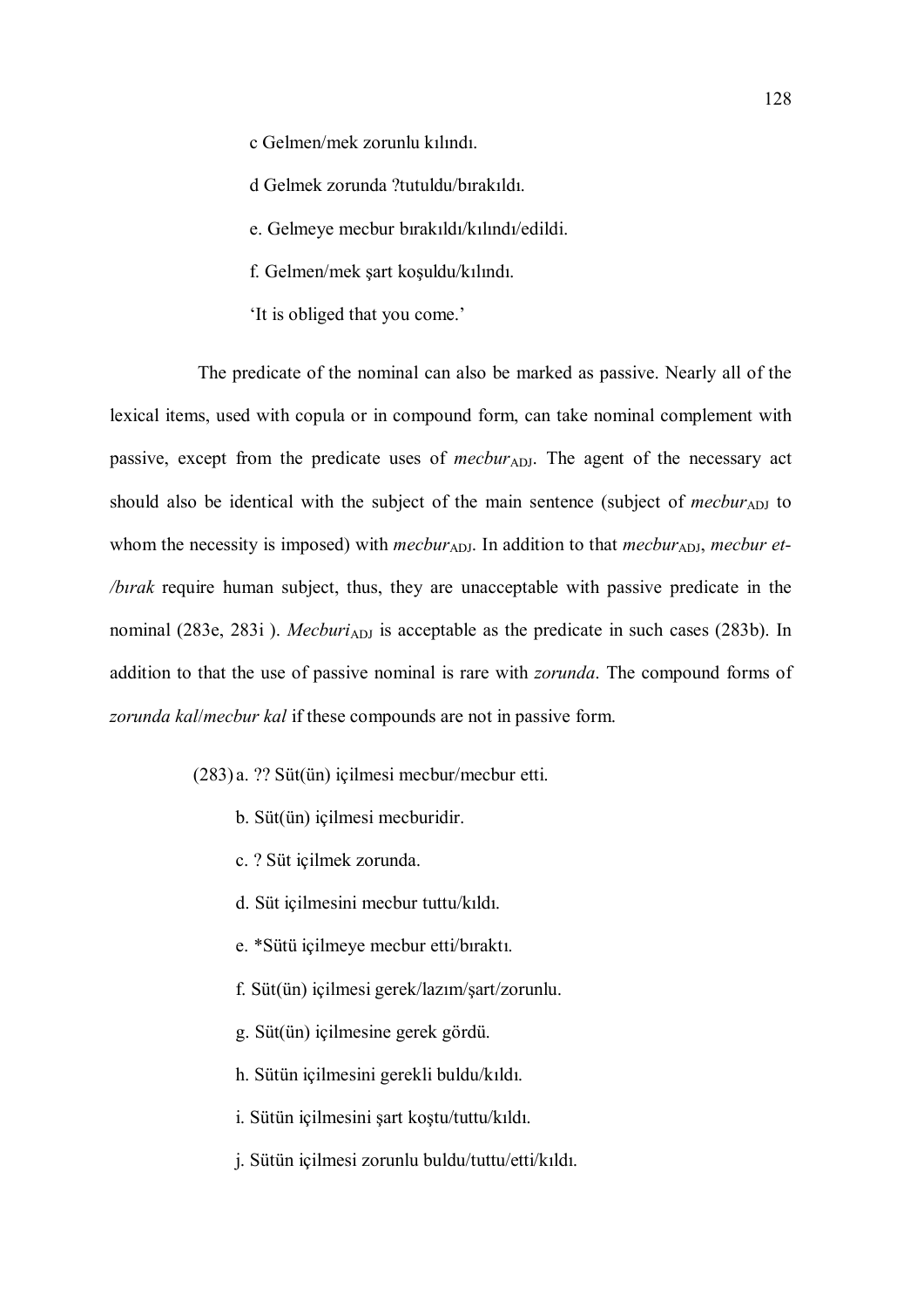c Gelmen/mek zorunlu kılındı.

d Gelmek zorunda ?tutuldu/bırakıldı.

e. Gelmeye mecbur bırakıldı/kılındı/edildi.

f. Gelmen/mek şart koşuldu/kılındı.

'It is obliged that you come.'

The predicate of the nominal can also be marked as passive. Nearly all of the lexical items, used with copula or in compound form, can take nominal complement with passive, except from the predicate uses of *mecbur*$_{ADJ}$. The agent of the necessary act should also be identical with the subject of the main sentence (subject of *mecbur*$_{ADJ}$ to whom the necessity is imposed) with *mecbur*$_{ADJ}$. In addition to that *mecbur*$_{ADJ}$, *mecbur et-/bırak* require human subject, thus, they are unacceptable with passive predicate in the nominal (283e, 283i ). *Mecburi*$_{ADJ}$ is acceptable as the predicate in such cases (283b). In addition to that the use of passive nominal is rare with *zorunda*. The compound forms of *zorunda kal*/*mecbur kal* if these compounds are not in passive form.

(283) a. ?? Süt(ün) içilmesi mecbur/mecbur etti.

b. Süt(ün) içilmesi mecburidir.

c. ? Süt içilmek zorunda.

d. Süt içilmesini mecbur tuttu/kıldı.

e. *Sütü içilmeye mecbur etti/bıraktı.

f. Süt(ün) içilmesi gerek/lazım/şart/zorunlu.

g. Süt(ün) içilmesine gerek gördü.

h. Sütün içilmesini gerekli buldu/kıldı.

i. Sütün içilmesini şart koştu/tuttu/kıldı.

j. Sütün içilmesi zorunlu buldu/tuttu/etti/kıldı.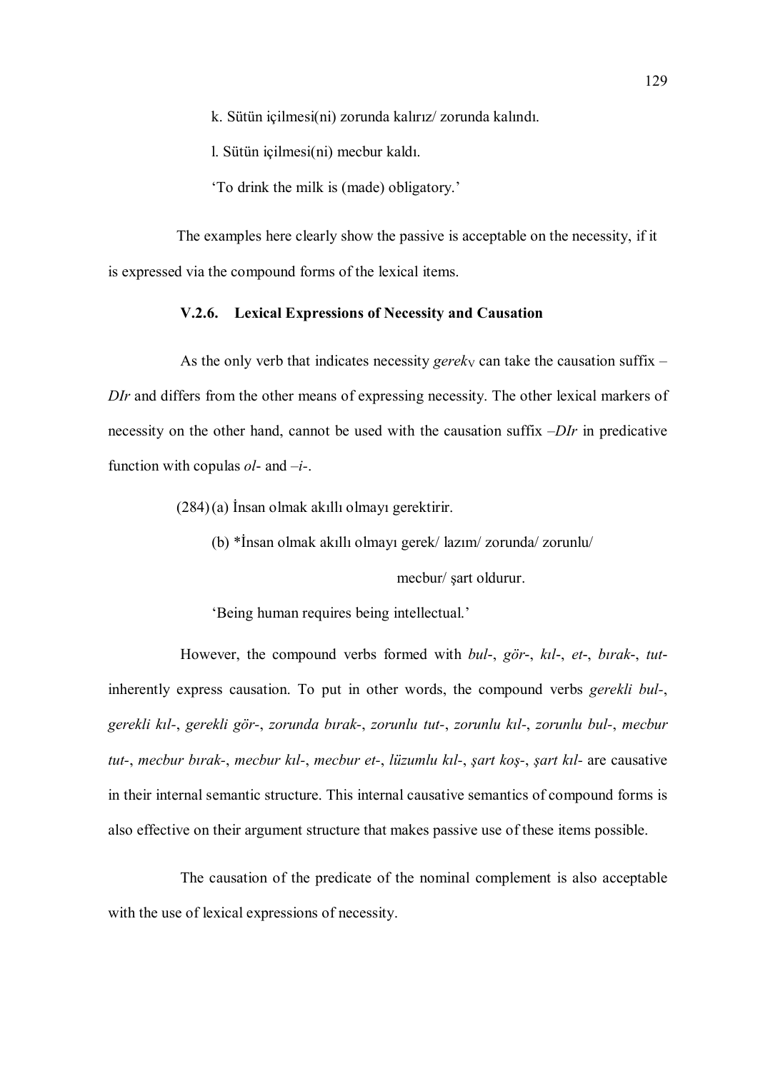k. Sütün içilmesi(ni) zorunda kalırız/ zorunda kalındı.

l. Sütün içilmesi(ni) mecbur kaldı.

'To drink the milk is (made) obligatory.'

The examples here clearly show the passive is acceptable on the necessity, if it is expressed via the compound forms of the lexical items.

### V.2.6. Lexical Expressions of Necessity and Causation

As the only verb that indicates necessity *gerek*$_V$ can take the causation suffix –*DIr* and differs from the other means of expressing necessity. The other lexical markers of necessity on the other hand, cannot be used with the causation suffix –*DIr* in predicative function with copulas *ol-* and –*i-*.

(284) (a) İnsan olmak akıllı olmayı gerektirir.

(b) *İnsan olmak akıllı olmayı gerek/ lazım/ zorunda/ zorunlu/ mecbur/ şart oldurur.

'Being human requires being intellectual.'

However, the compound verbs formed with *bul-*, *gör-*, *kıl-*, *et-*, *bırak-*, *tut-* inherently express causation. To put in other words, the compound verbs *gerekli bul-*, *gerekli kıl-*, *gerekli gör-*, *zorunda bırak-*, *zorunlu tut-*, *zorunlu kıl-*, *zorunlu bul-*, *mecbur tut-*, *mecbur bırak-*, *mecbur kıl-*, *mecbur et-*, *lüzumlu kıl-*, *şart koş-*, *şart kıl-* are causative in their internal semantic structure. This internal causative semantics of compound forms is also effective on their argument structure that makes passive use of these items possible.

The causation of the predicate of the nominal complement is also acceptable with the use of lexical expressions of necessity.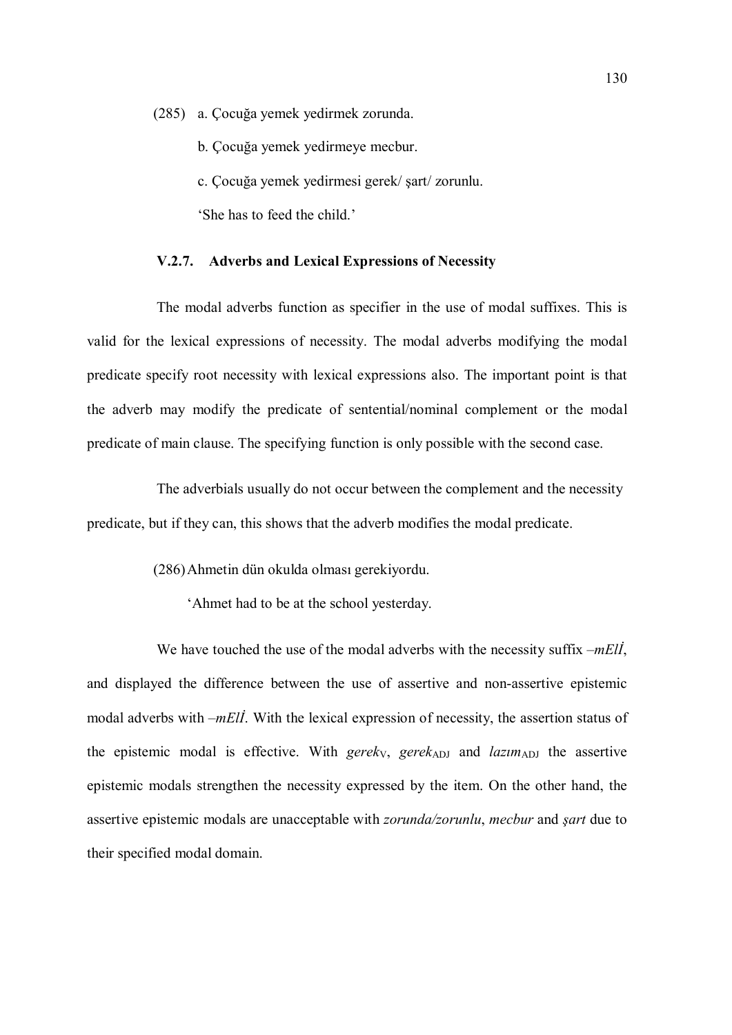(285) a. Çocuğa yemek yedirmek zorunda.

b. Çocuğa yemek yedirmeye mecbur.

c. Çocuğa yemek yedirmesi gerek/ şart/ zorunlu.

'She has to feed the child.'

### V.2.7. Adverbs and Lexical Expressions of Necessity

The modal adverbs function as specifier in the use of modal suffixes. This is valid for the lexical expressions of necessity. The modal adverbs modifying the modal predicate specify root necessity with lexical expressions also. The important point is that the adverb may modify the predicate of sentential/nominal complement or the modal predicate of main clause. The specifying function is only possible with the second case.

The adverbials usually do not occur between the complement and the necessity predicate, but if they can, this shows that the adverb modifies the modal predicate.

(286) Ahmetin dün okulda olması gerekiyordu.

'Ahmet had to be at the school yesterday.

We have touched the use of the modal adverbs with the necessity suffix *–mElİ*, and displayed the difference between the use of assertive and non-assertive epistemic modal adverbs with *–mElİ*. With the lexical expression of necessity, the assertion status of the epistemic modal is effective. With *gerek*$_{\text{V}}$, *gerek*$_{\text{ADJ}}$ and *lazım*$_{\text{ADJ}}$ the assertive epistemic modals strengthen the necessity expressed by the item. On the other hand, the assertive epistemic modals are unacceptable with *zorunda/zorunlu*, *mecbur* and *şart* due to their specified modal domain.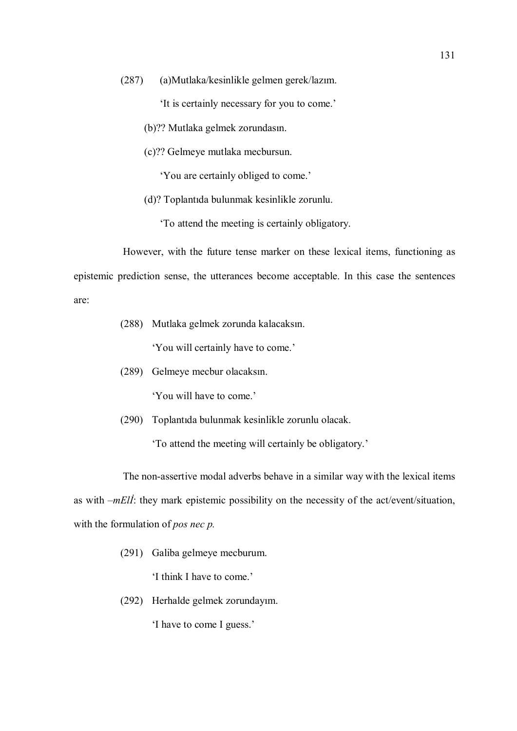(287) (a)Mutlaka/kesinlikle gelmen gerek/lazım.

'It is certainly necessary for you to come.'

(b)?? Mutlaka gelmek zorundasın.

(c)?? Gelmeye mutlaka mecbursun.

'You are certainly obliged to come.'

(d)? Toplantıda bulunmak kesinlikle zorunlu.

'To attend the meeting is certainly obligatory.

However, with the future tense marker on these lexical items, functioning as epistemic prediction sense, the utterances become acceptable. In this case the sentences are:

(288) Mutlaka gelmek zorunda kalacaksın.

'You will certainly have to come.'

(289) Gelmeye mecbur olacaksın.

'You will have to come.'

(290) Toplantıda bulunmak kesinlikle zorunlu olacak.

'To attend the meeting will certainly be obligatory.'

The non-assertive modal adverbs behave in a similar way with the lexical items as with *–mElİ*: they mark epistemic possibility on the necessity of the act/event/situation, with the formulation of *pos nec p.*

(291) Galiba gelmeye mecburum.

'I think I have to come.'

(292) Herhalde gelmek zorundayım.

'I have to come I guess.'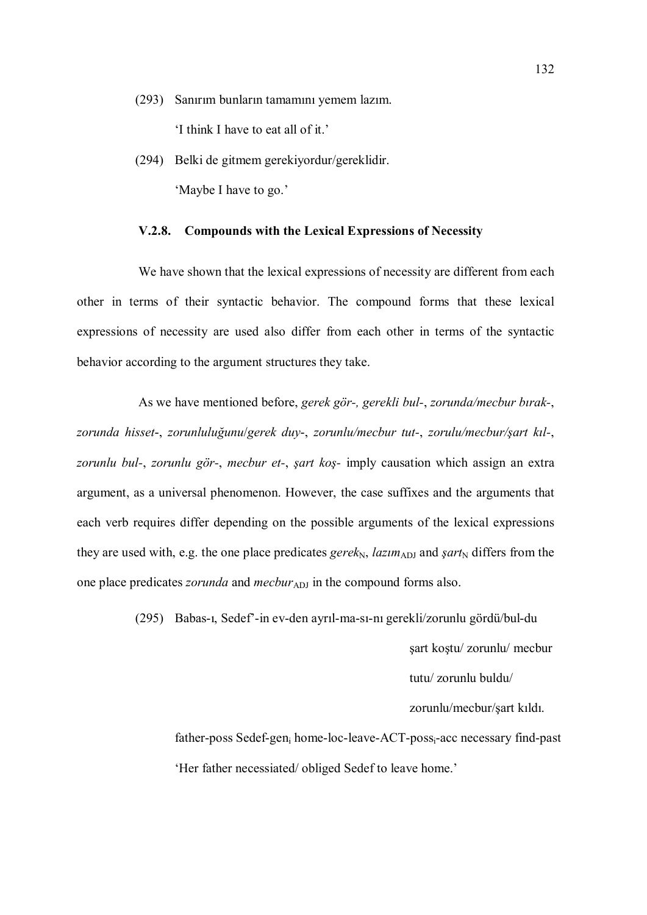(293) Sanırım bunların tamamını yemem lazım.

'I think I have to eat all of it.'

(294) Belki de gitmem gerekiyordur/gereklidir.

'Maybe I have to go.'

### V.2.8. Compounds with the Lexical Expressions of Necessity

We have shown that the lexical expressions of necessity are different from each other in terms of their syntactic behavior. The compound forms that these lexical expressions of necessity are used also differ from each other in terms of the syntactic behavior according to the argument structures they take.

As we have mentioned before, *gerek gör-, gerekli bul-*, *zorunda/mecbur bırak-*, *zorunda hisset-*, *zorunluluğunu/gerek duy-*, *zorunlu/mecbur tut-*, *zorulu/mecbur/şart kıl-*, *zorunlu bul-*, *zorunlu gör-*, *mecbur et-*, *şart koş-* imply causation which assign an extra argument, as a universal phenomenon. However, the case suffixes and the arguments that each verb requires differ depending on the possible arguments of the lexical expressions they are used with, e.g. the one place predicates $gerek_{N}$, $lazım_{ADJ}$ and $şart_{N}$ differs from the one place predicates *zorunda* and $mecbur_{ADJ}$ in the compound forms also.

(295) Babas-ı, Sedef'-in ev-den ayrıl-ma-sı-nı gerekli/zorunlu gördü/bul-du
şart koştu/ zorunlu/ mecbur
tutu/ zorunlu buldu/
zorunlu/mecbur/şart kıldı.

father-poss Sedef-$gen_{i}$ home-loc-leave-ACT-$poss_{i}$-acc necessary find-past

'Her father necessiated/ obliged Sedef to leave home.'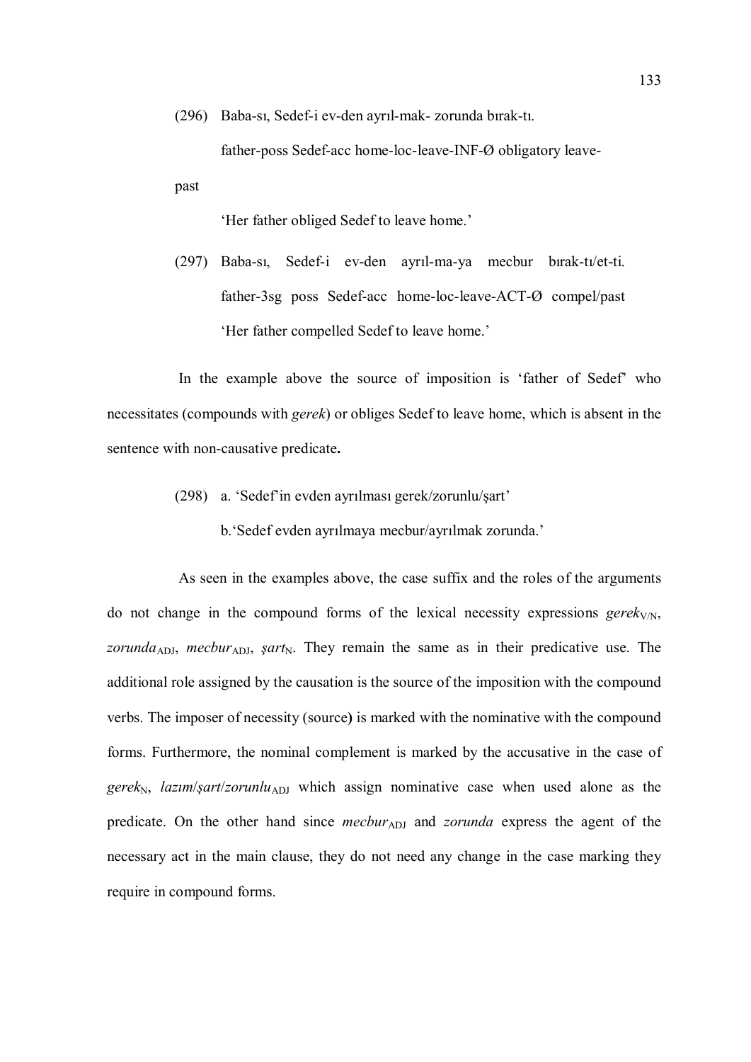(296) Baba-sı, Sedef-i ev-den ayrıl-mak- zorunda bırak-tı.

father-poss Sedef-acc home-loc-leave-INF-Ø obligatory leave-past

'Her father obliged Sedef to leave home.'

(297) Baba-sı, Sedef-i ev-den ayrıl-ma-ya mecbur bırak-tı/et-ti.

father-3sg poss Sedef-acc home-loc-leave-ACT-Ø compel/past

'Her father compelled Sedef to leave home.'

In the example above the source of imposition is 'father of Sedef' who necessitates (compounds with *gerek*) or obliges Sedef to leave home, which is absent in the sentence with non-causative predicate**.**

(298) a. 'Sedef'in evden ayrılması gerek/zorunlu/şart'

b.'Sedef evden ayrılmaya mecbur/ayrılmak zorunda.'

As seen in the examples above, the case suffix and the roles of the arguments do not change in the compound forms of the lexical necessity expressions *gerek*$_{V/N}$, *zorunda*$_{ADJ}$, *mecbur*$_{ADJ}$, *şart*$_{N}$. They remain the same as in their predicative use. The additional role assigned by the causation is the source of the imposition with the compound verbs. The imposer of necessity (source**)** is marked with the nominative with the compound forms. Furthermore, the nominal complement is marked by the accusative in the case of *gerek*$_{N}$, *lazım*/*şart*/*zorunlu*$_{ADJ}$ which assign nominative case when used alone as the predicate. On the other hand since *mecbur*$_{ADJ}$ and *zorunda* express the agent of the necessary act in the main clause, they do not need any change in the case marking they require in compound forms.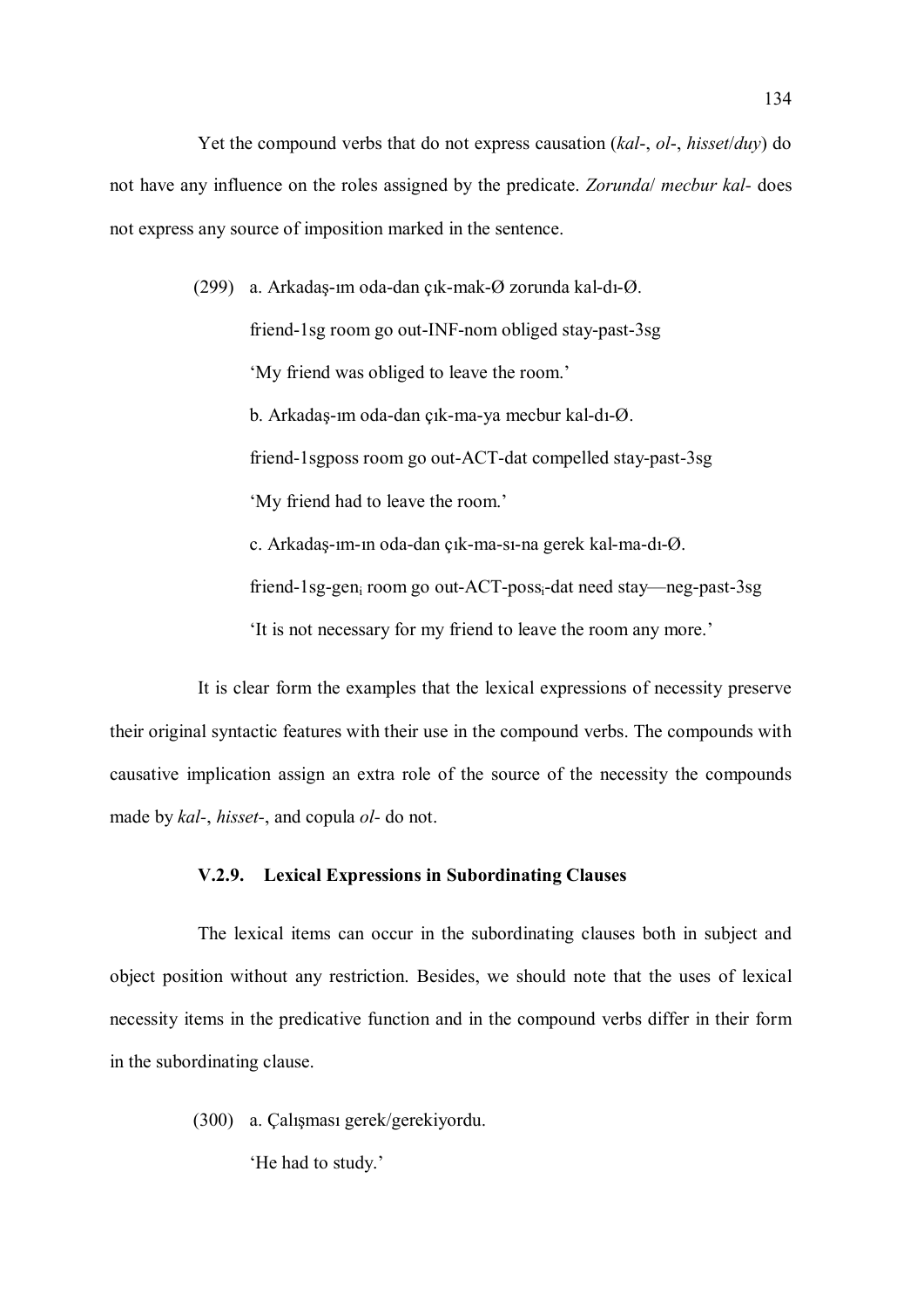Yet the compound verbs that do not express causation (*kal*-, *ol*-, *hisset*/*duy*) do not have any influence on the roles assigned by the predicate. *Zorunda*/ *mecbur kal*- does not express any source of imposition marked in the sentence.

(299) a. Arkadaş-ım oda-dan çık-mak-Ø zorunda kal-dı-Ø.

friend-1sg room go out-INF-nom obliged stay-past-3sg

'My friend was obliged to leave the room.'

b. Arkadaş-ım oda-dan çık-ma-ya mecbur kal-dı-Ø.

friend-1sgposs room go out-ACT-dat compelled stay-past-3sg

'My friend had to leave the room.'

c. Arkadaş-ım-ın oda-dan çık-ma-sı-na gerek kal-ma-dı-Ø.

friend-1sg-gen$_i$ room go out-ACT-poss$_i$-dat need stay—neg-past-3sg

'It is not necessary for my friend to leave the room any more.'

It is clear form the examples that the lexical expressions of necessity preserve their original syntactic features with their use in the compound verbs. The compounds with causative implication assign an extra role of the source of the necessity the compounds made by *kal*-, *hisset*-, and copula *ol*- do not.

### V.2.9. Lexical Expressions in Subordinating Clauses

The lexical items can occur in the subordinating clauses both in subject and object position without any restriction. Besides, we should note that the uses of lexical necessity items in the predicative function and in the compound verbs differ in their form in the subordinating clause.

(300) a. Çalışması gerek/gerekiyordu.

'He had to study.'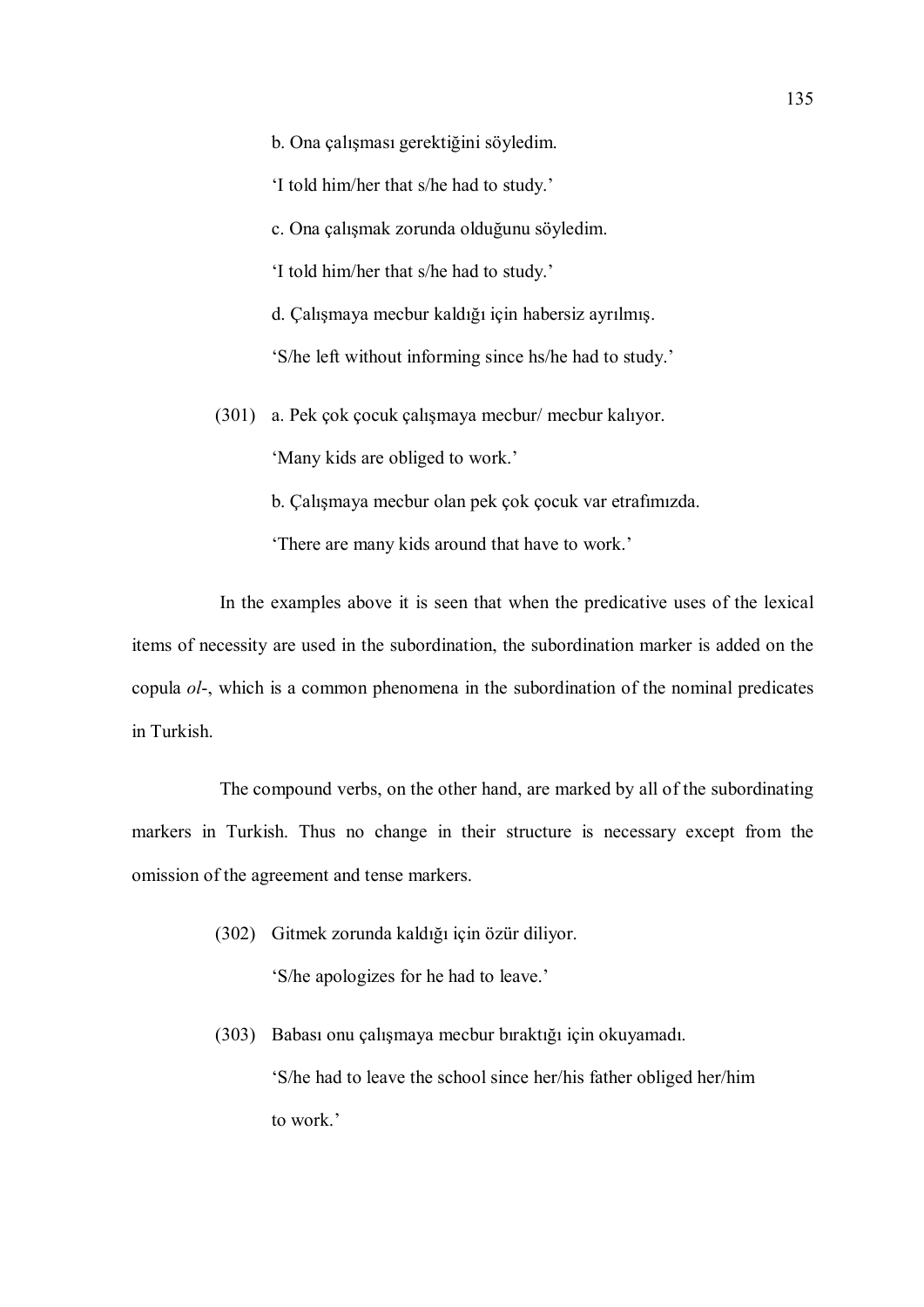b. Ona çalışması gerektiğini söyledim.

'I told him/her that s/he had to study.'

c. Ona çalışmak zorunda olduğunu söyledim.

'I told him/her that s/he had to study.'

d. Çalışmaya mecbur kaldığı için habersiz ayrılmış.

'S/he left without informing since hs/he had to study.'

(301) a. Pek çok çocuk çalışmaya mecbur/ mecbur kalıyor.

'Many kids are obliged to work.'

b. Çalışmaya mecbur olan pek çok çocuk var etrafımızda.

'There are many kids around that have to work.'

In the examples above it is seen that when the predicative uses of the lexical items of necessity are used in the subordination, the subordination marker is added on the copula *ol-*, which is a common phenomena in the subordination of the nominal predicates in Turkish.

The compound verbs, on the other hand, are marked by all of the subordinating markers in Turkish. Thus no change in their structure is necessary except from the omission of the agreement and tense markers.

(302) Gitmek zorunda kaldığı için özür diliyor.

'S/he apologizes for he had to leave.'

(303) Babası onu çalışmaya mecbur bıraktığı için okuyamadı.

'S/he had to leave the school since her/his father obliged her/him to work.'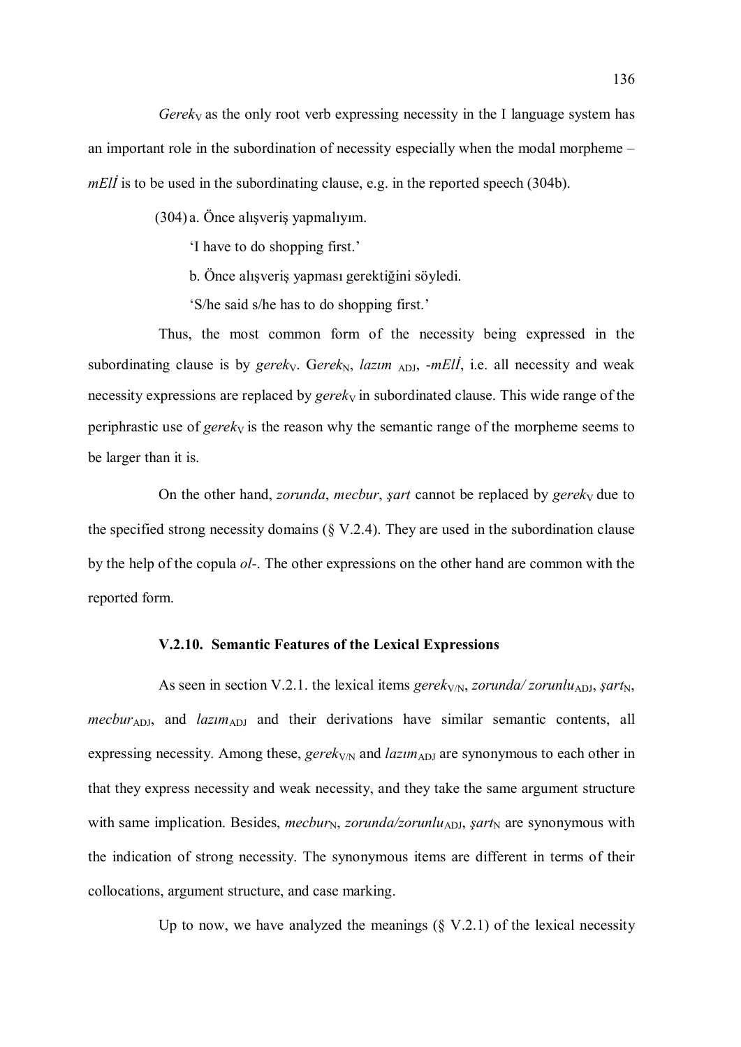*Gerek*$_V$ as the only root verb expressing necessity in the I language system has an important role in the subordination of necessity especially when the modal morpheme –*mElİ* is to be used in the subordinating clause, e.g. in the reported speech (304b).

(304) a. Önce alışveriş yapmalıyım.

'I have to do shopping first.'

b. Önce alışveriş yapması gerektiğini söyledi.

'S/he said s/he has to do shopping first.'

Thus, the most common form of the necessity being expressed in the subordinating clause is by *gerek*$_V$. G*erek*$_N$, *lazım* $_{ADJ}$, -*mElİ*, i.e. all necessity and weak necessity expressions are replaced by *gerek*$_V$ in subordinated clause. This wide range of the periphrastic use of *gerek*$_V$ is the reason why the semantic range of the morpheme seems to be larger than it is.

On the other hand, *zorunda*, *mecbur*, *şart* cannot be replaced by *gerek*$_V$ due to the specified strong necessity domains (§ V.2.4). They are used in the subordination clause by the help of the copula *ol-*. The other expressions on the other hand are common with the reported form.

### V.2.10. Semantic Features of the Lexical Expressions

As seen in section V.2.1. the lexical items *gerek*$_{V/N}$, *zorunda/ zorunlu*$_{ADJ}$, *şart*$_N$, *mecbur*$_{ADJ}$, and *lazım*$_{ADJ}$ and their derivations have similar semantic contents, all expressing necessity. Among these, *gerek*$_{V/N}$ and *lazım*$_{ADJ}$ are synonymous to each other in that they express necessity and weak necessity, and they take the same argument structure with same implication. Besides, *mecbur*$_N$, *zorunda/zorunlu*$_{ADJ}$, *şart*$_N$ are synonymous with the indication of strong necessity. The synonymous items are different in terms of their collocations, argument structure, and case marking.

Up to now, we have analyzed the meanings (§ V.2.1) of the lexical necessity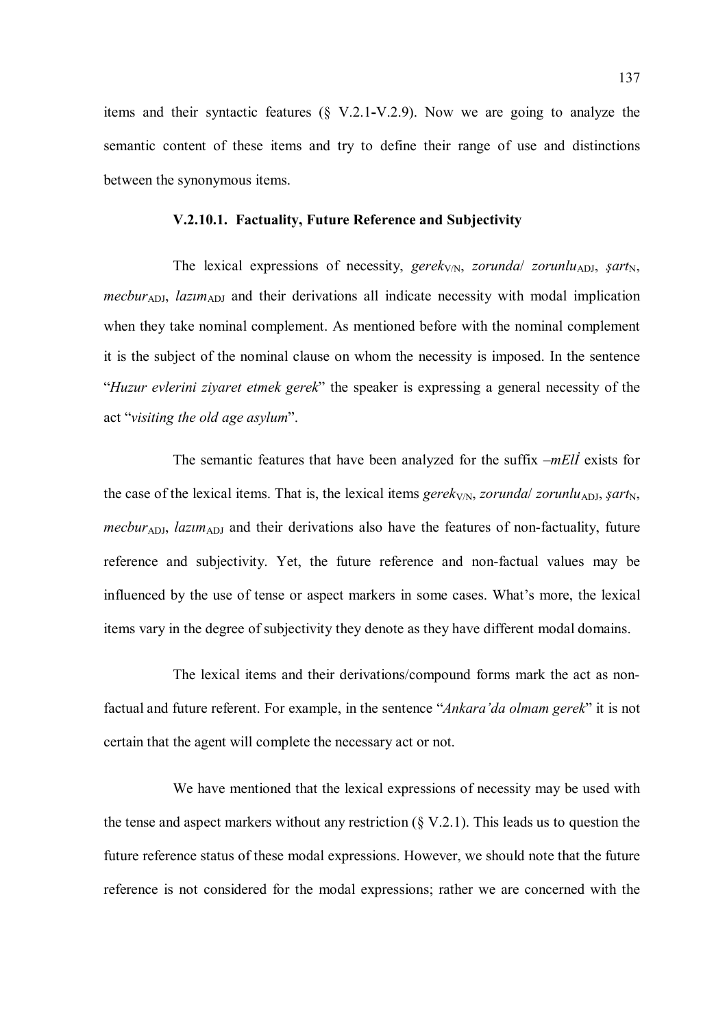items and their syntactic features (§ V.2.1-V.2.9). Now we are going to analyze the semantic content of these items and try to define their range of use and distinctions between the synonymous items.

### V.2.10.1. Factuality, Future Reference and Subjectivity

The lexical expressions of necessity, *gerek*$_{V/N}$, *zorunda*/ *zorunlu*$_{ADJ}$, *şart*$_{N}$, *mecbur*$_{ADJ}$, *lazım*$_{ADJ}$ and their derivations all indicate necessity with modal implication when they take nominal complement. As mentioned before with the nominal complement it is the subject of the nominal clause on whom the necessity is imposed. In the sentence "*Huzur evlerini ziyaret etmek gerek*" the speaker is expressing a general necessity of the act "*visiting the old age asylum*".

The semantic features that have been analyzed for the suffix *–mElİ* exists for the case of the lexical items. That is, the lexical items *gerek*$_{V/N}$, *zorunda*/ *zorunlu*$_{ADJ}$, *şart*$_{N}$, *mecbur*$_{ADJ}$, *lazım*$_{ADJ}$ and their derivations also have the features of non-factuality, future reference and subjectivity. Yet, the future reference and non-factual values may be influenced by the use of tense or aspect markers in some cases. What's more, the lexical items vary in the degree of subjectivity they denote as they have different modal domains.

The lexical items and their derivations/compound forms mark the act as non-factual and future referent. For example, in the sentence "*Ankara'da olmam gerek*" it is not certain that the agent will complete the necessary act or not.

We have mentioned that the lexical expressions of necessity may be used with the tense and aspect markers without any restriction (§ V.2.1). This leads us to question the future reference status of these modal expressions. However, we should note that the future reference is not considered for the modal expressions; rather we are concerned with the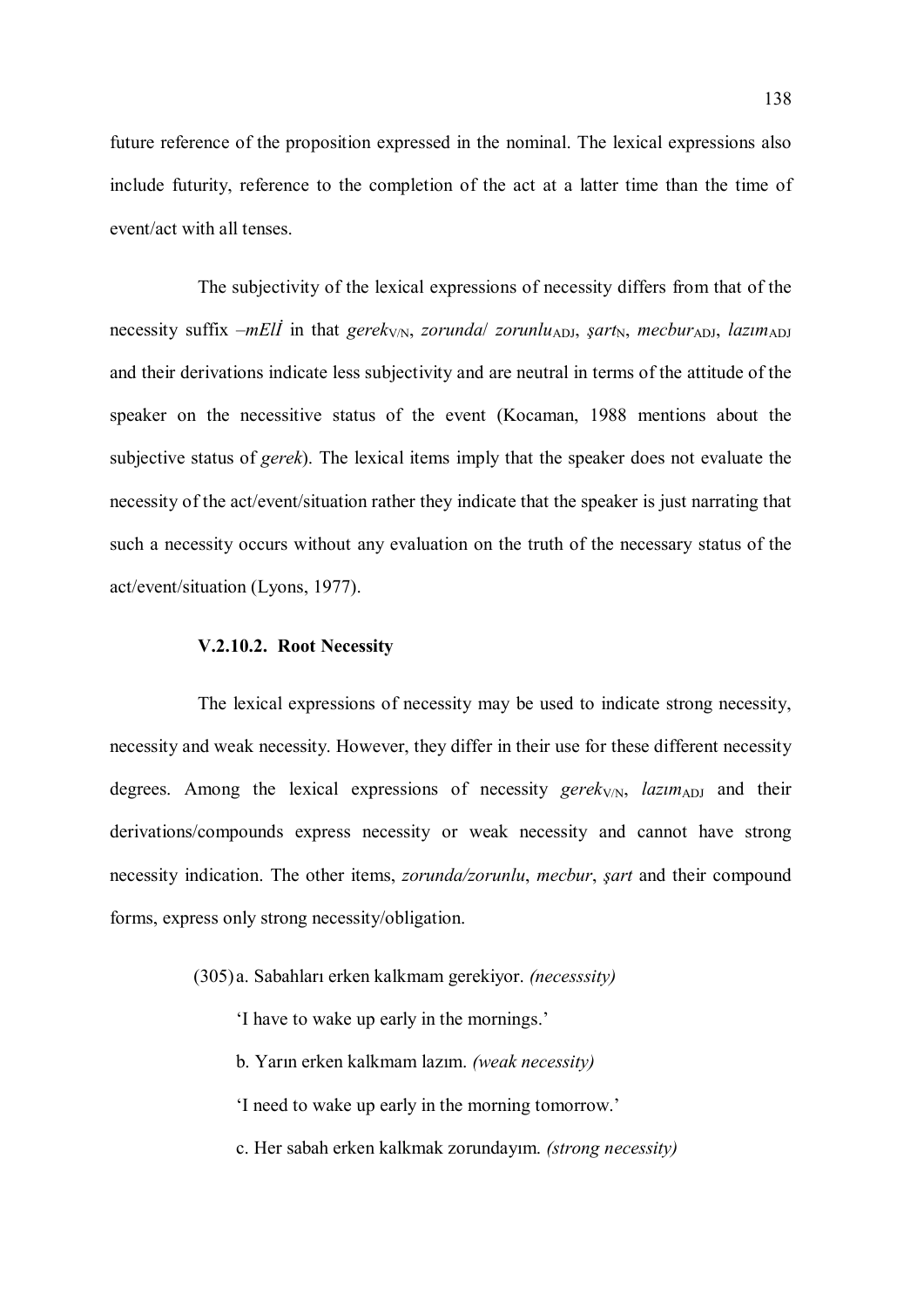future reference of the proposition expressed in the nominal. The lexical expressions also include futurity, reference to the completion of the act at a latter time than the time of event/act with all tenses.

The subjectivity of the lexical expressions of necessity differs from that of the necessity suffix *–mElİ* in that *gerek*$_{V/N}$, *zorunda*/ *zorunlu*$_{ADJ}$, *şart*$_{N}$, *mecbur*$_{ADJ}$, *lazım*$_{ADJ}$ and their derivations indicate less subjectivity and are neutral in terms of the attitude of the speaker on the necessitive status of the event (Kocaman, 1988 mentions about the subjective status of *gerek*). The lexical items imply that the speaker does not evaluate the necessity of the act/event/situation rather they indicate that the speaker is just narrating that such a necessity occurs without any evaluation on the truth of the necessary status of the act/event/situation (Lyons, 1977).

### V.2.10.2. Root Necessity

The lexical expressions of necessity may be used to indicate strong necessity, necessity and weak necessity. However, they differ in their use for these different necessity degrees. Among the lexical expressions of necessity *gerek*$_{V/N}$, *lazım*$_{ADJ}$ and their derivations/compounds express necessity or weak necessity and cannot have strong necessity indication. The other items, *zorunda/zorunlu*, *mecbur*, *şart* and their compound forms, express only strong necessity/obligation.

(305) a. Sabahları erken kalkmam gerekiyor. *(necesssity)*

'I have to wake up early in the mornings.'

b. Yarın erken kalkmam lazım. *(weak necessity)*

'I need to wake up early in the morning tomorrow.'

c. Her sabah erken kalkmak zorundayım. *(strong necessity)*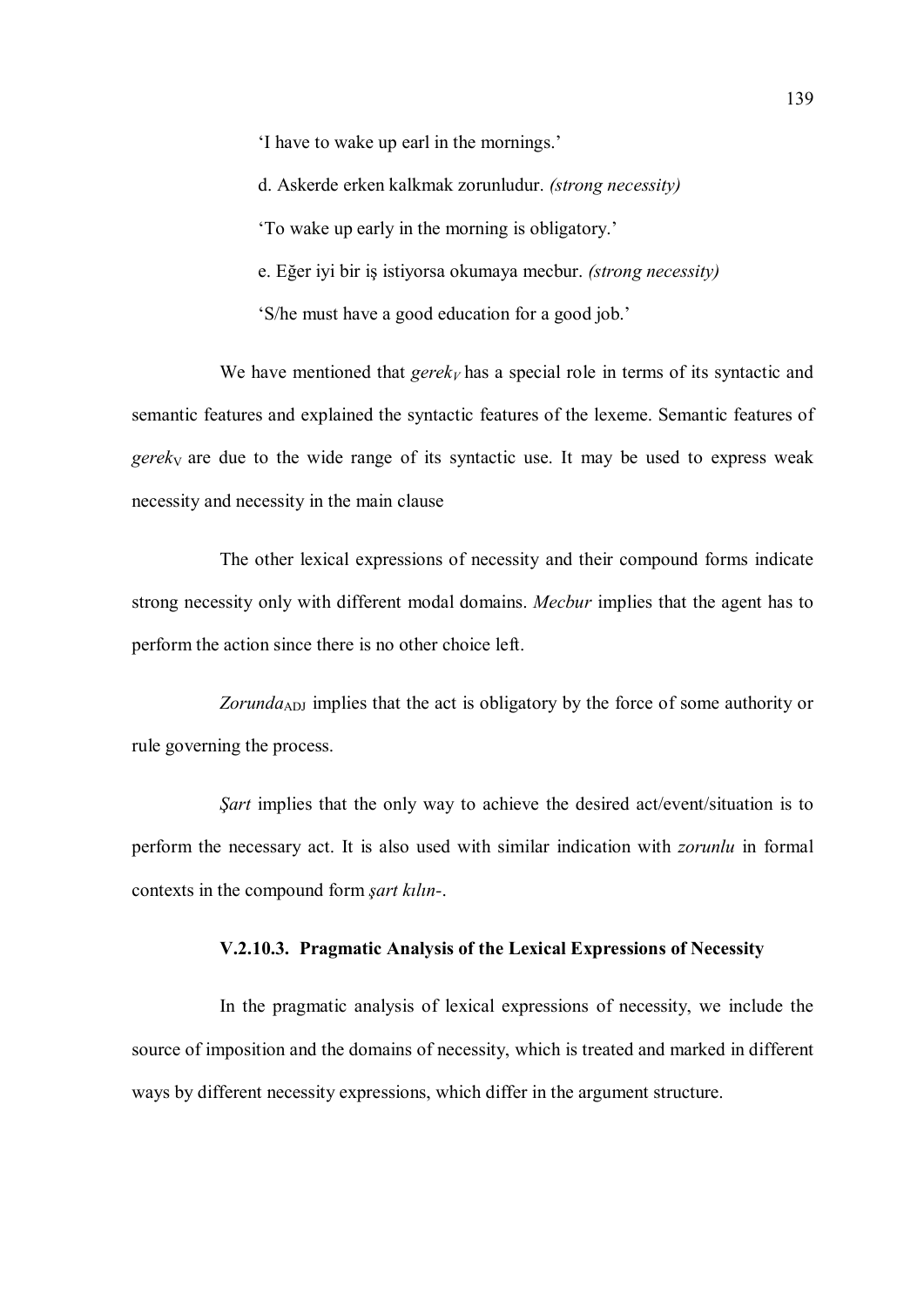'I have to wake up earl in the mornings.'

d. Askerde erken kalkmak zorunludur. *(strong necessity)*

'To wake up early in the morning is obligatory.'

e. Eğer iyi bir iş istiyorsa okumaya mecbur. *(strong necessity)*

'S/he must have a good education for a good job.'

We have mentioned that *gerek*$_V$ has a special role in terms of its syntactic and semantic features and explained the syntactic features of the lexeme. Semantic features of *gerek*$_V$ are due to the wide range of its syntactic use. It may be used to express weak necessity and necessity in the main clause

The other lexical expressions of necessity and their compound forms indicate strong necessity only with different modal domains. *Mecbur* implies that the agent has to perform the action since there is no other choice left.

*Zorunda*$_{ADJ}$ implies that the act is obligatory by the force of some authority or rule governing the process.

*Şart* implies that the only way to achieve the desired act/event/situation is to perform the necessary act. It is also used with similar indication with *zorunlu* in formal contexts in the compound form *şart kılın-*.

### V.2.10.3. Pragmatic Analysis of the Lexical Expressions of Necessity

In the pragmatic analysis of lexical expressions of necessity, we include the source of imposition and the domains of necessity, which is treated and marked in different ways by different necessity expressions, which differ in the argument structure.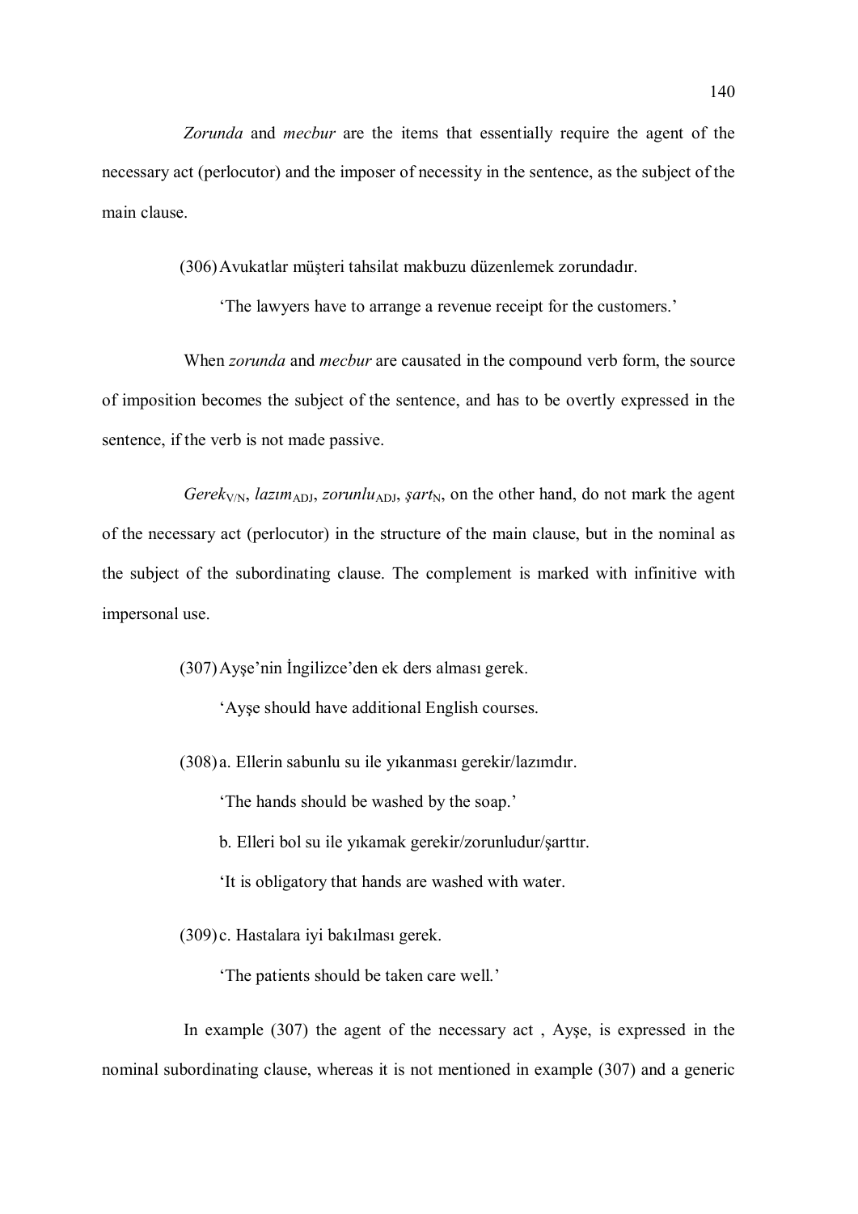*Zorunda* and *mecbur* are the items that essentially require the agent of the necessary act (perlocutor) and the imposer of necessity in the sentence, as the subject of the main clause.

(306) Avukatlar müşteri tahsilat makbuzu düzenlemek zorundadır.

'The lawyers have to arrange a revenue receipt for the customers.'

When *zorunda* and *mecbur* are causated in the compound verb form, the source of imposition becomes the subject of the sentence, and has to be overtly expressed in the sentence, if the verb is not made passive.

*Gerek*$_{V/N}$, *lazım*$_{ADJ}$, *zorunlu*$_{ADJ}$, *şart*$_{N}$, on the other hand, do not mark the agent of the necessary act (perlocutor) in the structure of the main clause, but in the nominal as the subject of the subordinating clause. The complement is marked with infinitive with impersonal use.

(307) Ayşe'nin İngilizce'den ek ders alması gerek.

'Ayşe should have additional English courses.

(308) a. Ellerin sabunlu su ile yıkanması gerekir/lazımdır.

'The hands should be washed by the soap.'

b. Elleri bol su ile yıkamak gerekir/zorunludur/şarttır.

'It is obligatory that hands are washed with water.

(309) c. Hastalara iyi bakılması gerek.

'The patients should be taken care well.'

In example (307) the agent of the necessary act , Ayşe, is expressed in the nominal subordinating clause, whereas it is not mentioned in example (307) and a generic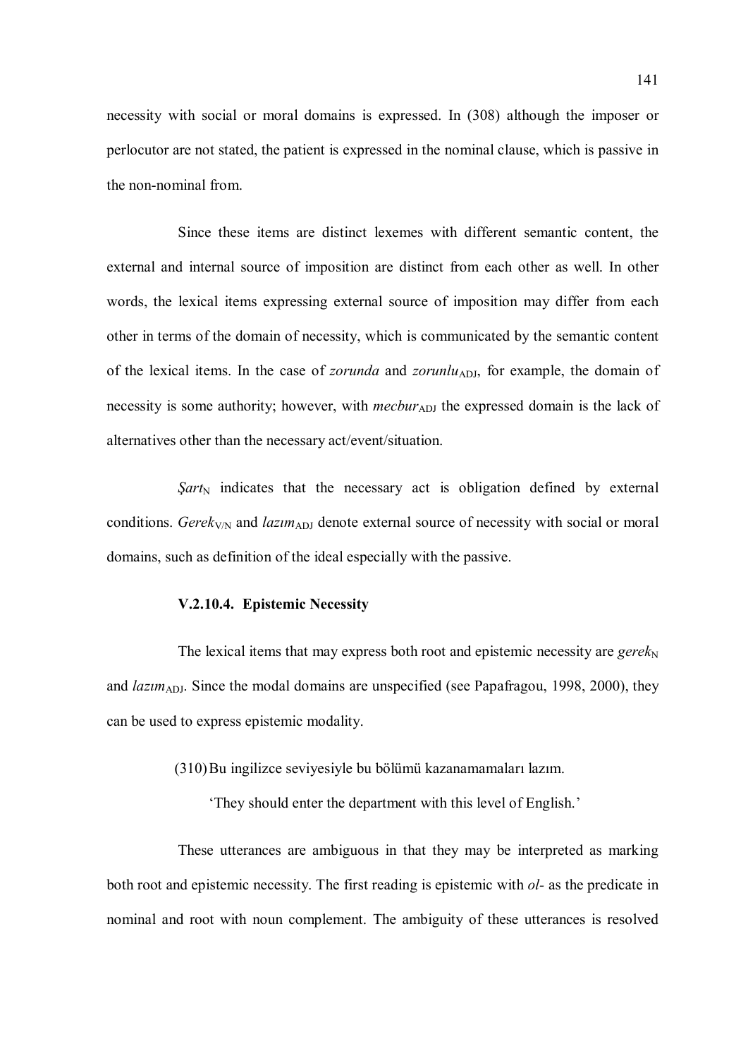necessity with social or moral domains is expressed. In (308) although the imposer or perlocutor are not stated, the patient is expressed in the nominal clause, which is passive in the non-nominal from.

Since these items are distinct lexemes with different semantic content, the external and internal source of imposition are distinct from each other as well. In other words, the lexical items expressing external source of imposition may differ from each other in terms of the domain of necessity, which is communicated by the semantic content of the lexical items. In the case of *zorunda* and *zorunlu*$_{\text{ADJ}}$, for example, the domain of necessity is some authority; however, with *mecbur*$_{\text{ADJ}}$ the expressed domain is the lack of alternatives other than the necessary act/event/situation.

*Şart*$_{\text{N}}$ indicates that the necessary act is obligation defined by external conditions. *Gerek*$_{\text{V/N}}$ and *lazım*$_{\text{ADJ}}$ denote external source of necessity with social or moral domains, such as definition of the ideal especially with the passive.

### V.2.10.4. Epistemic Necessity

The lexical items that may express both root and epistemic necessity are *gerek*$_{\text{N}}$ and *lazım*$_{\text{ADJ}}$. Since the modal domains are unspecified (see Papafragou, 1998, 2000), they can be used to express epistemic modality.

(310) Bu ingilizce seviyesiyle bu bölümü kazanamamaları lazım.

'They should enter the department with this level of English.'

These utterances are ambiguous in that they may be interpreted as marking both root and epistemic necessity. The first reading is epistemic with *ol-* as the predicate in nominal and root with noun complement. The ambiguity of these utterances is resolved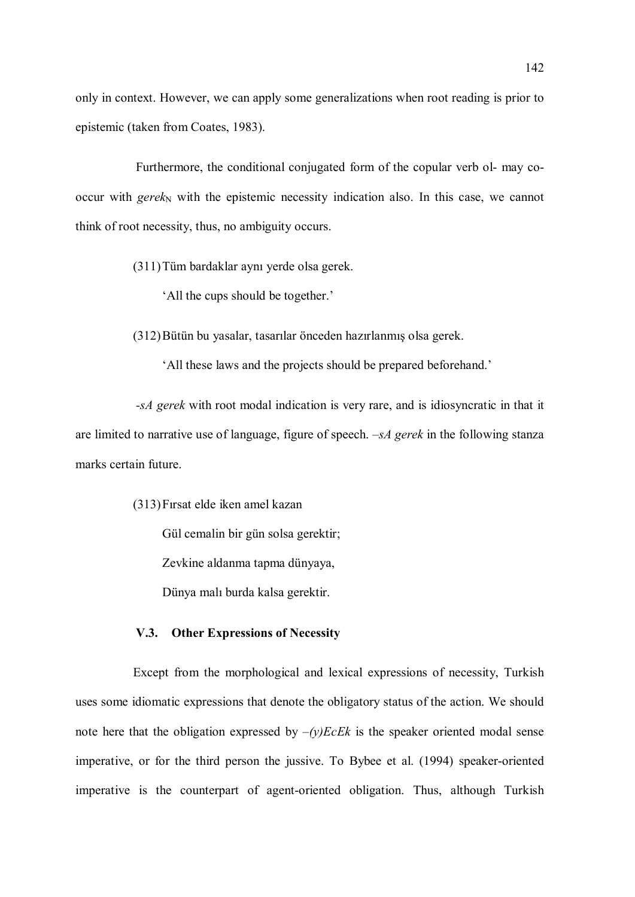only in context. However, we can apply some generalizations when root reading is prior to epistemic (taken from Coates, 1983).

Furthermore, the conditional conjugated form of the copular verb ol- may co-occur with *gerek*$_N$ with the epistemic necessity indication also. In this case, we cannot think of root necessity, thus, no ambiguity occurs.

(311) Tüm bardaklar aynı yerde olsa gerek.

'All the cups should be together.'

(312) Bütün bu yasalar, tasarılar önceden hazırlanmış olsa gerek.

'All these laws and the projects should be prepared beforehand.'

*-sA gerek* with root modal indication is very rare, and is idiosyncratic in that it are limited to narrative use of language, figure of speech. *–sA gerek* in the following stanza marks certain future.

(313) Fırsat elde iken amel kazan

Gül cemalin bir gün solsa gerektir;

Zevkine aldanma tapma dünyaya,

Dünya malı burda kalsa gerektir.

### V.3. Other Expressions of Necessity

Except from the morphological and lexical expressions of necessity, Turkish uses some idiomatic expressions that denote the obligatory status of the action. We should note here that the obligation expressed by *–(y)EcEk* is the speaker oriented modal sense imperative, or for the third person the jussive. To Bybee et al. (1994) speaker-oriented imperative is the counterpart of agent-oriented obligation. Thus, although Turkish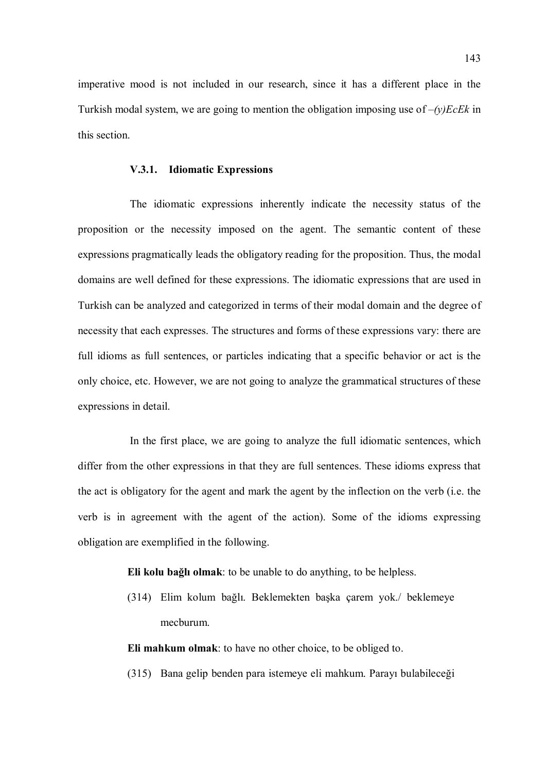imperative mood is not included in our research, since it has a different place in the Turkish modal system, we are going to mention the obligation imposing use of *–(y)EcEk* in this section.

### V.3.1. Idiomatic Expressions

The idiomatic expressions inherently indicate the necessity status of the proposition or the necessity imposed on the agent. The semantic content of these expressions pragmatically leads the obligatory reading for the proposition. Thus, the modal domains are well defined for these expressions. The idiomatic expressions that are used in Turkish can be analyzed and categorized in terms of their modal domain and the degree of necessity that each expresses. The structures and forms of these expressions vary: there are full idioms as full sentences, or particles indicating that a specific behavior or act is the only choice, etc. However, we are not going to analyze the grammatical structures of these expressions in detail.

In the first place, we are going to analyze the full idiomatic sentences, which differ from the other expressions in that they are full sentences. These idioms express that the act is obligatory for the agent and mark the agent by the inflection on the verb (i.e. the verb is in agreement with the agent of the action). Some of the idioms expressing obligation are exemplified in the following.

**Eli kolu bağlı olmak**: to be unable to do anything, to be helpless.

(314) Elim kolum bağlı. Beklemekten başka çarem yok./ beklemeye mecburum.

**Eli mahkum olmak**: to have no other choice, to be obliged to.

(315) Bana gelip benden para istemeye eli mahkum. Parayı bulabileceği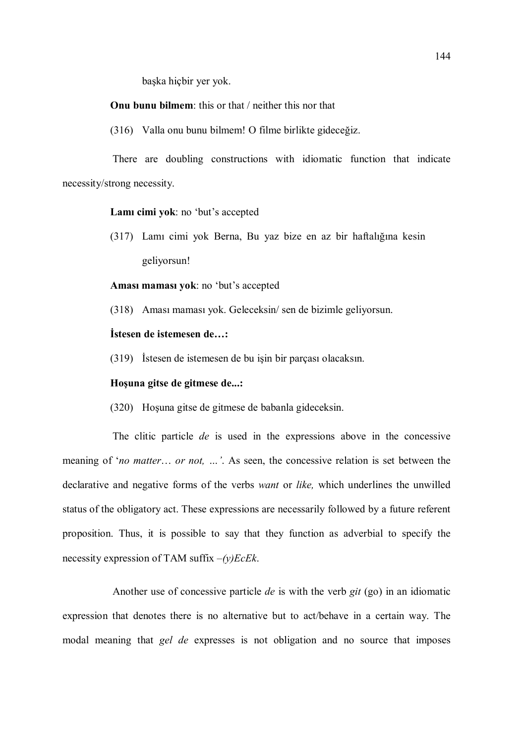başka hiçbir yer yok.

**Onu bunu bilmem**: this or that / neither this nor that

(316) Valla onu bunu bilmem! O filme birlikte gideceğiz.

There are doubling constructions with idiomatic function that indicate necessity/strong necessity.

**Lamı cimi yok**: no 'but's accepted

(317) Lamı cimi yok Berna, Bu yaz bize en az bir haftalığına kesin geliyorsun!

**Aması maması yok**: no 'but's accepted

(318) Aması maması yok. Geleceksin/ sen de bizimle geliyorsun.

**İstesen de istemesen de…:**

(319) İstesen de istemesen de bu işin bir parçası olacaksın.

**Hoşuna gitse de gitmese de...:**

(320) Hoşuna gitse de gitmese de babanla gideceksin.

The clitic particle *de* is used in the expressions above in the concessive meaning of '*no matter… or not, …'*. As seen, the concessive relation is set between the declarative and negative forms of the verbs *want* or *like,* which underlines the unwilled status of the obligatory act. These expressions are necessarily followed by a future referent proposition. Thus, it is possible to say that they function as adverbial to specify the necessity expression of TAM suffix *–(y)EcEk*.

Another use of concessive particle *de* is with the verb *git* (go) in an idiomatic expression that denotes there is no alternative but to act/behave in a certain way. The modal meaning that *gel de* expresses is not obligation and no source that imposes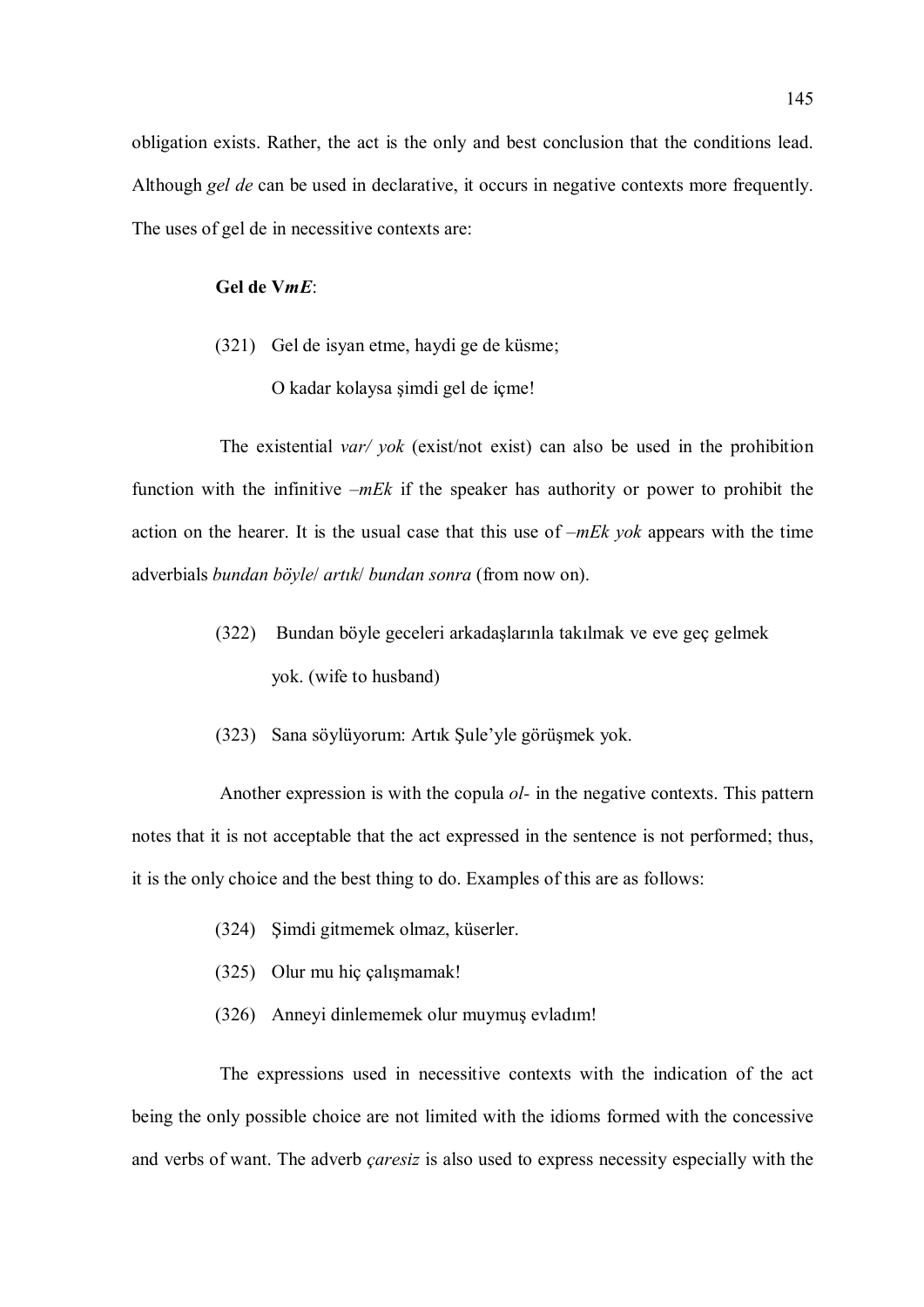obligation exists. Rather, the act is the only and best conclusion that the conditions lead. Although *gel de* can be used in declarative, it occurs in negative contexts more frequently. The uses of gel de in necessitive contexts are:

**Gel de V*mE***:

(321) Gel de isyan etme, haydi ge de küsme;
 O kadar kolaysa şimdi gel de içme!

The existential *var/ yok* (exist/not exist) can also be used in the prohibition function with the infinitive *–mEk* if the speaker has authority or power to prohibit the action on the hearer. It is the usual case that this use of *–mEk yok* appears with the time adverbials *bundan böyle*/ *artık*/ *bundan sonra* (from now on).

(322) Bundan böyle geceleri arkadaşlarınla takılmak ve eve geç gelmek yok. (wife to husband)

(323) Sana söylüyorum: Artık Şule'yle görüşmek yok.

Another expression is with the copula *ol-* in the negative contexts. This pattern notes that it is not acceptable that the act expressed in the sentence is not performed; thus, it is the only choice and the best thing to do. Examples of this are as follows:

(324) Şimdi gitmemek olmaz, küserler.

(325) Olur mu hiç çalışmamak!

(326) Anneyi dinlememek olur muymuş evladım!

The expressions used in necessitive contexts with the indication of the act being the only possible choice are not limited with the idioms formed with the concessive and verbs of want. The adverb *çaresiz* is also used to express necessity especially with the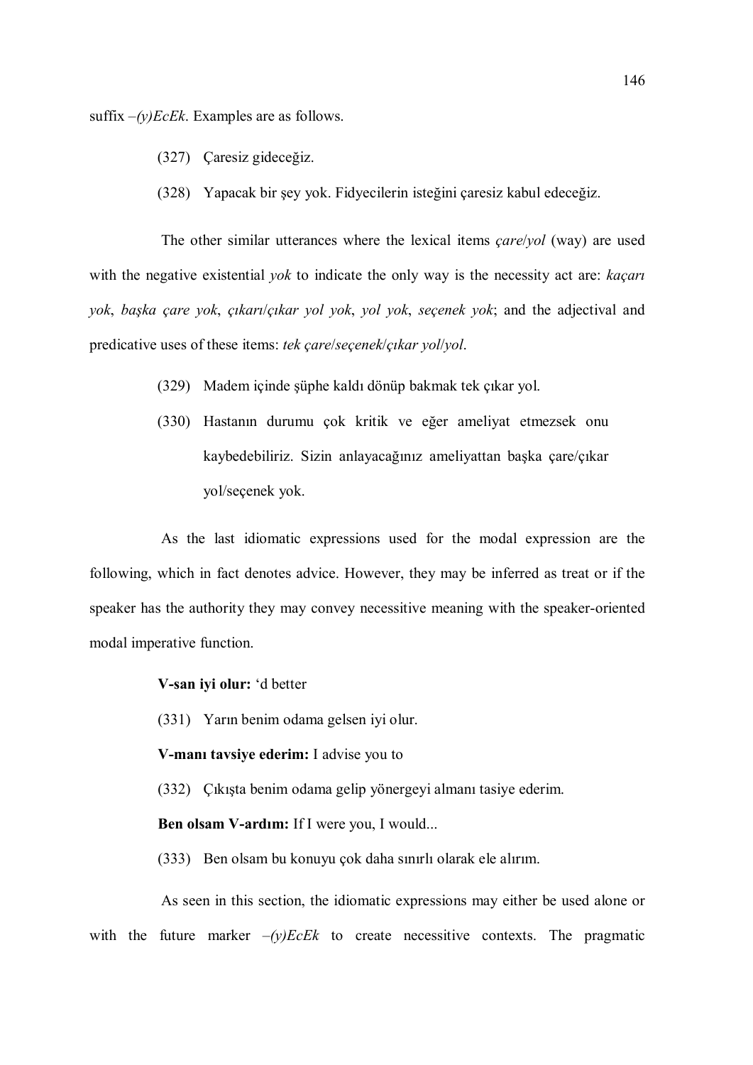suffix *–(y)EcEk*. Examples are as follows.

(327) Çaresiz gideceğiz.

(328) Yapacak bir şey yok. Fidyecilerin isteğini çaresiz kabul edeceğiz.

The other similar utterances where the lexical items *çare*/*yol* (way) are used with the negative existential *yok* to indicate the only way is the necessity act are: *kaçarı yok*, *başka çare yok*, *çıkarı*/*çıkar yol yok*, *yol yok*, *seçenek yok*; and the adjectival and predicative uses of these items: *tek çare*/*seçenek*/*çıkar yol*/*yol*.

(329) Madem içinde şüphe kaldı dönüp bakmak tek çıkar yol.

(330) Hastanın durumu çok kritik ve eğer ameliyat etmezsek onu kaybedebiliriz. Sizin anlayacağınız ameliyattan başka çare/çıkar yol/seçenek yok.

As the last idiomatic expressions used for the modal expression are the following, which in fact denotes advice. However, they may be inferred as treat or if the speaker has the authority they may convey necessitive meaning with the speaker-oriented modal imperative function.

**V-san iyi olur:** 'd better

(331) Yarın benim odama gelsen iyi olur.

**V-manı tavsiye ederim:** I advise you to

(332) Çıkışta benim odama gelip yönergeyi almanı tasiye ederim.

**Ben olsam V-ardım:** If I were you, I would...

(333) Ben olsam bu konuyu çok daha sınırlı olarak ele alırım.

As seen in this section, the idiomatic expressions may either be used alone or with the future marker *–(y)EcEk* to create necessitive contexts. The pragmatic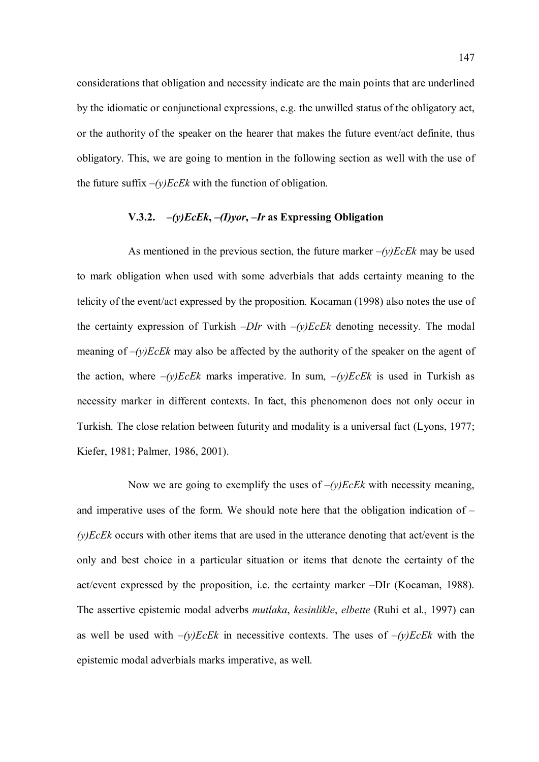considerations that obligation and necessity indicate are the main points that are underlined by the idiomatic or conjunctional expressions, e.g. the unwilled status of the obligatory act, or the authority of the speaker on the hearer that makes the future event/act definite, thus obligatory. This, we are going to mention in the following section as well with the use of the future suffix *–(y)EcEk* with the function of obligation.

### V.3.2. *–(y)EcEk*, *–(I)yor*, *–Ir* as Expressing Obligation

As mentioned in the previous section, the future marker *–(y)EcEk* may be used to mark obligation when used with some adverbials that adds certainty meaning to the telicity of the event/act expressed by the proposition. Kocaman (1998) also notes the use of the certainty expression of Turkish *–DIr* with *–(y)EcEk* denoting necessity. The modal meaning of *–(y)EcEk* may also be affected by the authority of the speaker on the agent of the action, where *–(y)EcEk* marks imperative. In sum, *–(y)EcEk* is used in Turkish as necessity marker in different contexts. In fact, this phenomenon does not only occur in Turkish. The close relation between futurity and modality is a universal fact (Lyons, 1977; Kiefer, 1981; Palmer, 1986, 2001).

Now we are going to exemplify the uses of *–(y)EcEk* with necessity meaning, and imperative uses of the form. We should note here that the obligation indication of *–(y)EcEk* occurs with other items that are used in the utterance denoting that act/event is the only and best choice in a particular situation or items that denote the certainty of the act/event expressed by the proposition, i.e. the certainty marker –DIr (Kocaman, 1988). The assertive epistemic modal adverbs *mutlaka*, *kesinlikle*, *elbette* (Ruhi et al., 1997) can as well be used with *–(y)EcEk* in necessitive contexts. The uses of *–(y)EcEk* with the epistemic modal adverbials marks imperative, as well.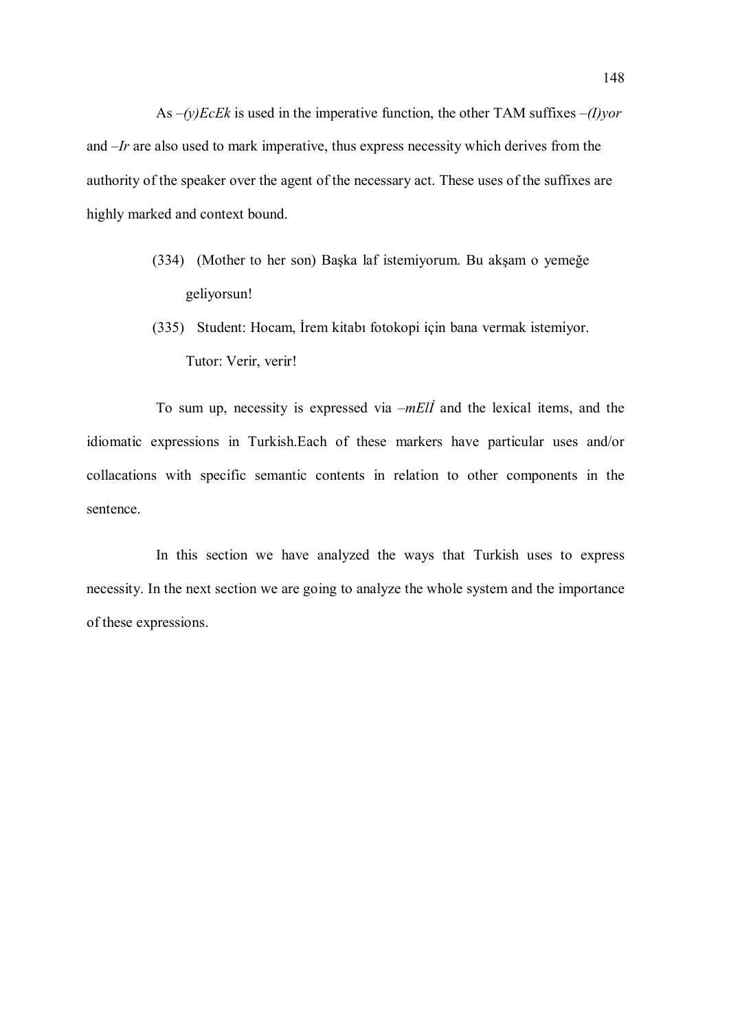As *–(y)EcEk* is used in the imperative function, the other TAM suffixes *–(I)yor* and *–Ir* are also used to mark imperative, thus express necessity which derives from the authority of the speaker over the agent of the necessary act. These uses of the suffixes are highly marked and context bound.

(334) (Mother to her son) Başka laf istemiyorum. Bu akşam o yemeğe geliyorsun!

(335) Student: Hocam, İrem kitabı fotokopi için bana vermak istemiyor.
Tutor: Verir, verir!

To sum up, necessity is expressed via *–mElİ* and the lexical items, and the idiomatic expressions in Turkish.Each of these markers have particular uses and/or collacations with specific semantic contents in relation to other components in the sentence.

In this section we have analyzed the ways that Turkish uses to express necessity. In the next section we are going to analyze the whole system and the importance of these expressions.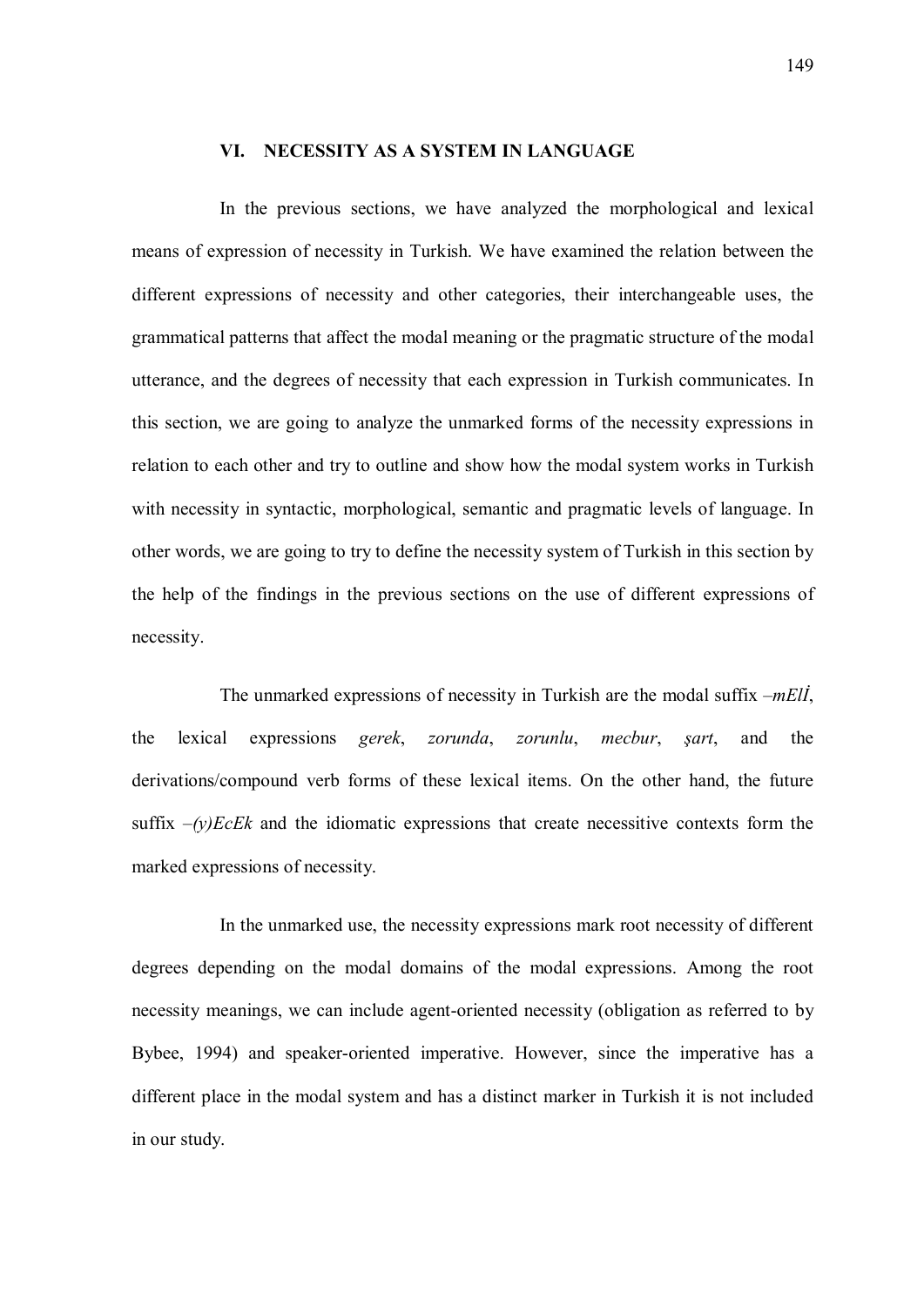## VI. NECESSITY AS A SYSTEM IN LANGUAGE

In the previous sections, we have analyzed the morphological and lexical means of expression of necessity in Turkish. We have examined the relation between the different expressions of necessity and other categories, their interchangeable uses, the grammatical patterns that affect the modal meaning or the pragmatic structure of the modal utterance, and the degrees of necessity that each expression in Turkish communicates. In this section, we are going to analyze the unmarked forms of the necessity expressions in relation to each other and try to outline and show how the modal system works in Turkish with necessity in syntactic, morphological, semantic and pragmatic levels of language. In other words, we are going to try to define the necessity system of Turkish in this section by the help of the findings in the previous sections on the use of different expressions of necessity.

The unmarked expressions of necessity in Turkish are the modal suffix *–mElİ*, the lexical expressions *gerek*, *zorunda*, *zorunlu*, *mecbur*, *şart*, and the derivations/compound verb forms of these lexical items. On the other hand, the future suffix *–(y)EcEk* and the idiomatic expressions that create necessitive contexts form the marked expressions of necessity.

In the unmarked use, the necessity expressions mark root necessity of different degrees depending on the modal domains of the modal expressions. Among the root necessity meanings, we can include agent-oriented necessity (obligation as referred to by Bybee, 1994) and speaker-oriented imperative. However, since the imperative has a different place in the modal system and has a distinct marker in Turkish it is not included in our study.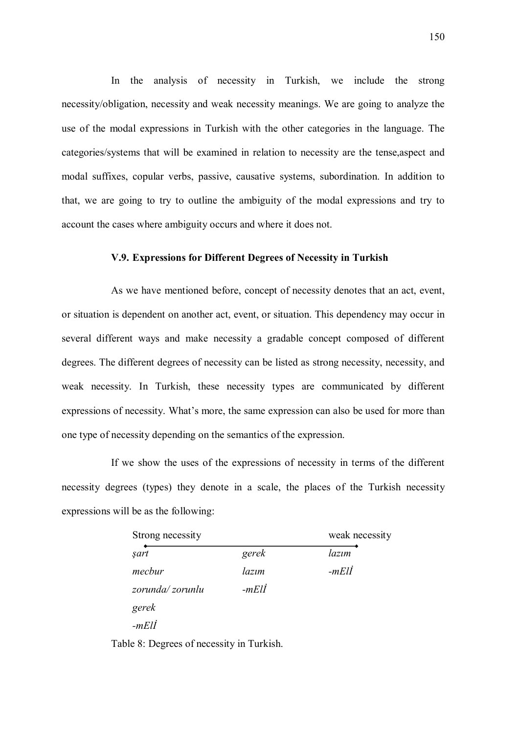In the analysis of necessity in Turkish, we include the strong necessity/obligation, necessity and weak necessity meanings. We are going to analyze the use of the modal expressions in Turkish with the other categories in the language. The categories/systems that will be examined in relation to necessity are the tense,aspect and modal suffixes, copular verbs, passive, causative systems, subordination. In addition to that, we are going to try to outline the ambiguity of the modal expressions and try to account the cases where ambiguity occurs and where it does not.

### V.9. Expressions for Different Degrees of Necessity in Turkish

As we have mentioned before, concept of necessity denotes that an act, event, or situation is dependent on another act, event, or situation. This dependency may occur in several different ways and make necessity a gradable concept composed of different degrees. The different degrees of necessity can be listed as strong necessity, necessity, and weak necessity. In Turkish, these necessity types are communicated by different expressions of necessity. What's more, the same expression can also be used for more than one type of necessity depending on the semantics of the expression.

If we show the uses of the expressions of necessity in terms of the different necessity degrees (types) they denote in a scale, the places of the Turkish necessity expressions will be as the following:

| Strong necessity | | weak necessity |
|---|---|---|
| *şart* | *gerek* | *lazım* |
| *mecbur* | *lazım* | *-mElİ* |
| *zorunda/ zorunlu* | *-mElİ* | |
| *gerek* | | |
| *-mElİ* | | |

Table 8: Degrees of necessity in Turkish.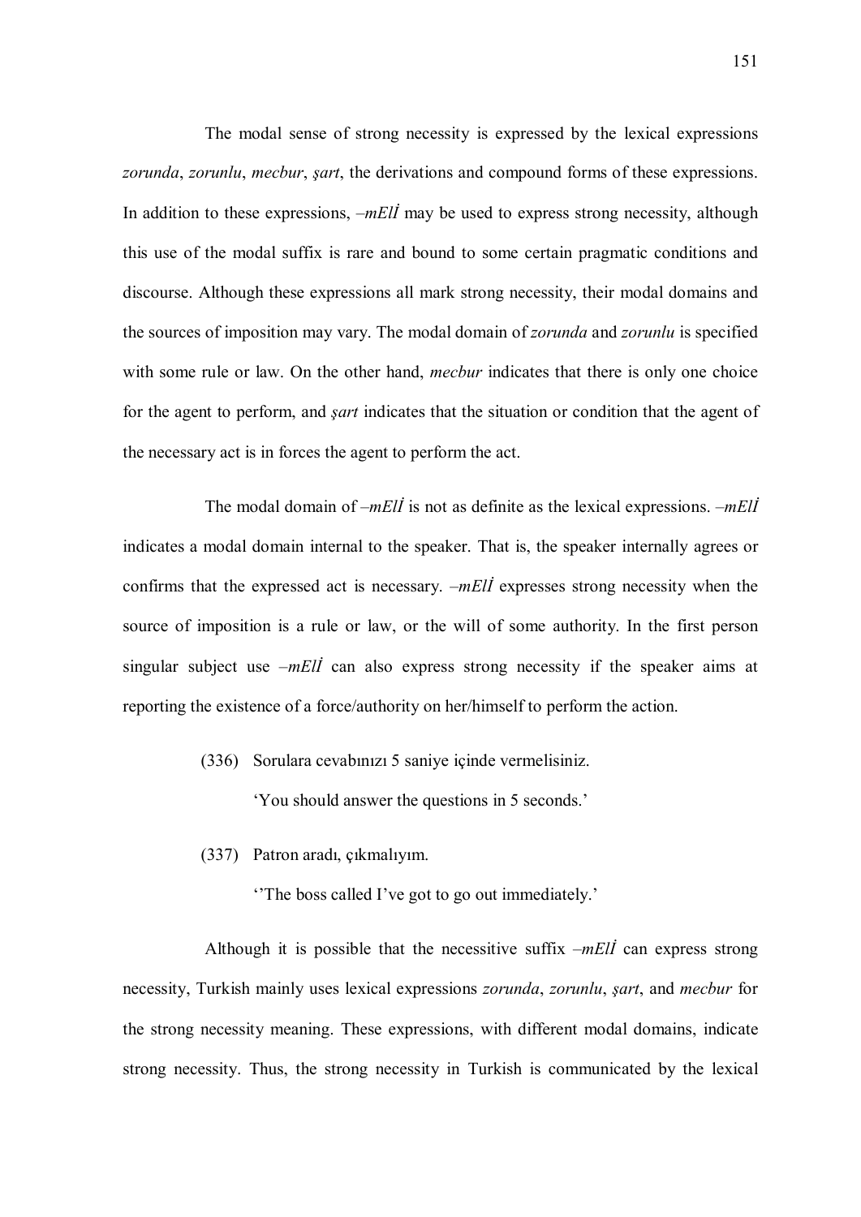The modal sense of strong necessity is expressed by the lexical expressions *zorunda*, *zorunlu*, *mecbur*, *şart*, the derivations and compound forms of these expressions. In addition to these expressions, *–mElİ* may be used to express strong necessity, although this use of the modal suffix is rare and bound to some certain pragmatic conditions and discourse. Although these expressions all mark strong necessity, their modal domains and the sources of imposition may vary. The modal domain of *zorunda* and *zorunlu* is specified with some rule or law. On the other hand, *mecbur* indicates that there is only one choice for the agent to perform, and *şart* indicates that the situation or condition that the agent of the necessary act is in forces the agent to perform the act.

The modal domain of *–mElİ* is not as definite as the lexical expressions. *–mElİ* indicates a modal domain internal to the speaker. That is, the speaker internally agrees or confirms that the expressed act is necessary. *–mElİ* expresses strong necessity when the source of imposition is a rule or law, or the will of some authority. In the first person singular subject use *–mElİ* can also express strong necessity if the speaker aims at reporting the existence of a force/authority on her/himself to perform the action.

(336) Sorulara cevabınızı 5 saniye içinde vermelisiniz.

'You should answer the questions in 5 seconds.'

(337) Patron aradı, çıkmalıyım.

''The boss called I've got to go out immediately.'

Although it is possible that the necessitive suffix *–mElİ* can express strong necessity, Turkish mainly uses lexical expressions *zorunda*, *zorunlu*, *şart*, and *mecbur* for the strong necessity meaning. These expressions, with different modal domains, indicate strong necessity. Thus, the strong necessity in Turkish is communicated by the lexical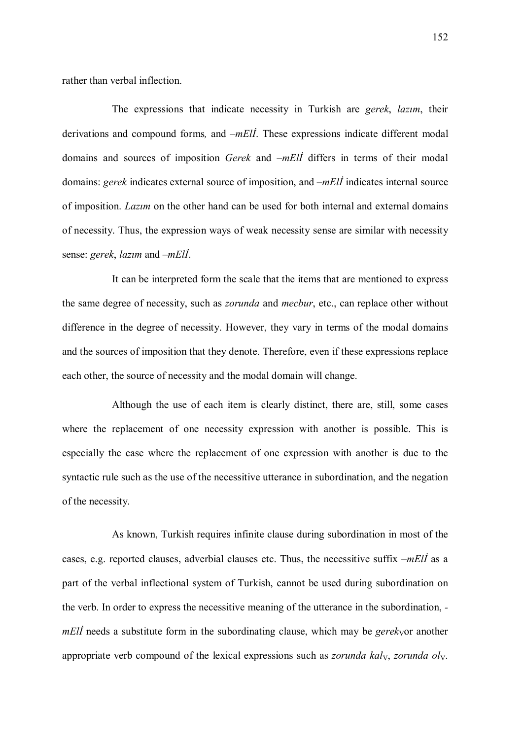rather than verbal inflection.

The expressions that indicate necessity in Turkish are *gerek*, *lazım*, their derivations and compound forms*,* and *–mElİ*. These expressions indicate different modal domains and sources of imposition *Gerek* and *–mElİ* differs in terms of their modal domains: *gerek* indicates external source of imposition, and *–mElİ* indicates internal source of imposition. *Lazım* on the other hand can be used for both internal and external domains of necessity. Thus, the expression ways of weak necessity sense are similar with necessity sense: *gerek*, *lazım* and *–mElİ*.

It can be interpreted form the scale that the items that are mentioned to express the same degree of necessity, such as *zorunda* and *mecbur*, etc., can replace other without difference in the degree of necessity. However, they vary in terms of the modal domains and the sources of imposition that they denote. Therefore, even if these expressions replace each other, the source of necessity and the modal domain will change.

Although the use of each item is clearly distinct, there are, still, some cases where the replacement of one necessity expression with another is possible. This is especially the case where the replacement of one expression with another is due to the syntactic rule such as the use of the necessitive utterance in subordination, and the negation of the necessity.

As known, Turkish requires infinite clause during subordination in most of the cases, e.g. reported clauses, adverbial clauses etc. Thus, the necessitive suffix *–mElİ* as a part of the verbal inflectional system of Turkish, cannot be used during subordination on the verb. In order to express the necessitive meaning of the utterance in the subordination, -*mElİ* needs a substitute form in the subordinating clause, which may be *gerek*$_V$or another appropriate verb compound of the lexical expressions such as *zorunda kal*$_V$, *zorunda ol*$_V$.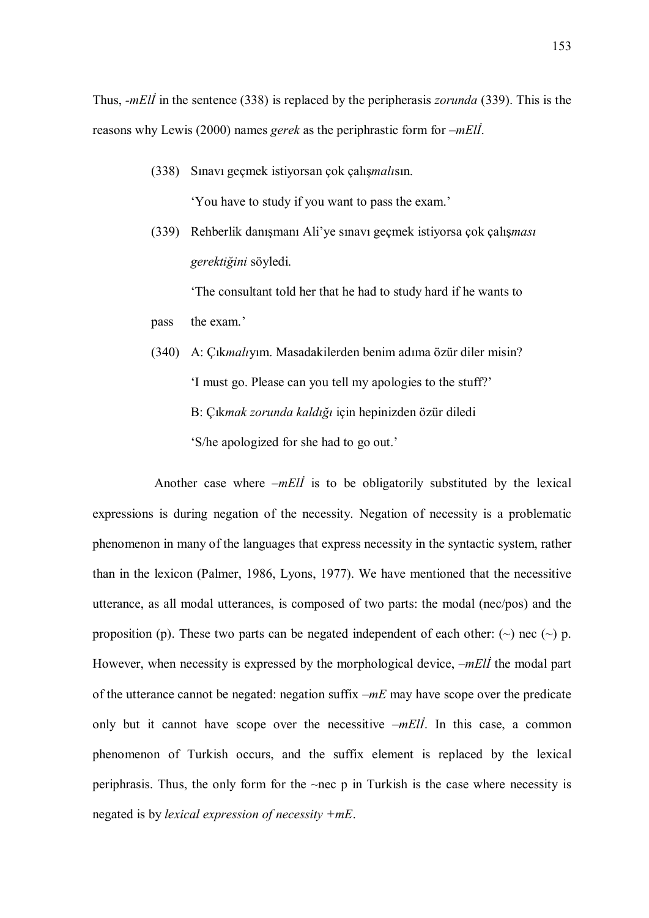Thus, *-mElİ* in the sentence (338) is replaced by the peripherasis *zorunda* (339). This is the reasons why Lewis (2000) names *gerek* as the periphrastic form for *–mElİ*.

(338) Sınavı geçmek istiyorsan çok çalış*malı*sın.

'You have to study if you want to pass the exam.'

(339) Rehberlik danışmanı Ali'ye sınavı geçmek istiyorsa çok çalış*ması gerektiğini* söyledi.

'The consultant told her that he had to study hard if he wants to pass the exam.'

(340) A: Çık*malı*yım. Masadakilerden benim adıma özür diler misin?

'I must go. Please can you tell my apologies to the stuff?'

B: Çık*mak zorunda kaldığı* için hepinizden özür diledi

'S/he apologized for she had to go out.'

Another case where *–mElİ* is to be obligatorily substituted by the lexical expressions is during negation of the necessity. Negation of necessity is a problematic phenomenon in many of the languages that express necessity in the syntactic system, rather than in the lexicon (Palmer, 1986, Lyons, 1977). We have mentioned that the necessitive utterance, as all modal utterances, is composed of two parts: the modal (nec/pos) and the proposition (p). These two parts can be negated independent of each other: (~) nec (~) p. However, when necessity is expressed by the morphological device, *–mElİ* the modal part of the utterance cannot be negated: negation suffix *–mE* may have scope over the predicate only but it cannot have scope over the necessitive *–mElİ*. In this case, a common phenomenon of Turkish occurs, and the suffix element is replaced by the lexical periphrasis. Thus, the only form for the ~nec p in Turkish is the case where necessity is negated is by *lexical expression of necessity +mE*.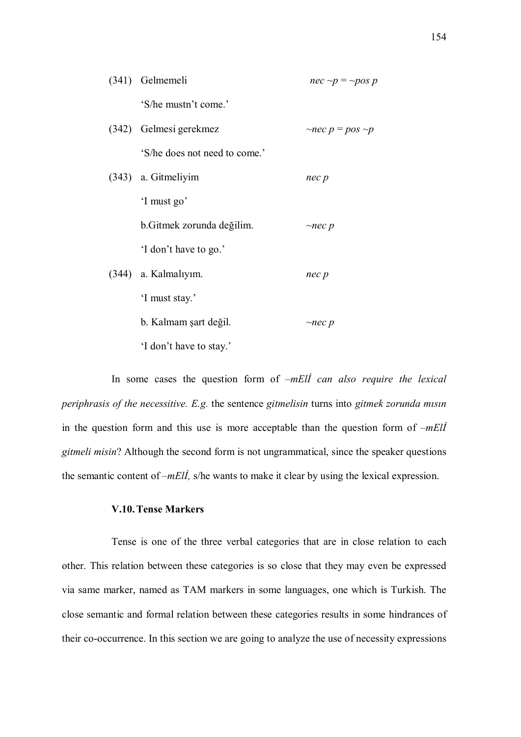(341) Gelmemeli &nbsp;&nbsp;&nbsp;&nbsp;&nbsp;&nbsp;&nbsp;&nbsp;&nbsp;&nbsp;&nbsp;&nbsp;&nbsp;&nbsp;&nbsp;&nbsp; *nec ~p = ~pos p*

'S/he mustn't come.'

(342) Gelmesi gerekmez &nbsp;&nbsp;&nbsp;&nbsp;&nbsp;&nbsp;&nbsp;&nbsp; *~nec p = pos ~p*

'S/he does not need to come.'

(343) a. Gitmeliyim &nbsp;&nbsp;&nbsp;&nbsp;&nbsp;&nbsp;&nbsp;&nbsp;&nbsp;&nbsp;&nbsp;&nbsp;&nbsp;&nbsp;&nbsp;&nbsp; *nec p*

'I must go'

b.Gitmek zorunda değilim. &nbsp;&nbsp;&nbsp;&nbsp;&nbsp;&nbsp;&nbsp;&nbsp; *~nec p*

'I don't have to go.'

(344) a. Kalmalıyım. &nbsp;&nbsp;&nbsp;&nbsp;&nbsp;&nbsp;&nbsp;&nbsp;&nbsp;&nbsp;&nbsp;&nbsp;&nbsp;&nbsp;&nbsp;&nbsp; *nec p*

'I must stay.'

b. Kalmam şart değil. &nbsp;&nbsp;&nbsp;&nbsp;&nbsp;&nbsp;&nbsp;&nbsp; *~nec p*

'I don't have to stay.'

In some cases the question form of *–mElİ can also require the lexical periphrasis of the necessitive. E.g.* the sentence *gitmelisin* turns into *gitmek zorunda mısın* in the question form and this use is more acceptable than the question form of *–mElİ gitmeli misin*? Although the second form is not ungrammatical, since the speaker questions the semantic content of *–mElİ,* s/he wants to make it clear by using the lexical expression.

### V.10. Tense Markers

Tense is one of the three verbal categories that are in close relation to each other. This relation between these categories is so close that they may even be expressed via same marker, named as TAM markers in some languages, one which is Turkish. The close semantic and formal relation between these categories results in some hindrances of their co-occurrence. In this section we are going to analyze the use of necessity expressions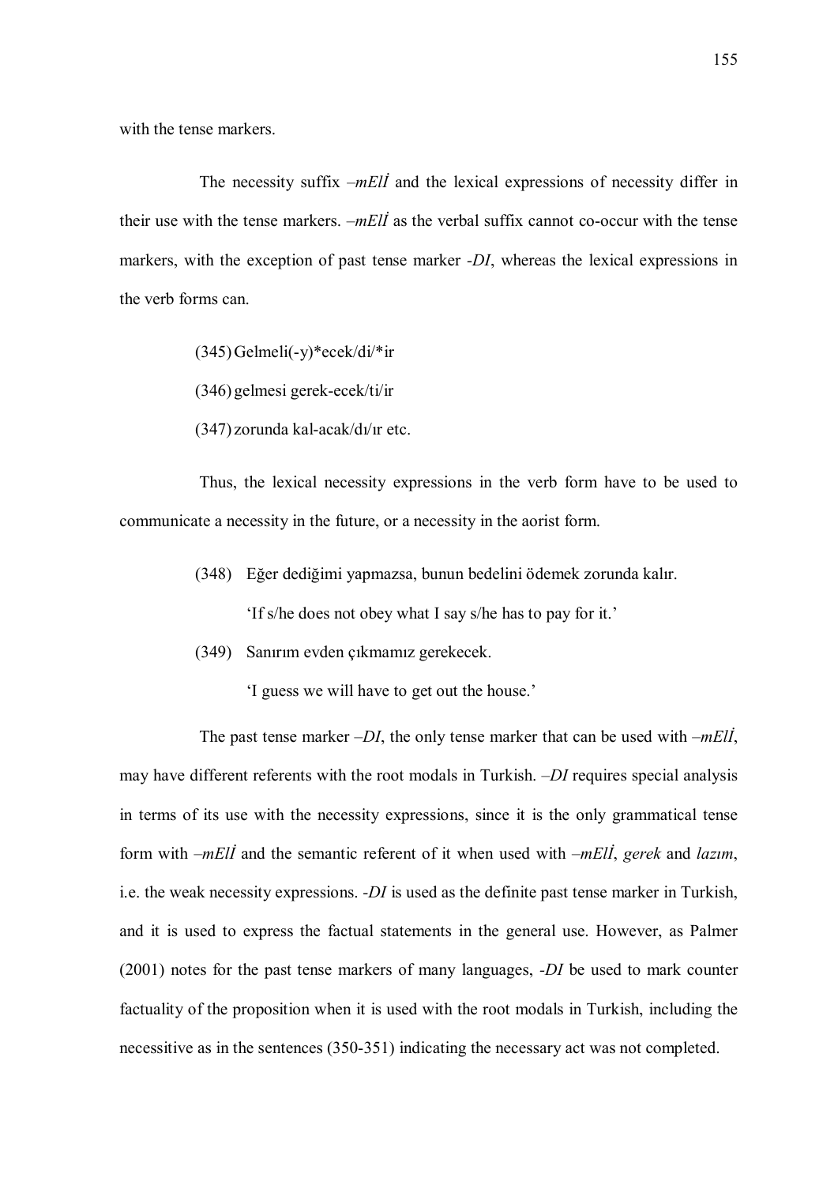with the tense markers.

The necessity suffix *–mElİ* and the lexical expressions of necessity differ in their use with the tense markers. *–mElİ* as the verbal suffix cannot co-occur with the tense markers, with the exception of past tense marker *-DI*, whereas the lexical expressions in the verb forms can.

(345) Gelmeli(-y)*ecek/di/*ir

(346) gelmesi gerek-ecek/ti/ir

(347) zorunda kal-acak/dı/ır etc.

Thus, the lexical necessity expressions in the verb form have to be used to communicate a necessity in the future, or a necessity in the aorist form.

(348) Eğer dediğimi yapmazsa, bunun bedelini ödemek zorunda kalır.

'If s/he does not obey what I say s/he has to pay for it.'

(349) Sanırım evden çıkmamız gerekecek.

'I guess we will have to get out the house.'

The past tense marker *–DI*, the only tense marker that can be used with *–mElİ*, may have different referents with the root modals in Turkish. *–DI* requires special analysis in terms of its use with the necessity expressions, since it is the only grammatical tense form with *–mElİ* and the semantic referent of it when used with *–mElİ*, *gerek* and *lazım*, i.e. the weak necessity expressions. *-DI* is used as the definite past tense marker in Turkish, and it is used to express the factual statements in the general use. However, as Palmer (2001) notes for the past tense markers of many languages, *-DI* be used to mark counter factuality of the proposition when it is used with the root modals in Turkish, including the necessitive as in the sentences (350-351) indicating the necessary act was not completed.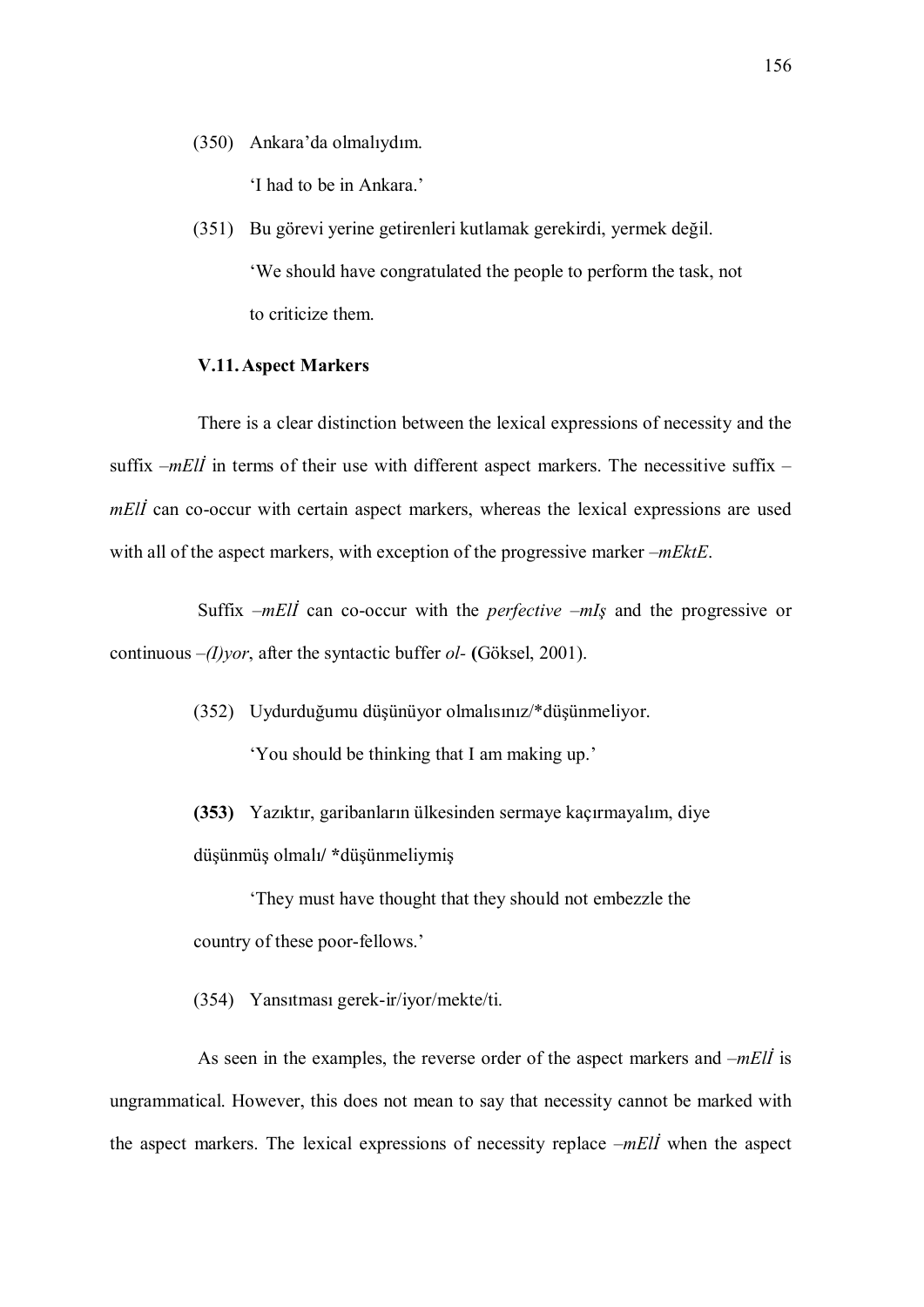(350) Ankara'da olmalıydım.

'I had to be in Ankara.'

(351) Bu görevi yerine getirenleri kutlamak gerekirdi, yermek değil.

'We should have congratulated the people to perform the task, not to criticize them.

### V.11. Aspect Markers

There is a clear distinction between the lexical expressions of necessity and the suffix *–mElİ* in terms of their use with different aspect markers. The necessitive suffix *–mElİ* can co-occur with certain aspect markers, whereas the lexical expressions are used with all of the aspect markers, with exception of the progressive marker *–mEktE*.

Suffix *–mElİ* can co-occur with the *perfective –mIş* and the progressive or continuous *–(I)yor*, after the syntactic buffer *ol-* **(**Göksel, 2001).

(352) Uydurduğumu düşünüyor olmalısınız/*düşünmeliyor.

'You should be thinking that I am making up.'

**(353)** Yazıktır, garibanların ülkesinden sermaye kaçırmayalım, diye düşünmüş olmalı/ **\***düşünmeliymiş

'They must have thought that they should not embezzle the country of these poor-fellows.'

(354) Yansıtması gerek-ir/iyor/mekte/ti.

As seen in the examples, the reverse order of the aspect markers and *–mElİ* is ungrammatical. However, this does not mean to say that necessity cannot be marked with the aspect markers. The lexical expressions of necessity replace *–mElİ* when the aspect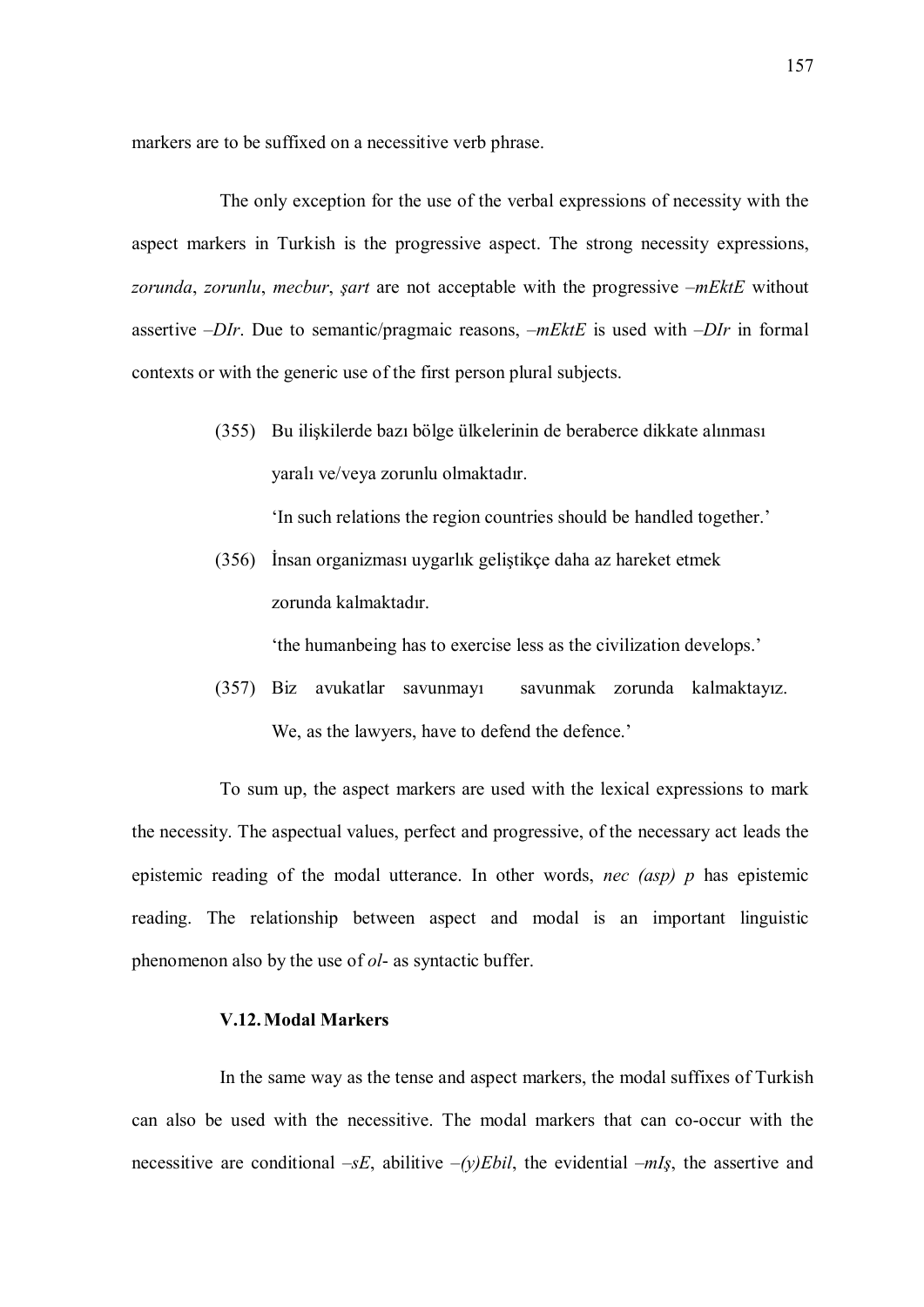markers are to be suffixed on a necessitive verb phrase.

The only exception for the use of the verbal expressions of necessity with the aspect markers in Turkish is the progressive aspect. The strong necessity expressions, *zorunda*, *zorunlu*, *mecbur*, *şart* are not acceptable with the progressive *–mEktE* without assertive *–DIr*. Due to semantic/pragmaic reasons, *–mEktE* is used with *–DIr* in formal contexts or with the generic use of the first person plural subjects.

(355) Bu ilişkilerde bazı bölge ülkelerinin de beraberce dikkate alınması yaralı ve/veya zorunlu olmaktadır.

'In such relations the region countries should be handled together.'

(356) İnsan organizması uygarlık geliştikçe daha az hareket etmek zorunda kalmaktadır.

'the humanbeing has to exercise less as the civilization develops.'

(357) Biz avukatlar savunmayı savunmak zorunda kalmaktayız.

We, as the lawyers, have to defend the defence.'

To sum up, the aspect markers are used with the lexical expressions to mark the necessity. The aspectual values, perfect and progressive, of the necessary act leads the epistemic reading of the modal utterance. In other words, *nec (asp) p* has epistemic reading. The relationship between aspect and modal is an important linguistic phenomenon also by the use of *ol-* as syntactic buffer.

### V.12. Modal Markers

In the same way as the tense and aspect markers, the modal suffixes of Turkish can also be used with the necessitive. The modal markers that can co-occur with the necessitive are conditional *–sE*, abilitive *–(y)Ebil*, the evidential *–mIş*, the assertive and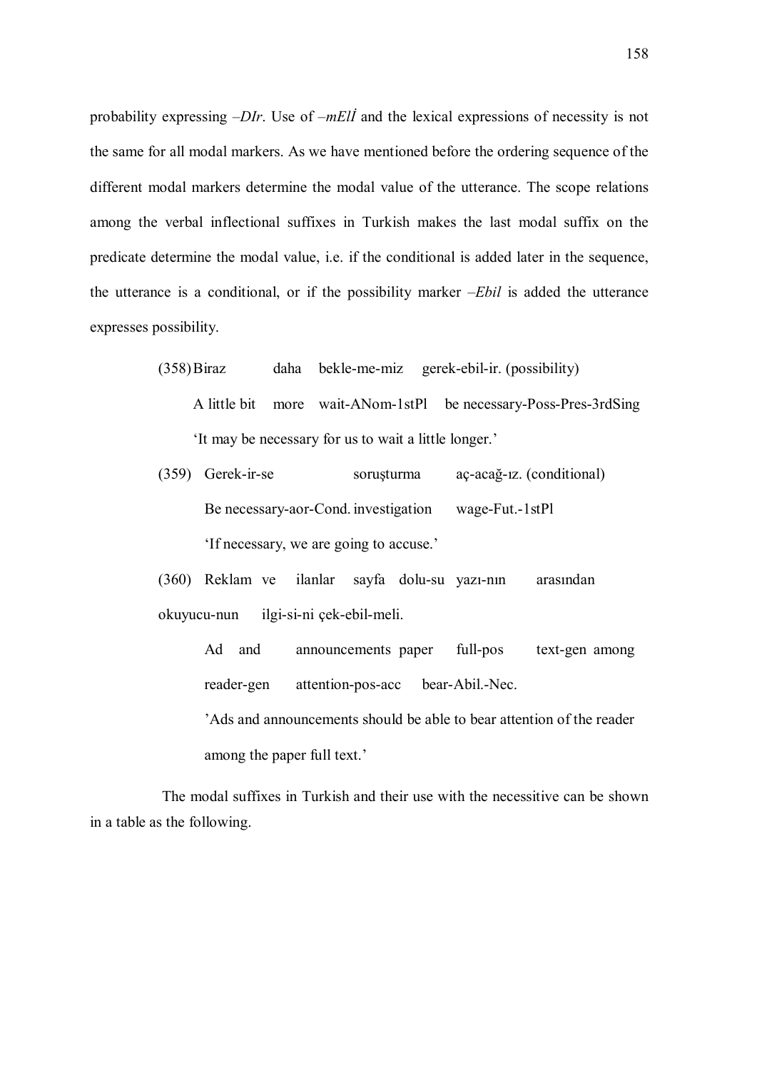probability expressing *–DIr*. Use of *–mElİ* and the lexical expressions of necessity is not the same for all modal markers. As we have mentioned before the ordering sequence of the different modal markers determine the modal value of the utterance. The scope relations among the verbal inflectional suffixes in Turkish makes the last modal suffix on the predicate determine the modal value, i.e. if the conditional is added later in the sequence, the utterance is a conditional, or if the possibility marker *–Ebil* is added the utterance expresses possibility.

(358) Biraz daha bekle-me-miz gerek-ebil-ir. (possibility)
A little bit more wait-ANom-1stPl be necessary-Poss-Pres-3rdSing
'It may be necessary for us to wait a little longer.'

(359) Gerek-ir-se soruşturma aç-acağ-ız. (conditional)
Be necessary-aor-Cond. investigation wage-Fut.-1stPl
'If necessary, we are going to accuse.'

(360) Reklam ve ilanlar sayfa dolu-su yazı-nın arasından okuyucu-nun ilgi-si-ni çek-ebil-meli.
Ad and announcements paper full-pos text-gen among reader-gen attention-pos-acc bear-Abil.-Nec.
'Ads and announcements should be able to bear attention of the reader among the paper full text.'

The modal suffixes in Turkish and their use with the necessitive can be shown in a table as the following.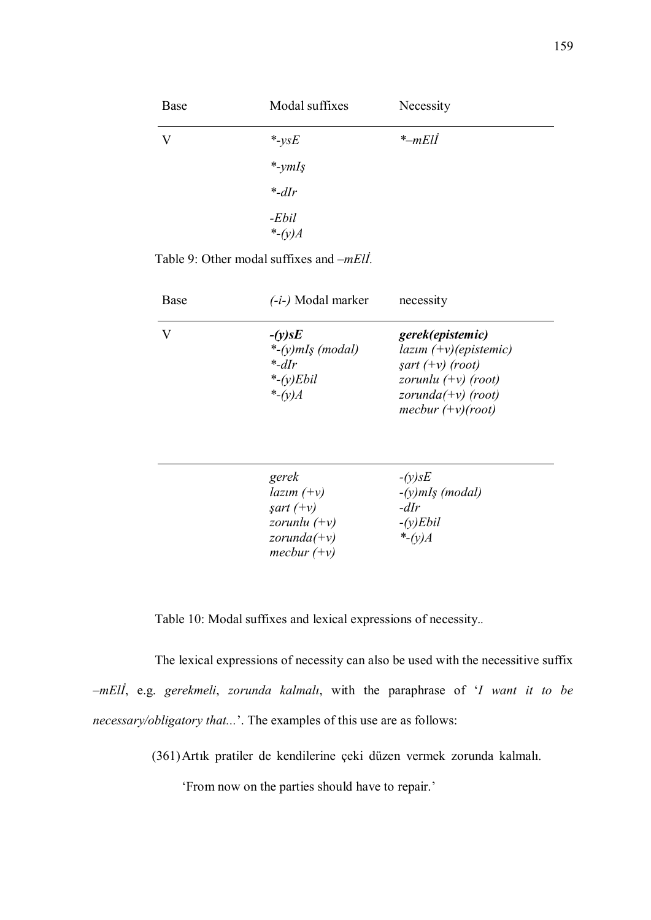| Base | Modal suffixes | Necessity |
|---|---|---|
| V | *\*-ysE* | *\*–mElİ* |
| | *\*-ymIş* | |
| | *\*-dIr* | |
| | *-Ebil* <br> *\*-(y)A* | |

Table 9: Other modal suffixes and *–mElİ*.

| Base | *(-i-)* Modal marker | necessity |
|---|---|---|
| V | ***-(y)sE*** <br> *\*-(y)mIş (modal)* <br> *\*-dIr* <br> *\*-(y)Ebil* <br> *\*-(y)A* | ***gerek(epistemic)*** <br> *lazım (+v)(epistemic)* <br> *şart (+v) (root)* <br> *zorunlu (+v) (root)* <br> *zorunda(+v) (root)* <br> *mecbur (+v)(root)* |
| | *gerek* <br> *lazım (+v)* <br> *şart (+v)* <br> *zorunlu (+v)* <br> *zorunda(+v)* <br> *mecbur (+v)* | *-(y)sE* <br> *-(y)mIş (modal)* <br> *-dIr* <br> *-(y)Ebil* <br> *\*-(y)A* |

Table 10: Modal suffixes and lexical expressions of necessity..

The lexical expressions of necessity can also be used with the necessitive suffix *–mElİ*, e.g. *gerekmeli*, *zorunda kalmalı*, with the paraphrase of '*I want it to be necessary/obligatory that...*'. The examples of this use are as follows:

(361) Artık pratiler de kendilerine çeki düzen vermek zorunda kalmalı.

'From now on the parties should have to repair.'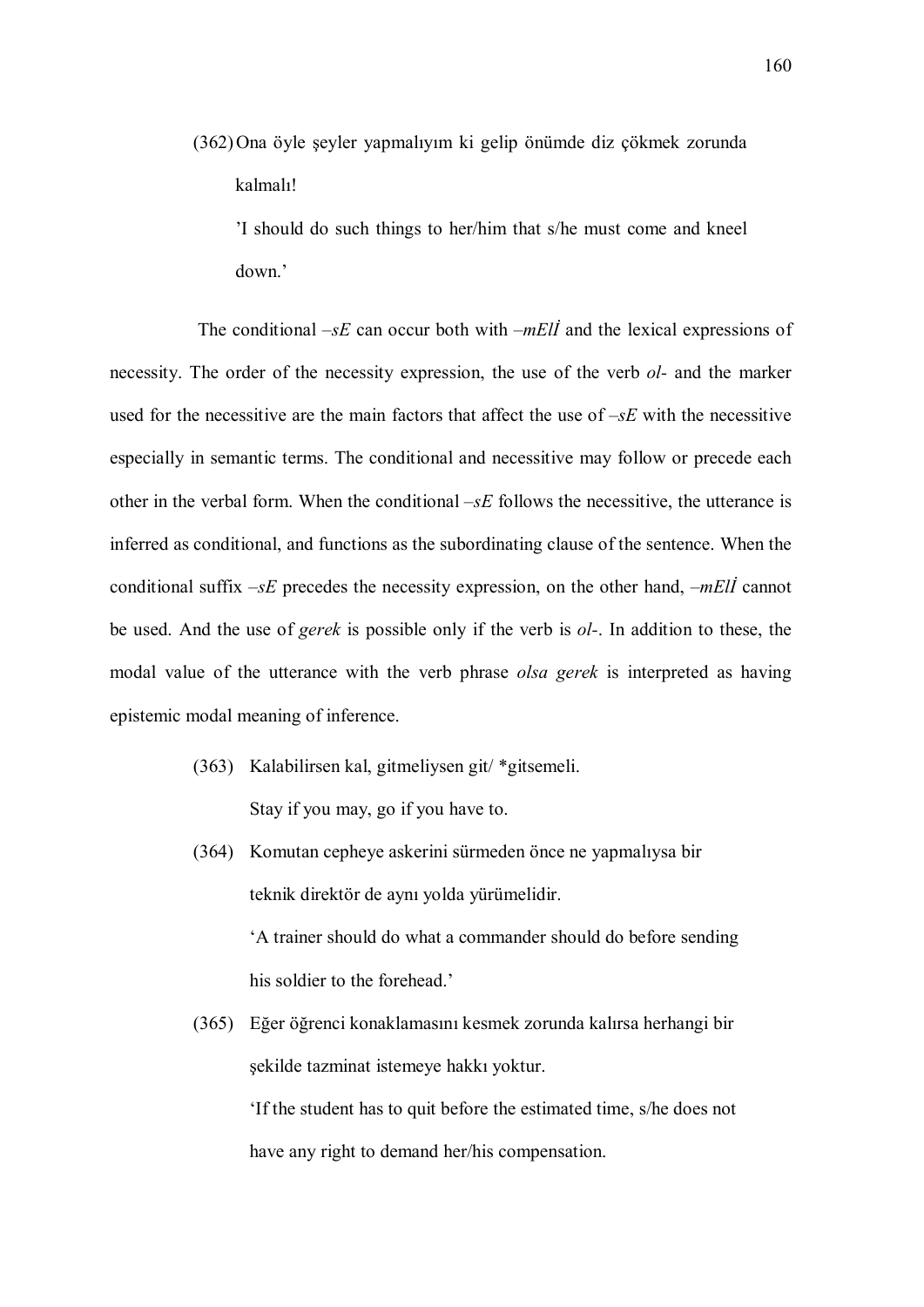(362) Ona öyle şeyler yapmalıyım ki gelip önümde diz çökmek zorunda kalmalı!

'I should do such things to her/him that s/he must come and kneel down.'

The conditional *–sE* can occur both with *–mElİ* and the lexical expressions of necessity. The order of the necessity expression, the use of the verb *ol-* and the marker used for the necessitive are the main factors that affect the use of *–sE* with the necessitive especially in semantic terms. The conditional and necessitive may follow or precede each other in the verbal form. When the conditional *–sE* follows the necessitive, the utterance is inferred as conditional, and functions as the subordinating clause of the sentence. When the conditional suffix *–sE* precedes the necessity expression, on the other hand, *–mElİ* cannot be used. And the use of *gerek* is possible only if the verb is *ol-*. In addition to these, the modal value of the utterance with the verb phrase *olsa gerek* is interpreted as having epistemic modal meaning of inference.

(363) Kalabilirsen kal, gitmeliysen git/ *gitsemeli.

Stay if you may, go if you have to.

(364) Komutan cepheye askerini sürmeden önce ne yapmalıysa bir teknik direktör de aynı yolda yürümelidir.

'A trainer should do what a commander should do before sending his soldier to the forehead.'

(365) Eğer öğrenci konaklamasını kesmek zorunda kalırsa herhangi bir şekilde tazminat istemeye hakkı yoktur.

'If the student has to quit before the estimated time, s/he does not have any right to demand her/his compensation.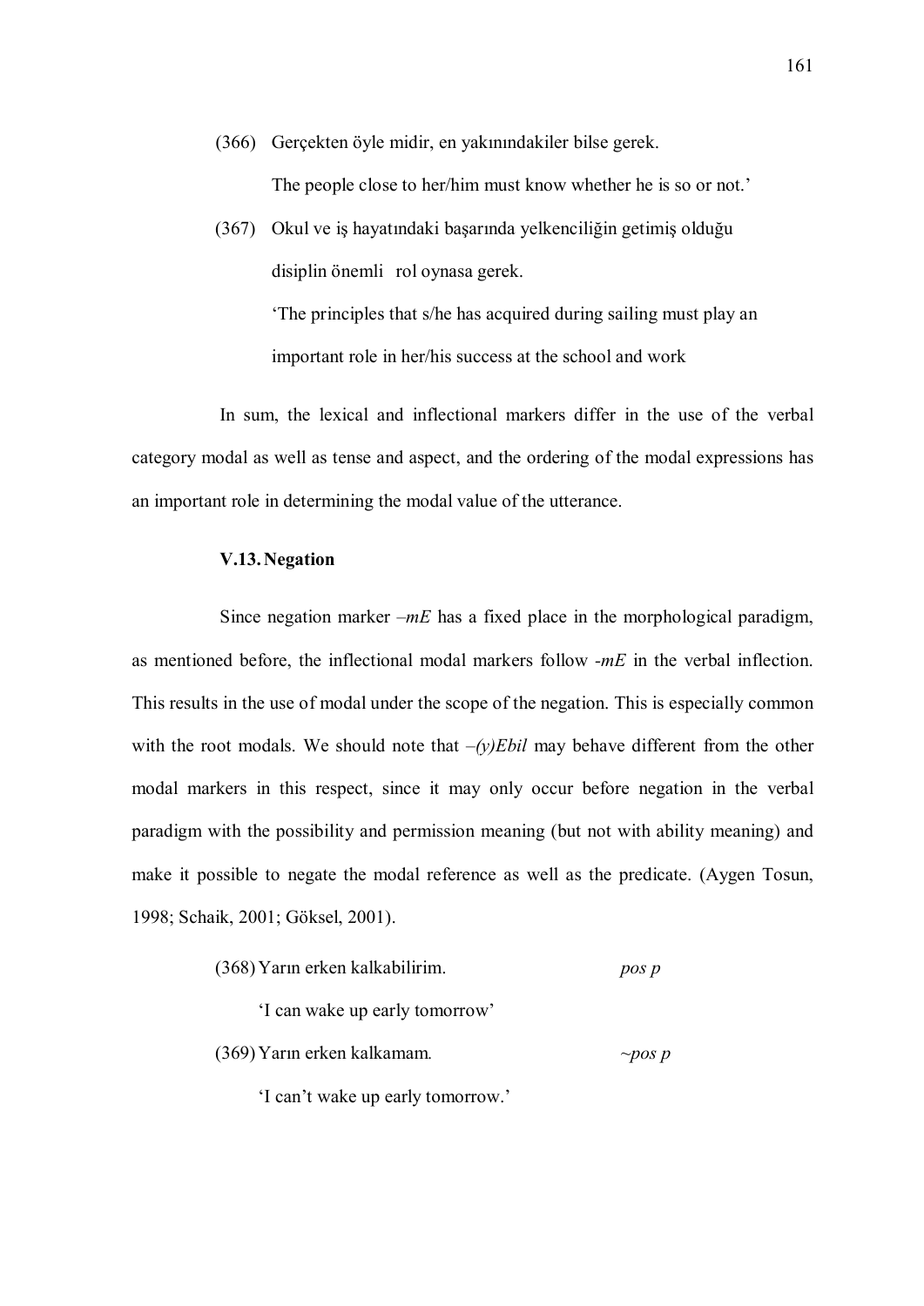(366) Gerçekten öyle midir, en yakınındakiler bilse gerek.

The people close to her/him must know whether he is so or not.'

(367) Okul ve iş hayatındaki başarında yelkenciliğin getimiş olduğu disiplin önemli rol oynasa gerek.

'The principles that s/he has acquired during sailing must play an important role in her/his success at the school and work

In sum, the lexical and inflectional markers differ in the use of the verbal category modal as well as tense and aspect, and the ordering of the modal expressions has an important role in determining the modal value of the utterance.

### V.13. Negation

Since negation marker *–mE* has a fixed place in the morphological paradigm, as mentioned before, the inflectional modal markers follow *-mE* in the verbal inflection. This results in the use of modal under the scope of the negation. This is especially common with the root modals. We should note that *–(y)Ebil* may behave different from the other modal markers in this respect, since it may only occur before negation in the verbal paradigm with the possibility and permission meaning (but not with ability meaning) and make it possible to negate the modal reference as well as the predicate. (Aygen Tosun, 1998; Schaik, 2001; Göksel, 2001).

(368) Yarın erken kalkabilirim. *pos p*

'I can wake up early tomorrow'

(369) Yarın erken kalkamam. *~pos p*

'I can't wake up early tomorrow.'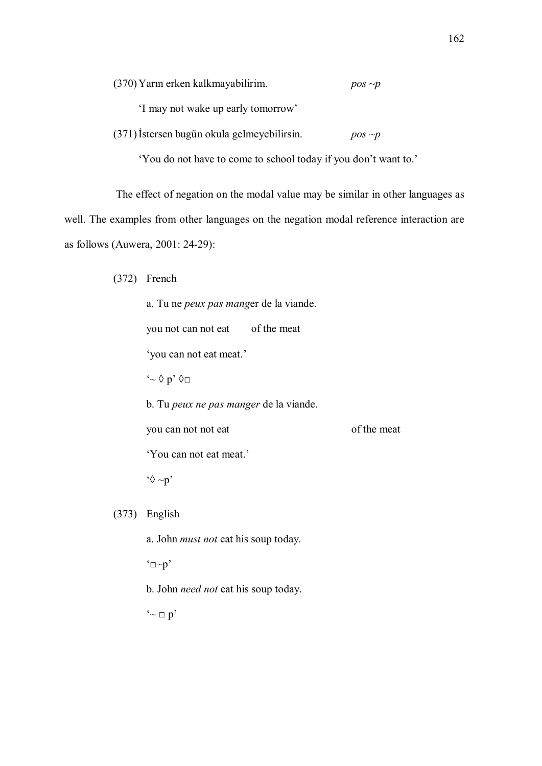(370) Yarın erken kalkmayabilirim. *pos ~p*

'I may not wake up early tomorrow'

(371) İstersen bugün okula gelmeyebilirsin. *pos ~p*

'You do not have to come to school today if you don't want to.'

The effect of negation on the modal value may be similar in other languages as well. The examples from other languages on the negation modal reference interaction are as follows (Auwera, 2001: 24-29):

(372) French

a. Tu ne *peux pas mang*er de la viande.

you not can not eat of the meat

'you can not eat meat.'

'~ ◊ p' ◊□

b. Tu *peux ne pas manger* de la viande.

you can not not eat of the meat

'You can not eat meat.'

'◊ ~p'

(373) English

a. John *must not* eat his soup today.

'□~p'

b. John *need not* eat his soup today.

'~ □ p'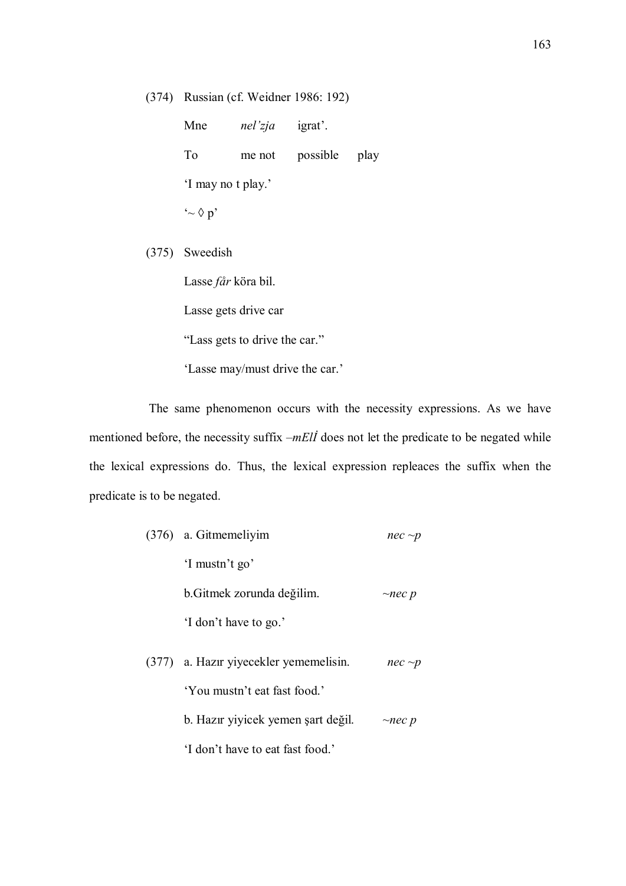(374) Russian (cf. Weidner 1986: 192)

Mne *nel'zja* igrat'.

To me not possible play

'I may no t play.'

'~ ◊ p'

(375) Sweedish

Lasse *får* köra bil.

Lasse gets drive car

"Lass gets to drive the car."

'Lasse may/must drive the car.'

The same phenomenon occurs with the necessity expressions. As we have mentioned before, the necessity suffix *–mElİ* does not let the predicate to be negated while the lexical expressions do. Thus, the lexical expression repleaces the suffix when the predicate is to be negated.

(376) a. Gitmemeliyim *nec ~p*

'I mustn't go'

b.Gitmek zorunda değilim. *~nec p*

'I don't have to go.'

(377) a. Hazır yiyecekler yememelisin. *nec ~p*

'You mustn't eat fast food.'

b. Hazır yiyicek yemen şart değil. *~nec p*

'I don't have to eat fast food.'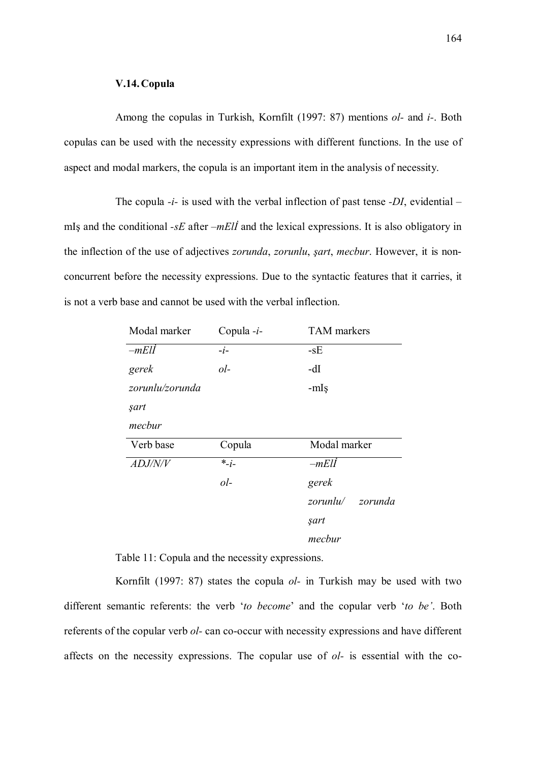### V.14. Copula

Among the copulas in Turkish, Kornfilt (1997: 87) mentions *ol-* and *i-*. Both copulas can be used with the necessity expressions with different functions. In the use of aspect and modal markers, the copula is an important item in the analysis of necessity.

The copula *-i-* is used with the verbal inflection of past tense *-DI*, evidential –mIş and the conditional *-sE* after *–mElİ* and the lexical expressions. It is also obligatory in the inflection of the use of adjectives *zorunda*, *zorunlu*, *şart*, *mecbur*. However, it is non-concurrent before the necessity expressions. Due to the syntactic features that it carries, it is not a verb base and cannot be used with the verbal inflection.

| Modal marker | Copula *-i-* | TAM markers |
|---|---|---|
| *–mElİ* | *-i-* | -sE |
| *gerek* | *ol-* | -dI |
| *zorunlu/zorunda* | | -mIş |
| *şart* | | |
| *mecbur* | | |
| **Verb base** | **Copula** | **Modal marker** |
| *ADJ/N/V* | *\*-i-* | *–mElİ* |
| | *ol-* | *gerek* |
| | | *zorunlu/ zorunda* |
| | | *şart* |
| | | *mecbur* |

Table 11: Copula and the necessity expressions.

Kornfilt (1997: 87) states the copula *ol-* in Turkish may be used with two different semantic referents: the verb '*to become*' and the copular verb '*to be'*. Both referents of the copular verb *ol-* can co-occur with necessity expressions and have different affects on the necessity expressions. The copular use of *ol-* is essential with the co-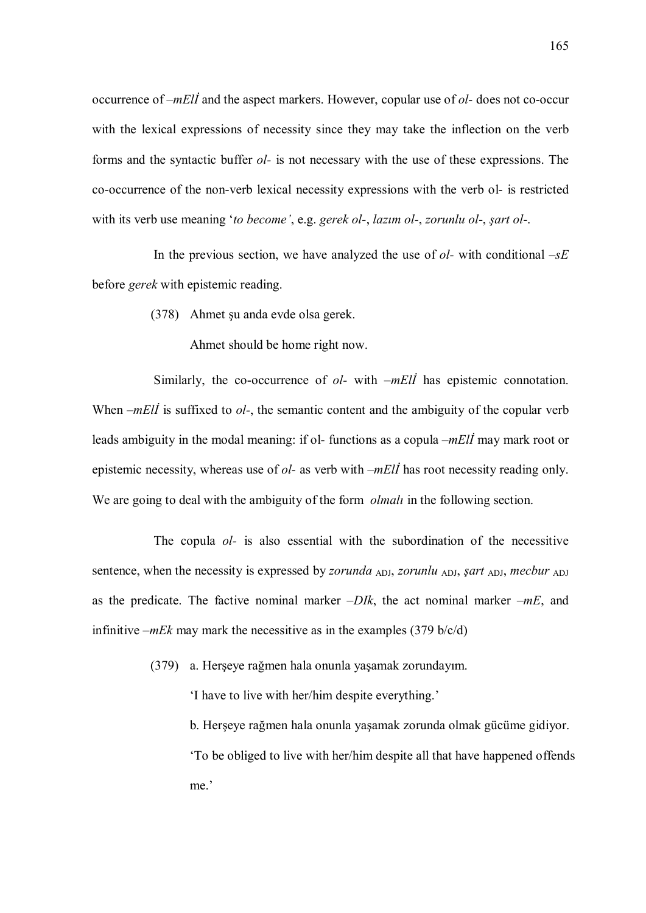occurrence of *–mEllİ* and the aspect markers. However, copular use of *ol-* does not co-occur with the lexical expressions of necessity since they may take the inflection on the verb forms and the syntactic buffer *ol-* is not necessary with the use of these expressions. The co-occurrence of the non-verb lexical necessity expressions with the verb ol- is restricted with its verb use meaning '*to become'*, e.g. *gerek ol-*, *lazım ol-*, *zorunlu ol-*, *şart ol-*.

In the previous section, we have analyzed the use of *ol-* with conditional *–sE* before *gerek* with epistemic reading.

(378) Ahmet şu anda evde olsa gerek.

Ahmet should be home right now.

Similarly, the co-occurrence of *ol-* with *–mEllİ* has epistemic connotation. When *–mEllİ* is suffixed to *ol-*, the semantic content and the ambiguity of the copular verb leads ambiguity in the modal meaning: if ol- functions as a copula *–mEllİ* may mark root or epistemic necessity, whereas use of *ol-* as verb with *–mEllİ* has root necessity reading only. We are going to deal with the ambiguity of the form *olmalı* in the following section.

The copula *ol-* is also essential with the subordination of the necessitive sentence, when the necessity is expressed by *zorunda* $_{ADJ}$, *zorunlu* $_{ADJ}$, *şart* $_{ADJ}$, *mecbur* $_{ADJ}$ as the predicate. The factive nominal marker *–DIk*, the act nominal marker *–mE*, and infinitive *–mEk* may mark the necessitive as in the examples (379 b/c/d)

(379) a. Herşeye rağmen hala onunla yaşamak zorundayım.

'I have to live with her/him despite everything.'

b. Herşeye rağmen hala onunla yaşamak zorunda olmak gücüme gidiyor.

'To be obliged to live with her/him despite all that have happened offends me.'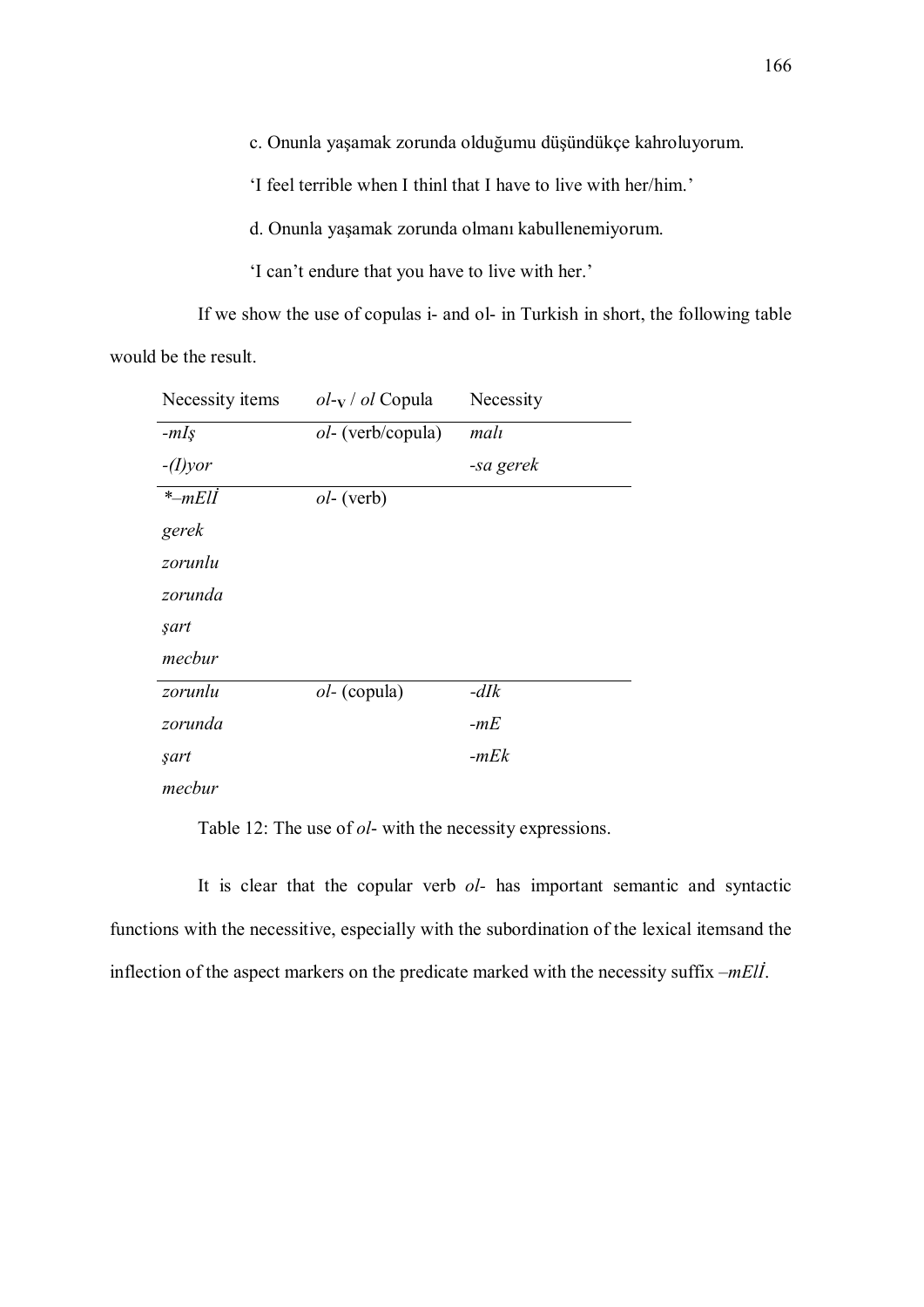c. Onunla yaşamak zorunda olduğumu düşündükçe kahroluyorum.

'I feel terrible when I thinl that I have to live with her/him.'

d. Onunla yaşamak zorunda olmanı kabullenemiyorum.

'I can't endure that you have to live with her.'

If we show the use of copulas i- and ol- in Turkish in short, the following table would be the result.

| Necessity items | *ol*-$_V$ / *ol* Copula | Necessity |
|---|---|---|
| *-mIş* | *ol-* (verb/copula) | *malı* |
| *-(I)yor* | | *-sa gerek* |
| *–mElİ | *ol-* (verb) | |
| *gerek* | | |
| *zorunlu* | | |
| *zorunda* | | |
| *şart* | | |
| *mecbur* | | |
| *zorunlu* | *ol-* (copula) | *-dIk* |
| *zorunda* | | *-mE* |
| *şart* | | *-mEk* |
| *mecbur* | | |

Table 12: The use of *ol-* with the necessity expressions.

It is clear that the copular verb *ol-* has important semantic and syntactic functions with the necessitive, especially with the subordination of the lexical itemsand the inflection of the aspect markers on the predicate marked with the necessity suffix *–mElİ*.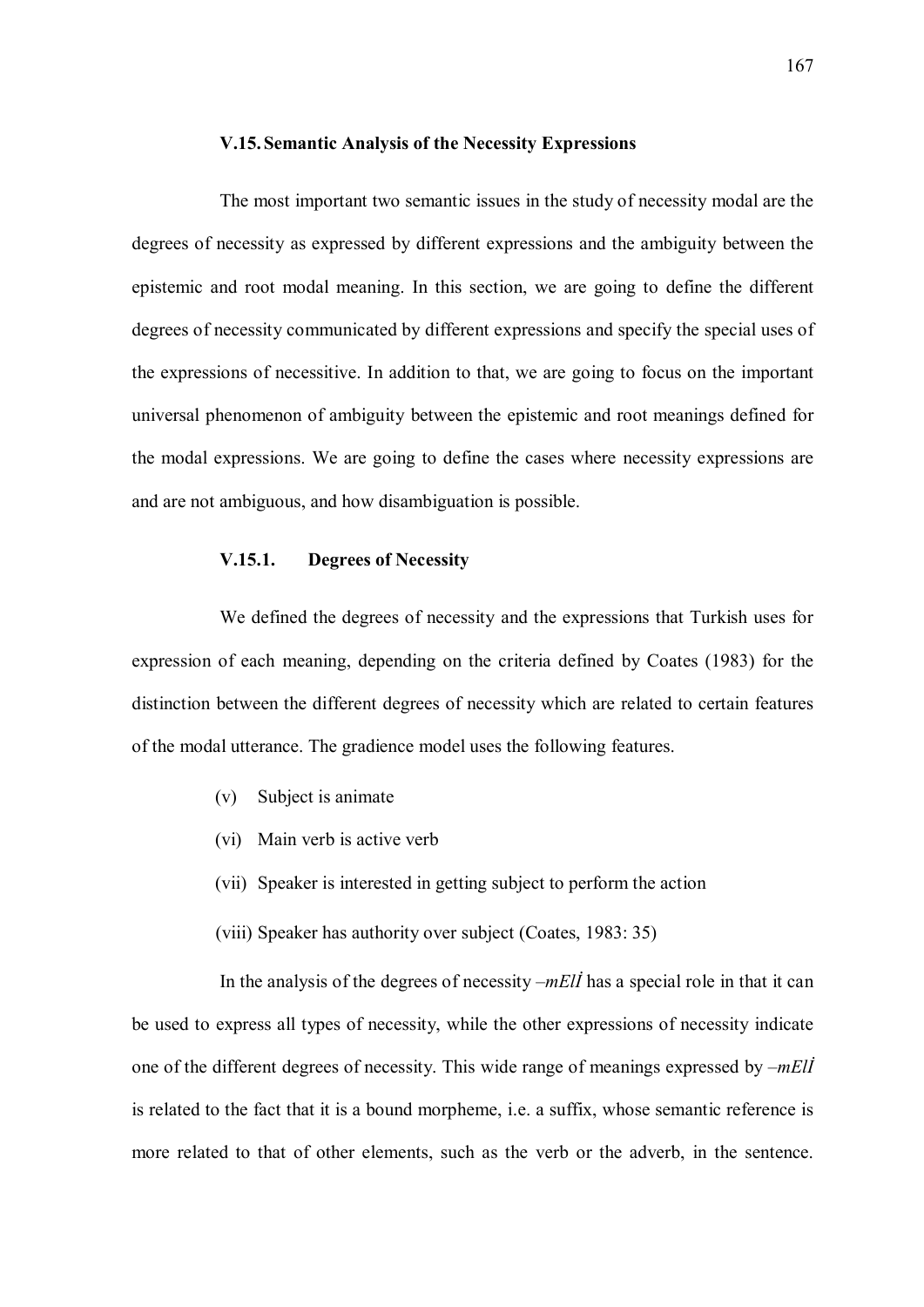### V.15. Semantic Analysis of the Necessity Expressions

The most important two semantic issues in the study of necessity modal are the degrees of necessity as expressed by different expressions and the ambiguity between the epistemic and root modal meaning. In this section, we are going to define the different degrees of necessity communicated by different expressions and specify the special uses of the expressions of necessitive. In addition to that, we are going to focus on the important universal phenomenon of ambiguity between the epistemic and root meanings defined for the modal expressions. We are going to define the cases where necessity expressions are and are not ambiguous, and how disambiguation is possible.

#### V.15.1. Degrees of Necessity

We defined the degrees of necessity and the expressions that Turkish uses for expression of each meaning, depending on the criteria defined by Coates (1983) for the distinction between the different degrees of necessity which are related to certain features of the modal utterance. The gradience model uses the following features.

(v) Subject is animate

(vi) Main verb is active verb

(vii) Speaker is interested in getting subject to perform the action

(viii) Speaker has authority over subject (Coates, 1983: 35)

In the analysis of the degrees of necessity *–mElİ* has a special role in that it can be used to express all types of necessity, while the other expressions of necessity indicate one of the different degrees of necessity. This wide range of meanings expressed by *–mElİ* is related to the fact that it is a bound morpheme, i.e. a suffix, whose semantic reference is more related to that of other elements, such as the verb or the adverb, in the sentence.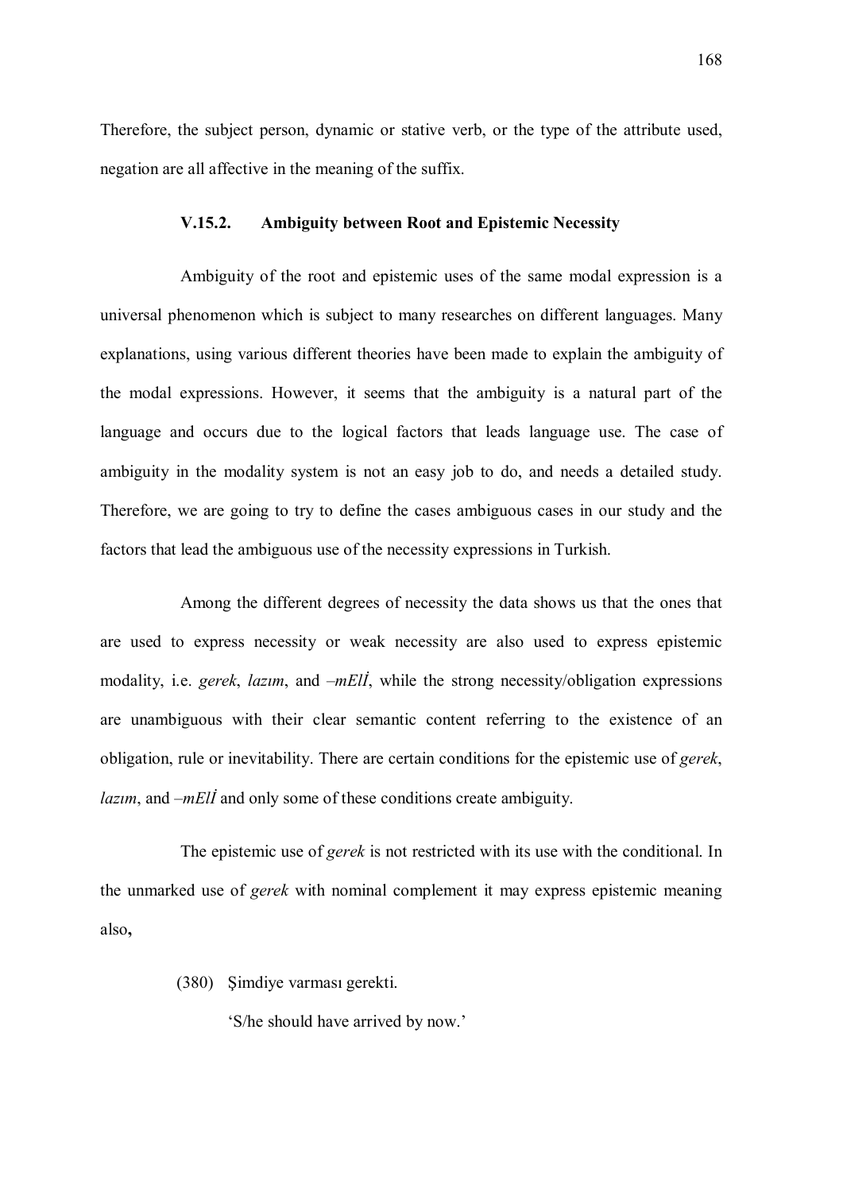Therefore, the subject person, dynamic or stative verb, or the type of the attribute used, negation are all affective in the meaning of the suffix.

### V.15.2. Ambiguity between Root and Epistemic Necessity

Ambiguity of the root and epistemic uses of the same modal expression is a universal phenomenon which is subject to many researches on different languages. Many explanations, using various different theories have been made to explain the ambiguity of the modal expressions. However, it seems that the ambiguity is a natural part of the language and occurs due to the logical factors that leads language use. The case of ambiguity in the modality system is not an easy job to do, and needs a detailed study. Therefore, we are going to try to define the cases ambiguous cases in our study and the factors that lead the ambiguous use of the necessity expressions in Turkish.

Among the different degrees of necessity the data shows us that the ones that are used to express necessity or weak necessity are also used to express epistemic modality, i.e. *gerek*, *lazım*, and *–mElİ*, while the strong necessity/obligation expressions are unambiguous with their clear semantic content referring to the existence of an obligation, rule or inevitability. There are certain conditions for the epistemic use of *gerek*, *lazım*, and *–mElİ* and only some of these conditions create ambiguity.

The epistemic use of *gerek* is not restricted with its use with the conditional. In the unmarked use of *gerek* with nominal complement it may express epistemic meaning also**,**

(380) Şimdiye varması gerekti.

'S/he should have arrived by now.'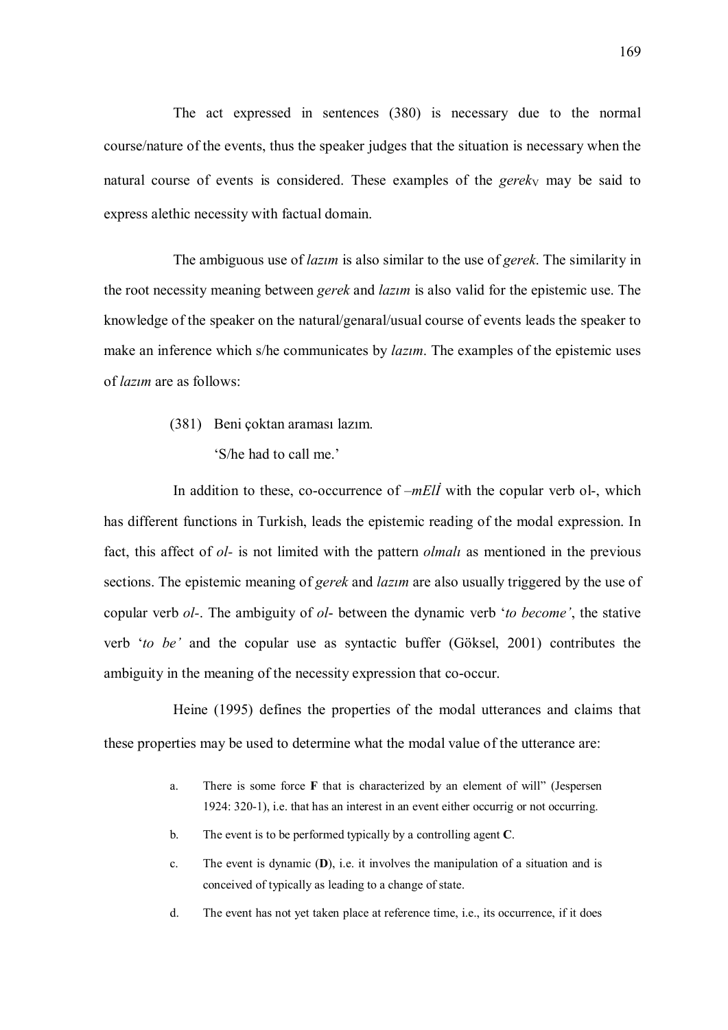The act expressed in sentences (380) is necessary due to the normal course/nature of the events, thus the speaker judges that the situation is necessary when the natural course of events is considered. These examples of the *gerek*$_V$ may be said to express alethic necessity with factual domain.

The ambiguous use of *lazım* is also similar to the use of *gerek*. The similarity in the root necessity meaning between *gerek* and *lazım* is also valid for the epistemic use. The knowledge of the speaker on the natural/genaral/usual course of events leads the speaker to make an inference which s/he communicates by *lazım*. The examples of the epistemic uses of *lazım* are as follows:

(381) Beni çoktan araması lazım.
'S/he had to call me.'

In addition to these, co-occurrence of *–mElİ* with the copular verb ol-, which has different functions in Turkish, leads the epistemic reading of the modal expression. In fact, this affect of *ol-* is not limited with the pattern *olmalı* as mentioned in the previous sections. The epistemic meaning of *gerek* and *lazım* are also usually triggered by the use of copular verb *ol-*. The ambiguity of *ol-* between the dynamic verb '*to become'*, the stative verb '*to be'* and the copular use as syntactic buffer (Göksel, 2001) contributes the ambiguity in the meaning of the necessity expression that co-occur.

Heine (1995) defines the properties of the modal utterances and claims that these properties may be used to determine what the modal value of the utterance are:

a. There is some force **F** that is characterized by an element of will" (Jespersen 1924: 320-1), i.e. that has an interest in an event either occurrig or not occurring.

b. The event is to be performed typically by a controlling agent **C**.

c. The event is dynamic (**D**), i.e. it involves the manipulation of a situation and is conceived of typically as leading to a change of state.

d. The event has not yet taken place at reference time, i.e., its occurrence, if it does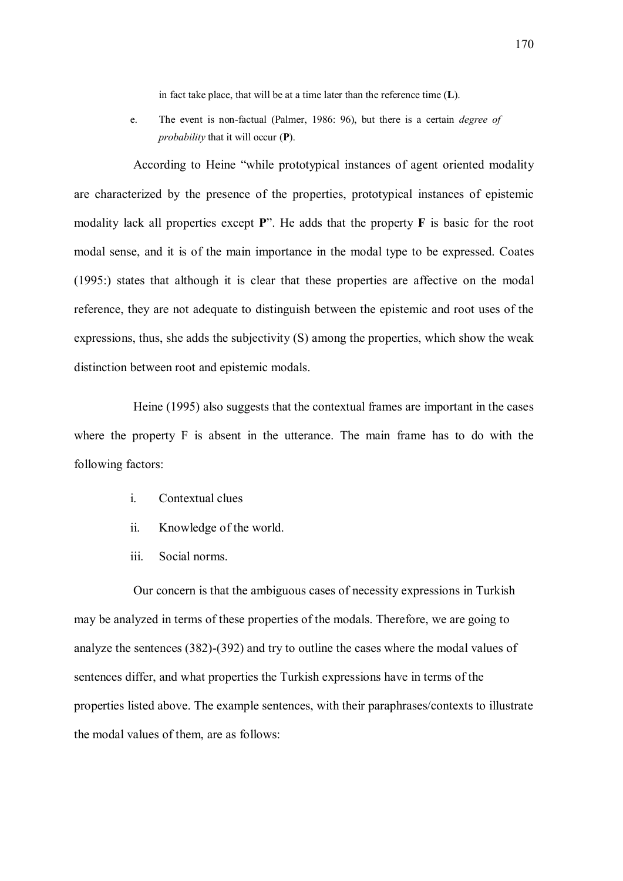in fact take place, that will be at a time later than the reference time (**L**).

e. The event is non-factual (Palmer, 1986: 96), but there is a certain *degree of probability* that it will occur (**P**).

According to Heine "while prototypical instances of agent oriented modality are characterized by the presence of the properties, prototypical instances of epistemic modality lack all properties except **P**". He adds that the property **F** is basic for the root modal sense, and it is of the main importance in the modal type to be expressed. Coates (1995:) states that although it is clear that these properties are affective on the modal reference, they are not adequate to distinguish between the epistemic and root uses of the expressions, thus, she adds the subjectivity (S) among the properties, which show the weak distinction between root and epistemic modals.

Heine (1995) also suggests that the contextual frames are important in the cases where the property F is absent in the utterance. The main frame has to do with the following factors:

i. Contextual clues

ii. Knowledge of the world.

iii. Social norms.

Our concern is that the ambiguous cases of necessity expressions in Turkish may be analyzed in terms of these properties of the modals. Therefore, we are going to analyze the sentences (382)-(392) and try to outline the cases where the modal values of sentences differ, and what properties the Turkish expressions have in terms of the properties listed above. The example sentences, with their paraphrases/contexts to illustrate the modal values of them, are as follows: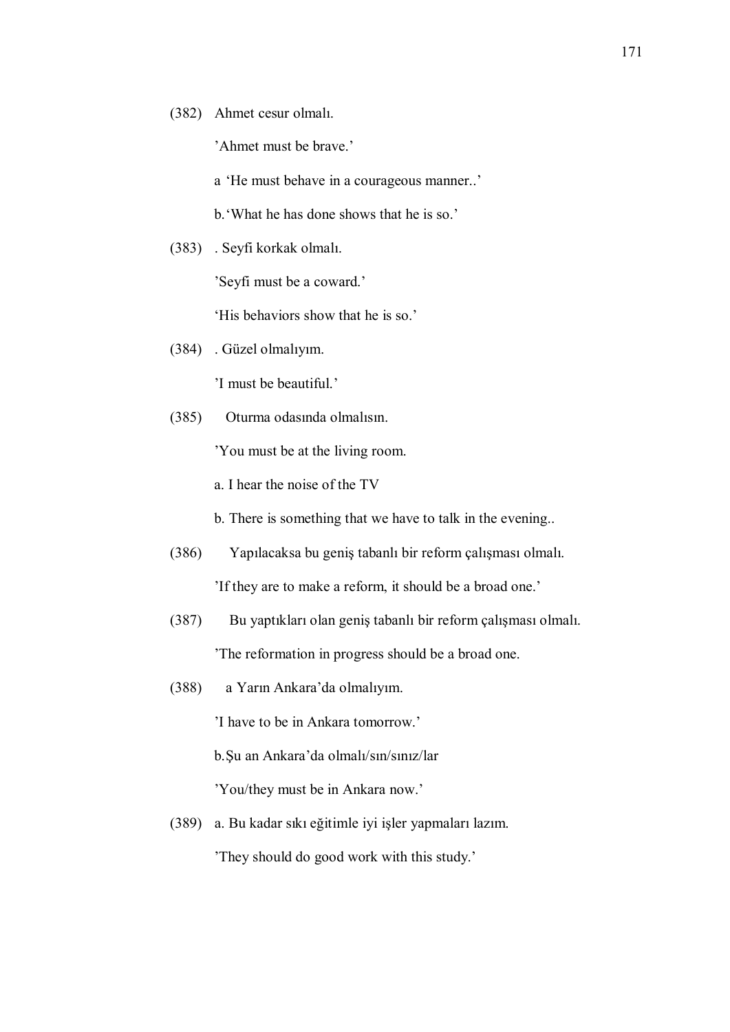(382) Ahmet cesur olmalı.

’Ahmet must be brave.’

a ‘He must behave in a courageous manner..’

b.‘What he has done shows that he is so.’

(383) . Seyfi korkak olmalı.

’Seyfi must be a coward.’

‘His behaviors show that he is so.’

(384) . Güzel olmalıyım.

’I must be beautiful.’

(385) Oturma odasında olmalısın.

’You must be at the living room.

a. I hear the noise of the TV

b. There is something that we have to talk in the evening..

(386) Yapılacaksa bu geniş tabanlı bir reform çalışması olmalı.

’If they are to make a reform, it should be a broad one.’

(387) Bu yaptıkları olan geniş tabanlı bir reform çalışması olmalı.

’The reformation in progress should be a broad one.

(388) a Yarın Ankara’da olmalıyım.

’I have to be in Ankara tomorrow.’

b.Şu an Ankara’da olmalı/sın/sınız/lar

’You/they must be in Ankara now.’

(389) a. Bu kadar sıkı eğitimle iyi işler yapmaları lazım.

’They should do good work with this study.’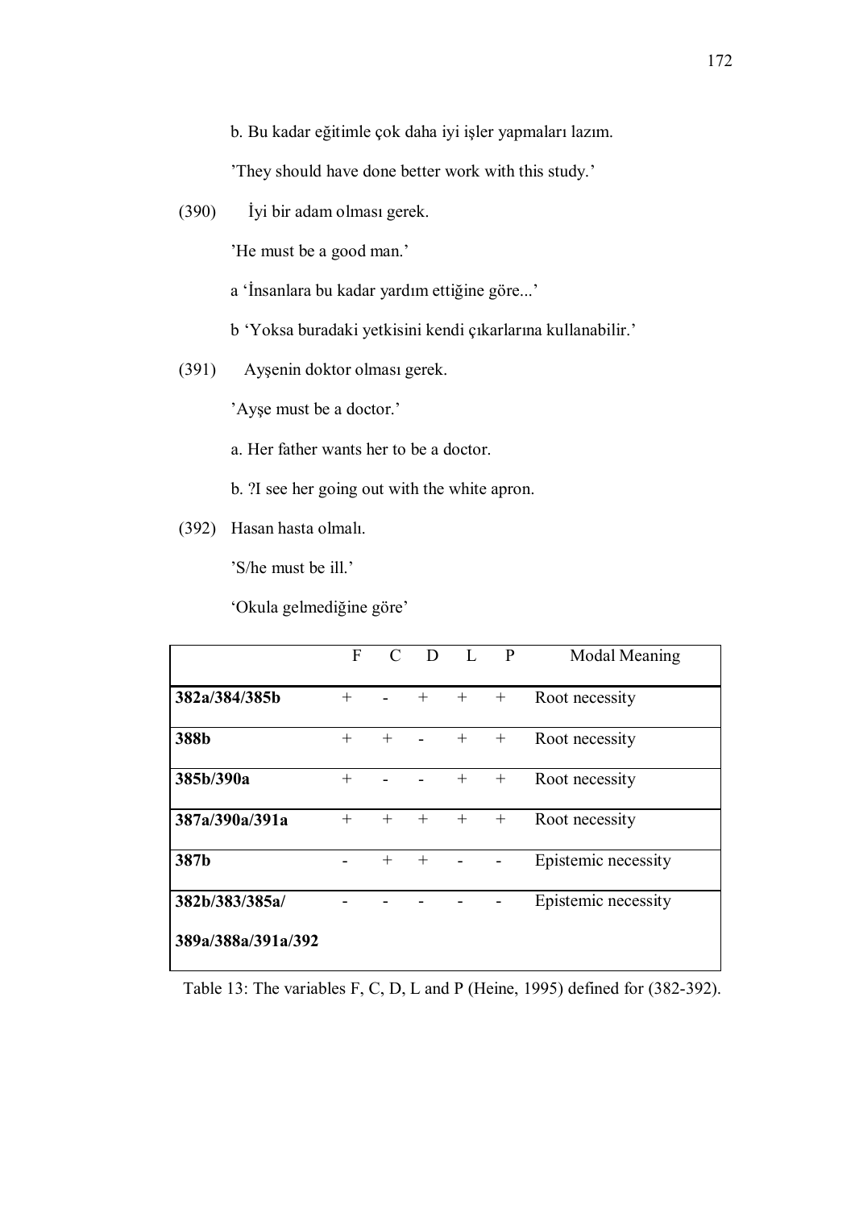b. Bu kadar eğitimle çok daha iyi işler yapmaları lazım.

'They should have done better work with this study.'

(390) İyi bir adam olması gerek.

'He must be a good man.'

a 'İnsanlara bu kadar yardım ettiğine göre...'

b 'Yoksa buradaki yetkisini kendi çıkarlarına kullanabilir.'

(391) Ayşenin doktor olması gerek.

'Ayşe must be a doctor.'

a. Her father wants her to be a doctor.

b. ?I see her going out with the white apron.

(392) Hasan hasta olmalı.

'S/he must be ill.'

'Okula gelmediğine göre'

| | F | C | D | L | P | Modal Meaning |
|---|---|---|---|---|---|---|
| **382a/384/385b** | + | - | + | + | + | Root necessity |
| **388b** | + | + | - | + | + | Root necessity |
| **385b/390a** | + | - | - | + | + | Root necessity |
| **387a/390a/391a** | + | + | + | + | + | Root necessity |
| **387b** | - | + | + | - | - | Epistemic necessity |
| **382b/383/385a/ 389a/388a/391a/392** | - | - | - | - | - | Epistemic necessity |

Table 13: The variables F, C, D, L and P (Heine, 1995) defined for (382-392).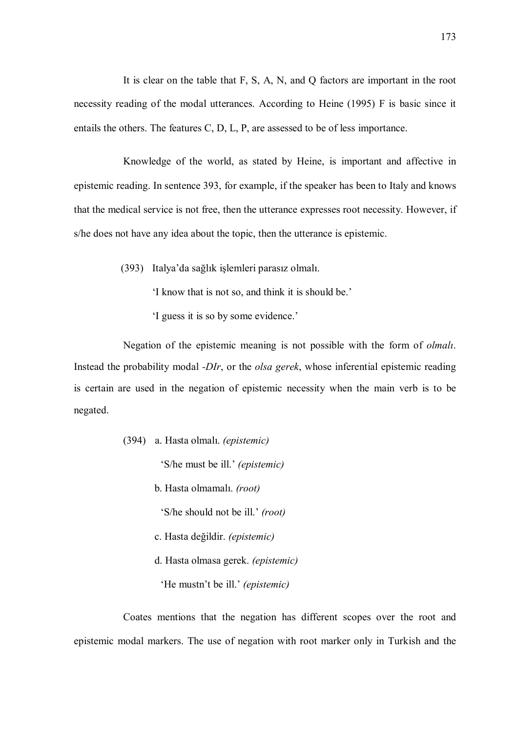It is clear on the table that F, S, A, N, and Q factors are important in the root necessity reading of the modal utterances. According to Heine (1995) F is basic since it entails the others. The features C, D, L, P, are assessed to be of less importance.

Knowledge of the world, as stated by Heine, is important and affective in epistemic reading. In sentence 393, for example, if the speaker has been to Italy and knows that the medical service is not free, then the utterance expresses root necessity. However, if s/he does not have any idea about the topic, then the utterance is epistemic.

(393) Italya'da sağlık işlemleri parasız olmalı.

'I know that is not so, and think it is should be.'

'I guess it is so by some evidence.'

Negation of the epistemic meaning is not possible with the form of *olmalı*. Instead the probability modal *-DIr*, or the *olsa gerek*, whose inferential epistemic reading is certain are used in the negation of epistemic necessity when the main verb is to be negated.

(394) a. Hasta olmalı. *(epistemic)*

'S/he must be ill.' *(epistemic)*

b. Hasta olmamalı. *(root)*

'S/he should not be ill.' *(root)*

c. Hasta değildir. *(epistemic)*

d. Hasta olmasa gerek. *(epistemic)*

'He mustn't be ill.' *(epistemic)*

Coates mentions that the negation has different scopes over the root and epistemic modal markers. The use of negation with root marker only in Turkish and the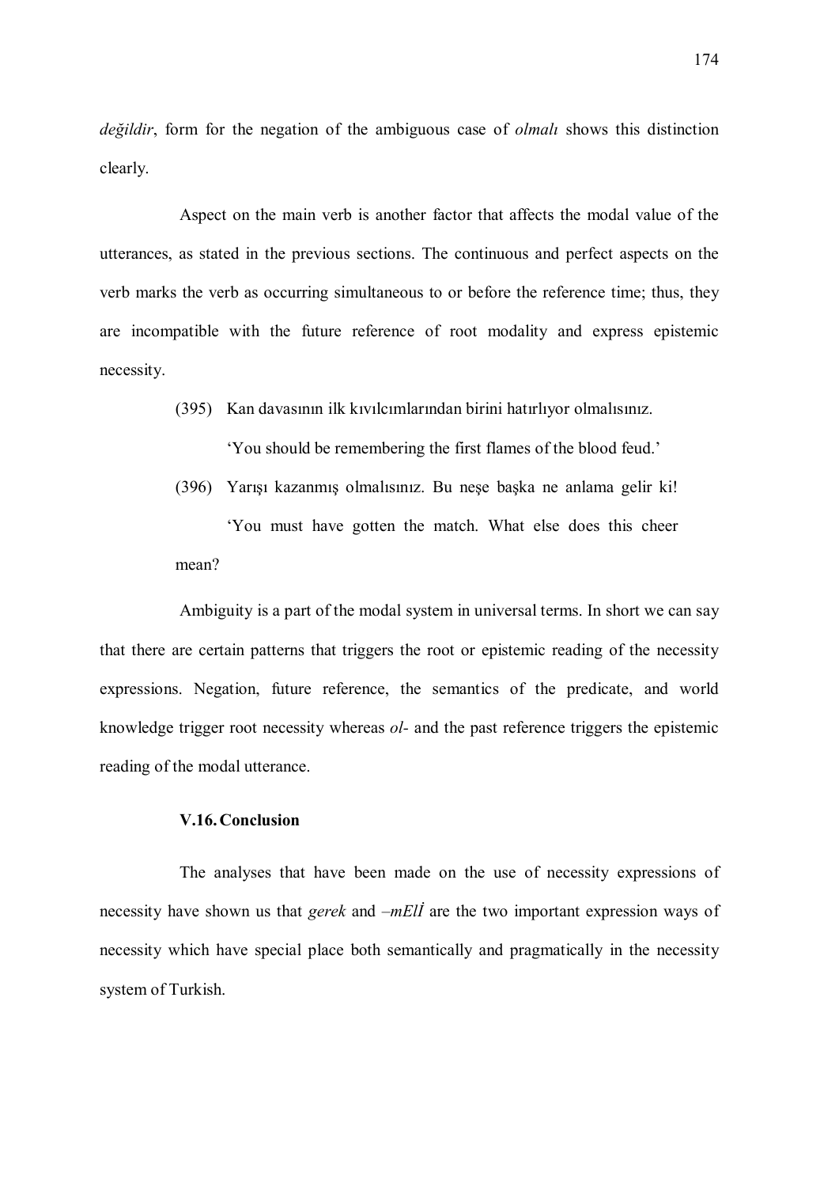*değildir*, form for the negation of the ambiguous case of *olmalı* shows this distinction clearly.

Aspect on the main verb is another factor that affects the modal value of the utterances, as stated in the previous sections. The continuous and perfect aspects on the verb marks the verb as occurring simultaneous to or before the reference time; thus, they are incompatible with the future reference of root modality and express epistemic necessity.

(395) Kan davasının ilk kıvılcımlarından birini hatırlıyor olmalısınız.

'You should be remembering the first flames of the blood feud.'

(396) Yarışı kazanmış olmalısınız. Bu neşe başka ne anlama gelir ki!

'You must have gotten the match. What else does this cheer mean?

Ambiguity is a part of the modal system in universal terms. In short we can say that there are certain patterns that triggers the root or epistemic reading of the necessity expressions. Negation, future reference, the semantics of the predicate, and world knowledge trigger root necessity whereas *ol-* and the past reference triggers the epistemic reading of the modal utterance.

### V.16. Conclusion

The analyses that have been made on the use of necessity expressions of necessity have shown us that *gerek* and *–mElİ* are the two important expression ways of necessity which have special place both semantically and pragmatically in the necessity system of Turkish.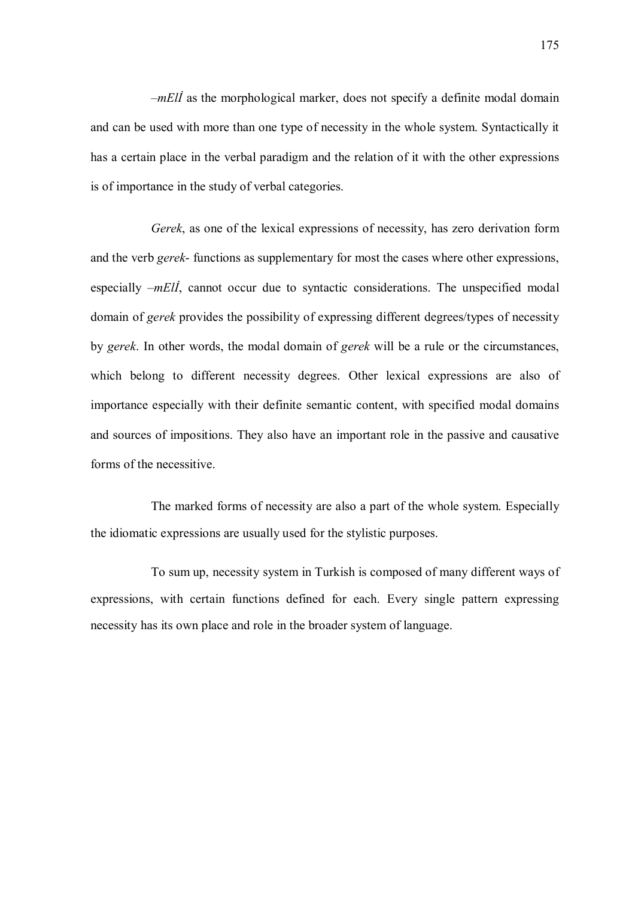*–mElİ* as the morphological marker, does not specify a definite modal domain and can be used with more than one type of necessity in the whole system. Syntactically it has a certain place in the verbal paradigm and the relation of it with the other expressions is of importance in the study of verbal categories.

*Gerek*, as one of the lexical expressions of necessity, has zero derivation form and the verb *gerek-* functions as supplementary for most the cases where other expressions, especially *–mElİ*, cannot occur due to syntactic considerations. The unspecified modal domain of *gerek* provides the possibility of expressing different degrees/types of necessity by *gerek*. In other words, the modal domain of *gerek* will be a rule or the circumstances, which belong to different necessity degrees. Other lexical expressions are also of importance especially with their definite semantic content, with specified modal domains and sources of impositions. They also have an important role in the passive and causative forms of the necessitive.

The marked forms of necessity are also a part of the whole system. Especially the idiomatic expressions are usually used for the stylistic purposes.

To sum up, necessity system in Turkish is composed of many different ways of expressions, with certain functions defined for each. Every single pattern expressing necessity has its own place and role in the broader system of language.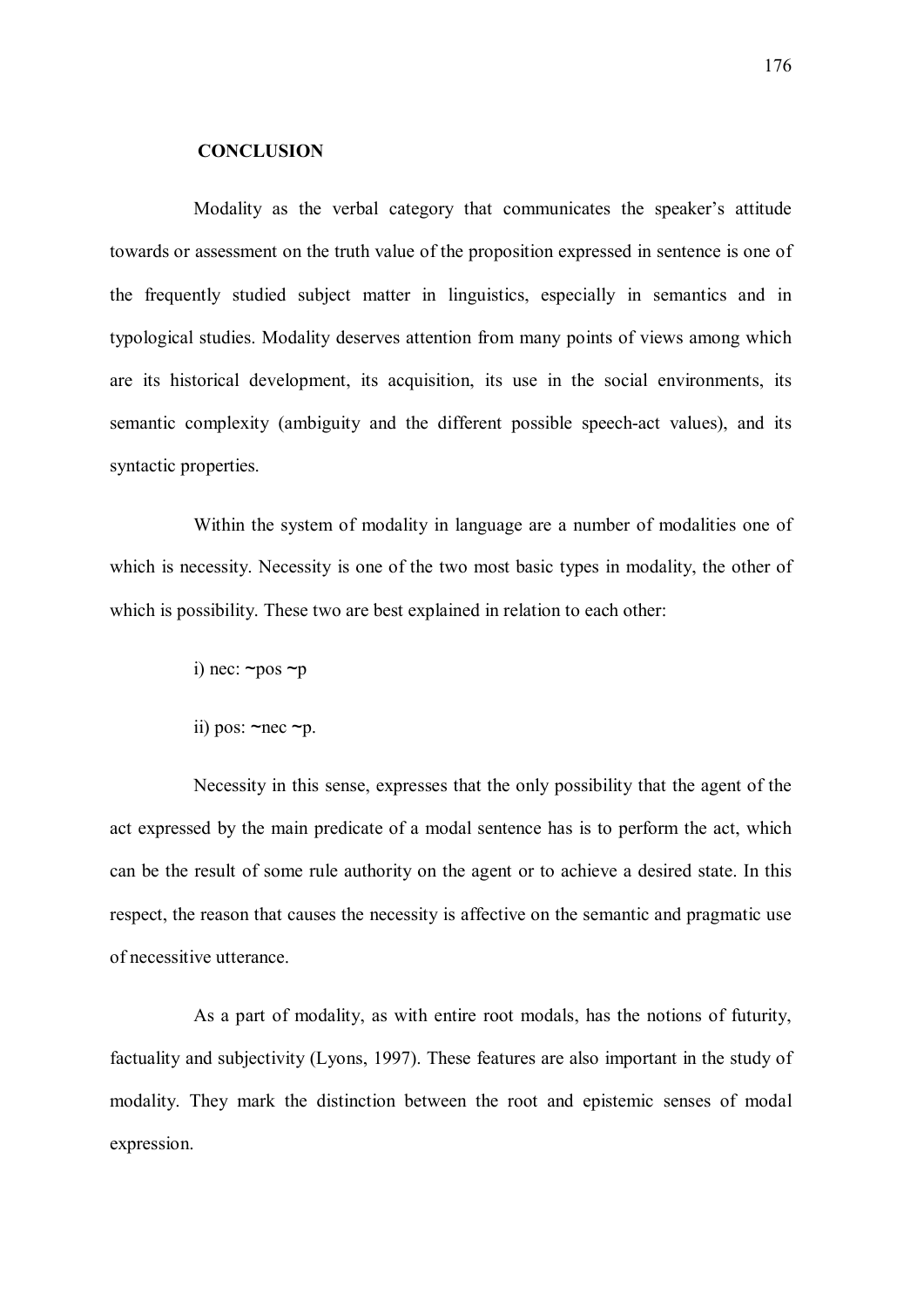## CONCLUSION

Modality as the verbal category that communicates the speaker's attitude towards or assessment on the truth value of the proposition expressed in sentence is one of the frequently studied subject matter in linguistics, especially in semantics and in typological studies. Modality deserves attention from many points of views among which are its historical development, its acquisition, its use in the social environments, its semantic complexity (ambiguity and the different possible speech-act values), and its syntactic properties.

Within the system of modality in language are a number of modalities one of which is necessity. Necessity is one of the two most basic types in modality, the other of which is possibility. These two are best explained in relation to each other:

i) nec: ~pos ~p

ii) pos: ~nec ~p.

Necessity in this sense, expresses that the only possibility that the agent of the act expressed by the main predicate of a modal sentence has is to perform the act, which can be the result of some rule authority on the agent or to achieve a desired state. In this respect, the reason that causes the necessity is affective on the semantic and pragmatic use of necessitive utterance.

As a part of modality, as with entire root modals, has the notions of futurity, factuality and subjectivity (Lyons, 1997). These features are also important in the study of modality. They mark the distinction between the root and epistemic senses of modal expression.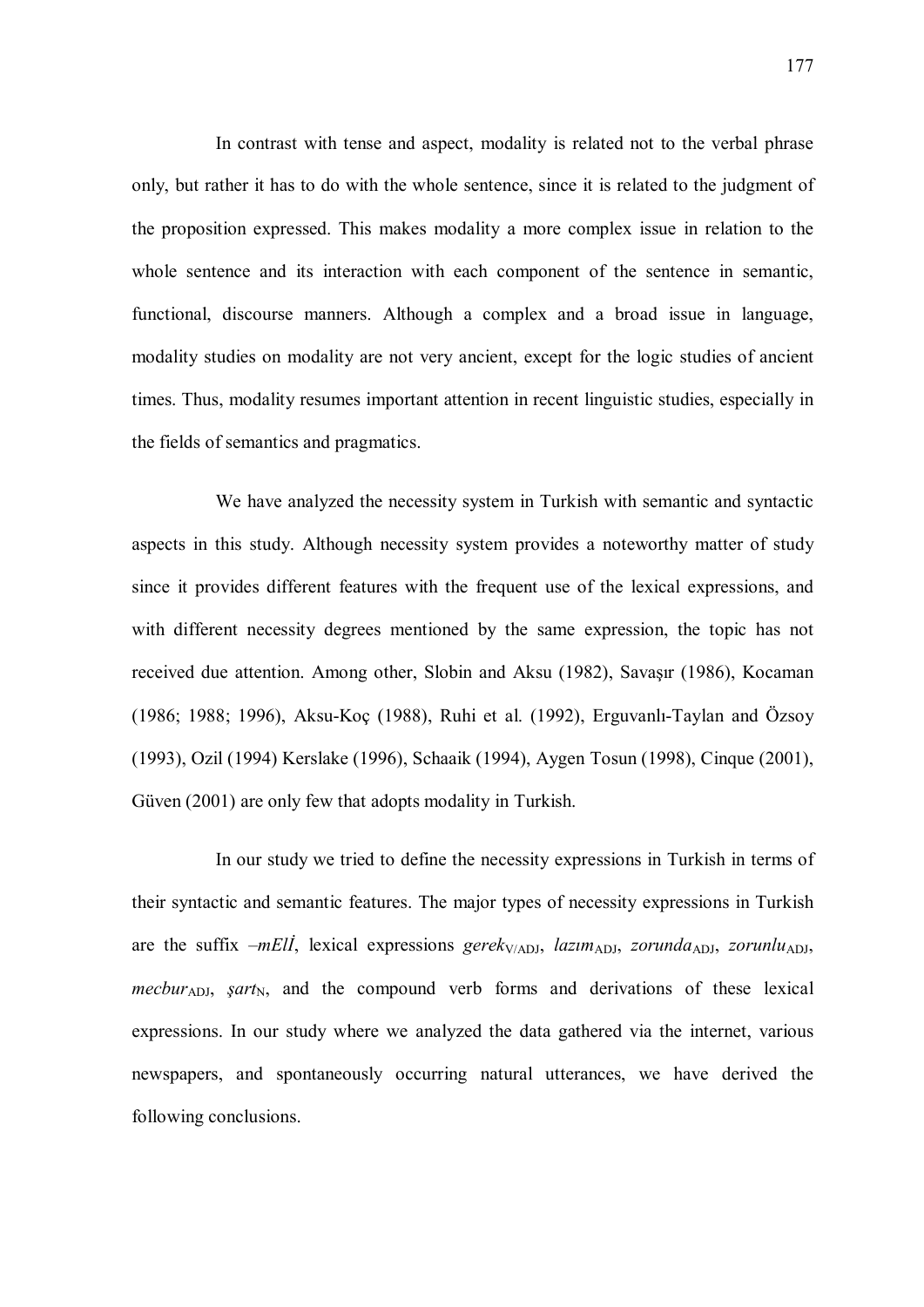In contrast with tense and aspect, modality is related not to the verbal phrase only, but rather it has to do with the whole sentence, since it is related to the judgment of the proposition expressed. This makes modality a more complex issue in relation to the whole sentence and its interaction with each component of the sentence in semantic, functional, discourse manners. Although a complex and a broad issue in language, modality studies on modality are not very ancient, except for the logic studies of ancient times. Thus, modality resumes important attention in recent linguistic studies, especially in the fields of semantics and pragmatics.

We have analyzed the necessity system in Turkish with semantic and syntactic aspects in this study. Although necessity system provides a noteworthy matter of study since it provides different features with the frequent use of the lexical expressions, and with different necessity degrees mentioned by the same expression, the topic has not received due attention. Among other, Slobin and Aksu (1982), Savaşır (1986), Kocaman (1986; 1988; 1996), Aksu-Koç (1988), Ruhi et al. (1992), Erguvanlı-Taylan and Özsoy (1993), Ozil (1994) Kerslake (1996), Schaaik (1994), Aygen Tosun (1998), Cinque (2001), Güven (2001) are only few that adopts modality in Turkish.

In our study we tried to define the necessity expressions in Turkish in terms of their syntactic and semantic features. The major types of necessity expressions in Turkish are the suffix *–mElİ*, lexical expressions *gerek*$_{V/ADJ}$, *lazım*$_{ADJ}$, *zorunda*$_{ADJ}$, *zorunlu*$_{ADJ}$, *mecbur*$_{ADJ}$, *şart*$_{N}$, and the compound verb forms and derivations of these lexical expressions. In our study where we analyzed the data gathered via the internet, various newspapers, and spontaneously occurring natural utterances, we have derived the following conclusions.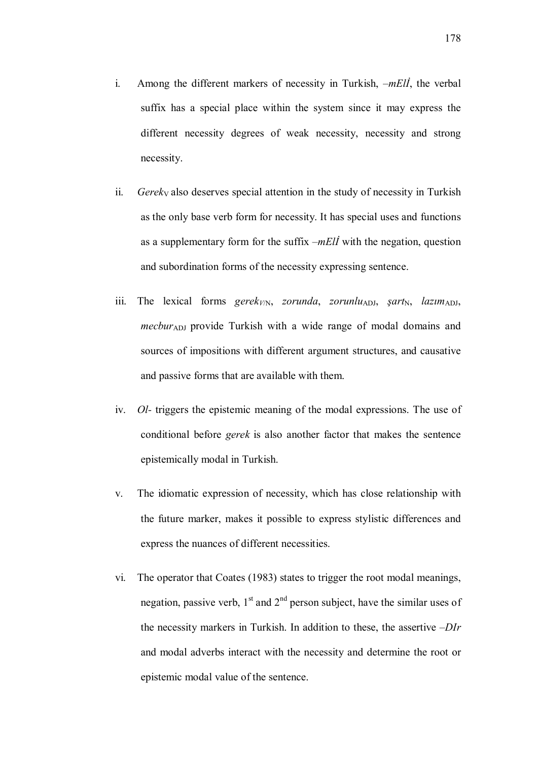i. Among the different markers of necessity in Turkish, *–mElİ*, the verbal suffix has a special place within the system since it may express the different necessity degrees of weak necessity, necessity and strong necessity.

ii. *Gerek*$_{V}$ also deserves special attention in the study of necessity in Turkish as the only base verb form for necessity. It has special uses and functions as a supplementary form for the suffix *–mElİ* with the negation, question and subordination forms of the necessity expressing sentence.

iii. The lexical forms *gerek*$_{V/N}$, *zorunda*, *zorunlu*$_{ADJ}$, *şart*$_{N}$, *lazım*$_{ADJ}$, *mecbur*$_{ADJ}$ provide Turkish with a wide range of modal domains and sources of impositions with different argument structures, and causative and passive forms that are available with them.

iv. *Ol-* triggers the epistemic meaning of the modal expressions. The use of conditional before *gerek* is also another factor that makes the sentence epistemically modal in Turkish.

v. The idiomatic expression of necessity, which has close relationship with the future marker, makes it possible to express stylistic differences and express the nuances of different necessities.

vi. The operator that Coates (1983) states to trigger the root modal meanings, negation, passive verb, 1st and 2nd person subject, have the similar uses of the necessity markers in Turkish. In addition to these, the assertive *–DIr* and modal adverbs interact with the necessity and determine the root or epistemic modal value of the sentence.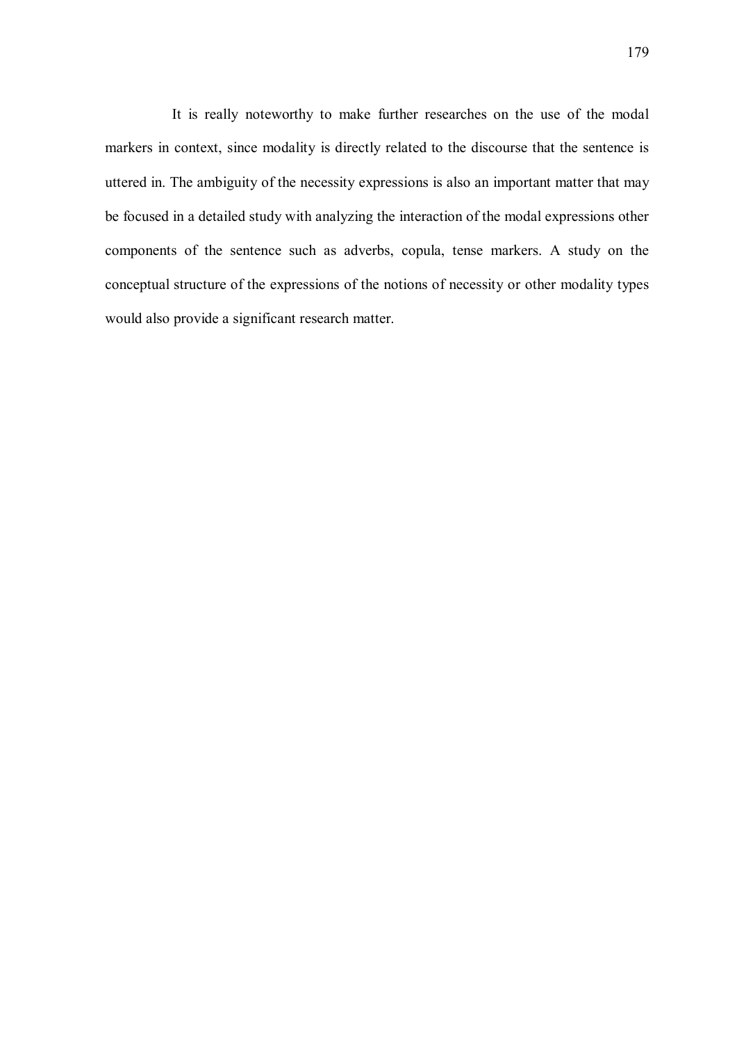It is really noteworthy to make further researches on the use of the modal markers in context, since modality is directly related to the discourse that the sentence is uttered in. The ambiguity of the necessity expressions is also an important matter that may be focused in a detailed study with analyzing the interaction of the modal expressions other components of the sentence such as adverbs, copula, tense markers. A study on the conceptual structure of the expressions of the notions of necessity or other modality types would also provide a significant research matter.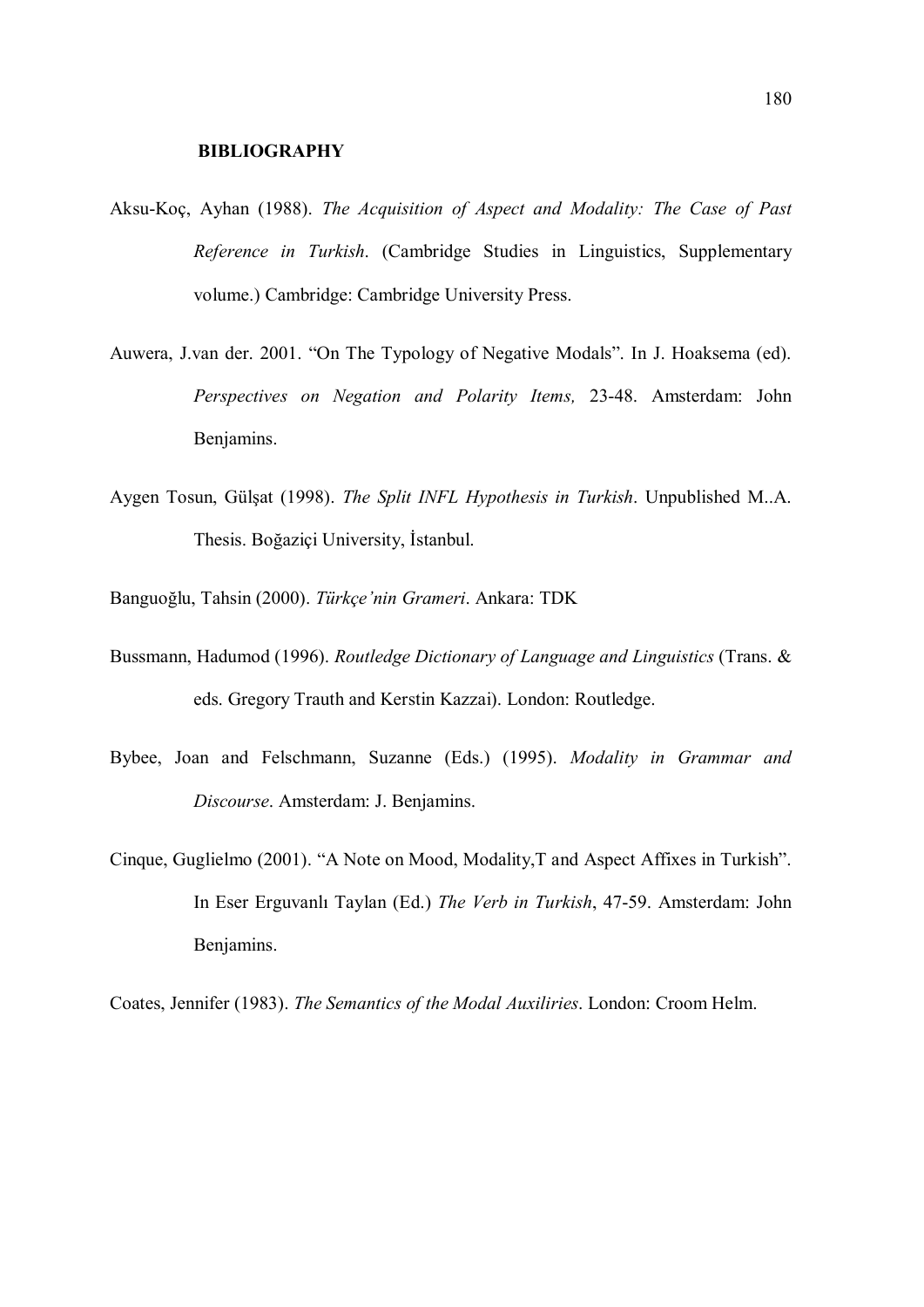## BIBLIOGRAPHY

Aksu-Koç, Ayhan (1988). *The Acquisition of Aspect and Modality: The Case of Past Reference in Turkish*. (Cambridge Studies in Linguistics, Supplementary volume.) Cambridge: Cambridge University Press.

Auwera, J.van der. 2001. "On The Typology of Negative Modals". In J. Hoaksema (ed). *Perspectives on Negation and Polarity Items,* 23-48. Amsterdam: John Benjamins.

Aygen Tosun, Gülşat (1998). *The Split INFL Hypothesis in Turkish*. Unpublished M..A. Thesis. Boğaziçi University, İstanbul.

Banguoğlu, Tahsin (2000). *Türkçe'nin Grameri*. Ankara: TDK

Bussmann, Hadumod (1996). *Routledge Dictionary of Language and Linguistics* (Trans. & eds. Gregory Trauth and Kerstin Kazzai). London: Routledge.

Bybee, Joan and Felschmann, Suzanne (Eds.) (1995). *Modality in Grammar and Discourse*. Amsterdam: J. Benjamins.

Cinque, Guglielmo (2001). "A Note on Mood, Modality,T and Aspect Affixes in Turkish". In Eser Erguvanlı Taylan (Ed.) *The Verb in Turkish*, 47-59. Amsterdam: John Benjamins.

Coates, Jennifer (1983). *The Semantics of the Modal Auxiliries*. London: Croom Helm.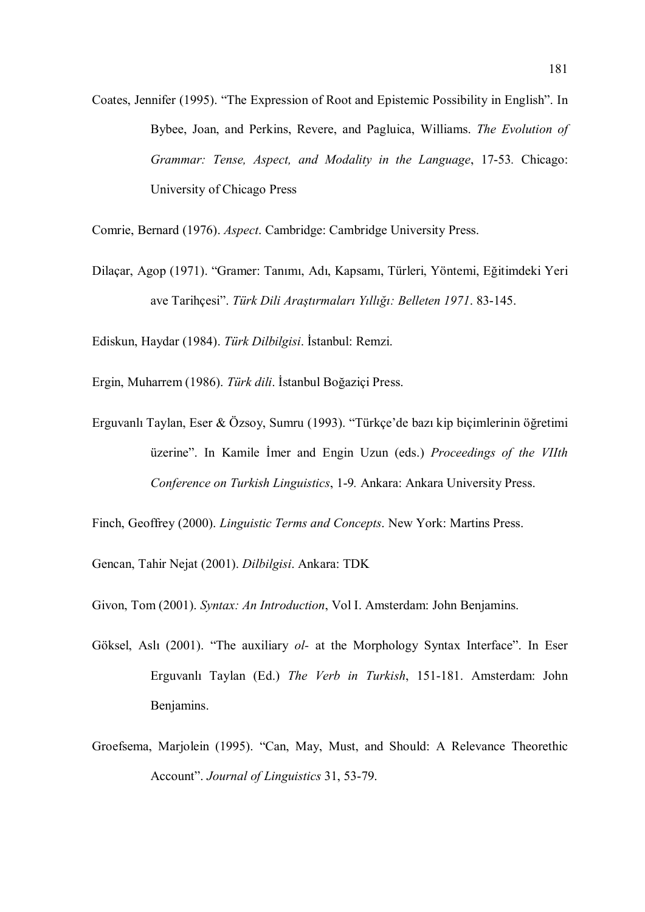Coates, Jennifer (1995). "The Expression of Root and Epistemic Possibility in English". In Bybee, Joan, and Perkins, Revere, and Pagluica, Williams. *The Evolution of Grammar: Tense, Aspect, and Modality in the Language*, 17-53. Chicago: University of Chicago Press

Comrie, Bernard (1976). *Aspect*. Cambridge: Cambridge University Press.

Dilaçar, Agop (1971). "Gramer: Tanımı, Adı, Kapsamı, Türleri, Yöntemi, Eğitimdeki Yeri ave Tarihçesi". *Türk Dili Araştırmaları Yıllığı: Belleten 1971*. 83-145.

Ediskun, Haydar (1984). *Türk Dilbilgisi*. İstanbul: Remzi.

Ergin, Muharrem (1986). *Türk dili*. İstanbul Boğaziçi Press.

Erguvanlı Taylan, Eser & Özsoy, Sumru (1993). "Türkçe'de bazı kip biçimlerinin öğretimi üzerine". In Kamile İmer and Engin Uzun (eds.) *Proceedings of the VIIth Conference on Turkish Linguistics*, 1-9. Ankara: Ankara University Press.

Finch, Geoffrey (2000). *Linguistic Terms and Concepts*. New York: Martins Press.

Gencan, Tahir Nejat (2001). *Dilbilgisi*. Ankara: TDK

Givon, Tom (2001). *Syntax: An Introduction*, Vol I. Amsterdam: John Benjamins.

Göksel, Aslı (2001). "The auxiliary *ol-* at the Morphology Syntax Interface". In Eser Erguvanlı Taylan (Ed.) *The Verb in Turkish*, 151-181. Amsterdam: John Benjamins.

Groefsema, Marjolein (1995). "Can, May, Must, and Should: A Relevance Theorethic Account". *Journal of Linguistics* 31, 53-79.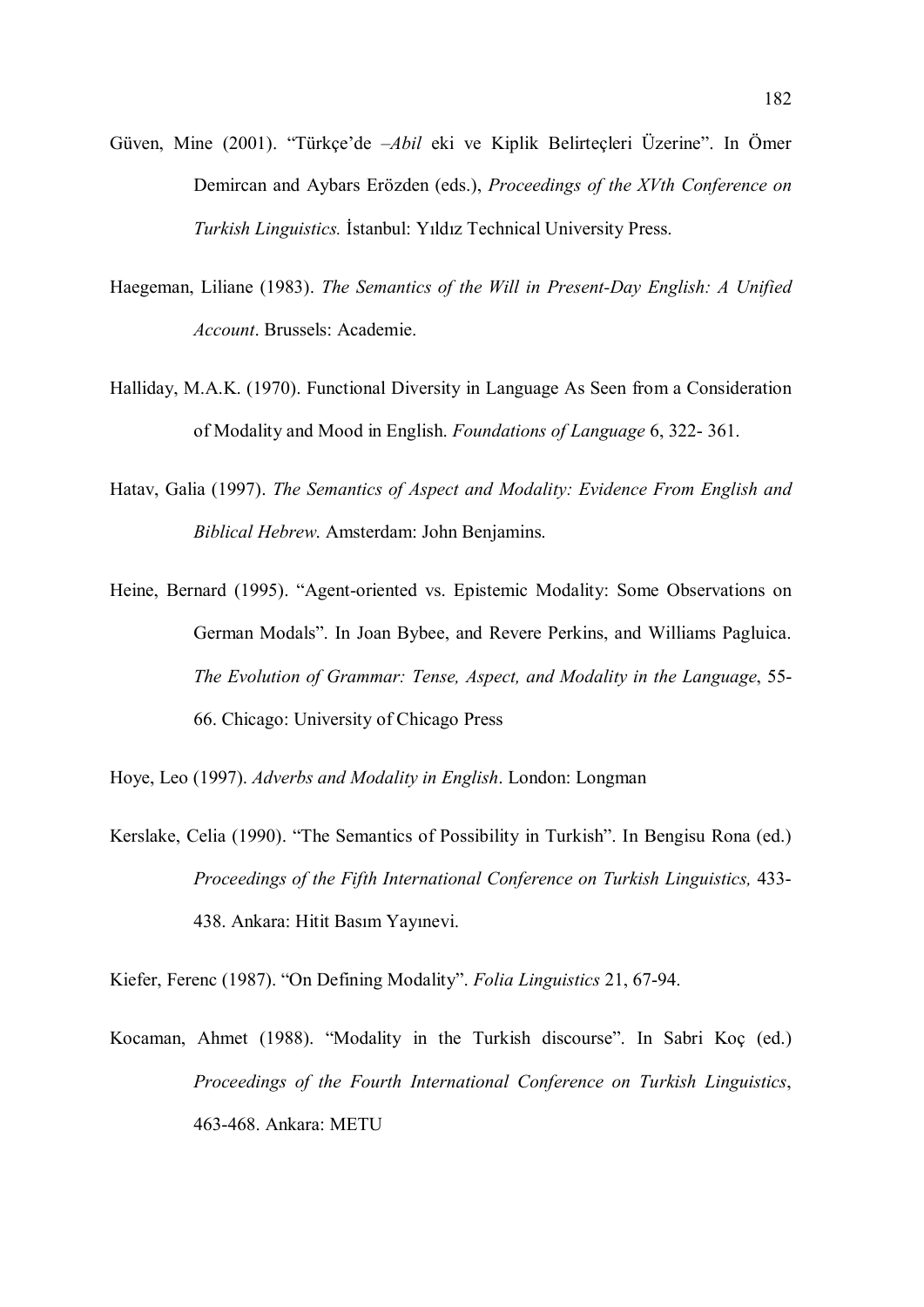Güven, Mine (2001). "Türkçe'de *–Abil* eki ve Kiplik Belirteçleri Üzerine". In Ömer Demircan and Aybars Erözden (eds.), *Proceedings of the XVth Conference on Turkish Linguistics.* İstanbul: Yıldız Technical University Press.

Haegeman, Liliane (1983). *The Semantics of the Will in Present-Day English: A Unified Account*. Brussels: Academie.

Halliday, M.A.K. (1970). Functional Diversity in Language As Seen from a Consideration of Modality and Mood in English. *Foundations of Language* 6, 322- 361.

Hatav, Galia (1997). *The Semantics of Aspect and Modality: Evidence From English and Biblical Hebrew*. Amsterdam: John Benjamins.

Heine, Bernard (1995). "Agent-oriented vs. Epistemic Modality: Some Observations on German Modals". In Joan Bybee, and Revere Perkins, and Williams Pagluica. *The Evolution of Grammar: Tense, Aspect, and Modality in the Language*, 55-66. Chicago: University of Chicago Press

Hoye, Leo (1997). *Adverbs and Modality in English*. London: Longman

Kerslake, Celia (1990). "The Semantics of Possibility in Turkish". In Bengisu Rona (ed.) *Proceedings of the Fifth International Conference on Turkish Linguistics,* 433-438. Ankara: Hitit Basım Yayınevi.

Kiefer, Ferenc (1987). "On Defining Modality". *Folia Linguistics* 21, 67-94.

Kocaman, Ahmet (1988). "Modality in the Turkish discourse". In Sabri Koç (ed.) *Proceedings of the Fourth International Conference on Turkish Linguistics*, 463-468. Ankara: METU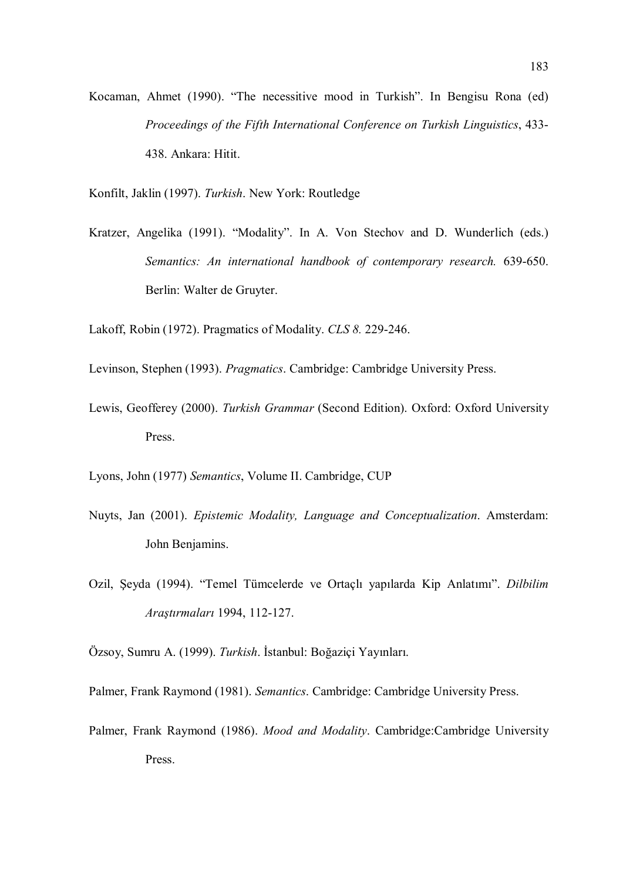Kocaman, Ahmet (1990). "The necessitive mood in Turkish". In Bengisu Rona (ed) *Proceedings of the Fifth International Conference on Turkish Linguistics*, 433-438. Ankara: Hitit.

Konfilt, Jaklin (1997). *Turkish*. New York: Routledge

Kratzer, Angelika (1991). "Modality". In A. Von Stechov and D. Wunderlich (eds.) *Semantics: An international handbook of contemporary research.* 639-650. Berlin: Walter de Gruyter.

Lakoff, Robin (1972). Pragmatics of Modality. *CLS 8.* 229-246.

Levinson, Stephen (1993). *Pragmatics*. Cambridge: Cambridge University Press.

Lewis, Geofferey (2000). *Turkish Grammar* (Second Edition). Oxford: Oxford University Press.

Lyons, John (1977) *Semantics*, Volume II. Cambridge, CUP

Nuyts, Jan (2001). *Epistemic Modality, Language and Conceptualization*. Amsterdam: John Benjamins.

Ozil, Şeyda (1994). "Temel Tümcelerde ve Ortaçlı yapılarda Kip Anlatımı". *Dilbilim Araştırmaları* 1994, 112-127.

Özsoy, Sumru A. (1999). *Turkish*. İstanbul: Boğaziçi Yayınları.

Palmer, Frank Raymond (1981). *Semantics*. Cambridge: Cambridge University Press.

Palmer, Frank Raymond (1986). *Mood and Modality*. Cambridge:Cambridge University Press.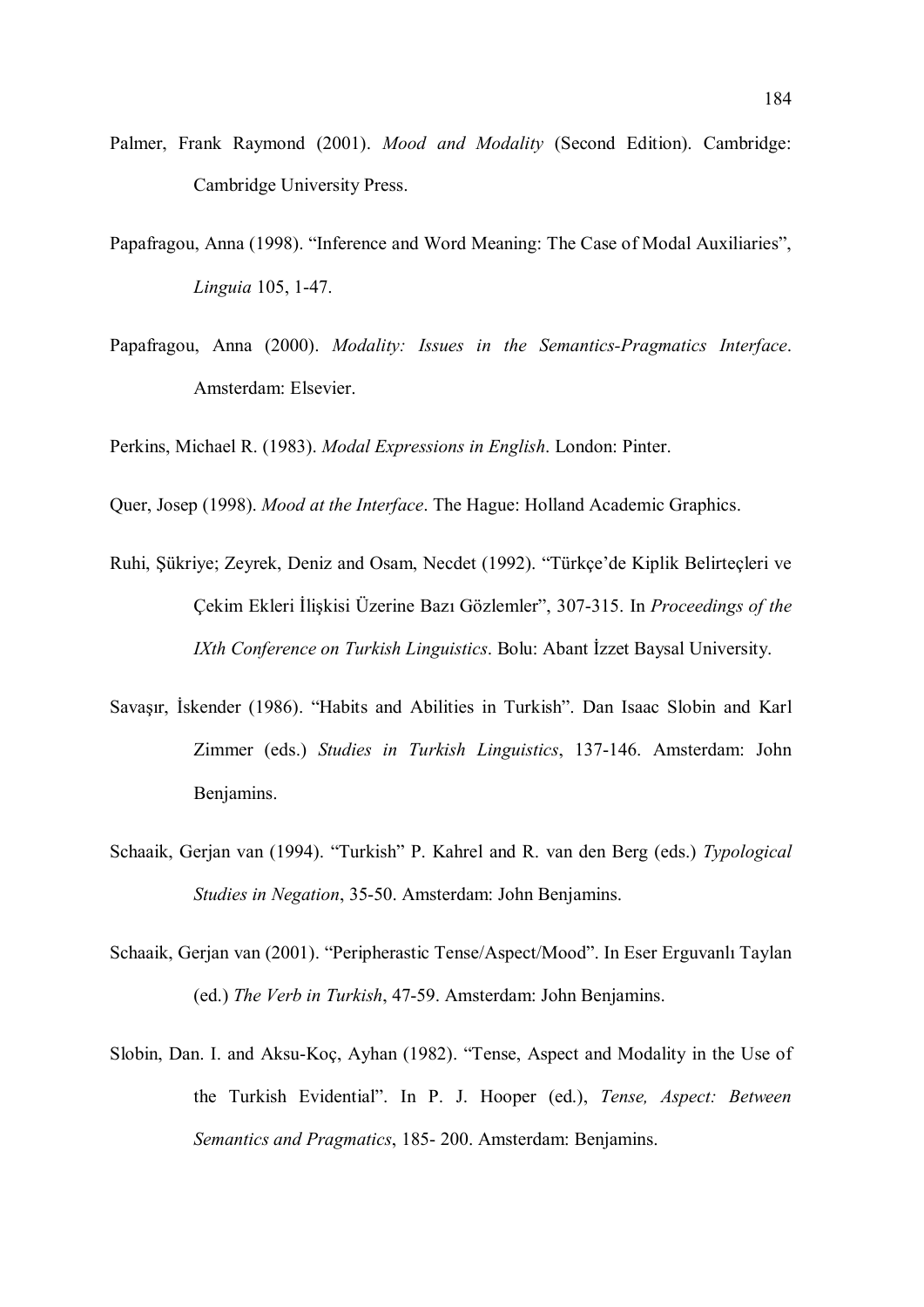Palmer, Frank Raymond (2001). *Mood and Modality* (Second Edition). Cambridge: Cambridge University Press.

Papafragou, Anna (1998). "Inference and Word Meaning: The Case of Modal Auxiliaries", *Linguia* 105, 1-47.

Papafragou, Anna (2000). *Modality: Issues in the Semantics-Pragmatics Interface*. Amsterdam: Elsevier.

Perkins, Michael R. (1983). *Modal Expressions in English*. London: Pinter.

Quer, Josep (1998). *Mood at the Interface*. The Hague: Holland Academic Graphics.

Ruhi, Şükriye; Zeyrek, Deniz and Osam, Necdet (1992). "Türkçe'de Kiplik Belirteçleri ve Çekim Ekleri İlişkisi Üzerine Bazı Gözlemler", 307-315. In *Proceedings of the IXth Conference on Turkish Linguistics*. Bolu: Abant İzzet Baysal University.

Savaşır, İskender (1986). "Habits and Abilities in Turkish". Dan Isaac Slobin and Karl Zimmer (eds.) *Studies in Turkish Linguistics*, 137-146. Amsterdam: John Benjamins.

Schaaik, Gerjan van (1994). "Turkish" P. Kahrel and R. van den Berg (eds.) *Typological Studies in Negation*, 35-50. Amsterdam: John Benjamins.

Schaaik, Gerjan van (2001). "Peripherastic Tense/Aspect/Mood". In Eser Erguvanlı Taylan (ed.) *The Verb in Turkish*, 47-59. Amsterdam: John Benjamins.

Slobin, Dan. I. and Aksu-Koç, Ayhan (1982). "Tense, Aspect and Modality in the Use of the Turkish Evidential". In P. J. Hooper (ed.), *Tense, Aspect: Between Semantics and Pragmatics*, 185- 200. Amsterdam: Benjamins.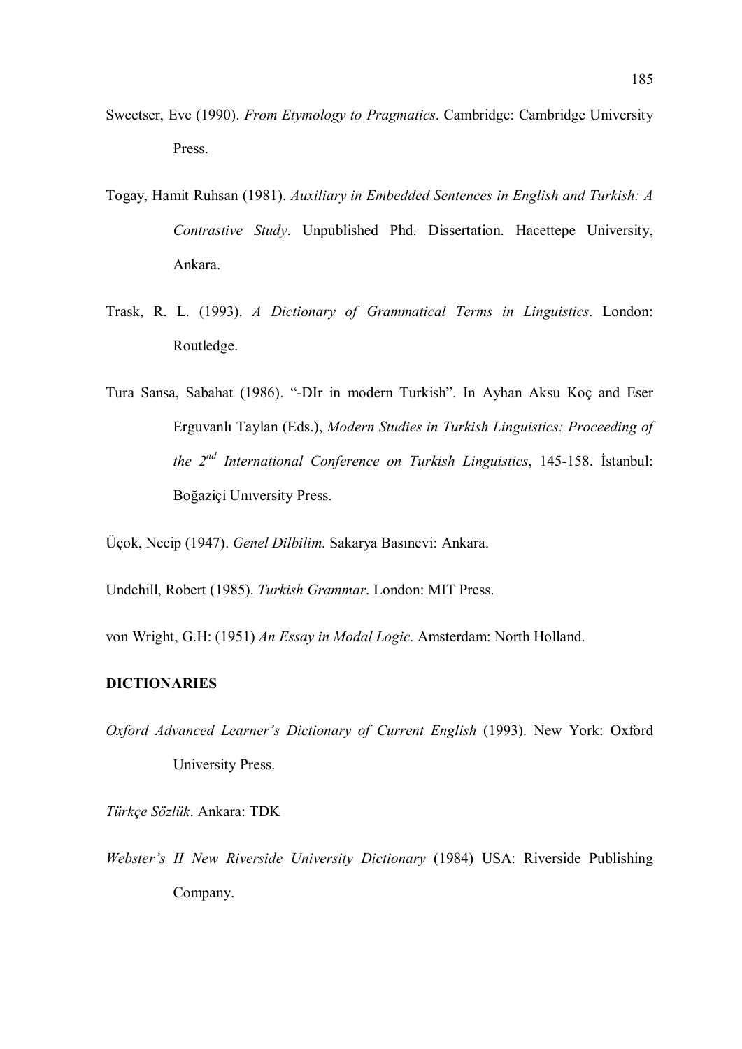Sweetser, Eve (1990). *From Etymology to Pragmatics*. Cambridge: Cambridge University Press.

Togay, Hamit Ruhsan (1981). *Auxiliary in Embedded Sentences in English and Turkish: A Contrastive Study*. Unpublished Phd. Dissertation. Hacettepe University, Ankara.

Trask, R. L. (1993). *A Dictionary of Grammatical Terms in Linguistics*. London: Routledge.

Tura Sansa, Sabahat (1986). "-DIr in modern Turkish". In Ayhan Aksu Koç and Eser Erguvanlı Taylan (Eds.), *Modern Studies in Turkish Linguistics: Proceeding of the 2nd International Conference on Turkish Linguistics*, 145-158. İstanbul: Boğaziçi Unıversity Press.

Üçok, Necip (1947). *Genel Dilbilim*. Sakarya Basınevi: Ankara.

Undehill, Robert (1985). *Turkish Grammar*. London: MIT Press.

von Wright, G.H: (1951) *An Essay in Modal Logic*. Amsterdam: North Holland.

**DICTIONARIES**

*Oxford Advanced Learner's Dictionary of Current English* (1993). New York: Oxford University Press.

*Türkçe Sözlük*. Ankara: TDK

*Webster's II New Riverside University Dictionary* (1984) USA: Riverside Publishing Company.